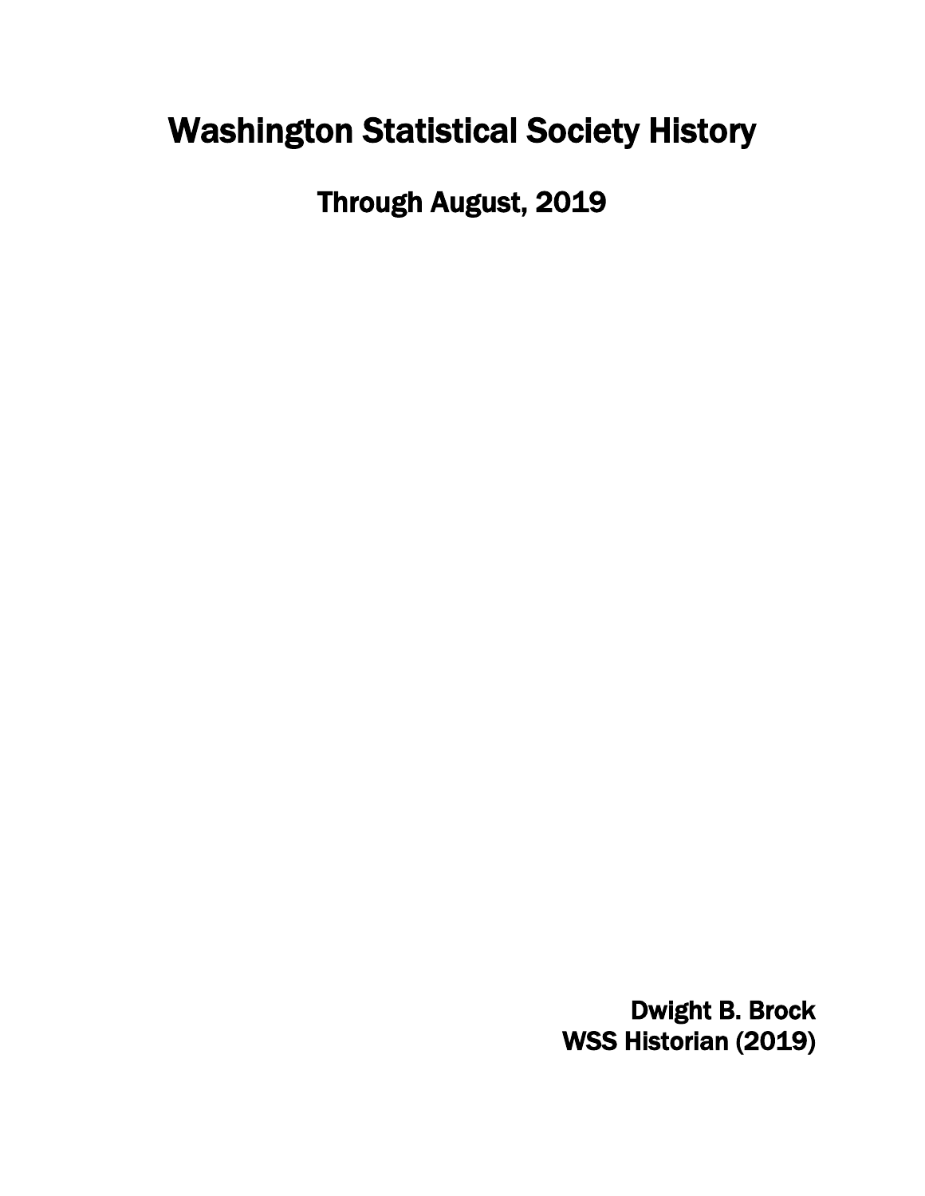# Washington Statistical Society History

## Through August, 2019

**Dwight B. Brock**
**WSS Historian (2019)**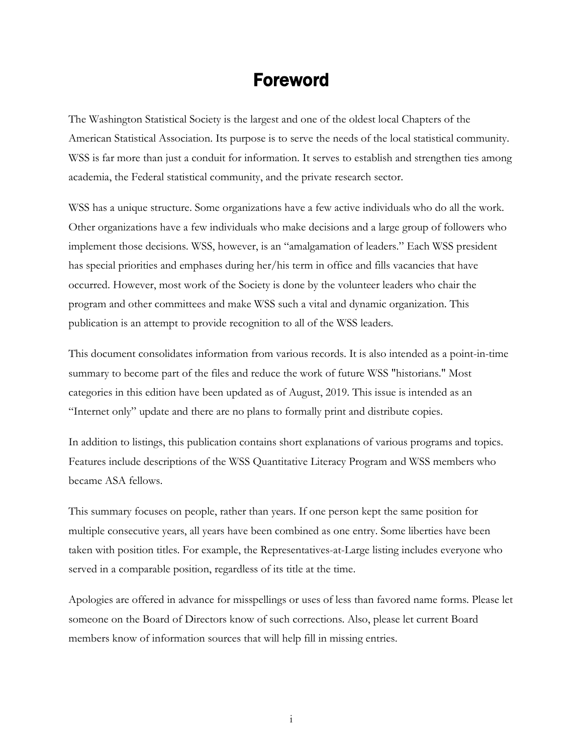# Foreword

The Washington Statistical Society is the largest and one of the oldest local Chapters of the American Statistical Association. Its purpose is to serve the needs of the local statistical community. WSS is far more than just a conduit for information. It serves to establish and strengthen ties among academia, the Federal statistical community, and the private research sector.

WSS has a unique structure. Some organizations have a few active individuals who do all the work. Other organizations have a few individuals who make decisions and a large group of followers who implement those decisions. WSS, however, is an "amalgamation of leaders." Each WSS president has special priorities and emphases during her/his term in office and fills vacancies that have occurred. However, most work of the Society is done by the volunteer leaders who chair the program and other committees and make WSS such a vital and dynamic organization. This publication is an attempt to provide recognition to all of the WSS leaders.

This document consolidates information from various records. It is also intended as a point-in-time summary to become part of the files and reduce the work of future WSS "historians." Most categories in this edition have been updated as of August, 2019. This issue is intended as an "Internet only" update and there are no plans to formally print and distribute copies.

In addition to listings, this publication contains short explanations of various programs and topics. Features include descriptions of the WSS Quantitative Literacy Program and WSS members who became ASA fellows.

This summary focuses on people, rather than years. If one person kept the same position for multiple consecutive years, all years have been combined as one entry. Some liberties have been taken with position titles. For example, the Representatives-at-Large listing includes everyone who served in a comparable position, regardless of its title at the time.

Apologies are offered in advance for misspellings or uses of less than favored name forms. Please let someone on the Board of Directors know of such corrections. Also, please let current Board members know of information sources that will help fill in missing entries.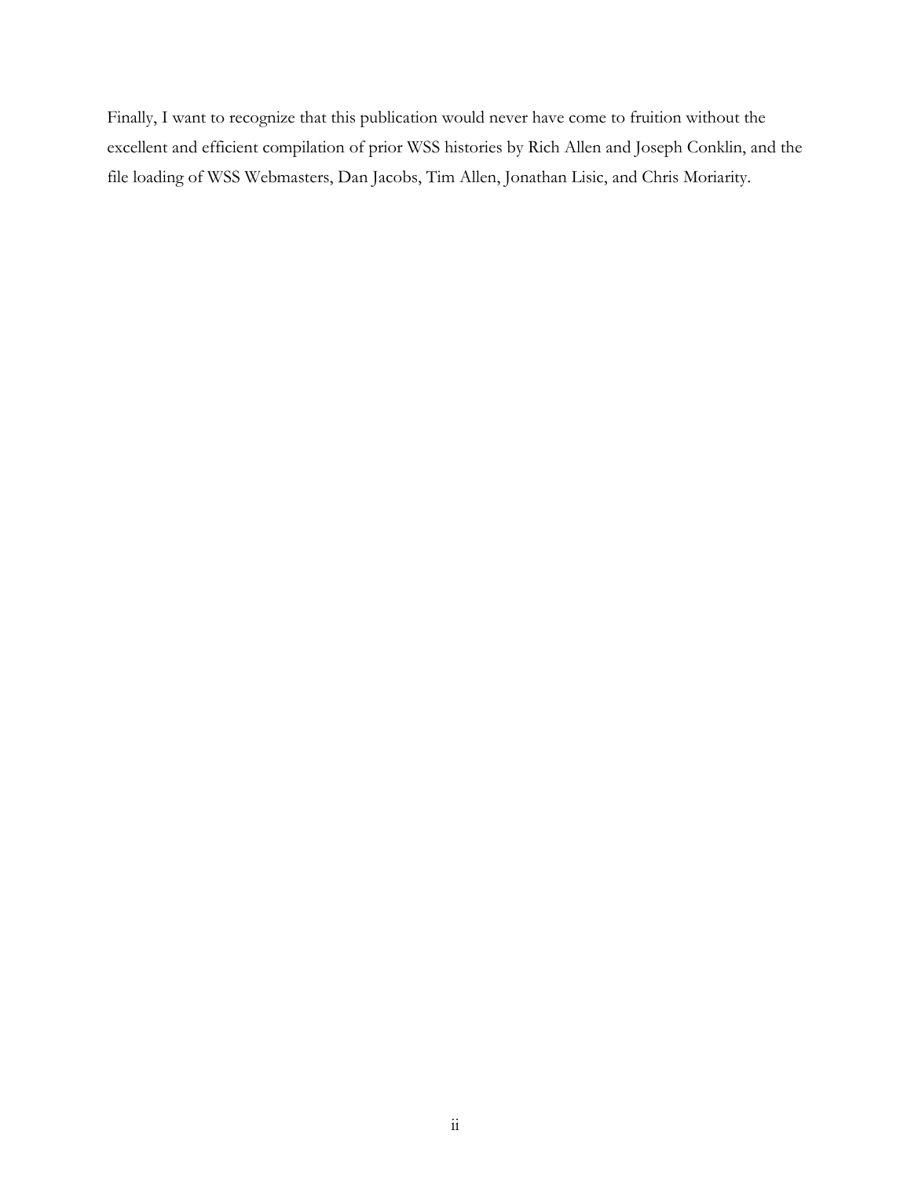Finally, I want to recognize that this publication would never have come to fruition without the excellent and efficient compilation of prior WSS histories by Rich Allen and Joseph Conklin, and the file loading of WSS Webmasters, Dan Jacobs, Tim Allen, Jonathan Lisic, and Chris Moriarity.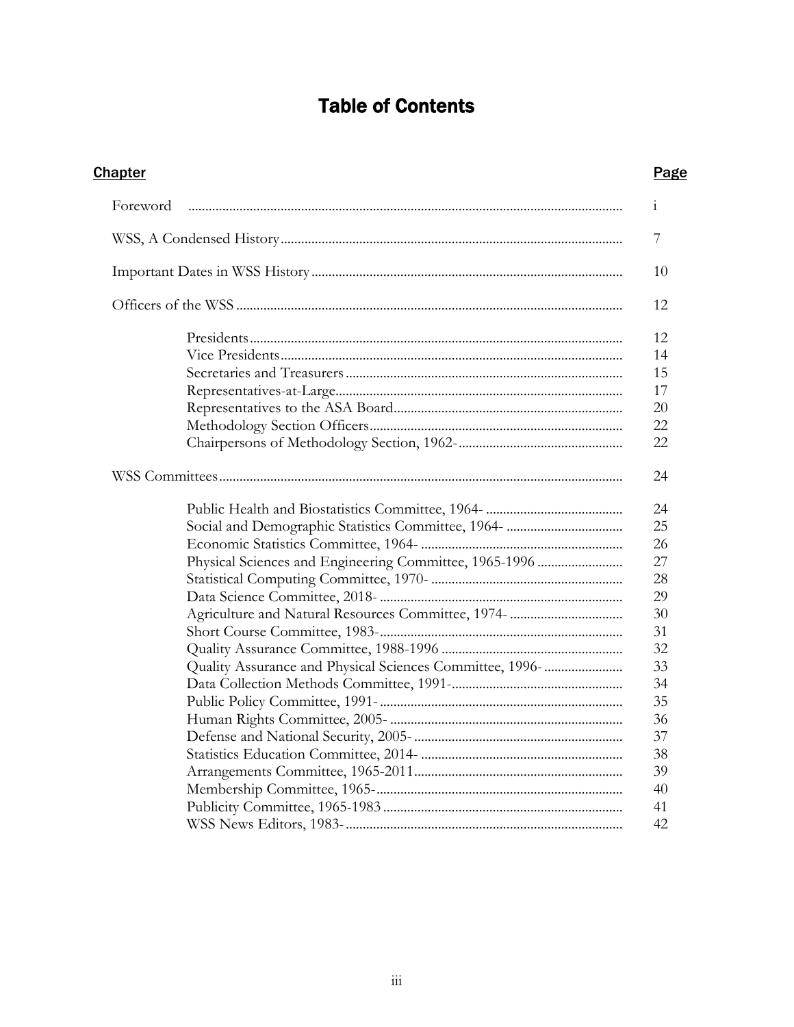# Table of Contents

| Chapter | Page |
| --- | --- |
| Foreword | i |
| WSS, A Condensed History | 7 |
| Important Dates in WSS History | 10 |
| Officers of the WSS | 12 |
| Presidents | 12 |
| Vice Presidents | 14 |
| Secretaries and Treasurers | 15 |
| Representatives-at-Large | 17 |
| Representatives to the ASA Board | 20 |
| Methodology Section Officers | 22 |
| Chairpersons of Methodology Section, 1962- | 22 |
| WSS Committees | 24 |
| Public Health and Biostatistics Committee, 1964- | 24 |
| Social and Demographic Statistics Committee, 1964- | 25 |
| Economic Statistics Committee, 1964- | 26 |
| Physical Sciences and Engineering Committee, 1965-1996 | 27 |
| Statistical Computing Committee, 1970- | 28 |
| Data Science Committee, 2018- | 29 |
| Agriculture and Natural Resources Committee, 1974- | 30 |
| Short Course Committee, 1983- | 31 |
| Quality Assurance Committee, 1988-1996 | 32 |
| Quality Assurance and Physical Sciences Committee, 1996- | 33 |
| Data Collection Methods Committee, 1991- | 34 |
| Public Policy Committee, 1991- | 35 |
| Human Rights Committee, 2005- | 36 |
| Defense and National Security, 2005- | 37 |
| Statistics Education Committee, 2014- | 38 |
| Arrangements Committee, 1965-2011 | 39 |
| Membership Committee, 1965- | 40 |
| Publicity Committee, 1965-1983 | 41 |
| WSS News Editors, 1983- | 42 |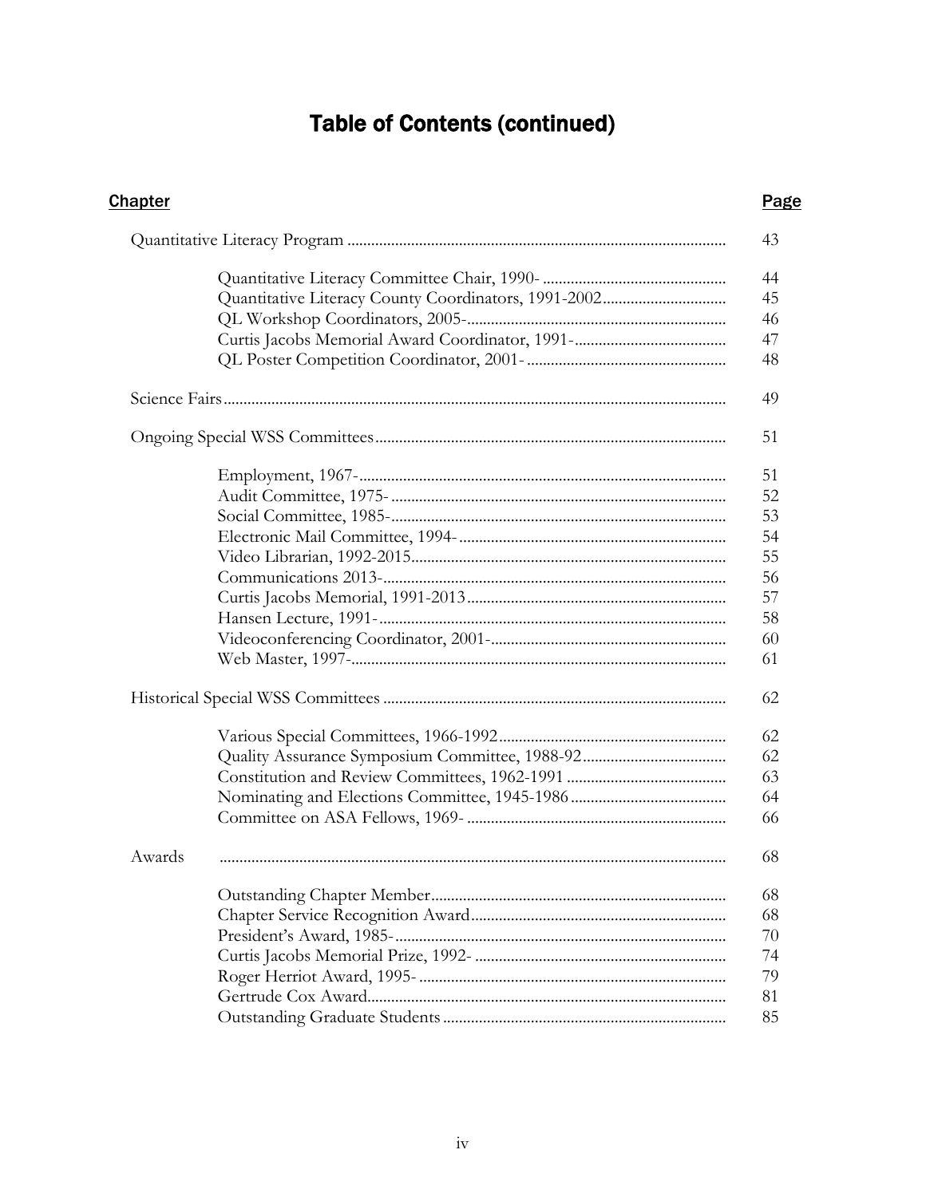# Table of Contents (continued)

| Chapter | Page |
|---|---|
| Quantitative Literacy Program | 43 |
| Quantitative Literacy Committee Chair, 1990- | 44 |
| Quantitative Literacy County Coordinators, 1991-2002 | 45 |
| QL Workshop Coordinators, 2005- | 46 |
| Curtis Jacobs Memorial Award Coordinator, 1991- | 47 |
| QL Poster Competition Coordinator, 2001- | 48 |
| Science Fairs | 49 |
| Ongoing Special WSS Committees | 51 |
| Employment, 1967- | 51 |
| Audit Committee, 1975- | 52 |
| Social Committee, 1985- | 53 |
| Electronic Mail Committee, 1994- | 54 |
| Video Librarian, 1992-2015 | 55 |
| Communications 2013- | 56 |
| Curtis Jacobs Memorial, 1991-2013 | 57 |
| Hansen Lecture, 1991- | 58 |
| Videoconferencing Coordinator, 2001- | 60 |
| Web Master, 1997- | 61 |
| Historical Special WSS Committees | 62 |
| Various Special Committees, 1966-1992 | 62 |
| Quality Assurance Symposium Committee, 1988-92 | 62 |
| Constitution and Review Committees, 1962-1991 | 63 |
| Nominating and Elections Committee, 1945-1986 | 64 |
| Committee on ASA Fellows, 1969- | 66 |
| Awards | 68 |
| Outstanding Chapter Member | 68 |
| Chapter Service Recognition Award | 68 |
| President's Award, 1985- | 70 |
| Curtis Jacobs Memorial Prize, 1992- | 74 |
| Roger Herriot Award, 1995- | 79 |
| Gertrude Cox Award | 81 |
| Outstanding Graduate Students | 85 |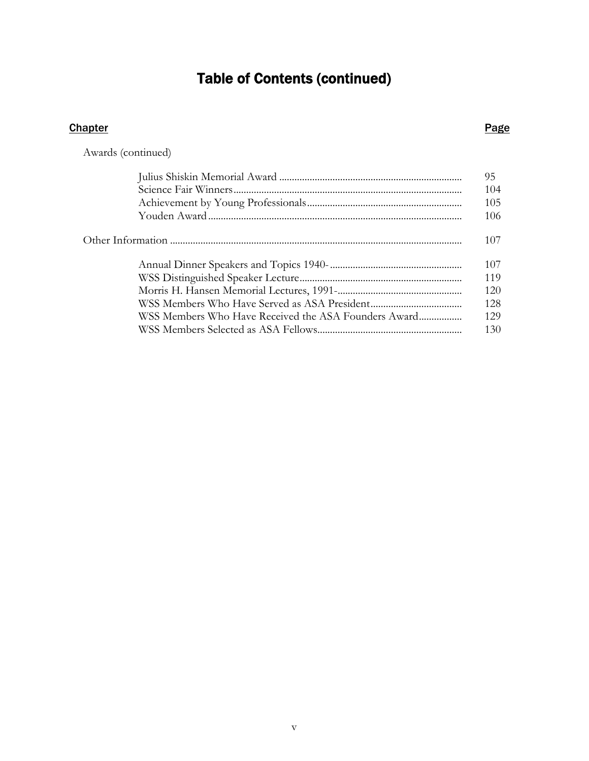# Table of Contents (continued)

| Chapter | Page |
| --- | --- |
| Awards (continued) | |
| Julius Shiskin Memorial Award | 95 |
| Science Fair Winners | 104 |
| Achievement by Young Professionals | 105 |
| Youden Award | 106 |
| Other Information | 107 |
| Annual Dinner Speakers and Topics 1940- | 107 |
| WSS Distinguished Speaker Lecture | 119 |
| Morris H. Hansen Memorial Lectures, 1991- | 120 |
| WSS Members Who Have Served as ASA President | 128 |
| WSS Members Who Have Received the ASA Founders Award | 129 |
| WSS Members Selected as ASA Fellows | 130 |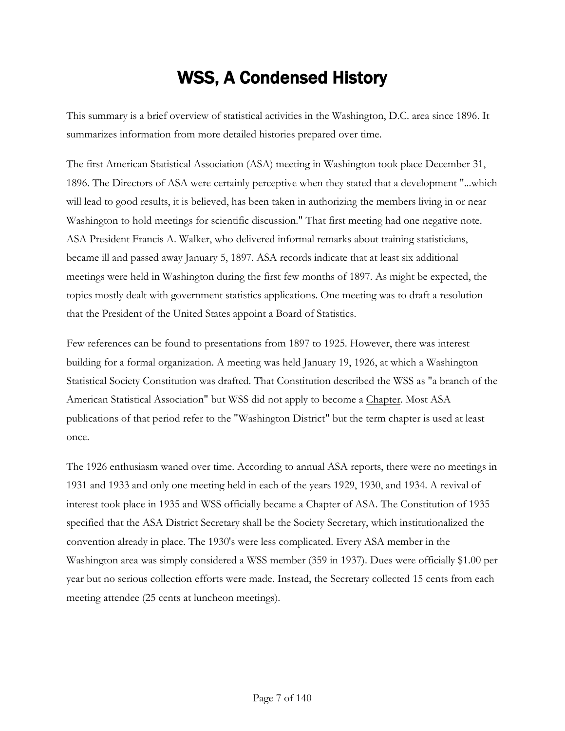# WSS, A Condensed History

This summary is a brief overview of statistical activities in the Washington, D.C. area since 1896. It summarizes information from more detailed histories prepared over time.

The first American Statistical Association (ASA) meeting in Washington took place December 31, 1896. The Directors of ASA were certainly perceptive when they stated that a development "...which will lead to good results, it is believed, has been taken in authorizing the members living in or near Washington to hold meetings for scientific discussion." That first meeting had one negative note. ASA President Francis A. Walker, who delivered informal remarks about training statisticians, became ill and passed away January 5, 1897. ASA records indicate that at least six additional meetings were held in Washington during the first few months of 1897. As might be expected, the topics mostly dealt with government statistics applications. One meeting was to draft a resolution that the President of the United States appoint a Board of Statistics.

Few references can be found to presentations from 1897 to 1925. However, there was interest building for a formal organization. A meeting was held January 19, 1926, at which a Washington Statistical Society Constitution was drafted. That Constitution described the WSS as "a branch of the American Statistical Association" but WSS did not apply to become a Chapter. Most ASA publications of that period refer to the "Washington District" but the term chapter is used at least once.

The 1926 enthusiasm waned over time. According to annual ASA reports, there were no meetings in 1931 and 1933 and only one meeting held in each of the years 1929, 1930, and 1934. A revival of interest took place in 1935 and WSS officially became a Chapter of ASA. The Constitution of 1935 specified that the ASA District Secretary shall be the Society Secretary, which institutionalized the convention already in place. The 1930's were less complicated. Every ASA member in the Washington area was simply considered a WSS member (359 in 1937). Dues were officially $1.00 per year but no serious collection efforts were made. Instead, the Secretary collected 15 cents from each meeting attendee (25 cents at luncheon meetings).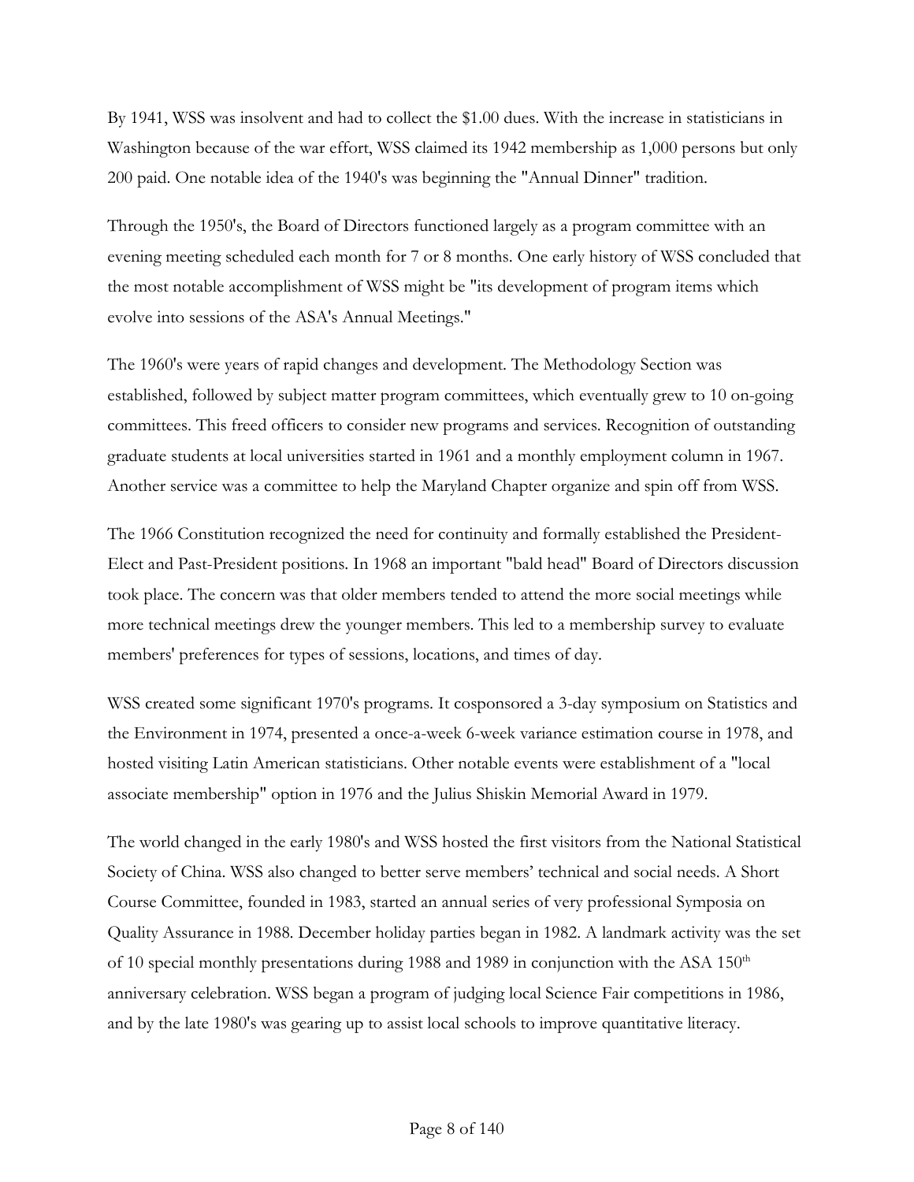By 1941, WSS was insolvent and had to collect the $1.00 dues. With the increase in statisticians in Washington because of the war effort, WSS claimed its 1942 membership as 1,000 persons but only 200 paid. One notable idea of the 1940's was beginning the "Annual Dinner" tradition.

Through the 1950's, the Board of Directors functioned largely as a program committee with an evening meeting scheduled each month for 7 or 8 months. One early history of WSS concluded that the most notable accomplishment of WSS might be "its development of program items which evolve into sessions of the ASA's Annual Meetings."

The 1960's were years of rapid changes and development. The Methodology Section was established, followed by subject matter program committees, which eventually grew to 10 on-going committees. This freed officers to consider new programs and services. Recognition of outstanding graduate students at local universities started in 1961 and a monthly employment column in 1967. Another service was a committee to help the Maryland Chapter organize and spin off from WSS.

The 1966 Constitution recognized the need for continuity and formally established the President-Elect and Past-President positions. In 1968 an important "bald head" Board of Directors discussion took place. The concern was that older members tended to attend the more social meetings while more technical meetings drew the younger members. This led to a membership survey to evaluate members' preferences for types of sessions, locations, and times of day.

WSS created some significant 1970's programs. It cosponsored a 3-day symposium on Statistics and the Environment in 1974, presented a once-a-week 6-week variance estimation course in 1978, and hosted visiting Latin American statisticians. Other notable events were establishment of a "local associate membership" option in 1976 and the Julius Shiskin Memorial Award in 1979.

The world changed in the early 1980's and WSS hosted the first visitors from the National Statistical Society of China. WSS also changed to better serve members' technical and social needs. A Short Course Committee, founded in 1983, started an annual series of very professional Symposia on Quality Assurance in 1988. December holiday parties began in 1982. A landmark activity was the set of 10 special monthly presentations during 1988 and 1989 in conjunction with the ASA 150th anniversary celebration. WSS began a program of judging local Science Fair competitions in 1986, and by the late 1980's was gearing up to assist local schools to improve quantitative literacy.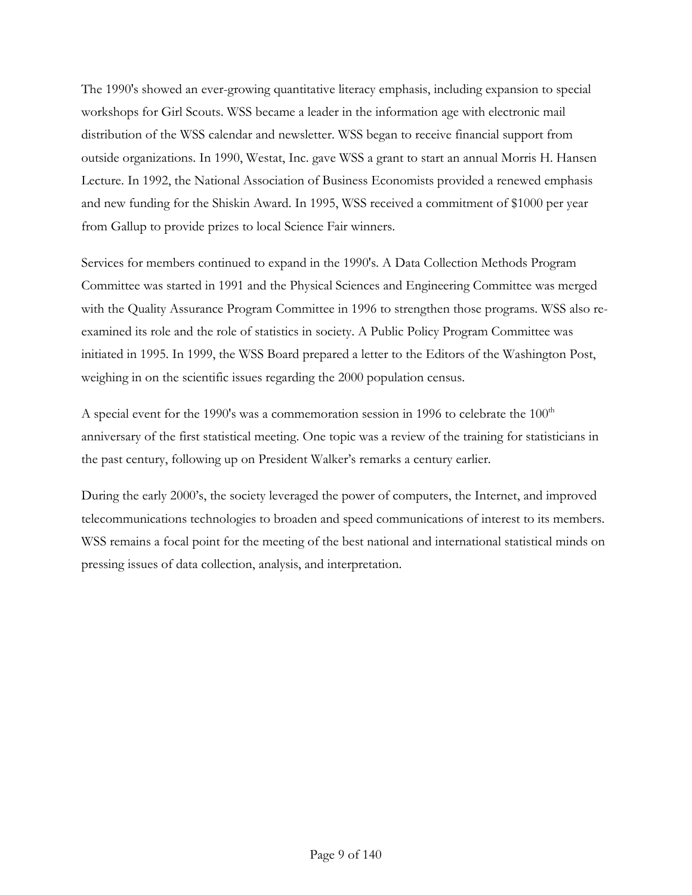The 1990's showed an ever-growing quantitative literacy emphasis, including expansion to special workshops for Girl Scouts. WSS became a leader in the information age with electronic mail distribution of the WSS calendar and newsletter. WSS began to receive financial support from outside organizations. In 1990, Westat, Inc. gave WSS a grant to start an annual Morris H. Hansen Lecture. In 1992, the National Association of Business Economists provided a renewed emphasis and new funding for the Shiskin Award. In 1995, WSS received a commitment of $1000 per year from Gallup to provide prizes to local Science Fair winners.

Services for members continued to expand in the 1990's. A Data Collection Methods Program Committee was started in 1991 and the Physical Sciences and Engineering Committee was merged with the Quality Assurance Program Committee in 1996 to strengthen those programs. WSS also re-examined its role and the role of statistics in society. A Public Policy Program Committee was initiated in 1995. In 1999, the WSS Board prepared a letter to the Editors of the Washington Post, weighing in on the scientific issues regarding the 2000 population census.

A special event for the 1990's was a commemoration session in 1996 to celebrate the 100th anniversary of the first statistical meeting. One topic was a review of the training for statisticians in the past century, following up on President Walker's remarks a century earlier.

During the early 2000's, the society leveraged the power of computers, the Internet, and improved telecommunications technologies to broaden and speed communications of interest to its members. WSS remains a focal point for the meeting of the best national and international statistical minds on pressing issues of data collection, analysis, and interpretation.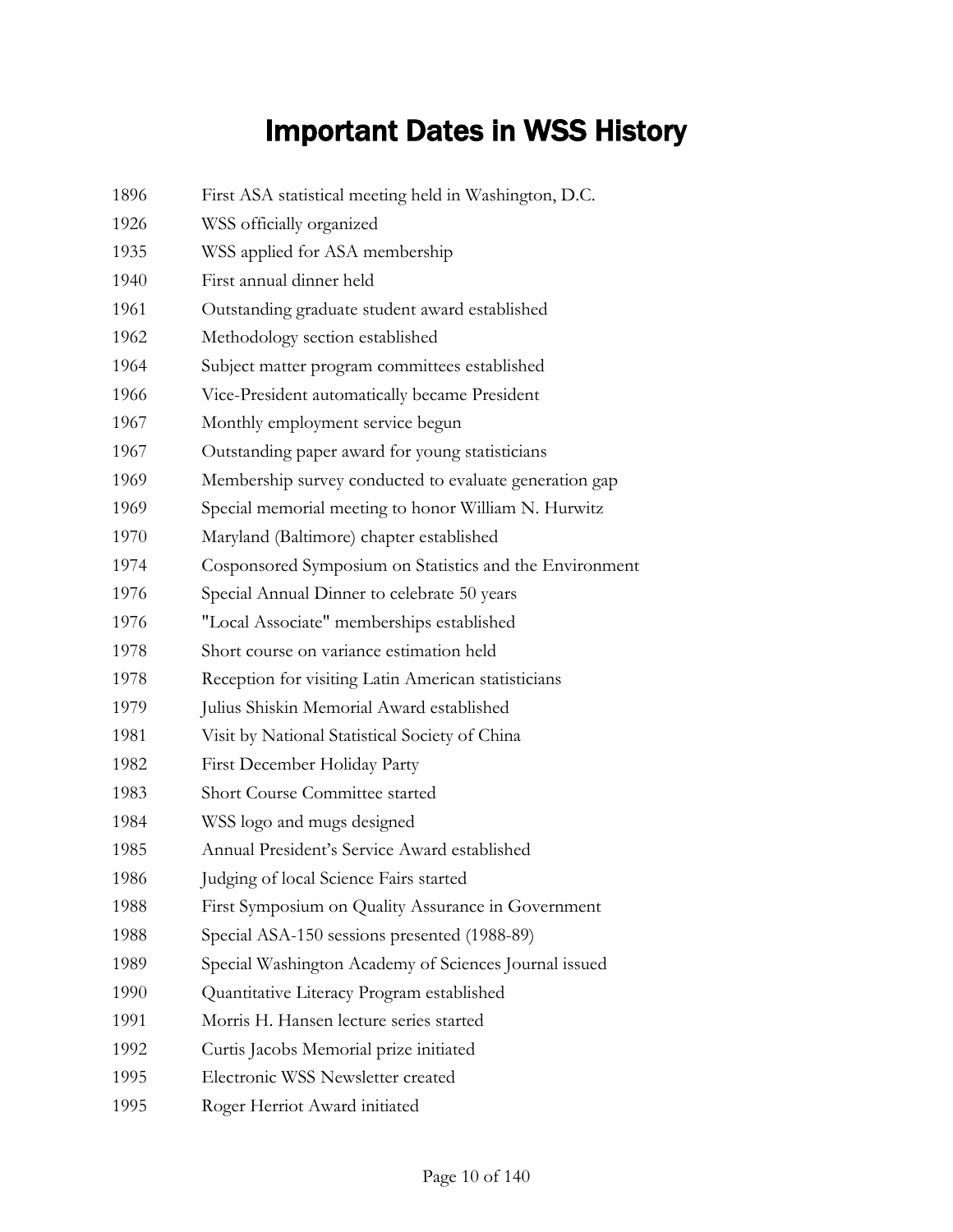# Important Dates in WSS History

| | |
|---|---|
| 1896 | First ASA statistical meeting held in Washington, D.C. |
| 1926 | WSS officially organized |
| 1935 | WSS applied for ASA membership |
| 1940 | First annual dinner held |
| 1961 | Outstanding graduate student award established |
| 1962 | Methodology section established |
| 1964 | Subject matter program committees established |
| 1966 | Vice-President automatically became President |
| 1967 | Monthly employment service begun |
| 1967 | Outstanding paper award for young statisticians |
| 1969 | Membership survey conducted to evaluate generation gap |
| 1969 | Special memorial meeting to honor William N. Hurwitz |
| 1970 | Maryland (Baltimore) chapter established |
| 1974 | Cosponsored Symposium on Statistics and the Environment |
| 1976 | Special Annual Dinner to celebrate 50 years |
| 1976 | "Local Associate" memberships established |
| 1978 | Short course on variance estimation held |
| 1978 | Reception for visiting Latin American statisticians |
| 1979 | Julius Shiskin Memorial Award established |
| 1981 | Visit by National Statistical Society of China |
| 1982 | First December Holiday Party |
| 1983 | Short Course Committee started |
| 1984 | WSS logo and mugs designed |
| 1985 | Annual President's Service Award established |
| 1986 | Judging of local Science Fairs started |
| 1988 | First Symposium on Quality Assurance in Government |
| 1988 | Special ASA-150 sessions presented (1988-89) |
| 1989 | Special Washington Academy of Sciences Journal issued |
| 1990 | Quantitative Literacy Program established |
| 1991 | Morris H. Hansen lecture series started |
| 1992 | Curtis Jacobs Memorial prize initiated |
| 1995 | Electronic WSS Newsletter created |
| 1995 | Roger Herriot Award initiated |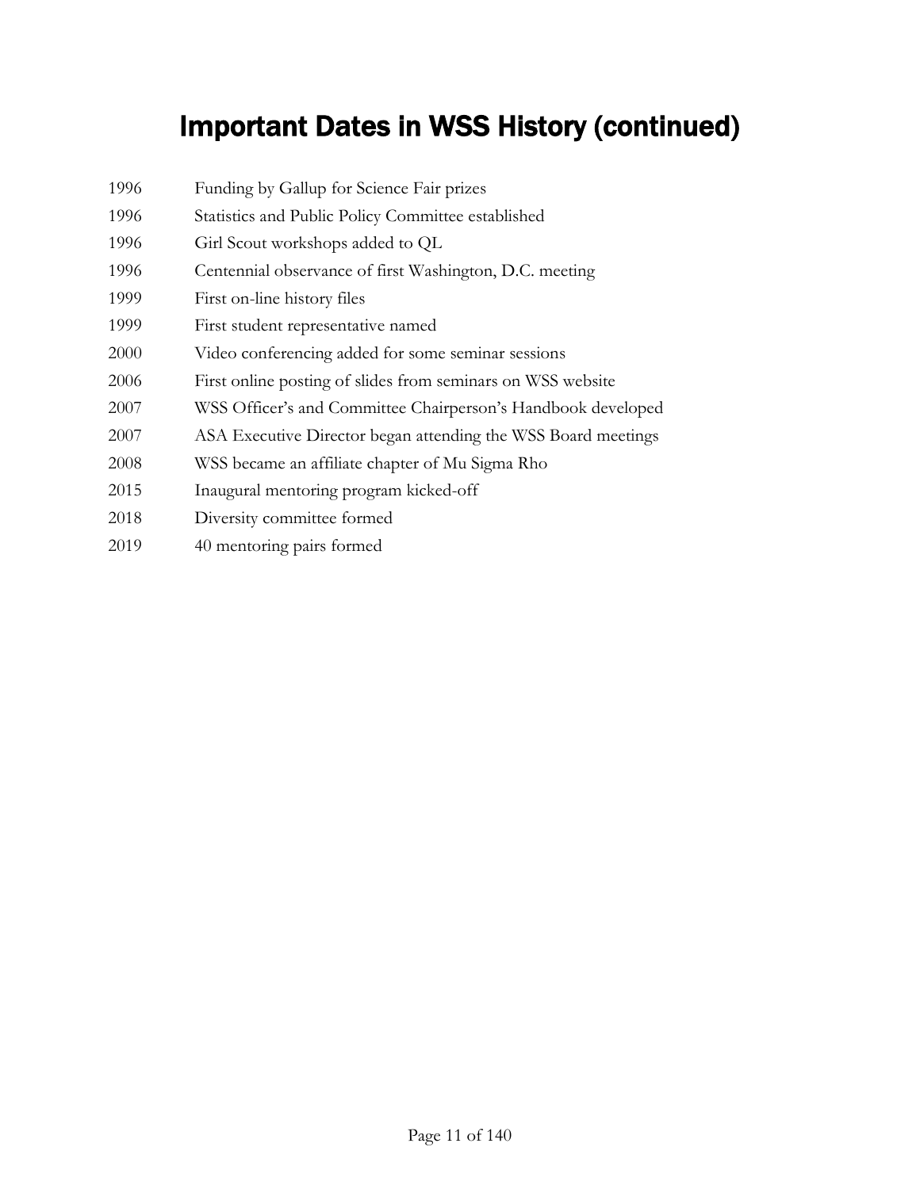# Important Dates in WSS History (continued)

| | |
|---|---|
| 1996 | Funding by Gallup for Science Fair prizes |
| 1996 | Statistics and Public Policy Committee established |
| 1996 | Girl Scout workshops added to QL |
| 1996 | Centennial observance of first Washington, D.C. meeting |
| 1999 | First on-line history files |
| 1999 | First student representative named |
| 2000 | Video conferencing added for some seminar sessions |
| 2006 | First online posting of slides from seminars on WSS website |
| 2007 | WSS Officer's and Committee Chairperson's Handbook developed |
| 2007 | ASA Executive Director began attending the WSS Board meetings |
| 2008 | WSS became an affiliate chapter of Mu Sigma Rho |
| 2015 | Inaugural mentoring program kicked-off |
| 2018 | Diversity committee formed |
| 2019 | 40 mentoring pairs formed |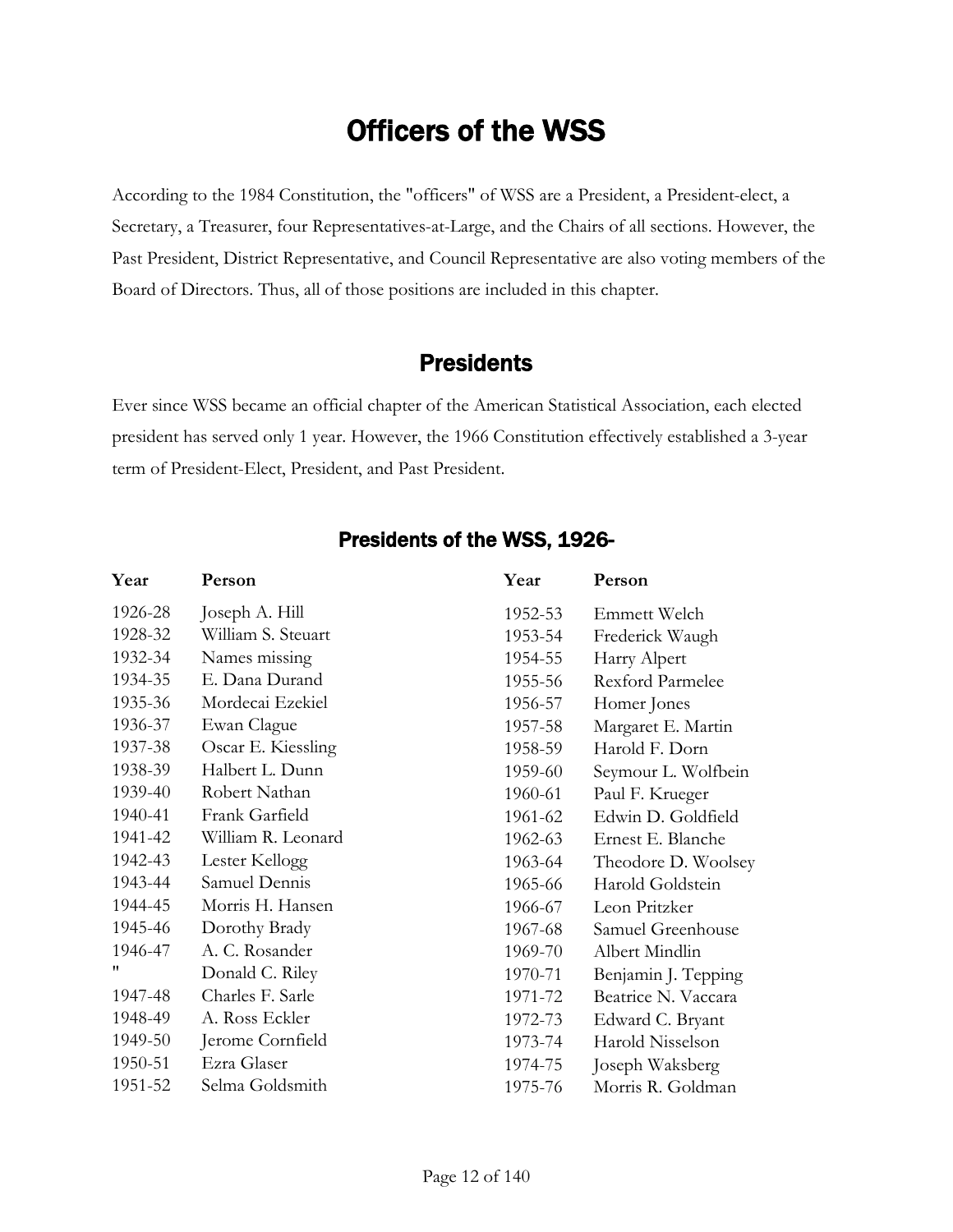# Officers of the WSS

According to the 1984 Constitution, the "officers" of WSS are a President, a President-elect, a Secretary, a Treasurer, four Representatives-at-Large, and the Chairs of all sections. However, the Past President, District Representative, and Council Representative are also voting members of the Board of Directors. Thus, all of those positions are included in this chapter.

## Presidents

Ever since WSS became an official chapter of the American Statistical Association, each elected president has served only 1 year. However, the 1966 Constitution effectively established a 3-year term of President-Elect, President, and Past President.

### Presidents of the WSS, 1926-

| Year | Person | Year | Person |
|---|---|---|---|
| 1926-28 | Joseph A. Hill | 1952-53 | Emmett Welch |
| 1928-32 | William S. Steuart | 1953-54 | Frederick Waugh |
| 1932-34 | Names missing | 1954-55 | Harry Alpert |
| 1934-35 | E. Dana Durand | 1955-56 | Rexford Parmelee |
| 1935-36 | Mordecai Ezekiel | 1956-57 | Homer Jones |
| 1936-37 | Ewan Clague | 1957-58 | Margaret E. Martin |
| 1937-38 | Oscar E. Kiessling | 1958-59 | Harold F. Dorn |
| 1938-39 | Halbert L. Dunn | 1959-60 | Seymour L. Wolfbein |
| 1939-40 | Robert Nathan | 1960-61 | Paul F. Krueger |
| 1940-41 | Frank Garfield | 1961-62 | Edwin D. Goldfield |
| 1941-42 | William R. Leonard | 1962-63 | Ernest E. Blanche |
| 1942-43 | Lester Kellogg | 1963-64 | Theodore D. Woolsey |
| 1943-44 | Samuel Dennis | 1965-66 | Harold Goldstein |
| 1944-45 | Morris H. Hansen | 1966-67 | Leon Pritzker |
| 1945-46 | Dorothy Brady | 1967-68 | Samuel Greenhouse |
| 1946-47 | A. C. Rosander | 1969-70 | Albert Mindlin |
| " | Donald C. Riley | 1970-71 | Benjamin J. Tepping |
| 1947-48 | Charles F. Sarle | 1971-72 | Beatrice N. Vaccara |
| 1948-49 | A. Ross Eckler | 1972-73 | Edward C. Bryant |
| 1949-50 | Jerome Cornfield | 1973-74 | Harold Nisselson |
| 1950-51 | Ezra Glaser | 1974-75 | Joseph Waksberg |
| 1951-52 | Selma Goldsmith | 1975-76 | Morris R. Goldman |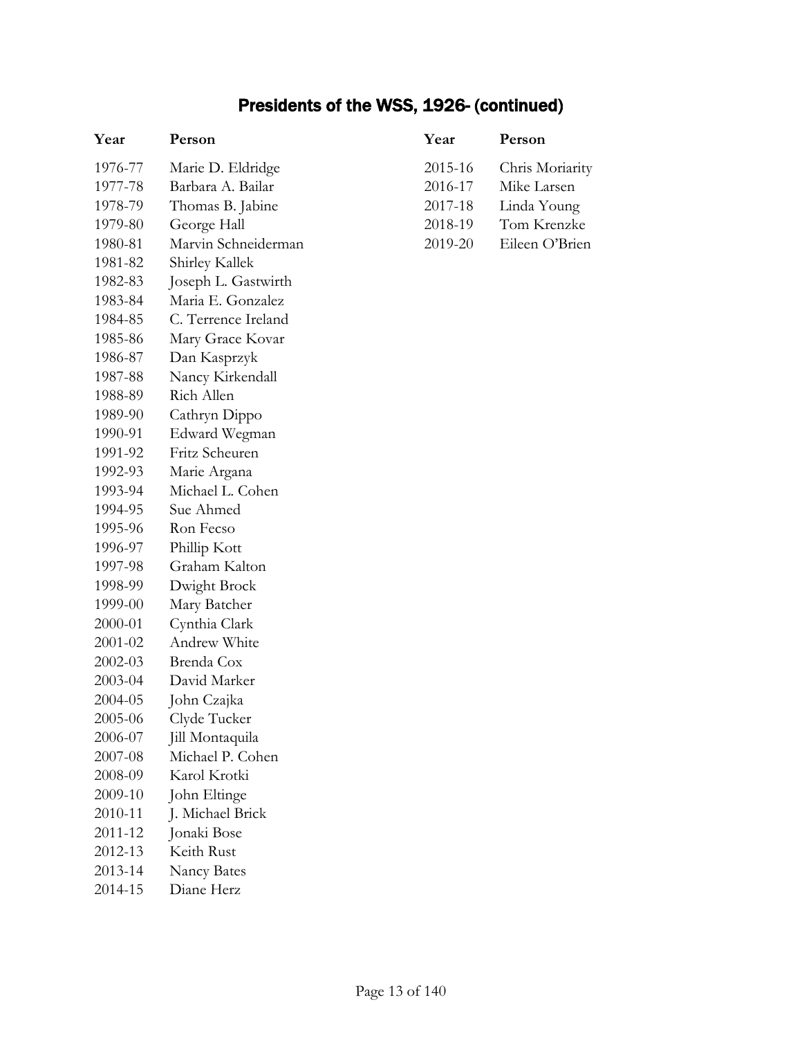# Presents of the WSS, 1926- (continued)

| Year | Person |
|---|---|
| 1976-77 | Marie D. Eldridge |
| 1977-78 | Barbara A. Bailar |
| 1978-79 | Thomas B. Jabine |
| 1979-80 | George Hall |
| 1980-81 | Marvin Schneiderman |
| 1981-82 | Shirley Kallek |
| 1982-83 | Joseph L. Gastwirth |
| 1983-84 | Maria E. Gonzalez |
| 1984-85 | C. Terrence Ireland |
| 1985-86 | Mary Grace Kovar |
| 1986-87 | Dan Kasprzyk |
| 1987-88 | Nancy Kirkendall |
| 1988-89 | Rich Allen |
| 1989-90 | Cathryn Dippo |
| 1990-91 | Edward Wegman |
| 1991-92 | Fritz Scheuren |
| 1992-93 | Marie Argana |
| 1993-94 | Michael L. Cohen |
| 1994-95 | Sue Ahmed |
| 1995-96 | Ron Fecso |
| 1996-97 | Phillip Kott |
| 1997-98 | Graham Kalton |
| 1998-99 | Dwight Brock |
| 1999-00 | Mary Batcher |
| 2000-01 | Cynthia Clark |
| 2001-02 | Andrew White |
| 2002-03 | Brenda Cox |
| 2003-04 | David Marker |
| 2004-05 | John Czajka |
| 2005-06 | Clyde Tucker |
| 2006-07 | Jill Montaquila |
| 2007-08 | Michael P. Cohen |
| 2008-09 | Karol Krotki |
| 2009-10 | John Eltinge |
| 2010-11 | J. Michael Brick |
| 2011-12 | Jonaki Bose |
| 2012-13 | Keith Rust |
| 2013-14 | Nancy Bates |
| 2014-15 | Diane Herz |
| 2015-16 | Chris Moriarity |
| 2016-17 | Mike Larsen |
| 2017-18 | Linda Young |
| 2018-19 | Tom Krenzke |
| 2019-20 | Eileen O'Brien |

# Presidents of the WSS, 1926- (continued)

| Year | Person |
|---|---|
| 1976-77 | Marie D. Eldridge |
| 1977-78 | Barbara A. Bailar |
| 1978-79 | Thomas B. Jabine |
| 1979-80 | George Hall |
| 1980-81 | Marvin Schneiderman |
| 1981-82 | Shirley Kallek |
| 1982-83 | Joseph L. Gastwirth |
| 1983-84 | Maria E. Gonzalez |
| 1984-85 | C. Terrence Ireland |
| 1985-86 | Mary Grace Kovar |
| 1986-87 | Dan Kasprzyk |
| 1987-88 | Nancy Kirkendall |
| 1988-89 | Rich Allen |
| 1989-90 | Cathryn Dippo |
| 1990-91 | Edward Wegman |
| 1991-92 | Fritz Scheuren |
| 1992-93 | Marie Argana |
| 1993-94 | Michael L. Cohen |
| 1994-95 | Sue Ahmed |
| 1995-96 | Ron Fecso |
| 1996-97 | Phillip Kott |
| 1997-98 | Graham Kalton |
| 1998-99 | Dwight Brock |
| 1999-00 | Mary Batcher |
| 2000-01 | Cynthia Clark |
| 2001-02 | Andrew White |
| 2002-03 | Brenda Cox |
| 2003-04 | David Marker |
| 2004-05 | John Czajka |
| 2005-06 | Clyde Tucker |
| 2006-07 | Jill Montaquila |
| 2007-08 | Michael P. Cohen |
| 2008-09 | Karol Krotki |
| 2009-10 | John Eltinge |
| 2010-11 | J. Michael Brick |
| 2011-12 | Jonaki Bose |
| 2012-13 | Keith Rust |
| 2013-14 | Nancy Bates |
| 2014-15 | Diane Herz |
| 2015-16 | Chris Moriarity |
| 2016-17 | Mike Larsen |
| 2017-18 | Linda Young |
| 2018-19 | Tom Krenzke |
| 2019-20 | Eileen O'Brien |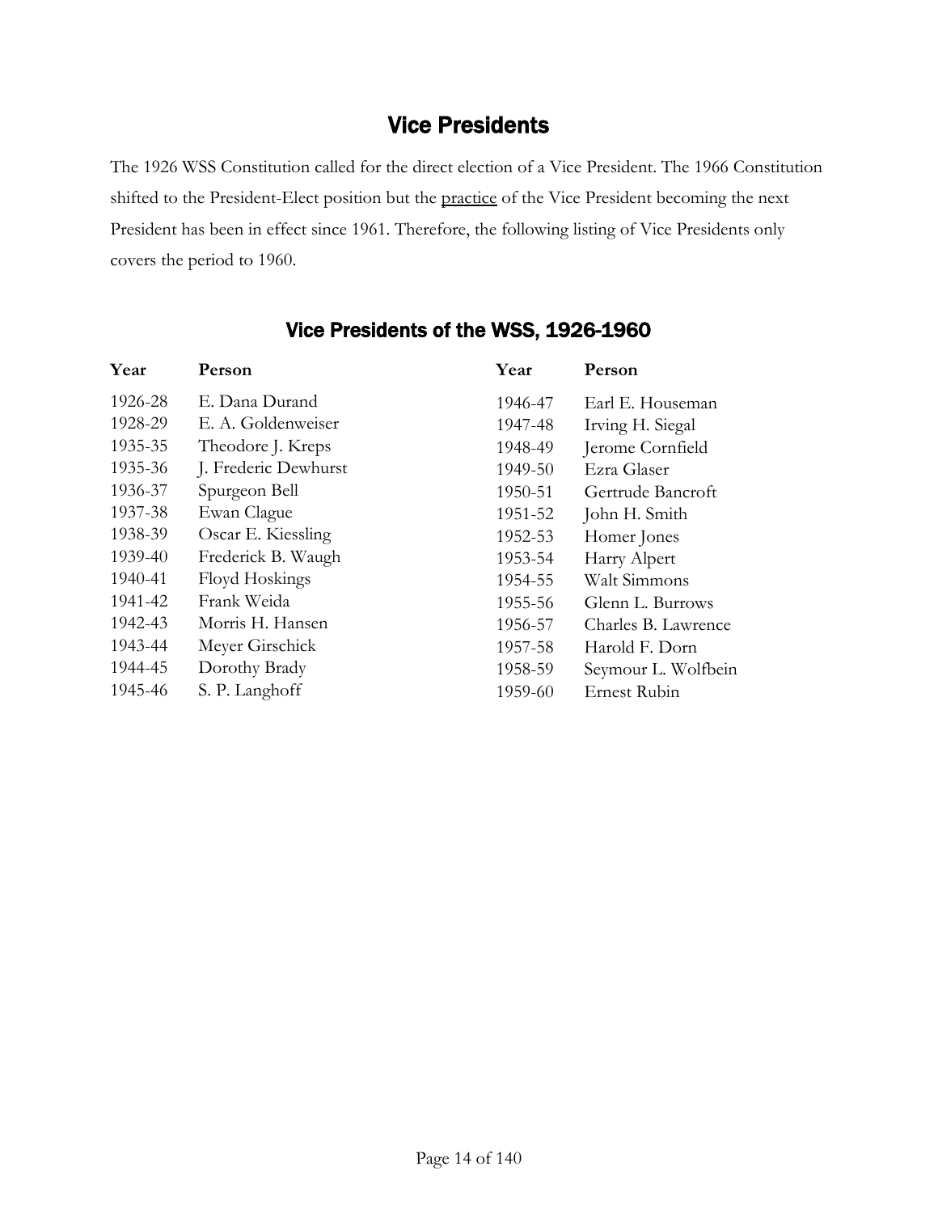## Vice Presidents

The 1926 WSS Constitution called for the direct election of a Vice President. The 1966 Constitution shifted to the President-Elect position but the <u>practice</u> of the Vice President becoming the next President has been in effect since 1961. Therefore, the following listing of Vice Presidents only covers the period to 1960.

### Vice Presidents of the WSS, 1926-1960

| Year | Person | Year | Person |
|---|---|---|---|
| 1926-28 | E. Dana Durand | 1946-47 | Earl E. Houseman |
| 1928-29 | E. A. Goldenweiser | 1947-48 | Irving H. Siegal |
| 1935-35 | Theodore J. Kreps | 1948-49 | Jerome Cornfield |
| 1935-36 | J. Frederic Dewhurst | 1949-50 | Ezra Glaser |
| 1936-37 | Spurgeon Bell | 1950-51 | Gertrude Bancroft |
| 1937-38 | Ewan Clague | 1951-52 | John H. Smith |
| 1938-39 | Oscar E. Kiessling | 1952-53 | Homer Jones |
| 1939-40 | Frederick B. Waugh | 1953-54 | Harry Alpert |
| 1940-41 | Floyd Hoskings | 1954-55 | Walt Simmons |
| 1941-42 | Frank Weida | 1955-56 | Glenn L. Burrows |
| 1942-43 | Morris H. Hansen | 1956-57 | Charles B. Lawrence |
| 1943-44 | Meyer Girschick | 1957-58 | Harold F. Dorn |
| 1944-45 | Dorothy Brady | 1958-59 | Seymour L. Wolfbein |
| 1945-46 | S. P. Langhoff | 1959-60 | Ernest Rubin |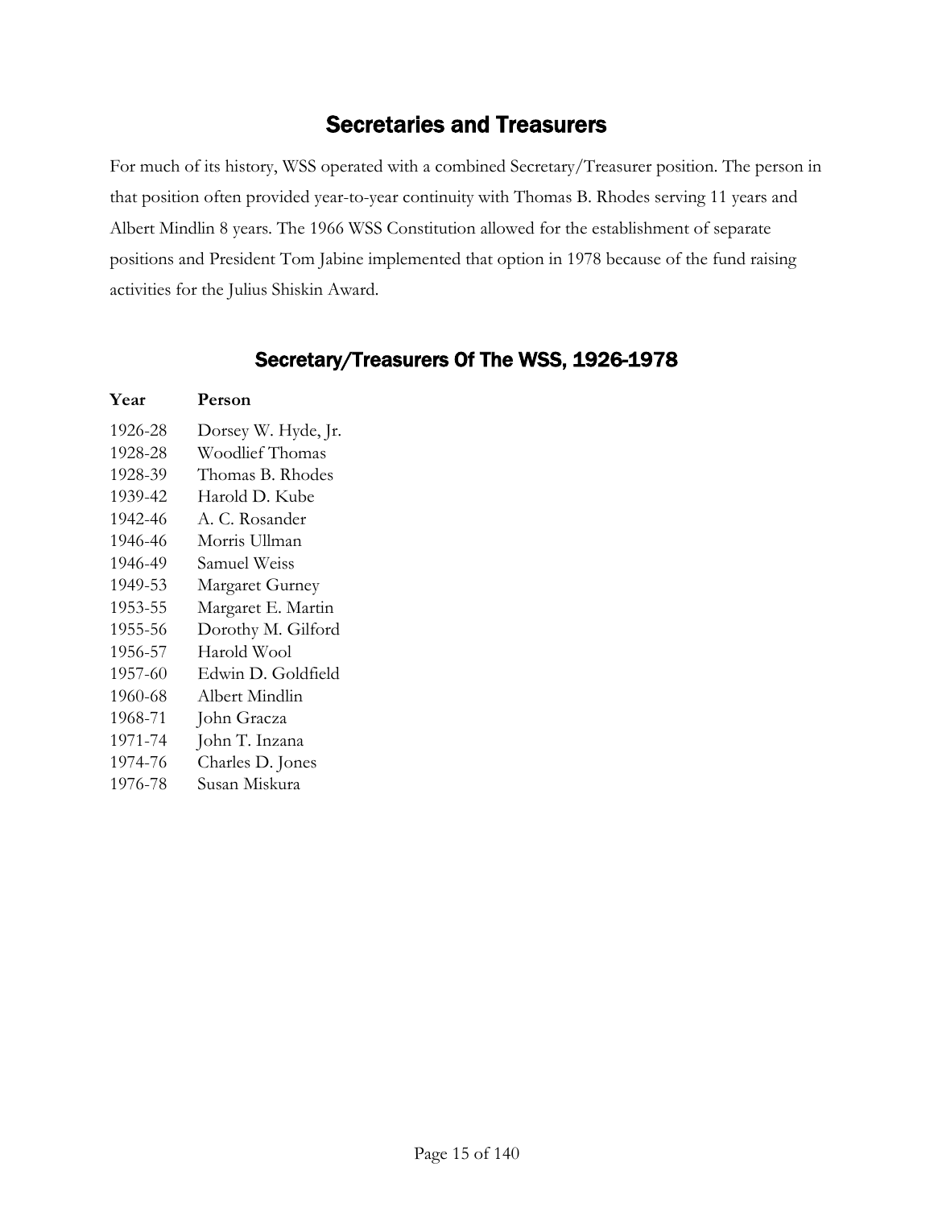## Secretaries and Treasurers

For much of its history, WSS operated with a combined Secretary/Treasurer position. The person in that position often provided year-to-year continuity with Thomas B. Rhodes serving 11 years and Albert Mindlin 8 years. The 1966 WSS Constitution allowed for the establishment of separate positions and President Tom Jabine implemented that option in 1978 because of the fund raising activities for the Julius Shiskin Award.

### Secretary/Treasurers Of The WSS, 1926-1978

| Year | Person |
|---|---|
| 1926-28 | Dorsey W. Hyde, Jr. |
| 1928-28 | Woodlief Thomas |
| 1928-39 | Thomas B. Rhodes |
| 1939-42 | Harold D. Kube |
| 1942-46 | A. C. Rosander |
| 1946-46 | Morris Ullman |
| 1946-49 | Samuel Weiss |
| 1949-53 | Margaret Gurney |
| 1953-55 | Margaret E. Martin |
| 1955-56 | Dorothy M. Gilford |
| 1956-57 | Harold Wool |
| 1957-60 | Edwin D. Goldfield |
| 1960-68 | Albert Mindlin |
| 1968-71 | John Gracza |
| 1971-74 | John T. Inzana |
| 1974-76 | Charles D. Jones |
| 1976-78 | Susan Miskura |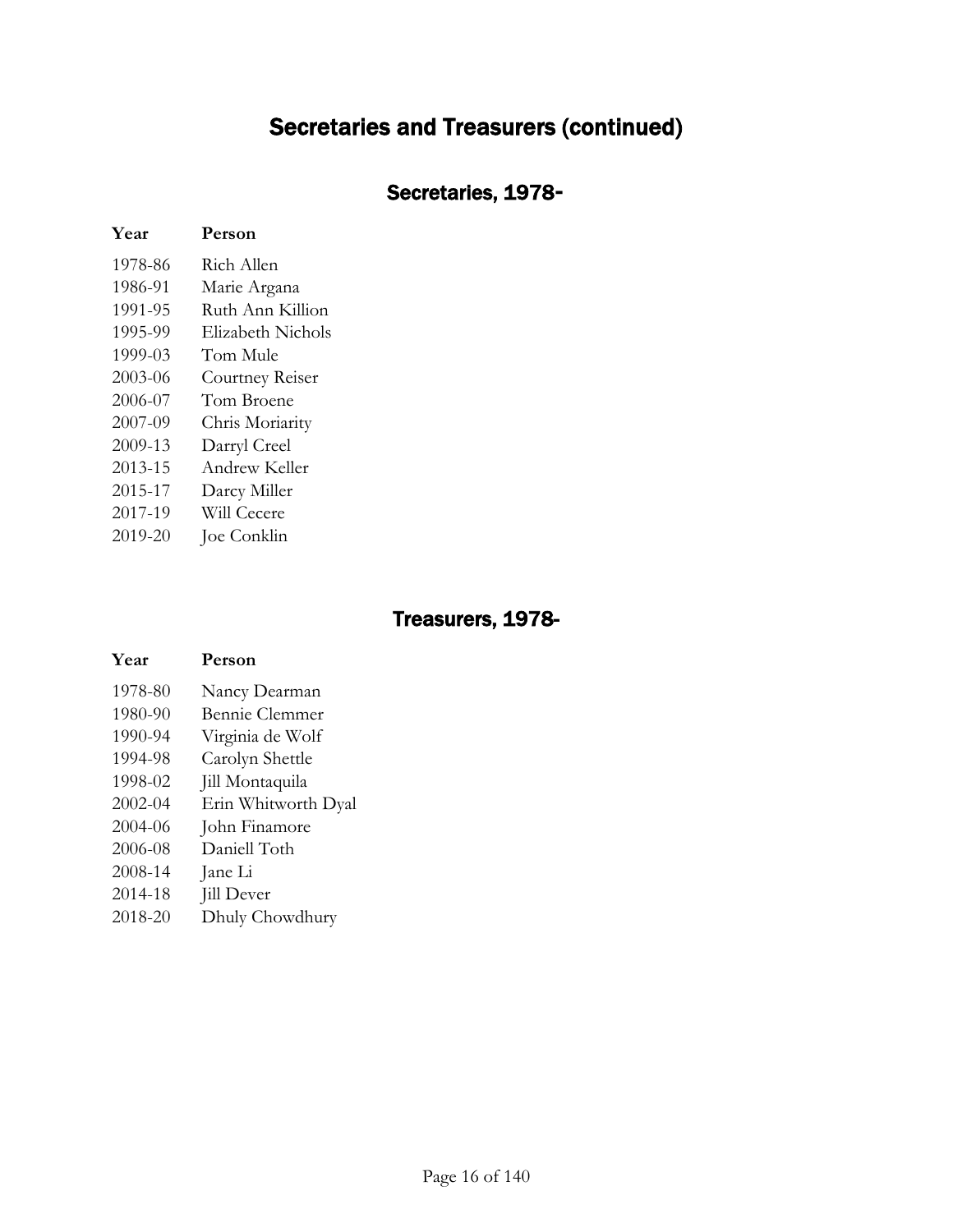# Secretaries and Treasurers (continued)

## Secretaries, 1978-

| Year | Person |
|---|---|
| 1978-86 | Rich Allen |
| 1986-91 | Marie Argana |
| 1991-95 | Ruth Ann Killion |
| 1995-99 | Elizabeth Nichols |
| 1999-03 | Tom Mule |
| 2003-06 | Courtney Reiser |
| 2006-07 | Tom Broene |
| 2007-09 | Chris Moriarity |
| 2009-13 | Darryl Creel |
| 2013-15 | Andrew Keller |
| 2015-17 | Darcy Miller |
| 2017-19 | Will Cecere |
| 2019-20 | Joe Conklin |

## Treasurers, 1978-

| Year | Person |
|---|---|
| 1978-80 | Nancy Dearman |
| 1980-90 | Bennie Clemmer |
| 1990-94 | Virginia de Wolf |
| 1994-98 | Carolyn Shettle |
| 1998-02 | Jill Montaquila |
| 2002-04 | Erin Whitworth Dyal |
| 2004-06 | John Finamore |
| 2006-08 | Daniell Toth |
| 2008-14 | Jane Li |
| 2014-18 | Jill Dever |
| 2018-20 | Dhuly Chowdhury |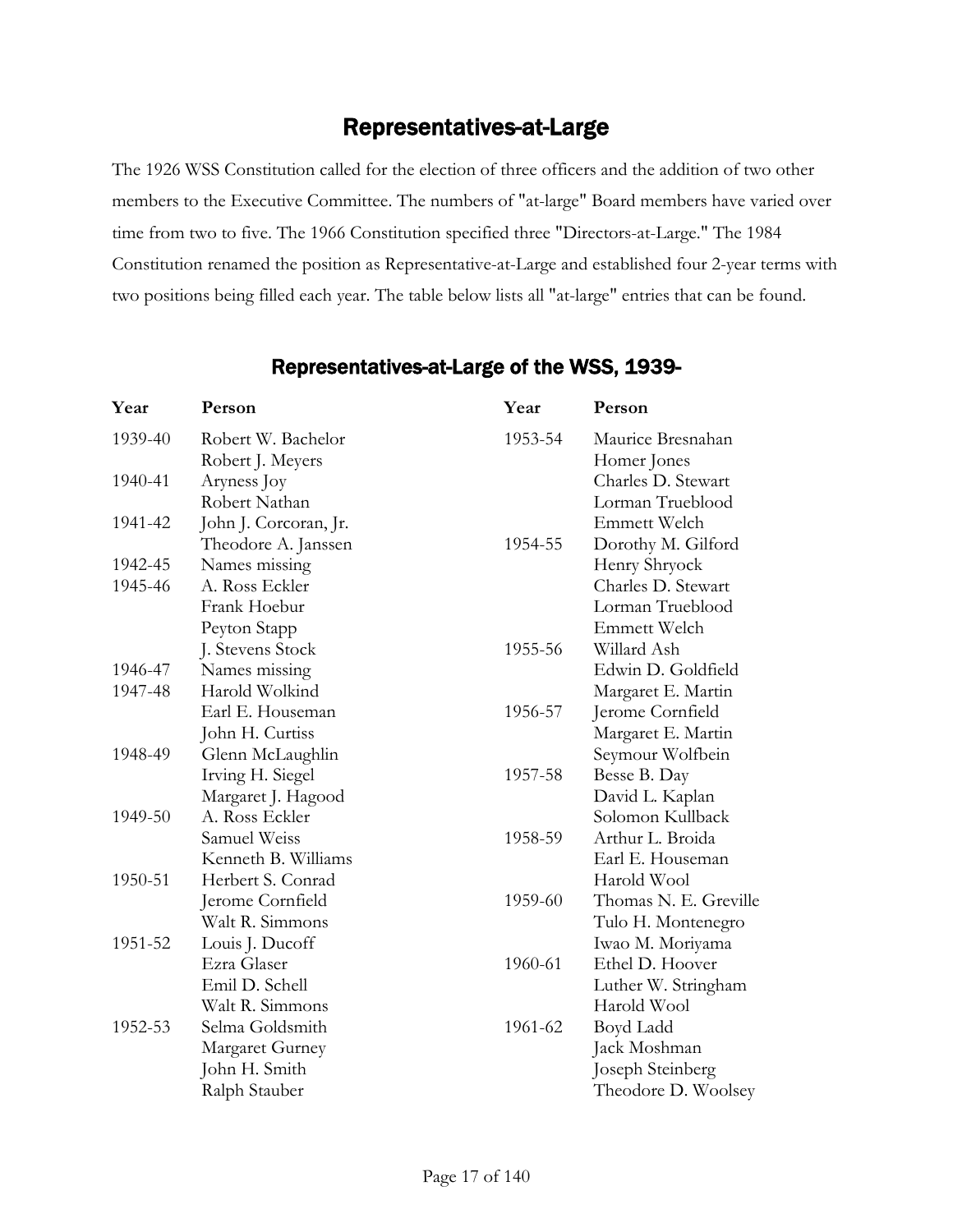## Representatives-at-Large

The 1926 WSS Constitution called for the election of three officers and the addition of two other members to the Executive Committee. The numbers of "at-large" Board members have varied over time from two to five. The 1966 Constitution specified three "Directors-at-Large." The 1984 Constitution renamed the position as Representative-at-Large and established four 2-year terms with two positions being filled each year. The table below lists all "at-large" entries that can be found.

### Representatives-at-Large of the WSS, 1939-

| Year | Person |
|---|---|
| 1939-40 | Robert W. Bachelor |
| | Robert J. Meyers |
| 1940-41 | Aryness Joy |
| | Robert Nathan |
| 1941-42 | John J. Corcoran, Jr. |
| | Theodore A. Janssen |
| 1942-45 | Names missing |
| 1945-46 | A. Ross Eckler |
| | Frank Hoebur |
| | Peyton Stapp |
| | J. Stevens Stock |
| 1946-47 | Names missing |
| 1947-48 | Harold Wolkind |
| | Earl E. Houseman |
| | John H. Curtiss |
| 1948-49 | Glenn McLaughlin |
| | Irving H. Siegel |
| | Margaret J. Hagood |
| 1949-50 | A. Ross Eckler |
| | Samuel Weiss |
| | Kenneth B. Williams |
| 1950-51 | Herbert S. Conrad |
| | Jerome Cornfield |
| | Walt R. Simmons |
| 1951-52 | Louis J. Ducoff |
| | Ezra Glaser |
| | Emil D. Schell |
| | Walt R. Simmons |
| 1952-53 | Selma Goldsmith |
| | Margaret Gurney |
| | John H. Smith |
| | Ralph Stauber |
| 1953-54 | Maurice Bresnahan |
| | Homer Jones |
| | Charles D. Stewart |
| | Lorman Trueblood |
| | Emmett Welch |
| 1954-55 | Dorothy M. Gilford |
| | Henry Shryock |
| | Charles D. Stewart |
| | Lorman Trueblood |
| | Emmett Welch |
| 1955-56 | Willard Ash |
| | Edwin D. Goldfield |
| | Margaret E. Martin |
| 1956-57 | Jerome Cornfield |
| | Margaret E. Martin |
| | Seymour Wolfbein |
| 1957-58 | Besse B. Day |
| | David L. Kaplan |
| | Solomon Kullback |
| 1958-59 | Arthur L. Broida |
| | Earl E. Houseman |
| | Harold Wool |
| 1959-60 | Thomas N. E. Greville |
| | Tulo H. Montenegro |
| | Iwao M. Moriyama |
| 1960-61 | Ethel D. Hoover |
| | Luther W. Stringham |
| | Harold Wool |
| 1961-62 | Boyd Ladd |
| | Jack Moshman |
| | Joseph Steinberg |
| | Theodore D. Woolsey |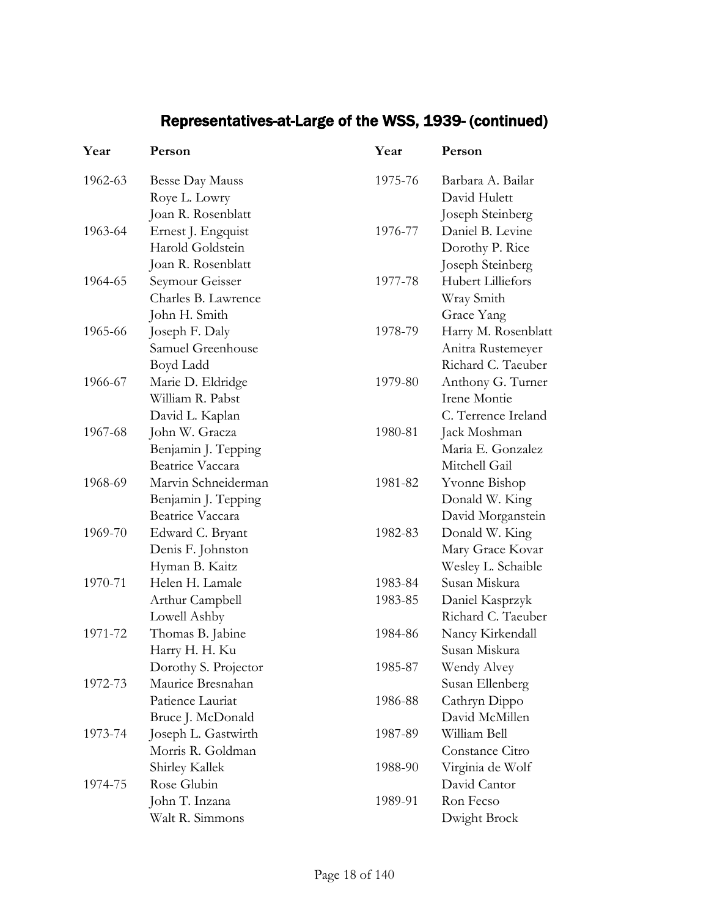## Representatives-at-Large of the WSS, 1939- (continued)

| Year | Person |
|---|---|
| 1962-63 | Besse Day Mauss |
| | Roye L. Lowry |
| | Joan R. Rosenblatt |
| 1963-64 | Ernest J. Engquist |
| | Harold Goldstein |
| | Joan R. Rosenblatt |
| 1964-65 | Seymour Geisser |
| | Charles B. Lawrence |
| | John H. Smith |
| 1965-66 | Joseph F. Daly |
| | Samuel Greenhouse |
| | Boyd Ladd |
| 1966-67 | Marie D. Eldridge |
| | William R. Pabst |
| | David L. Kaplan |
| 1967-68 | John W. Gracza |
| | Benjamin J. Tepping |
| | Beatrice Vaccara |
| 1968-69 | Marvin Schneiderman |
| | Benjamin J. Tepping |
| | Beatrice Vaccara |
| 1969-70 | Edward C. Bryant |
| | Denis F. Johnston |
| | Hyman B. Kaitz |
| 1970-71 | Helen H. Lamale |
| | Arthur Campbell |
| | Lowell Ashby |
| 1971-72 | Thomas B. Jabine |
| | Harry H. H. Ku |
| | Dorothy S. Projector |
| 1972-73 | Maurice Bresnahan |
| | Patience Lauriat |
| | Bruce J. McDonald |
| 1973-74 | Joseph L. Gastwirth |
| | Morris R. Goldman |
| | Shirley Kallek |
| 1974-75 | Rose Glubin |
| | John T. Inzana |
| | Walt R. Simmons |
| 1975-76 | Barbara A. Bailar |
| | David Hulett |
| | Joseph Steinberg |
| 1976-77 | Daniel B. Levine |
| | Dorothy P. Rice |
| | Joseph Steinberg |
| 1977-78 | Hubert Lilliefors |
| | Wray Smith |
| | Grace Yang |
| 1978-79 | Harry M. Rosenblatt |
| | Anitra Rustemeyer |
| | Richard C. Taeuber |
| 1979-80 | Anthony G. Turner |
| | Irene Montie |
| | C. Terrence Ireland |
| 1980-81 | Jack Moshman |
| | Maria E. Gonzalez |
| | Mitchell Gail |
| 1981-82 | Yvonne Bishop |
| | Donald W. King |
| | David Morganstein |
| 1982-83 | Donald W. King |
| | Mary Grace Kovar |
| | Wesley L. Schaible |
| 1983-84 | Susan Miskura |
| 1983-85 | Daniel Kasprzyk |
| | Richard C. Taeuber |
| 1984-86 | Nancy Kirkendall |
| | Susan Miskura |
| 1985-87 | Wendy Alvey |
| | Susan Ellenberg |
| 1986-88 | Cathryn Dippo |
| | David McMillen |
| 1987-89 | William Bell |
| | Constance Citro |
| 1988-90 | Virginia de Wolf |
| | David Cantor |
| 1989-91 | Ron Fecso |
| | Dwight Brock |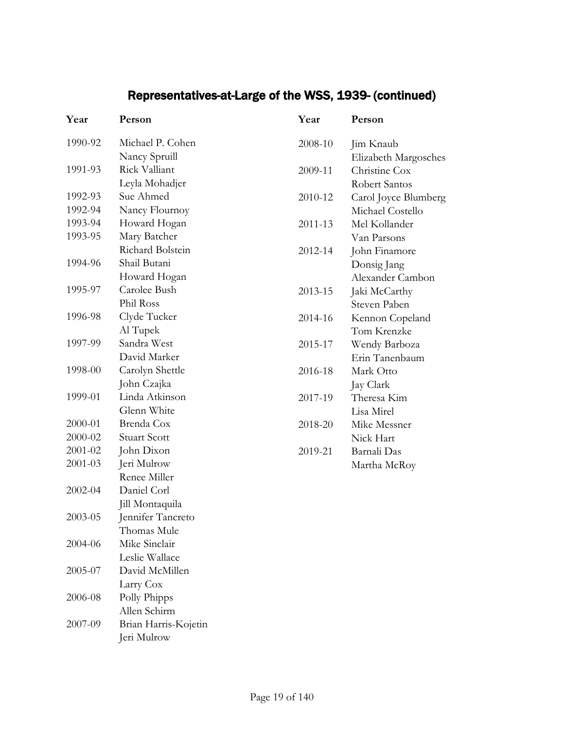## Representatives-at-Large of the WSS, 1939- (continued)

| Year | Person |
|---|---|
| 1990-92 | Michael P. Cohen |
| | Nancy Spruill |
| 1991-93 | Rick Valliant |
| | Leyla Mohadjer |
| 1992-93 | Sue Ahmed |
| 1992-94 | Nancy Flournoy |
| 1993-94 | Howard Hogan |
| 1993-95 | Mary Batcher |
| | Richard Bolstein |
| 1994-96 | Shail Butani |
| | Howard Hogan |
| 1995-97 | Carolee Bush |
| | Phil Ross |
| 1996-98 | Clyde Tucker |
| | Al Tupek |
| 1997-99 | Sandra West |
| | David Marker |
| 1998-00 | Carolyn Shettle |
| | John Czajka |
| 1999-01 | Linda Atkinson |
| | Glenn White |
| 2000-01 | Brenda Cox |
| 2000-02 | Stuart Scott |
| 2001-02 | John Dixon |
| 2001-03 | Jeri Mulrow |
| | Renee Miller |
| 2002-04 | Daniel Corl |
| | Jill Montaquila |
| 2003-05 | Jennifer Tancreto |
| | Thomas Mule |
| 2004-06 | Mike Sinclair |
| | Leslie Wallace |
| 2005-07 | David McMillen |
| | Larry Cox |
| 2006-08 | Polly Phipps |
| | Allen Schirm |
| 2007-09 | Brian Harris-Kojetin |
| | Jeri Mulrow |
| 2008-10 | Jim Knaub |
| | Elizabeth Margosches |
| 2009-11 | Christine Cox |
| | Robert Santos |
| 2010-12 | Carol Joyce Blumberg |
| | Michael Costello |
| 2011-13 | Mel Kollander |
| | Van Parsons |
| 2012-14 | John Finamore |
| | Donsig Jang |
| | Alexander Cambon |
| 2013-15 | Jaki McCarthy |
| | Steven Paben |
| 2014-16 | Kennon Copeland |
| | Tom Krenzke |
| 2015-17 | Wendy Barboza |
| | Erin Tanenbaum |
| 2016-18 | Mark Otto |
| | Jay Clark |
| 2017-19 | Theresa Kim |
| | Lisa Mirel |
| 2018-20 | Mike Messner |
| | Nick Hart |
| 2019-21 | Barnali Das |
| | Martha McRoy |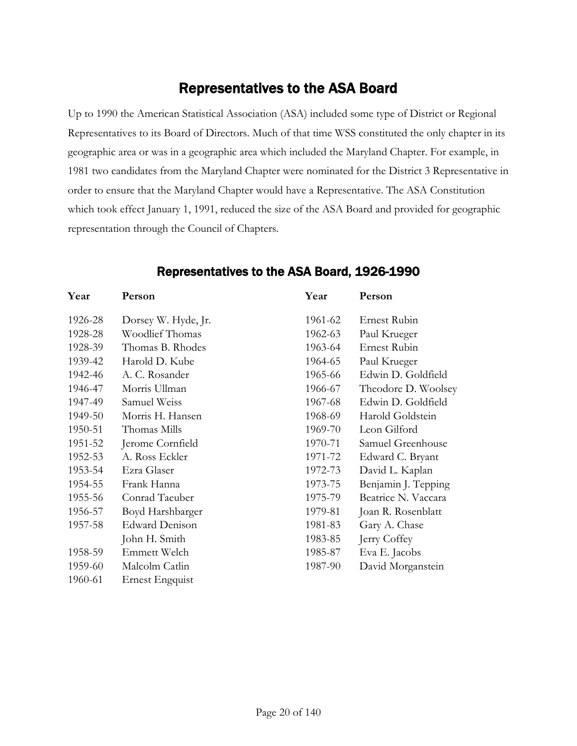## Representatives to the ASA Board

Up to 1990 the American Statistical Association (ASA) included some type of District or Regional Representatives to its Board of Directors. Much of that time WSS constituted the only chapter in its geographic area or was in a geographic area which included the Maryland Chapter. For example, in 1981 two candidates from the Maryland Chapter were nominated for the District 3 Representative in order to ensure that the Maryland Chapter would have a Representative. The ASA Constitution which took effect January 1, 1991, reduced the size of the ASA Board and provided for geographic representation through the Council of Chapters.

### Representatives to the ASA Board, 1926-1990

| Year | Person |
|---|---|
| 1926-28 | Dorsey W. Hyde, Jr. |
| 1928-28 | Woodlief Thomas |
| 1928-39 | Thomas B. Rhodes |
| 1939-42 | Harold D. Kube |
| 1942-46 | A. C. Rosander |
| 1946-47 | Morris Ullman |
| 1947-49 | Samuel Weiss |
| 1949-50 | Morris H. Hansen |
| 1950-51 | Thomas Mills |
| 1951-52 | Jerome Cornfield |
| 1952-53 | A. Ross Eckler |
| 1953-54 | Ezra Glaser |
| 1954-55 | Frank Hanna |
| 1955-56 | Conrad Taeuber |
| 1956-57 | Boyd Harshbarger |
| 1957-58 | Edward Denison |
| | John H. Smith |
| 1958-59 | Emmett Welch |
| 1959-60 | Malcolm Catlin |
| 1960-61 | Ernest Engquist |
| 1961-62 | Ernest Rubin |
| 1962-63 | Paul Krueger |
| 1963-64 | Ernest Rubin |
| 1964-65 | Paul Krueger |
| 1965-66 | Edwin D. Goldfield |
| 1966-67 | Theodore D. Woolsey |
| 1967-68 | Edwin D. Goldfield |
| 1968-69 | Harold Goldstein |
| 1969-70 | Leon Gilford |
| 1970-71 | Samuel Greenhouse |
| 1971-72 | Edward C. Bryant |
| 1972-73 | David L. Kaplan |
| 1973-75 | Benjamin J. Tepping |
| 1975-79 | Beatrice N. Vaccara |
| 1979-81 | Joan R. Rosenblatt |
| 1981-83 | Gary A. Chase |
| 1983-85 | Jerry Coffey |
| 1985-87 | Eva E. Jacobs |
| 1987-90 | David Morganstein |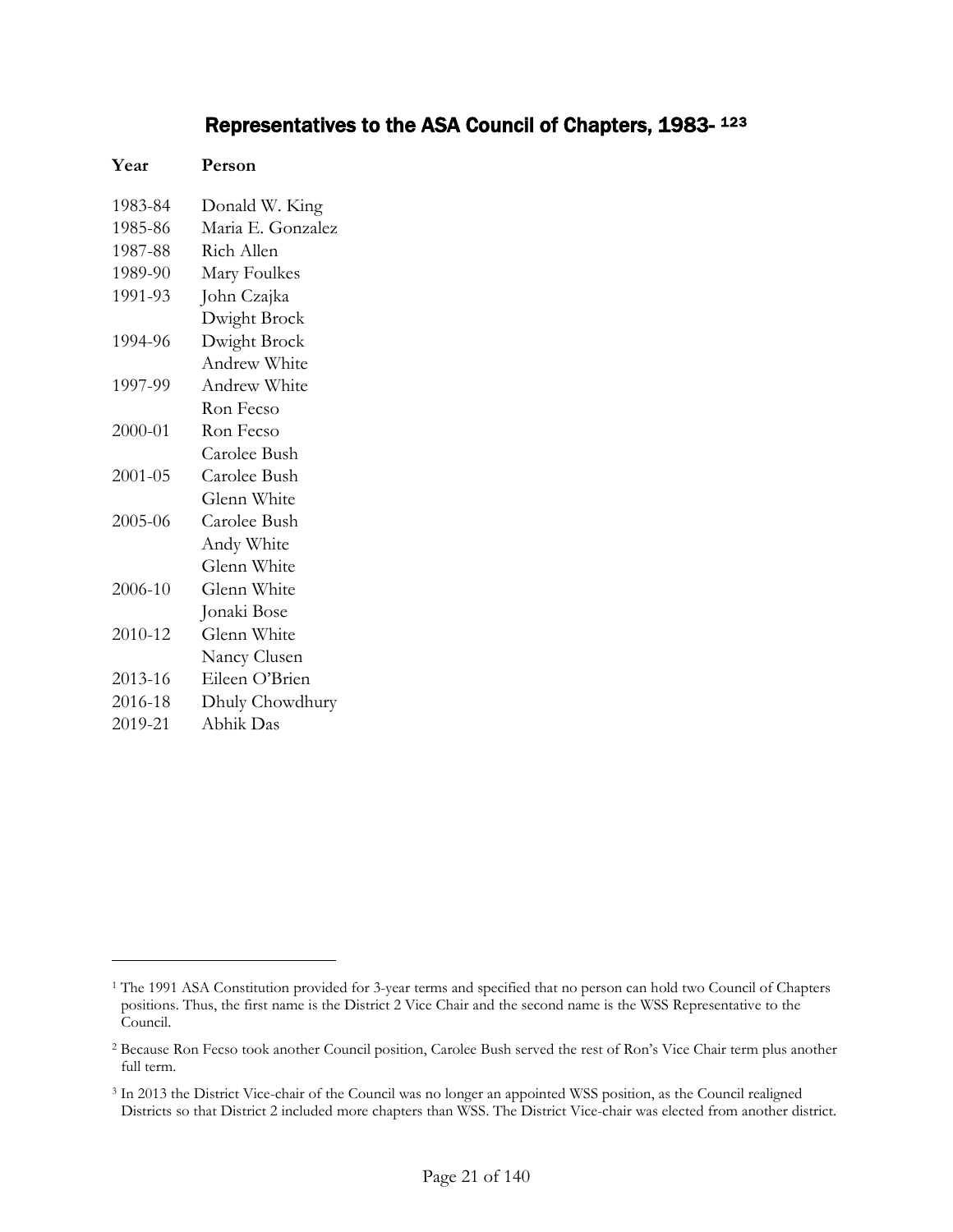## Representatives to the ASA Council of Chapters, 1983- [1][2][3]

| Year | Person |
|---|---|
| 1983-84 | Donald W. King |
| 1985-86 | Maria E. Gonzalez |
| 1987-88 | Rich Allen |
| 1989-90 | Mary Foulkes |
| 1991-93 | John Czajka |
| | Dwight Brock |
| 1994-96 | Dwight Brock |
| | Andrew White |
| 1997-99 | Andrew White |
| | Ron Fecso |
| 2000-01 | Ron Fecso |
| | Carolee Bush |
| 2001-05 | Carolee Bush |
| | Glenn White |
| 2005-06 | Carolee Bush |
| | Andy White |
| | Glenn White |
| 2006-10 | Glenn White |
| | Jonaki Bose |
| 2010-12 | Glenn White |
| | Nancy Clusen |
| 2013-16 | Eileen O'Brien |
| 2016-18 | Dhuly Chowdhury |
| 2019-21 | Abhik Das |

---

[1] The 1991 ASA Constitution provided for 3-year terms and specified that no person can hold two Council of Chapters positions. Thus, the first name is the District 2 Vice Chair and the second name is the WSS Representative to the Council.

[2] Because Ron Fecso took another Council position, Carolee Bush served the rest of Ron's Vice Chair term plus another full term.

[3] In 2013 the District Vice-chair of the Council was no longer an appointed WSS position, as the Council realigned Districts so that District 2 included more chapters than WSS. The District Vice-chair was elected from another district.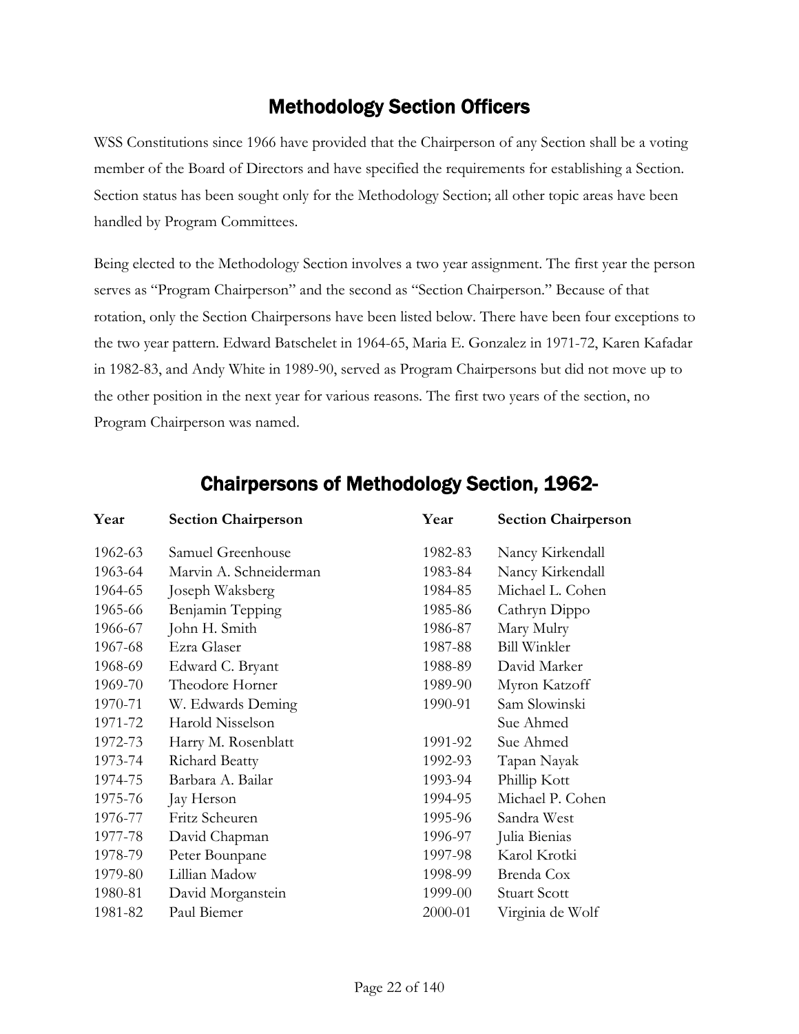## Methodology Section Officers

WSS Constitutions since 1966 have provided that the Chairperson of any Section shall be a voting member of the Board of Directors and have specified the requirements for establishing a Section. Section status has been sought only for the Methodology Section; all other topic areas have been handled by Program Committees.

Being elected to the Methodology Section involves a two year assignment. The first year the person serves as "Program Chairperson" and the second as "Section Chairperson." Because of that rotation, only the Section Chairpersons have been listed below. There have been four exceptions to the two year pattern. Edward Batschelet in 1964-65, Maria E. Gonzalez in 1971-72, Karen Kafadar in 1982-83, and Andy White in 1989-90, served as Program Chairpersons but did not move up to the other position in the next year for various reasons. The first two years of the section, no Program Chairperson was named.

## Chairpersons of Methodology Section, 1962-

| Year | Section Chairperson | Year | Section Chairperson |
|---|---|---|---|
| 1962-63 | Samuel Greenhouse | 1982-83 | Nancy Kirkendall |
| 1963-64 | Marvin A. Schneiderman | 1983-84 | Nancy Kirkendall |
| 1964-65 | Joseph Waksberg | 1984-85 | Michael L. Cohen |
| 1965-66 | Benjamin Tepping | 1985-86 | Cathryn Dippo |
| 1966-67 | John H. Smith | 1986-87 | Mary Mulry |
| 1967-68 | Ezra Glaser | 1987-88 | Bill Winkler |
| 1968-69 | Edward C. Bryant | 1988-89 | David Marker |
| 1969-70 | Theodore Horner | 1989-90 | Myron Katzoff |
| 1970-71 | W. Edwards Deming | 1990-91 | Sam Slowinski |
| 1971-72 | Harold Nisselson | | Sue Ahmed |
| 1972-73 | Harry M. Rosenblatt | 1991-92 | Sue Ahmed |
| 1973-74 | Richard Beatty | 1992-93 | Tapan Nayak |
| 1974-75 | Barbara A. Bailar | 1993-94 | Phillip Kott |
| 1975-76 | Jay Herson | 1994-95 | Michael P. Cohen |
| 1976-77 | Fritz Scheuren | 1995-96 | Sandra West |
| 1977-78 | David Chapman | 1996-97 | Julia Bienias |
| 1978-79 | Peter Bounpane | 1997-98 | Karol Krotki |
| 1979-80 | Lillian Madow | 1998-99 | Brenda Cox |
| 1980-81 | David Morganstein | 1999-00 | Stuart Scott |
| 1981-82 | Paul Biemer | 2000-01 | Virginia de Wolf |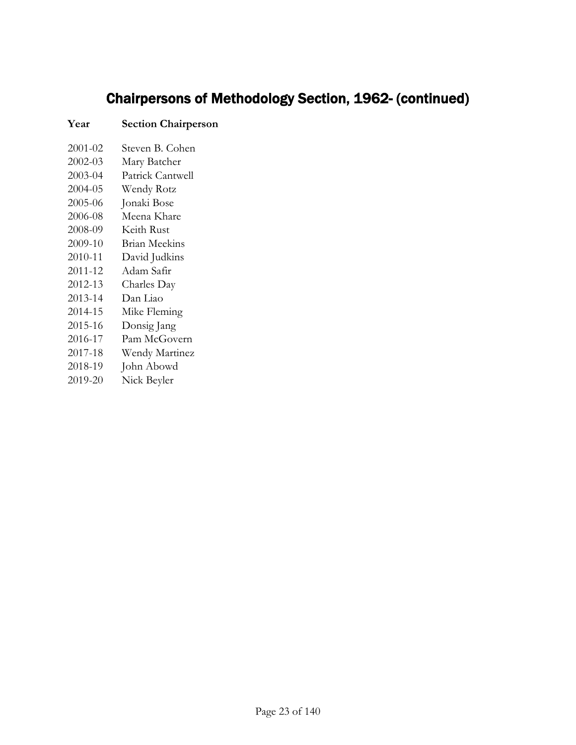# Chairpersons of Methodology Section, 1962- (continued)

| Year | Section Chairperson |
|---|---|
| 2001-02 | Steven B. Cohen |
| 2002-03 | Mary Batcher |
| 2003-04 | Patrick Cantwell |
| 2004-05 | Wendy Rotz |
| 2005-06 | Jonaki Bose |
| 2006-08 | Meena Khare |
| 2008-09 | Keith Rust |
| 2009-10 | Brian Meekins |
| 2010-11 | David Judkins |
| 2011-12 | Adam Safir |
| 2012-13 | Charles Day |
| 2013-14 | Dan Liao |
| 2014-15 | Mike Fleming |
| 2015-16 | Donsig Jang |
| 2016-17 | Pam McGovern |
| 2017-18 | Wendy Martinez |
| 2018-19 | John Abowd |
| 2019-20 | Nick Beyler |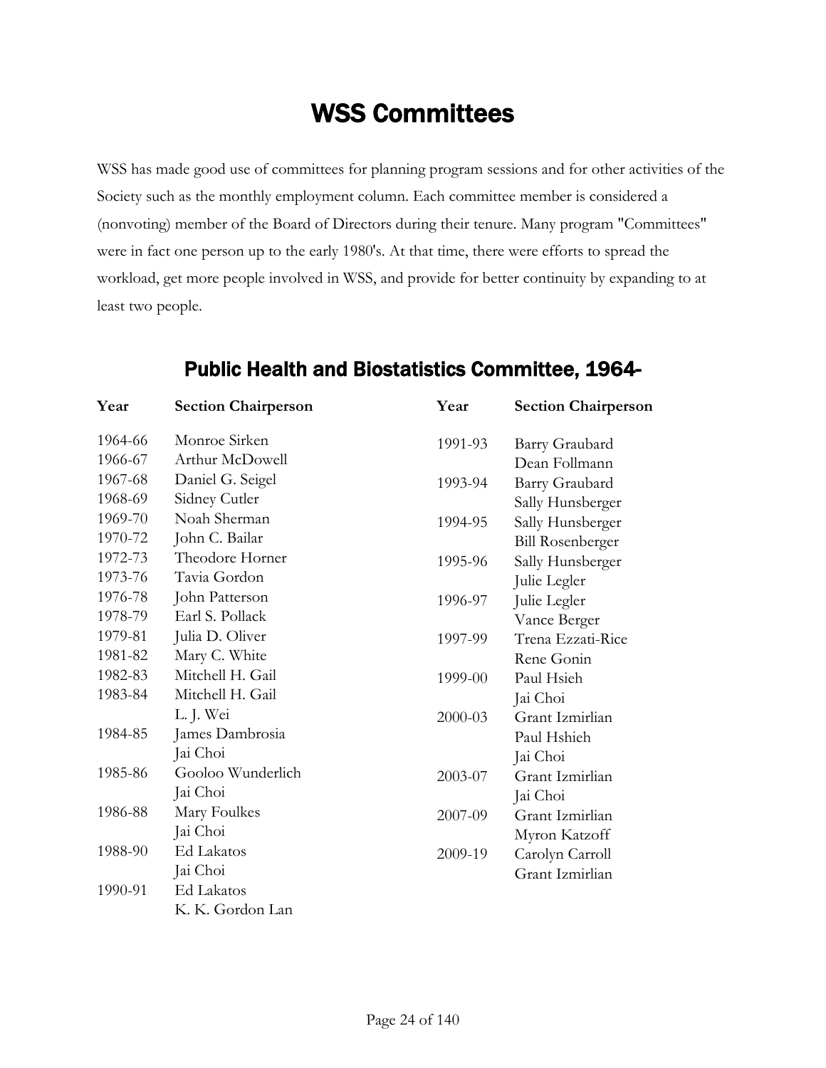# WSS Committees

WSS has made good use of committees for planning program sessions and for other activities of the Society such as the monthly employment column. Each committee member is considered a (nonvoting) member of the Board of Directors during their tenure. Many program "Committees" were in fact one person up to the early 1980's. At that time, there were efforts to spread the workload, get more people involved in WSS, and provide for better continuity by expanding to at least two people.

## Public Health and Biostatistics Committee, 1964-

| Year | Section Chairperson |
|---|---|
| 1964-66 | Monroe Sirken |
| 1966-67 | Arthur McDowell |
| 1967-68 | Daniel G. Seigel |
| 1968-69 | Sidney Cutler |
| 1969-70 | Noah Sherman |
| 1970-72 | John C. Bailar |
| 1972-73 | Theodore Horner |
| 1973-76 | Tavia Gordon |
| 1976-78 | John Patterson |
| 1978-79 | Earl S. Pollack |
| 1979-81 | Julia D. Oliver |
| 1981-82 | Mary C. White |
| 1982-83 | Mitchell H. Gail |
| 1983-84 | Mitchell H. Gail |
| | L. J. Wei |
| 1984-85 | James Dambrosia |
| | Jai Choi |
| 1985-86 | Gooloo Wunderlich |
| | Jai Choi |
| 1986-88 | Mary Foulkes |
| | Jai Choi |
| 1988-90 | Ed Lakatos |
| | Jai Choi |
| 1990-91 | Ed Lakatos |
| | K. K. Gordon Lan |
| 1991-93 | Barry Graubard |
| | Dean Follmann |
| 1993-94 | Barry Graubard |
| | Sally Hunsberger |
| 1994-95 | Sally Hunsberger |
| | Bill Rosenberger |
| 1995-96 | Sally Hunsberger |
| | Julie Legler |
| 1996-97 | Julie Legler |
| | Vance Berger |
| 1997-99 | Trena Ezzati-Rice |
| | Rene Gonin |
| 1999-00 | Paul Hsieh |
| | Jai Choi |
| 2000-03 | Grant Izmirlian |
| | Paul Hshieh |
| | Jai Choi |
| 2003-07 | Grant Izmirlian |
| | Jai Choi |
| 2007-09 | Grant Izmirlian |
| | Myron Katzoff |
| 2009-19 | Carolyn Carroll |
| | Grant Izmirlian |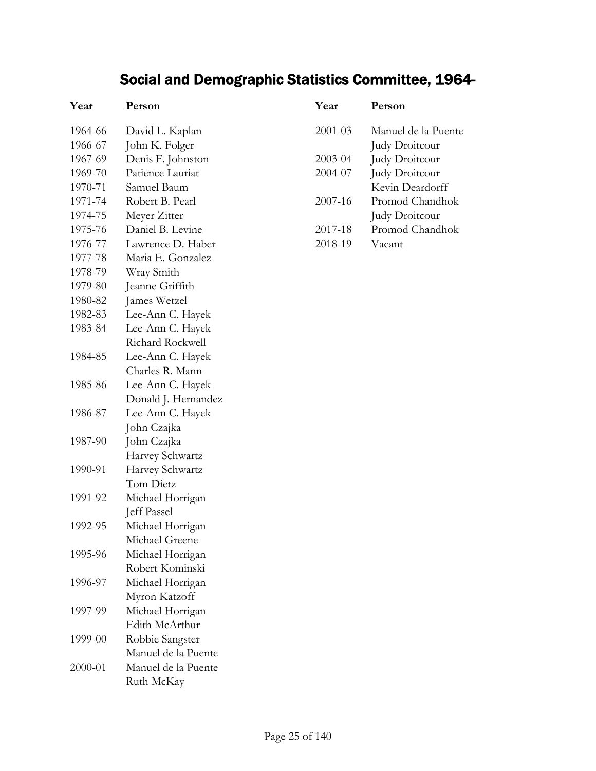# Social and Demographic Statistics Committee, 1964-

| Year | Person |
|---|---|
| 1964-66 | David L. Kaplan |
| 1966-67 | John K. Folger |
| 1967-69 | Denis F. Johnston |
| 1969-70 | Patience Lauriat |
| 1970-71 | Samuel Baum |
| 1971-74 | Robert B. Pearl |
| 1974-75 | Meyer Zitter |
| 1975-76 | Daniel B. Levine |
| 1976-77 | Lawrence D. Haber |
| 1977-78 | Maria E. Gonzalez |
| 1978-79 | Wray Smith |
| 1979-80 | Jeanne Griffith |
| 1980-82 | James Wetzel |
| 1982-83 | Lee-Ann C. Hayek |
| 1983-84 | Lee-Ann C. Hayek |
| | Richard Rockwell |
| 1984-85 | Lee-Ann C. Hayek |
| | Charles R. Mann |
| 1985-86 | Lee-Ann C. Hayek |
| | Donald J. Hernandez |
| 1986-87 | Lee-Ann C. Hayek |
| | John Czajka |
| 1987-90 | John Czajka |
| | Harvey Schwartz |
| 1990-91 | Harvey Schwartz |
| | Tom Dietz |
| 1991-92 | Michael Horrigan |
| | Jeff Passel |
| 1992-95 | Michael Horrigan |
| | Michael Greene |
| 1995-96 | Michael Horrigan |
| | Robert Kominski |
| 1996-97 | Michael Horrigan |
| | Myron Katzoff |
| 1997-99 | Michael Horrigan |
| | Edith McArthur |
| 1999-00 | Robbie Sangster |
| | Manuel de la Puente |
| 2000-01 | Manuel de la Puente |
| | Ruth McKay |
| 2001-03 | Manuel de la Puente |
| | Judy Droitcour |
| 2003-04 | Judy Droitcour |
| 2004-07 | Judy Droitcour |
| | Kevin Deardorff |
| 2007-16 | Promod Chandhok |
| | Judy Droitcour |
| 2017-18 | Promod Chandhok |
| 2018-19 | Vacant |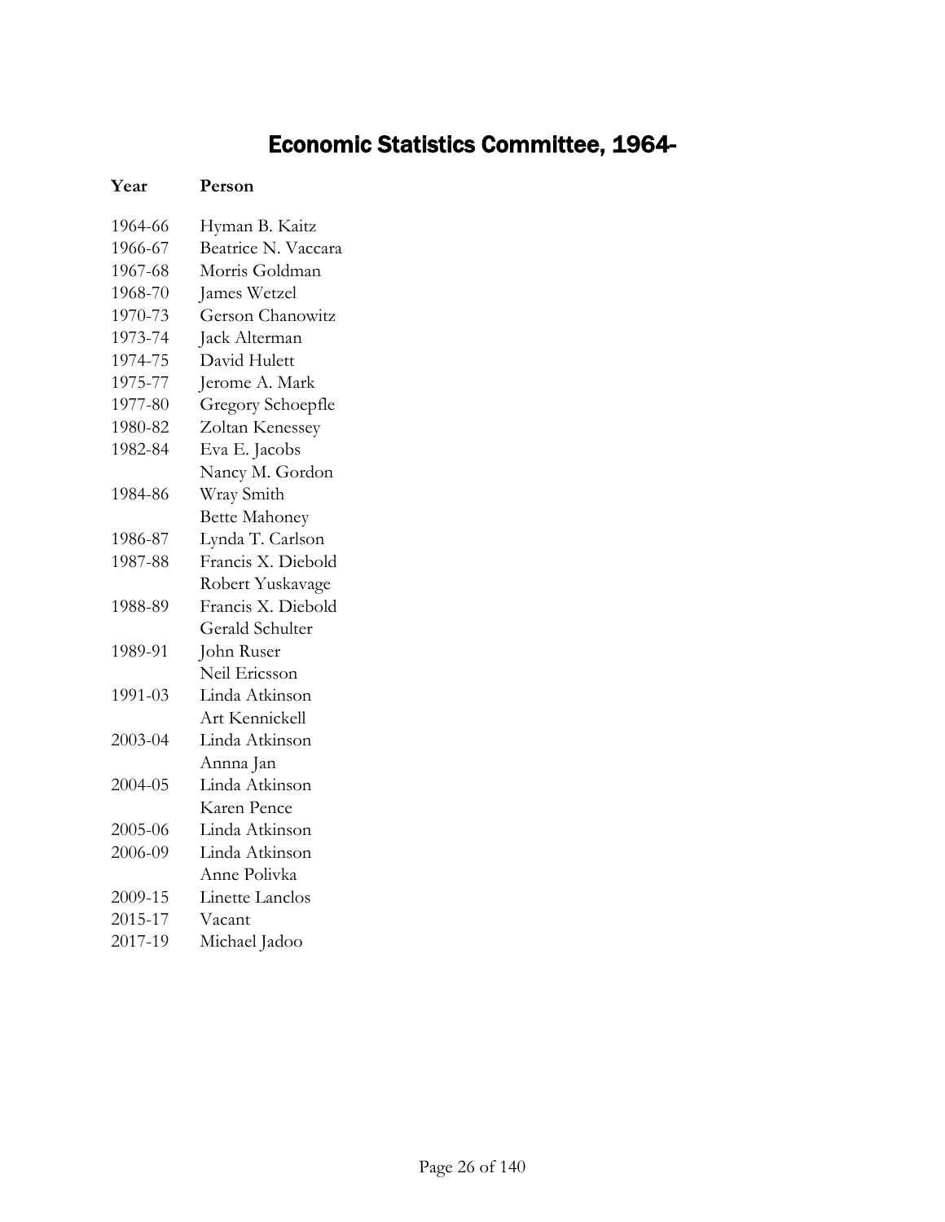# Economic Statistics Committee, 1964-

| Year | Person |
|---|---|
| 1964-66 | Hyman B. Kaitz |
| 1966-67 | Beatrice N. Vaccara |
| 1967-68 | Morris Goldman |
| 1968-70 | James Wetzel |
| 1970-73 | Gerson Chanowitz |
| 1973-74 | Jack Alterman |
| 1974-75 | David Hulett |
| 1975-77 | Jerome A. Mark |
| 1977-80 | Gregory Schoepfle |
| 1980-82 | Zoltan Kenessey |
| 1982-84 | Eva E. Jacobs |
| | Nancy M. Gordon |
| 1984-86 | Wray Smith |
| | Bette Mahoney |
| 1986-87 | Lynda T. Carlson |
| 1987-88 | Francis X. Diebold |
| | Robert Yuskavage |
| 1988-89 | Francis X. Diebold |
| | Gerald Schulter |
| 1989-91 | John Ruser |
| | Neil Ericsson |
| 1991-03 | Linda Atkinson |
| | Art Kennickell |
| 2003-04 | Linda Atkinson |
| | Annna Jan |
| 2004-05 | Linda Atkinson |
| | Karen Pence |
| 2005-06 | Linda Atkinson |
| 2006-09 | Linda Atkinson |
| | Anne Polivka |
| 2009-15 | Linette Lanclos |
| 2015-17 | Vacant |
| 2017-19 | Michael Jadoo |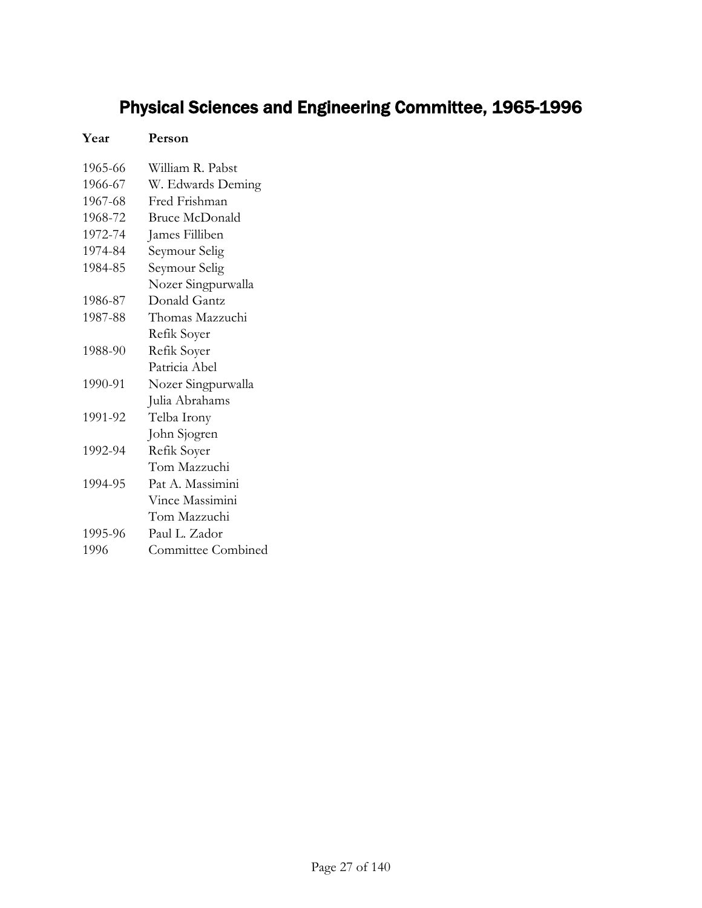# Physical Sciences and Engineering Committee, 1965-1996

| Year | Person |
| --- | --- |
| 1965-66 | William R. Pabst |
| 1966-67 | W. Edwards Deming |
| 1967-68 | Fred Frishman |
| 1968-72 | Bruce McDonald |
| 1972-74 | James Filliben |
| 1974-84 | Seymour Selig |
| 1984-85 | Seymour Selig |
| | Nozer Singpurwalla |
| 1986-87 | Donald Gantz |
| 1987-88 | Thomas Mazzuchi |
| | Refik Soyer |
| 1988-90 | Refik Soyer |
| | Patricia Abel |
| 1990-91 | Nozer Singpurwalla |
| | Julia Abrahams |
| 1991-92 | Telba Irony |
| | John Sjogren |
| 1992-94 | Refik Soyer |
| | Tom Mazzuchi |
| 1994-95 | Pat A. Massimini |
| | Vince Massimini |
| | Tom Mazzuchi |
| 1995-96 | Paul L. Zador |
| 1996 | Committee Combined |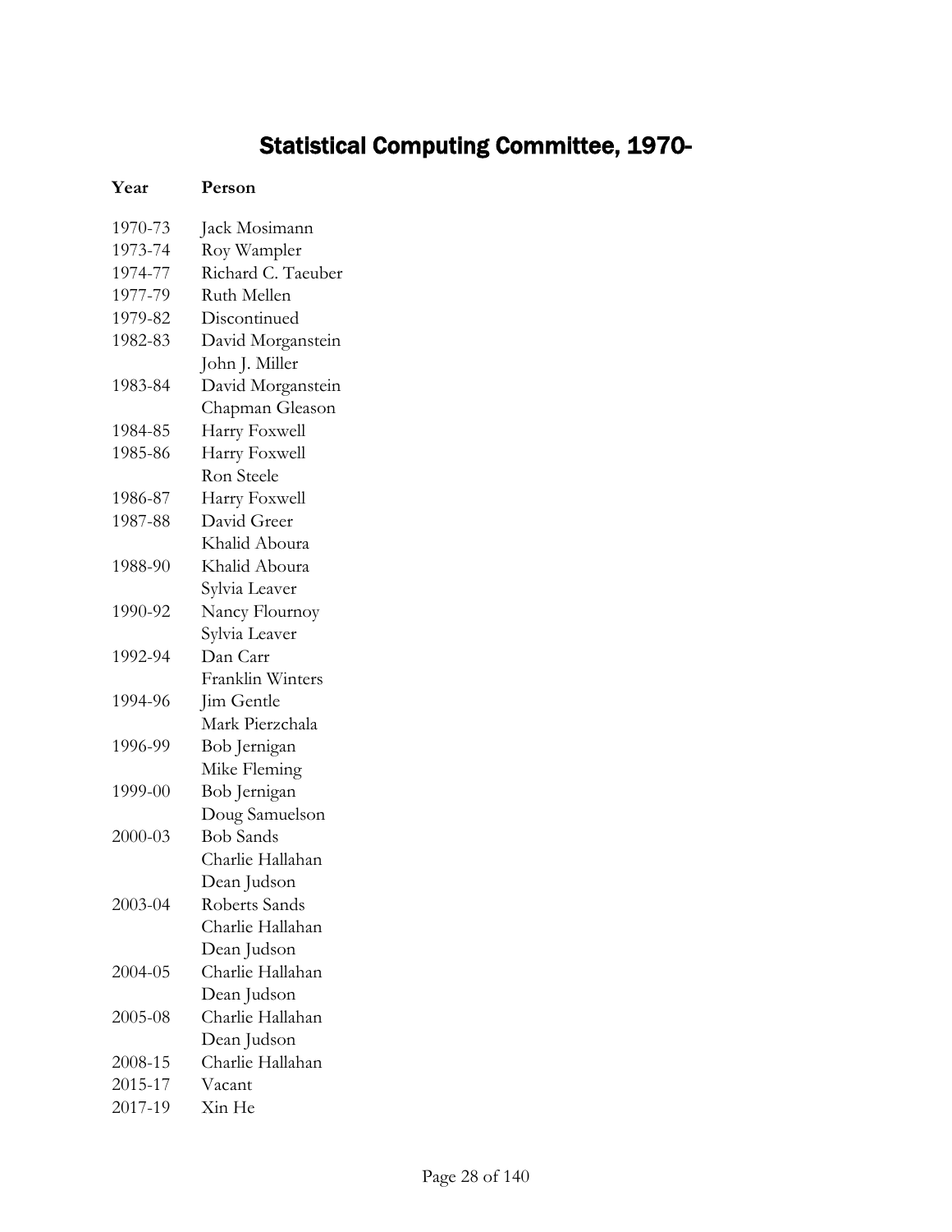# Statistical Computing Committee, 1970-

| Year | Person |
|---|---|
| 1970-73 | Jack Mosimann |
| 1973-74 | Roy Wampler |
| 1974-77 | Richard C. Taeuber |
| 1977-79 | Ruth Mellen |
| 1979-82 | Discontinued |
| 1982-83 | David Morganstein |
| | John J. Miller |
| 1983-84 | David Morganstein |
| | Chapman Gleason |
| 1984-85 | Harry Foxwell |
| 1985-86 | Harry Foxwell |
| | Ron Steele |
| 1986-87 | Harry Foxwell |
| 1987-88 | David Greer |
| | Khalid Aboura |
| 1988-90 | Khalid Aboura |
| | Sylvia Leaver |
| 1990-92 | Nancy Flournoy |
| | Sylvia Leaver |
| 1992-94 | Dan Carr |
| | Franklin Winters |
| 1994-96 | Jim Gentle |
| | Mark Pierzchala |
| 1996-99 | Bob Jernigan |
| | Mike Fleming |
| 1999-00 | Bob Jernigan |
| | Doug Samuelson |
| 2000-03 | Bob Sands |
| | Charlie Hallahan |
| | Dean Judson |
| 2003-04 | Roberts Sands |
| | Charlie Hallahan |
| | Dean Judson |
| 2004-05 | Charlie Hallahan |
| | Dean Judson |
| 2005-08 | Charlie Hallahan |
| | Dean Judson |
| 2008-15 | Charlie Hallahan |
| 2015-17 | Vacant |
| 2017-19 | Xin He |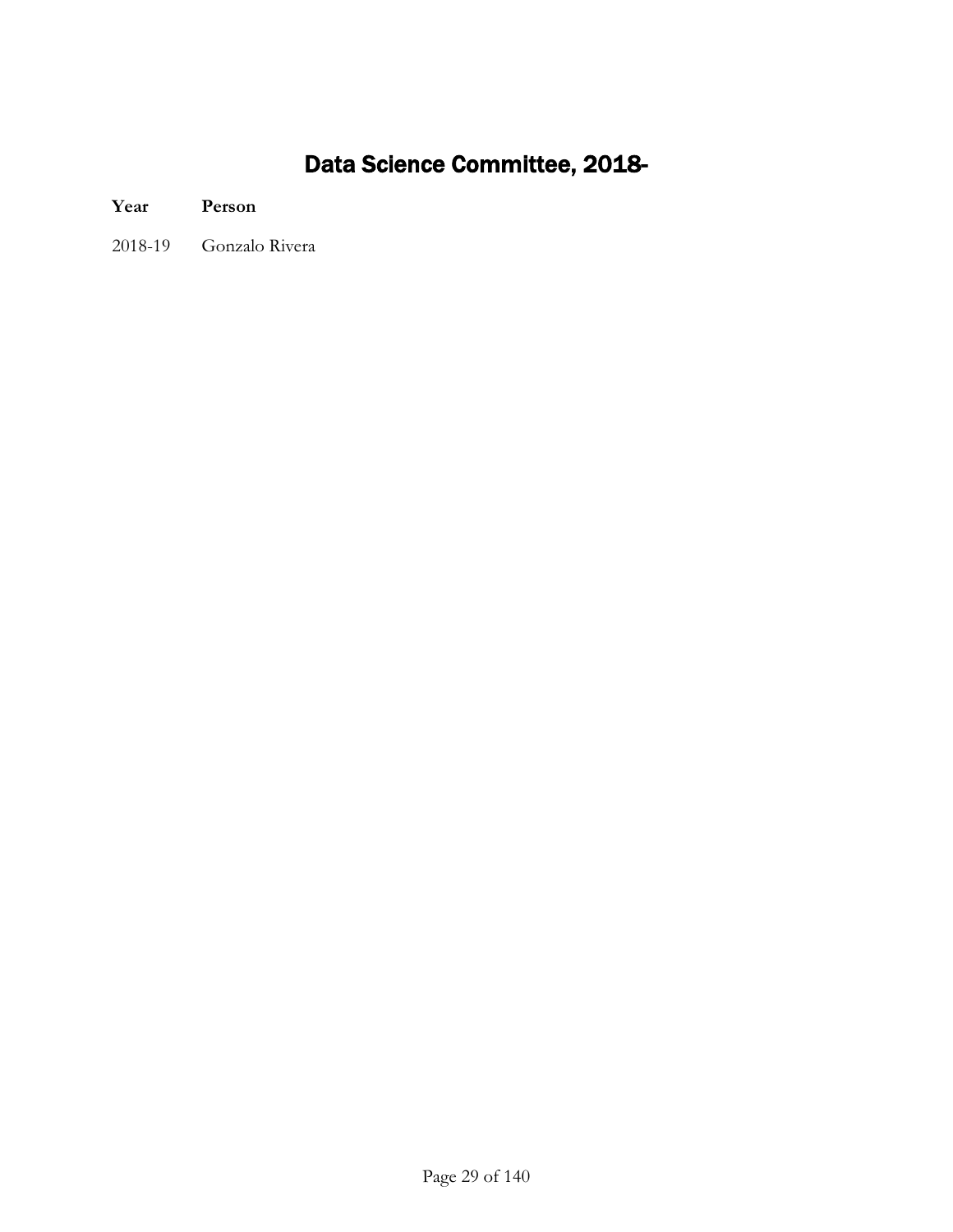# Data Science Committee, 2018-

| Year | Person |
| --- | --- |
| 2018-19 | Gonzalo Rivera |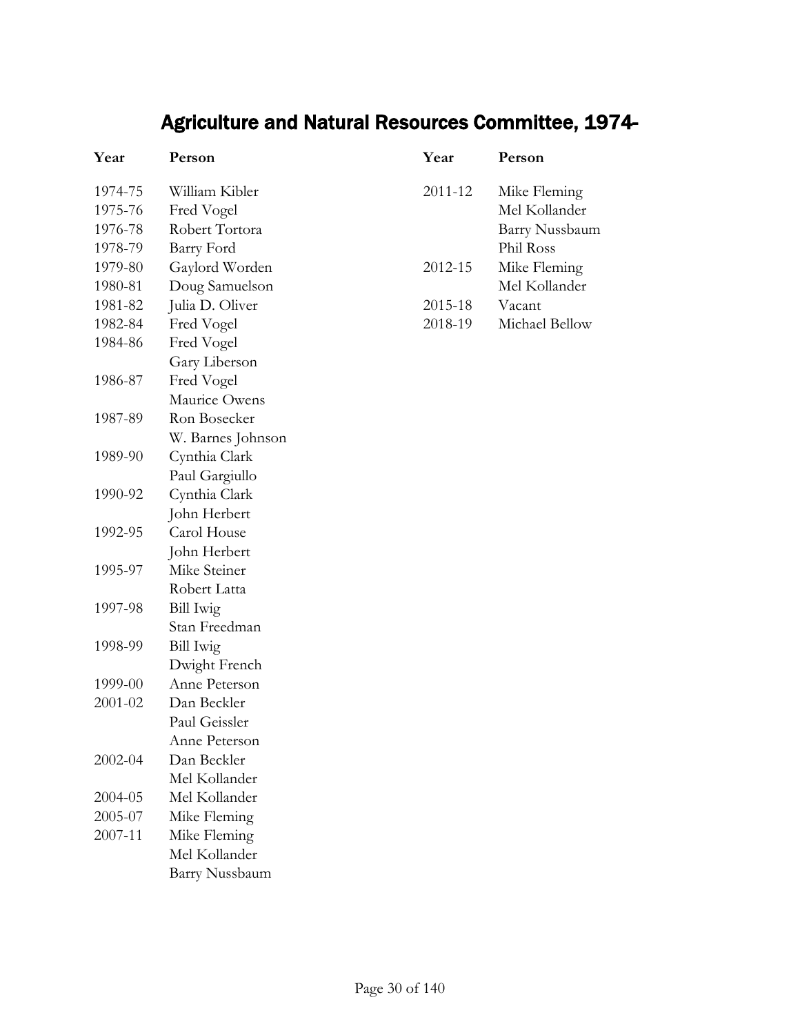# Agriculture and Natural Resources Committee, 1974-

| Year | Person |
|---|---|
| 1974-75 | William Kibler |
| 1975-76 | Fred Vogel |
| 1976-78 | Robert Tortora |
| 1978-79 | Barry Ford |
| 1979-80 | Gaylord Worden |
| 1980-81 | Doug Samuelson |
| 1981-82 | Julia D. Oliver |
| 1982-84 | Fred Vogel |
| 1984-86 | Fred Vogel |
| | Gary Liberson |
| 1986-87 | Fred Vogel |
| | Maurice Owens |
| 1987-89 | Ron Bosecker |
| | W. Barnes Johnson |
| 1989-90 | Cynthia Clark |
| | Paul Gargiullo |
| 1990-92 | Cynthia Clark |
| | John Herbert |
| 1992-95 | Carol House |
| | John Herbert |
| 1995-97 | Mike Steiner |
| | Robert Latta |
| 1997-98 | Bill Iwig |
| | Stan Freedman |
| 1998-99 | Bill Iwig |
| | Dwight French |
| 1999-00 | Anne Peterson |
| 2001-02 | Dan Beckler |
| | Paul Geissler |
| | Anne Peterson |
| 2002-04 | Dan Beckler |
| | Mel Kollander |
| 2004-05 | Mel Kollander |
| 2005-07 | Mike Fleming |
| 2007-11 | Mike Fleming |
| | Mel Kollander |
| | Barry Nussbaum |
| 2011-12 | Mike Fleming |
| | Mel Kollander |
| | Barry Nussbaum |
| | Phil Ross |
| 2012-15 | Mike Fleming |
| | Mel Kollander |
| 2015-18 | Vacant |
| 2018-19 | Michael Bellow |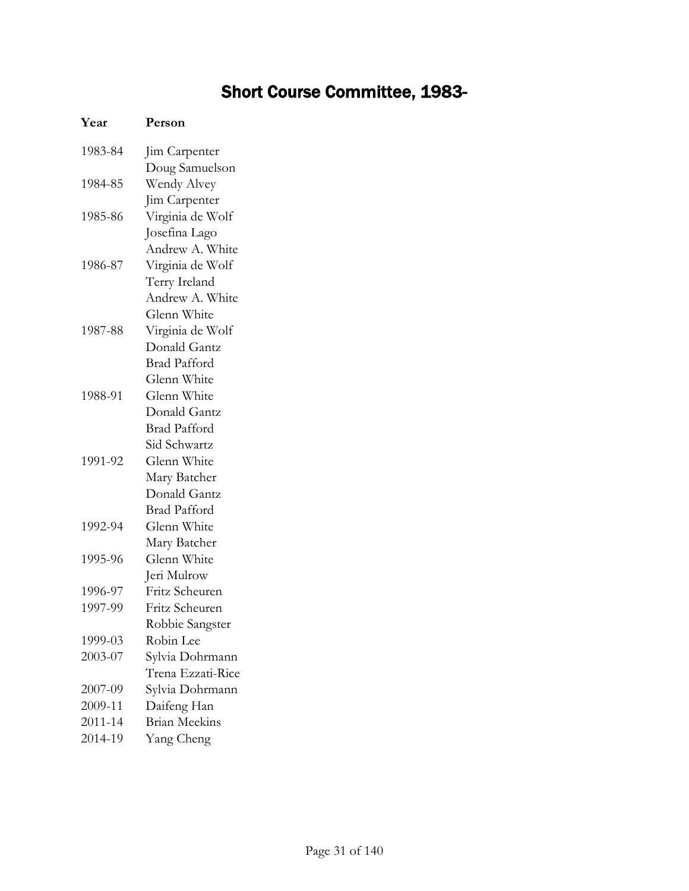# Short Course Committee, 1983-

| Year | Person |
|---|---|
| 1983-84 | Jim Carpenter |
| | Doug Samuelson |
| 1984-85 | Wendy Alvey |
| | Jim Carpenter |
| 1985-86 | Virginia de Wolf |
| | Josefina Lago |
| | Andrew A. White |
| 1986-87 | Virginia de Wolf |
| | Terry Ireland |
| | Andrew A. White |
| | Glenn White |
| 1987-88 | Virginia de Wolf |
| | Donald Gantz |
| | Brad Pafford |
| | Glenn White |
| 1988-91 | Glenn White |
| | Donald Gantz |
| | Brad Pafford |
| | Sid Schwartz |
| 1991-92 | Glenn White |
| | Mary Batcher |
| | Donald Gantz |
| | Brad Pafford |
| 1992-94 | Glenn White |
| | Mary Batcher |
| 1995-96 | Glenn White |
| | Jeri Mulrow |
| 1996-97 | Fritz Scheuren |
| 1997-99 | Fritz Scheuren |
| | Robbie Sangster |
| 1999-03 | Robin Lee |
| 2003-07 | Sylvia Dohrmann |
| | Trena Ezzati-Rice |
| 2007-09 | Sylvia Dohrmann |
| 2009-11 | Daifeng Han |
| 2011-14 | Brian Meekins |
| 2014-19 | Yang Cheng |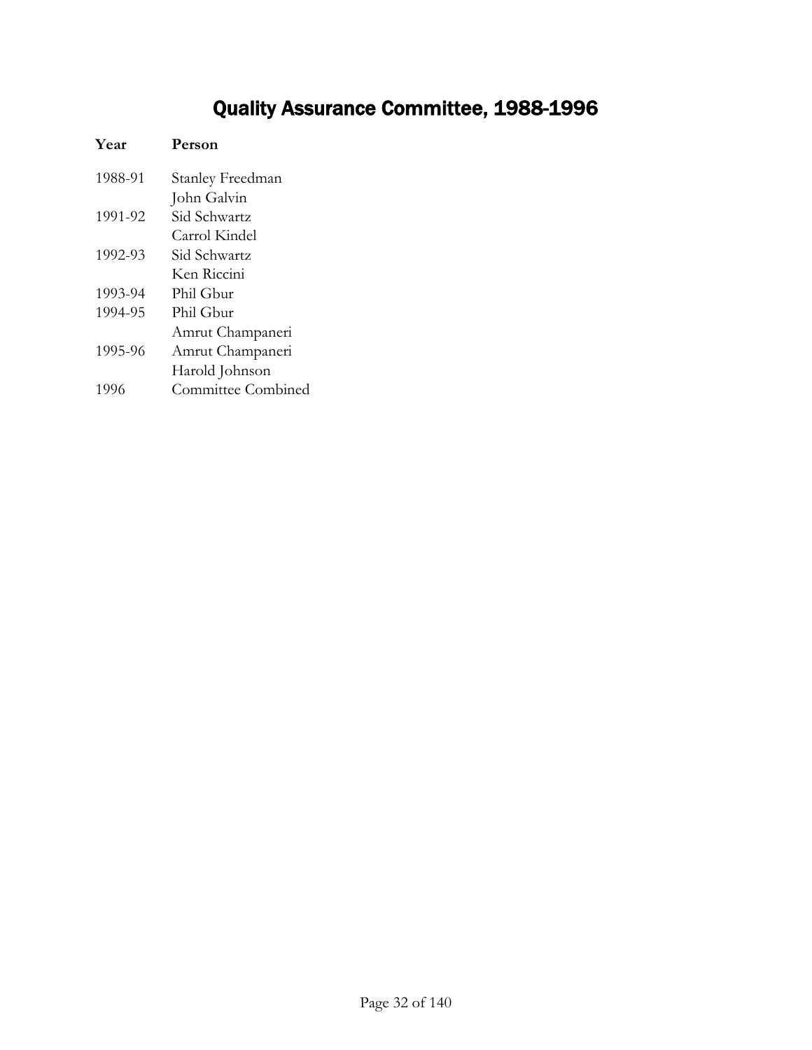# Quality Assurance Committee, 1988-1996

| Year | Person |
|---|---|
| 1988-91 | Stanley Freedman |
| | John Galvin |
| 1991-92 | Sid Schwartz |
| | Carrol Kindel |
| 1992-93 | Sid Schwartz |
| | Ken Riccini |
| 1993-94 | Phil Gbur |
| 1994-95 | Phil Gbur |
| | Amrut Champaneri |
| 1995-96 | Amrut Champaneri |
| | Harold Johnson |
| 1996 | Committee Combined |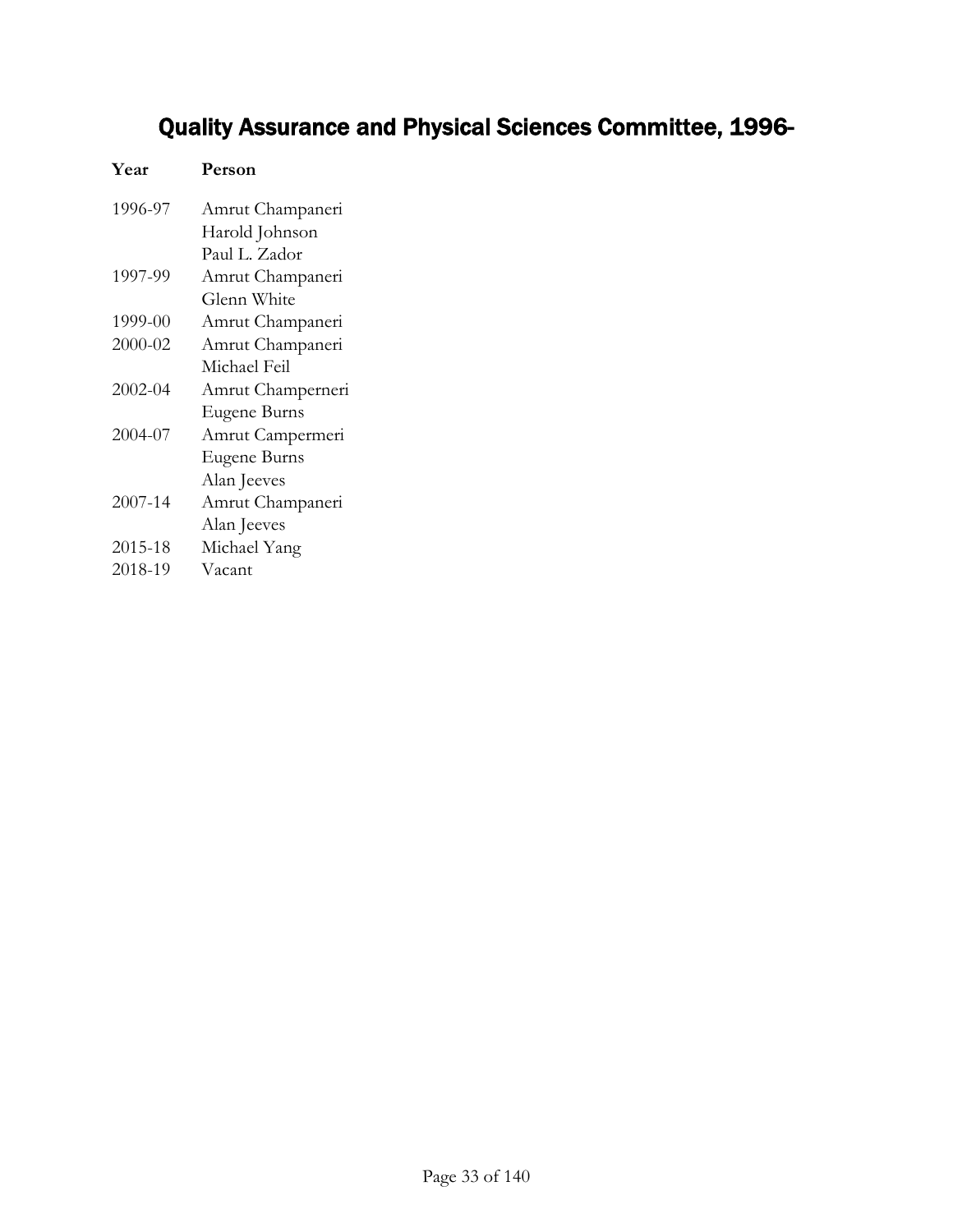# Quality Assurance and Physical Sciences Committee, 1996-

| Year | Person |
|---|---|
| 1996-97 | Amrut Champaneri |
| | Harold Johnson |
| | Paul L. Zador |
| 1997-99 | Amrut Champaneri |
| | Glenn White |
| 1999-00 | Amrut Champaneri |
| 2000-02 | Amrut Champaneri |
| | Michael Feil |
| 2002-04 | Amrut Champerneri |
| | Eugene Burns |
| 2004-07 | Amrut Campermeri |
| | Eugene Burns |
| | Alan Jeeves |
| 2007-14 | Amrut Champaneri |
| | Alan Jeeves |
| 2015-18 | Michael Yang |
| 2018-19 | Vacant |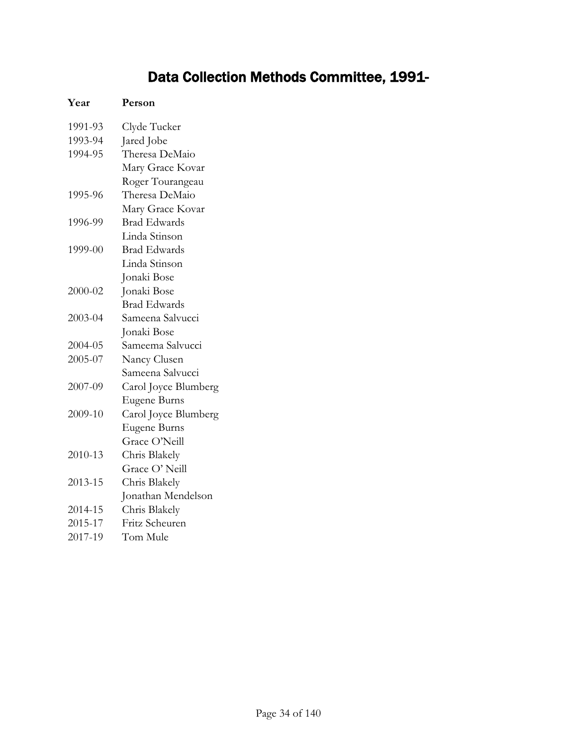# Data Collection Methods Committee, 1991-

| Year | Person |
|---|---|
| 1991-93 | Clyde Tucker |
| 1993-94 | Jared Jobe |
| 1994-95 | Theresa DeMaio |
| | Mary Grace Kovar |
| | Roger Tourangeau |
| 1995-96 | Theresa DeMaio |
| | Mary Grace Kovar |
| 1996-99 | Brad Edwards |
| | Linda Stinson |
| 1999-00 | Brad Edwards |
| | Linda Stinson |
| | Jonaki Bose |
| 2000-02 | Jonaki Bose |
| | Brad Edwards |
| 2003-04 | Sameena Salvucci |
| | Jonaki Bose |
| 2004-05 | Sameema Salvucci |
| 2005-07 | Nancy Clusen |
| | Sameena Salvucci |
| 2007-09 | Carol Joyce Blumberg |
| | Eugene Burns |
| 2009-10 | Carol Joyce Blumberg |
| | Eugene Burns |
| | Grace O'Neill |
| 2010-13 | Chris Blakely |
| | Grace O' Neill |
| 2013-15 | Chris Blakely |
| | Jonathan Mendelson |
| 2014-15 | Chris Blakely |
| 2015-17 | Fritz Scheuren |
| 2017-19 | Tom Mule |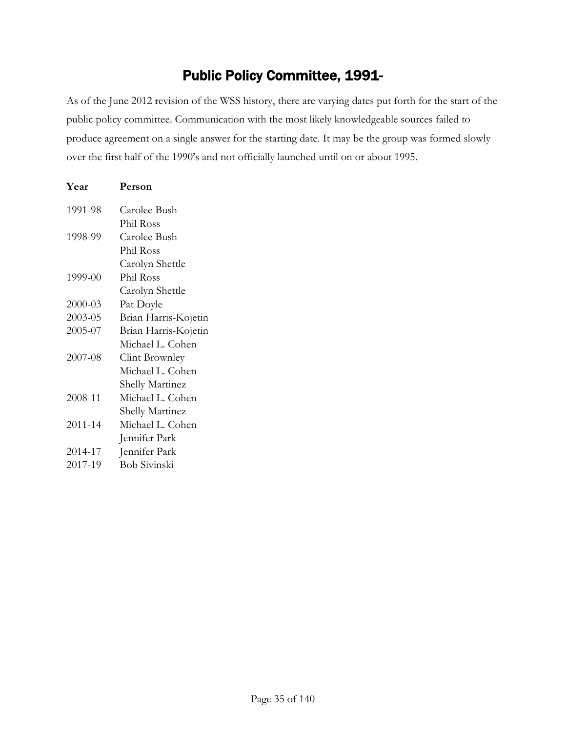# Public Policy Committee, 1991-

As of the June 2012 revision of the WSS history, there are varying dates put forth for the start of the public policy committee. Communication with the most likely knowledgeable sources failed to produce agreement on a single answer for the starting date. It may be the group was formed slowly over the first half of the 1990's and not officially launched until on or about 1995.

| Year | Person |
|---|---|
| 1991-98 | Carolee Bush |
| | Phil Ross |
| 1998-99 | Carolee Bush |
| | Phil Ross |
| | Carolyn Shettle |
| 1999-00 | Phil Ross |
| | Carolyn Shettle |
| 2000-03 | Pat Doyle |
| 2003-05 | Brian Harris-Kojetin |
| 2005-07 | Brian Harris-Kojetin |
| | Michael L. Cohen |
| 2007-08 | Clint Brownley |
| | Michael L. Cohen |
| | Shelly Martinez |
| 2008-11 | Michael L. Cohen |
| | Shelly Martinez |
| 2011-14 | Michael L. Cohen |
| | Jennifer Park |
| 2014-17 | Jennifer Park |
| 2017-19 | Bob Sivinski |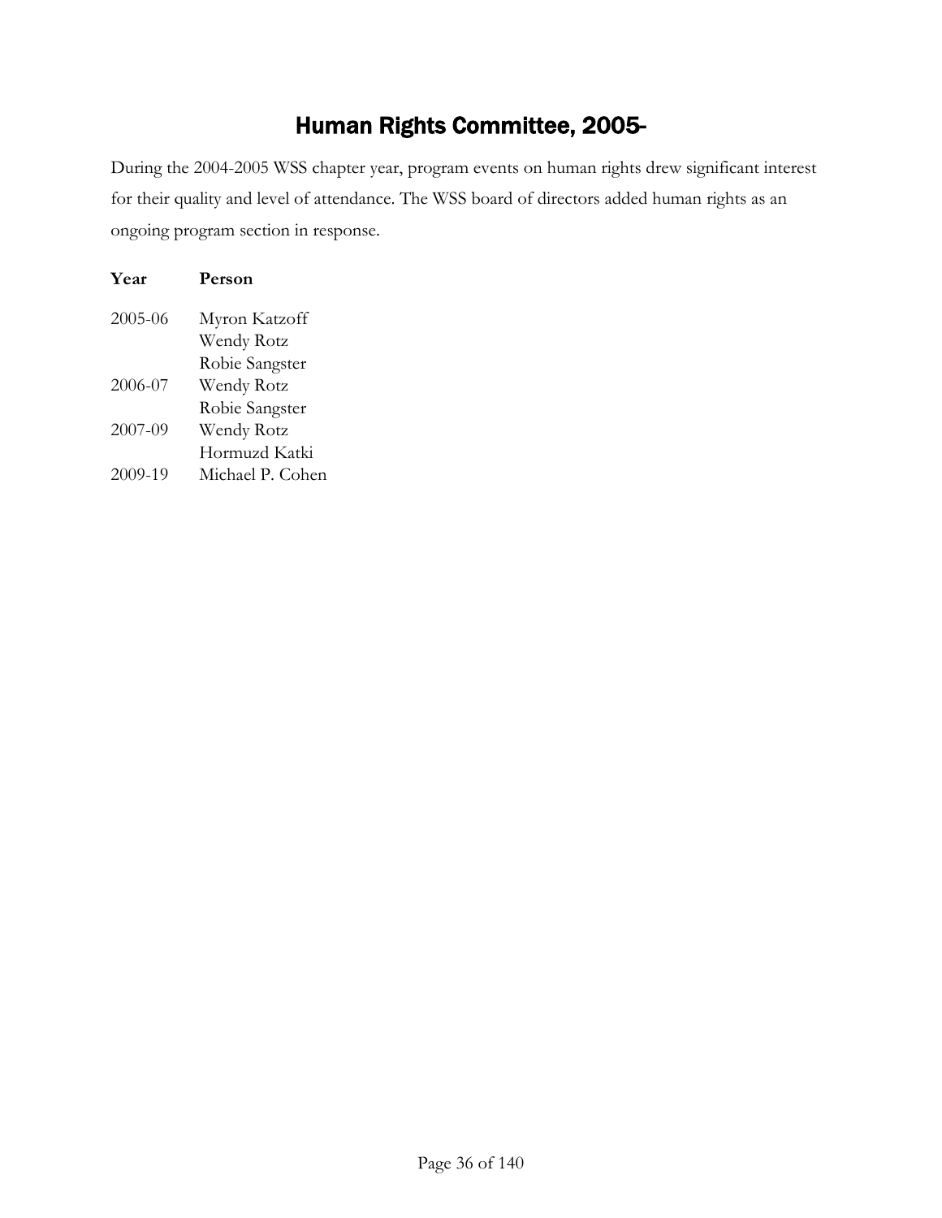# Human Rights Committee, 2005-

During the 2004-2005 WSS chapter year, program events on human rights drew significant interest for their quality and level of attendance. The WSS board of directors added human rights as an ongoing program section in response.

| Year | Person |
|---|---|
| 2005-06 | Myron Katzoff |
| | Wendy Rotz |
| | Robie Sangster |
| 2006-07 | Wendy Rotz |
| | Robie Sangster |
| 2007-09 | Wendy Rotz |
| | Hormuzd Katki |
| 2009-19 | Michael P. Cohen |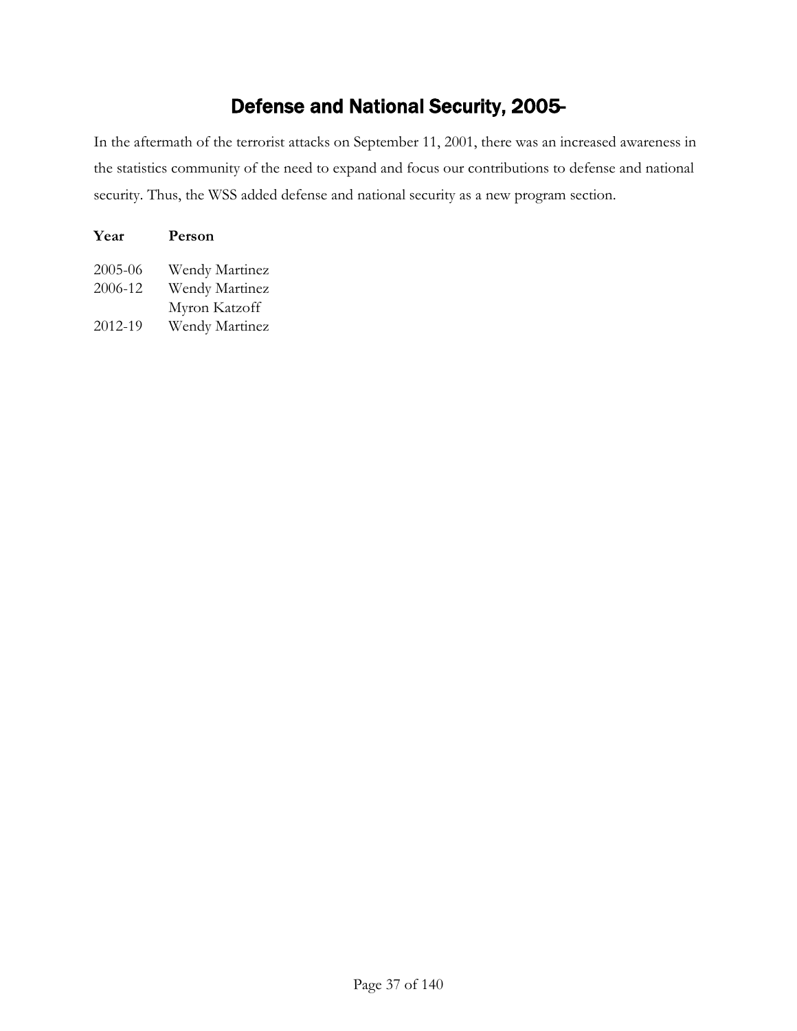# Defense and National Security, 2005-

In the aftermath of the terrorist attacks on September 11, 2001, there was an increased awareness in the statistics community of the need to expand and focus our contributions to defense and national security. Thus, the WSS added defense and national security as a new program section.

| Year | Person |
|---|---|
| 2005-06 | Wendy Martinez |
| 2006-12 | Wendy Martinez |
| | Myron Katzoff |
| 2012-19 | Wendy Martinez |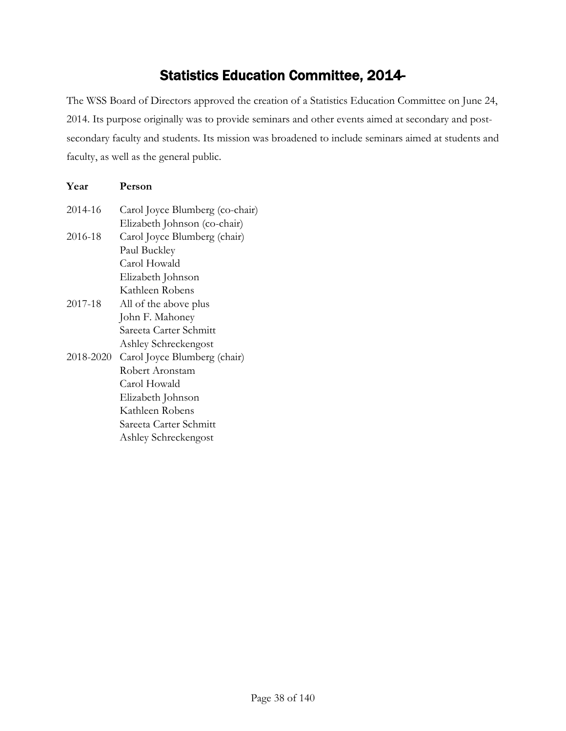# Statistics Education Committee, 2014-

The WSS Board of Directors approved the creation of a Statistics Education Committee on June 24, 2014. Its purpose originally was to provide seminars and other events aimed at secondary and post-secondary faculty and students. Its mission was broadened to include seminars aimed at students and faculty, as well as the general public.

| Year | Person |
|---|---|
| 2014-16 | Carol Joyce Blumberg (co-chair) |
| | Elizabeth Johnson (co-chair) |
| 2016-18 | Carol Joyce Blumberg (chair) |
| | Paul Buckley |
| | Carol Howald |
| | Elizabeth Johnson |
| | Kathleen Robens |
| 2017-18 | All of the above plus |
| | John F. Mahoney |
| | Sareeta Carter Schmitt |
| | Ashley Schreckengost |
| 2018-2020 | Carol Joyce Blumberg (chair) |
| | Robert Aronstam |
| | Carol Howald |
| | Elizabeth Johnson |
| | Kathleen Robens |
| | Sareeta Carter Schmitt |
| | Ashley Schreckengost |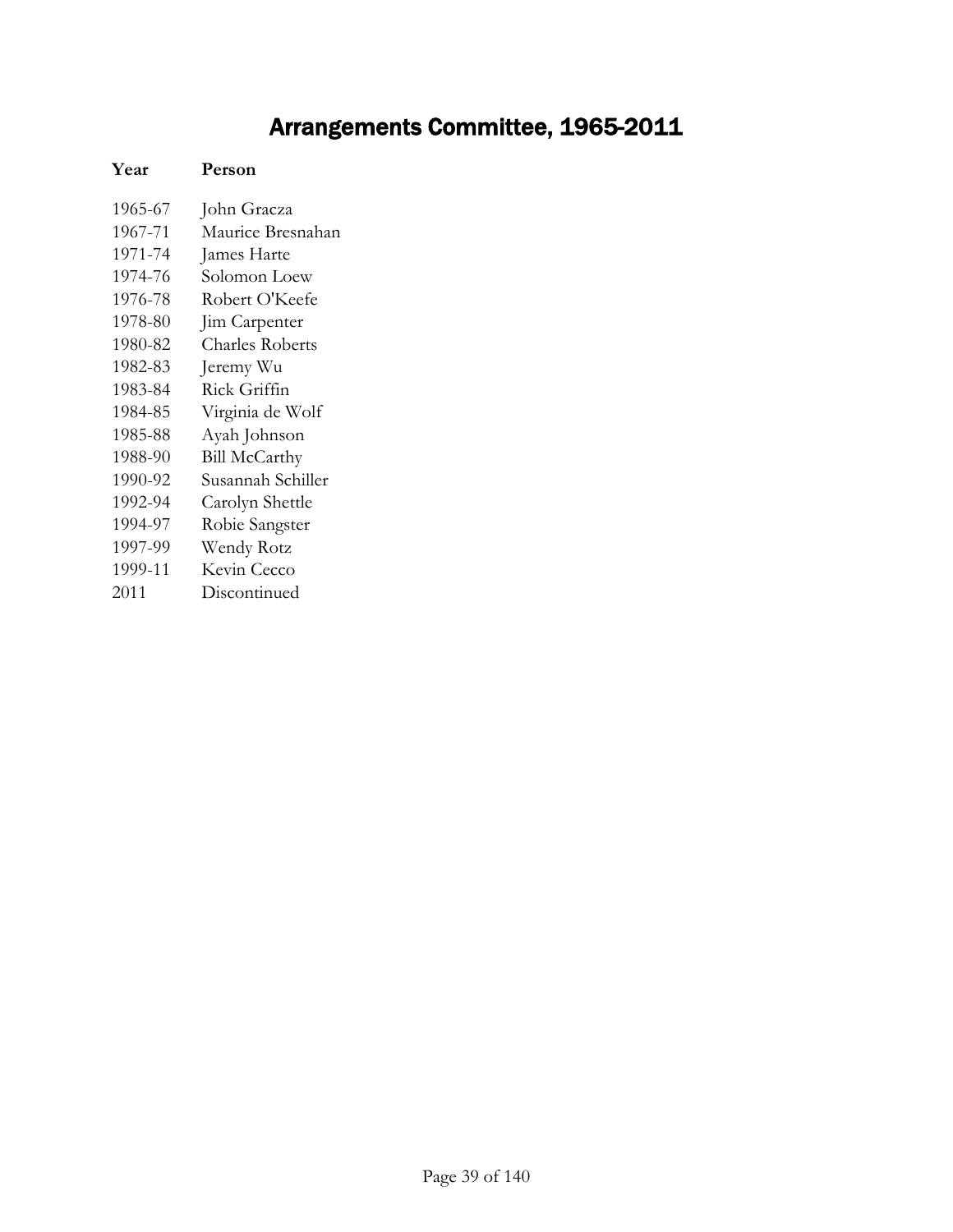# Arrangements Committee, 1965-2011

| Year | Person |
|---|---|
| 1965-67 | John Gracza |
| 1967-71 | Maurice Bresnahan |
| 1971-74 | James Harte |
| 1974-76 | Solomon Loew |
| 1976-78 | Robert O'Keefe |
| 1978-80 | Jim Carpenter |
| 1980-82 | Charles Roberts |
| 1982-83 | Jeremy Wu |
| 1983-84 | Rick Griffin |
| 1984-85 | Virginia de Wolf |
| 1985-88 | Ayah Johnson |
| 1988-90 | Bill McCarthy |
| 1990-92 | Susannah Schiller |
| 1992-94 | Carolyn Shettle |
| 1994-97 | Robie Sangster |
| 1997-99 | Wendy Rotz |
| 1999-11 | Kevin Cecco |
| 2011 | Discontinued |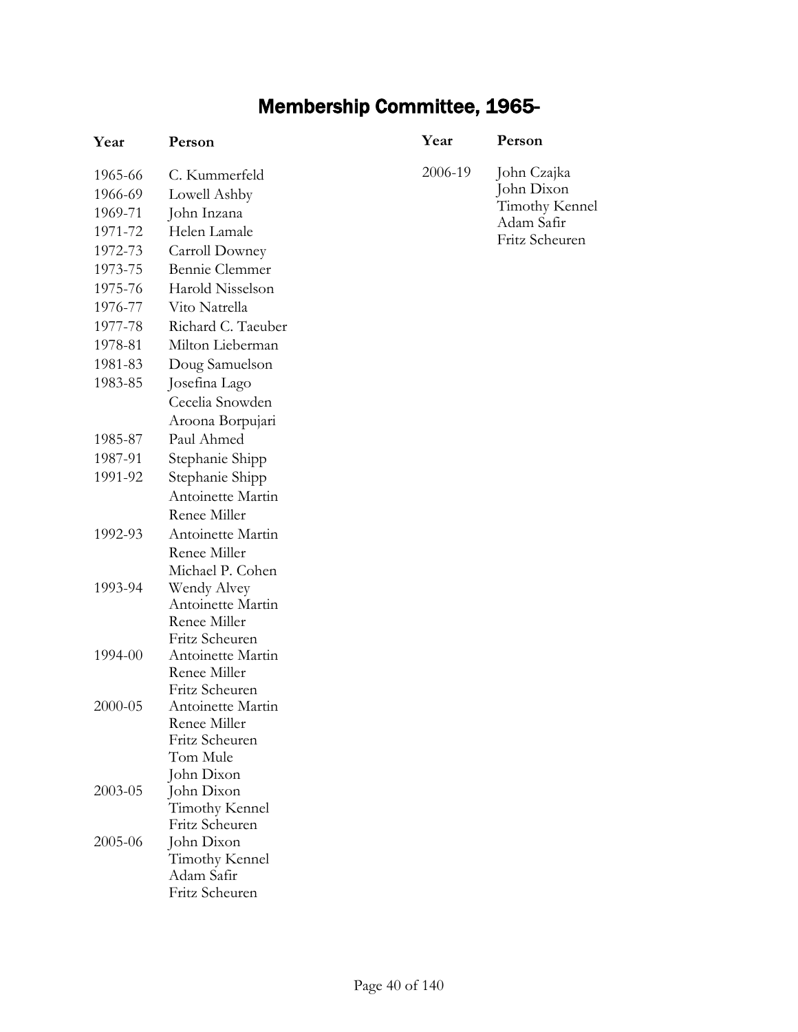# Membership Committee, 1965-

| Year | Person |
|---|---|
| 1965-66 | C. Kummerfeld |
| 1966-69 | Lowell Ashby |
| 1969-71 | John Inzana |
| 1971-72 | Helen Lamale |
| 1972-73 | Carroll Downey |
| 1973-75 | Bennie Clemmer |
| 1975-76 | Harold Nisselson |
| 1976-77 | Vito Natrella |
| 1977-78 | Richard C. Taeuber |
| 1978-81 | Milton Lieberman |
| 1981-83 | Doug Samuelson |
| 1983-85 | Josefina Lago<br>Cecelia Snowden<br>Aroona Borpujari |
| 1985-87 | Paul Ahmed |
| 1987-91 | Stephanie Shipp |
| 1991-92 | Stephanie Shipp<br>Antoinette Martin<br>Renee Miller |
| 1992-93 | Antoinette Martin<br>Renee Miller<br>Michael P. Cohen |
| 1993-94 | Wendy Alvey<br>Antoinette Martin<br>Renee Miller<br>Fritz Scheuren |
| 1994-00 | Antoinette Martin<br>Renee Miller<br>Fritz Scheuren |
| 2000-05 | Antoinette Martin<br>Renee Miller<br>Fritz Scheuren<br>Tom Mule<br>John Dixon |
| 2003-05 | John Dixon<br>Timothy Kennel<br>Fritz Scheuren |
| 2005-06 | John Dixon<br>Timothy Kennel<br>Adam Safir<br>Fritz Scheuren |
| 2006-19 | John Czajka<br>John Dixon<br>Timothy Kennel<br>Adam Safir<br>Fritz Scheuren |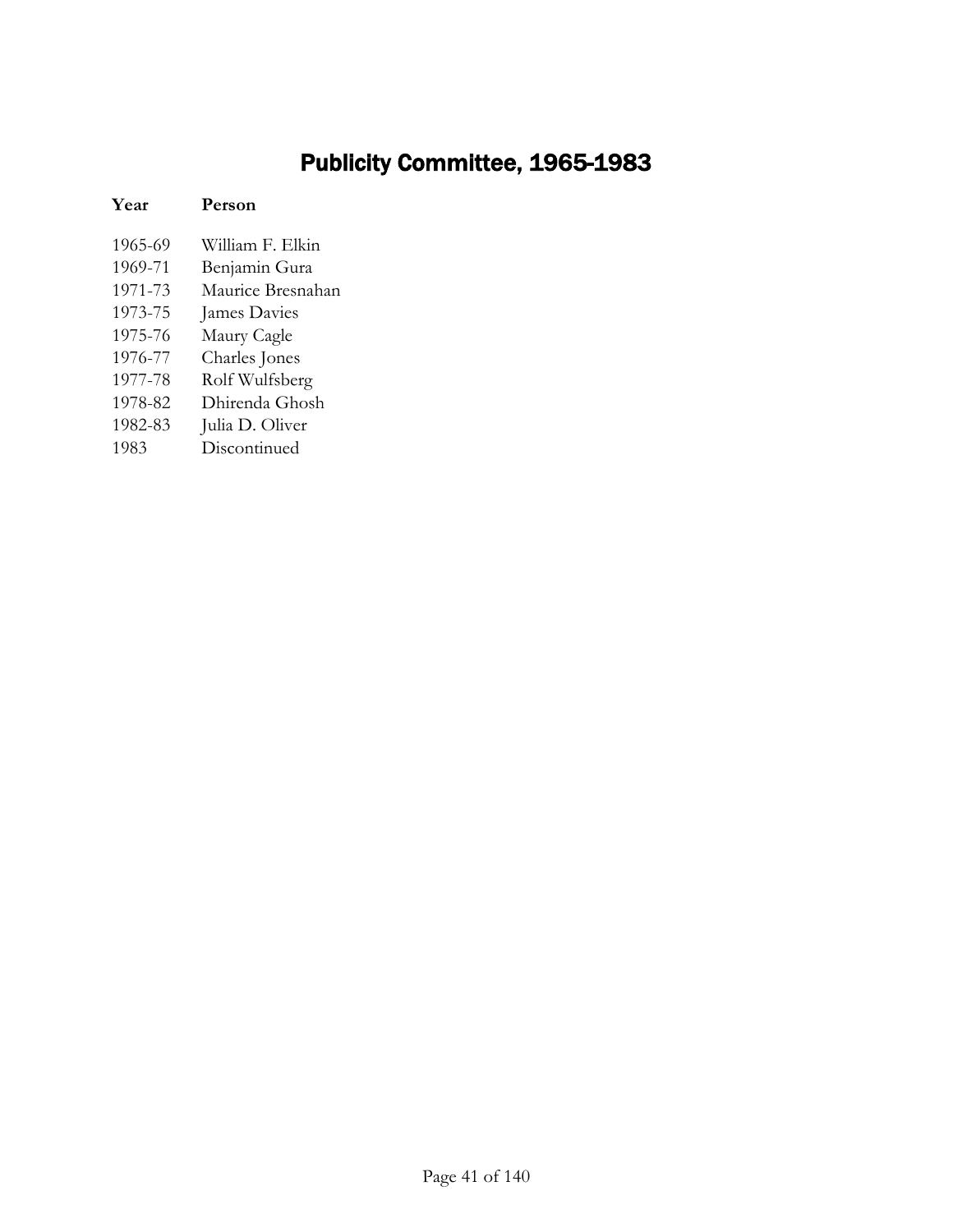# Publicity Committee, 1965-1983

| Year | Person |
| --- | --- |
| 1965-69 | William F. Elkin |
| 1969-71 | Benjamin Gura |
| 1971-73 | Maurice Bresnahan |
| 1973-75 | James Davies |
| 1975-76 | Maury Cagle |
| 1976-77 | Charles Jones |
| 1977-78 | Rolf Wulfsberg |
| 1978-82 | Dhirenda Ghosh |
| 1982-83 | Julia D. Oliver |
| 1983 | Discontinued |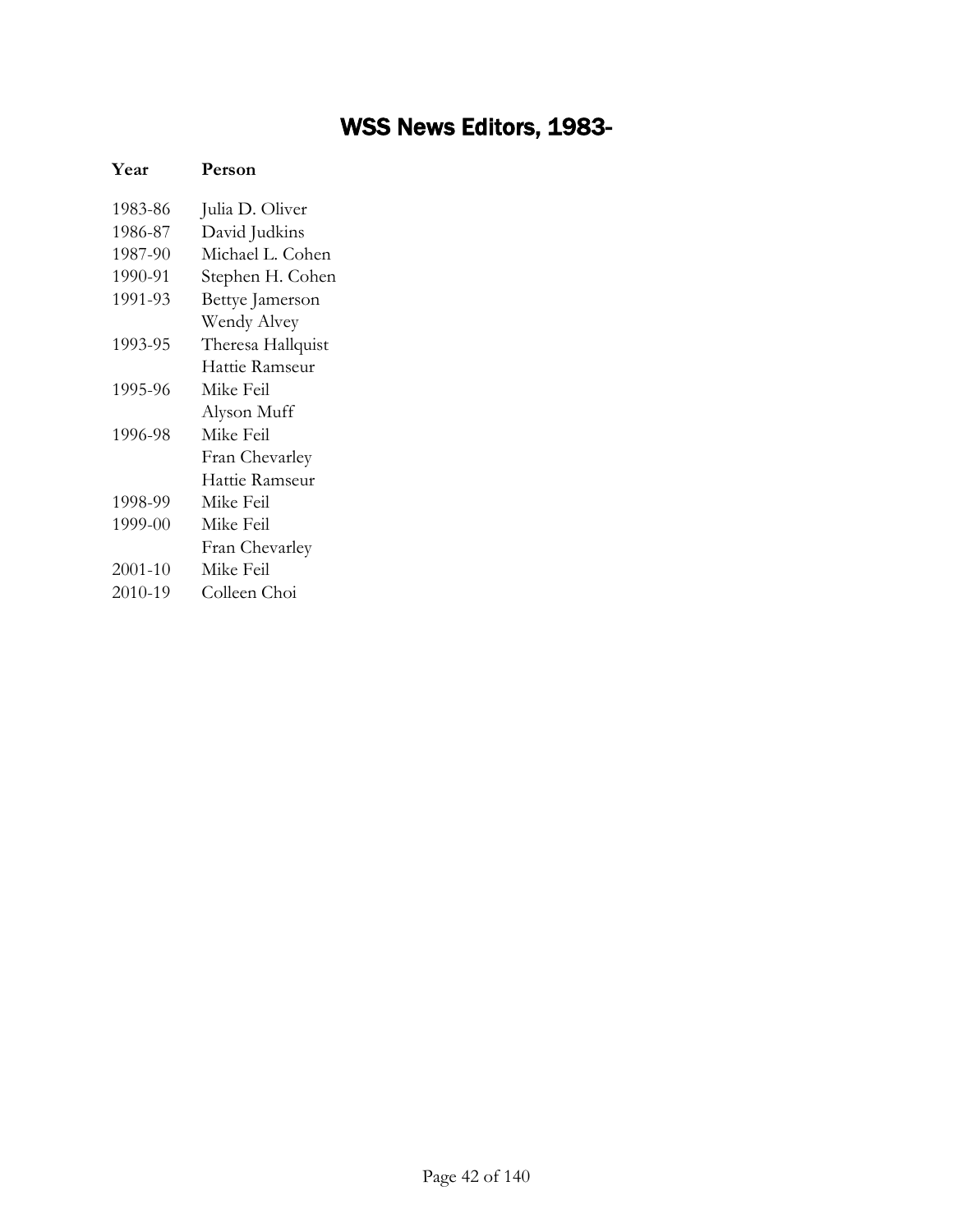# WSS News Editors, 1983-

| Year | Person |
|---|---|
| 1983-86 | Julia D. Oliver |
| 1986-87 | David Judkins |
| 1987-90 | Michael L. Cohen |
| 1990-91 | Stephen H. Cohen |
| 1991-93 | Bettye Jamerson |
| | Wendy Alvey |
| 1993-95 | Theresa Hallquist |
| | Hattie Ramseur |
| 1995-96 | Mike Feil |
| | Alyson Muff |
| 1996-98 | Mike Feil |
| | Fran Chevarley |
| | Hattie Ramseur |
| 1998-99 | Mike Feil |
| 1999-00 | Mike Feil |
| | Fran Chevarley |
| 2001-10 | Mike Feil |
| 2010-19 | Colleen Choi |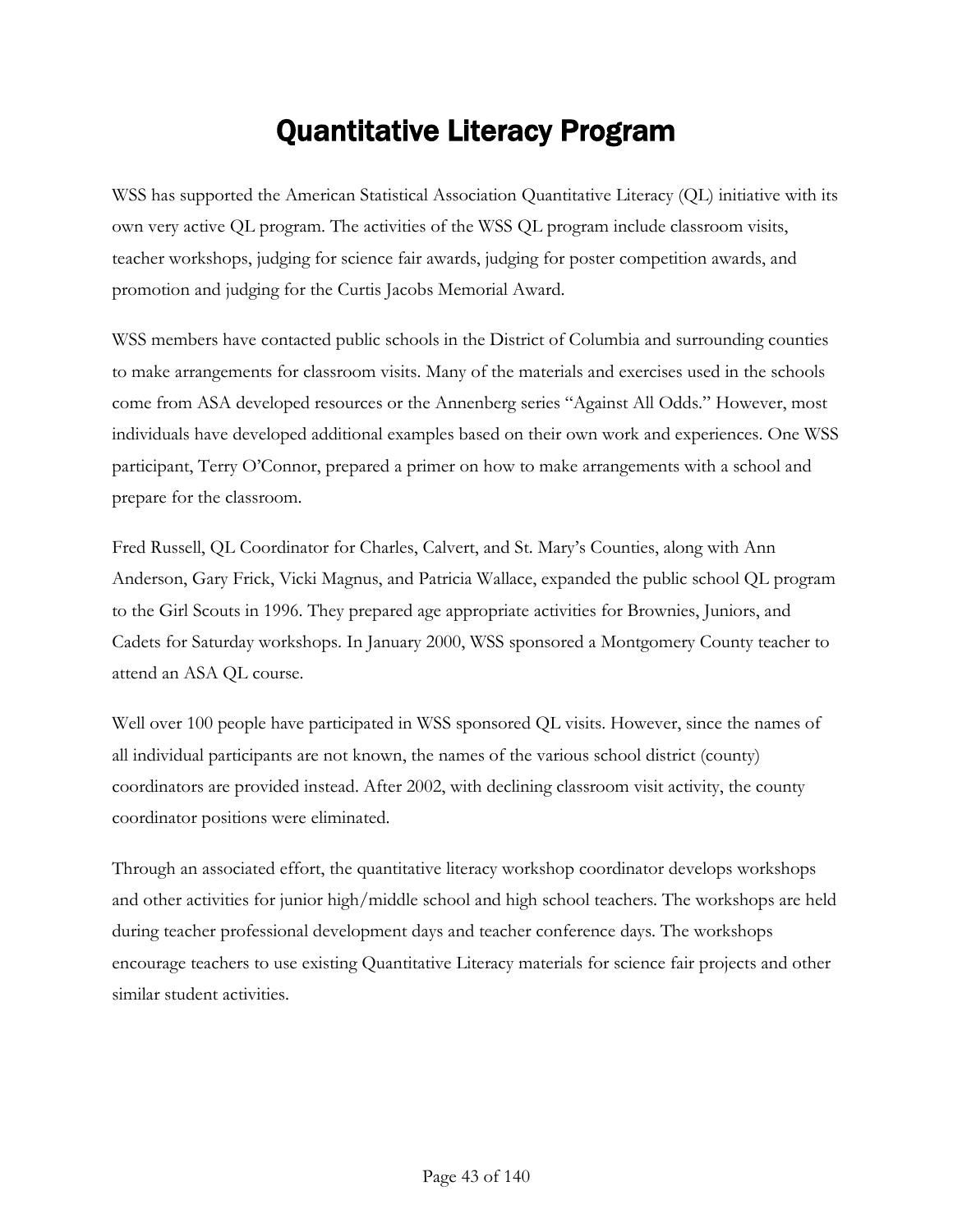# Quantitative Literacy Program

WSS has supported the American Statistical Association Quantitative Literacy (QL) initiative with its own very active QL program. The activities of the WSS QL program include classroom visits, teacher workshops, judging for science fair awards, judging for poster competition awards, and promotion and judging for the Curtis Jacobs Memorial Award.

WSS members have contacted public schools in the District of Columbia and surrounding counties to make arrangements for classroom visits. Many of the materials and exercises used in the schools come from ASA developed resources or the Annenberg series "Against All Odds." However, most individuals have developed additional examples based on their own work and experiences. One WSS participant, Terry O'Connor, prepared a primer on how to make arrangements with a school and prepare for the classroom.

Fred Russell, QL Coordinator for Charles, Calvert, and St. Mary's Counties, along with Ann Anderson, Gary Frick, Vicki Magnus, and Patricia Wallace, expanded the public school QL program to the Girl Scouts in 1996. They prepared age appropriate activities for Brownies, Juniors, and Cadets for Saturday workshops. In January 2000, WSS sponsored a Montgomery County teacher to attend an ASA QL course.

Well over 100 people have participated in WSS sponsored QL visits. However, since the names of all individual participants are not known, the names of the various school district (county) coordinators are provided instead. After 2002, with declining classroom visit activity, the county coordinator positions were eliminated.

Through an associated effort, the quantitative literacy workshop coordinator develops workshops and other activities for junior high/middle school and high school teachers. The workshops are held during teacher professional development days and teacher conference days. The workshops encourage teachers to use existing Quantitative Literacy materials for science fair projects and other similar student activities.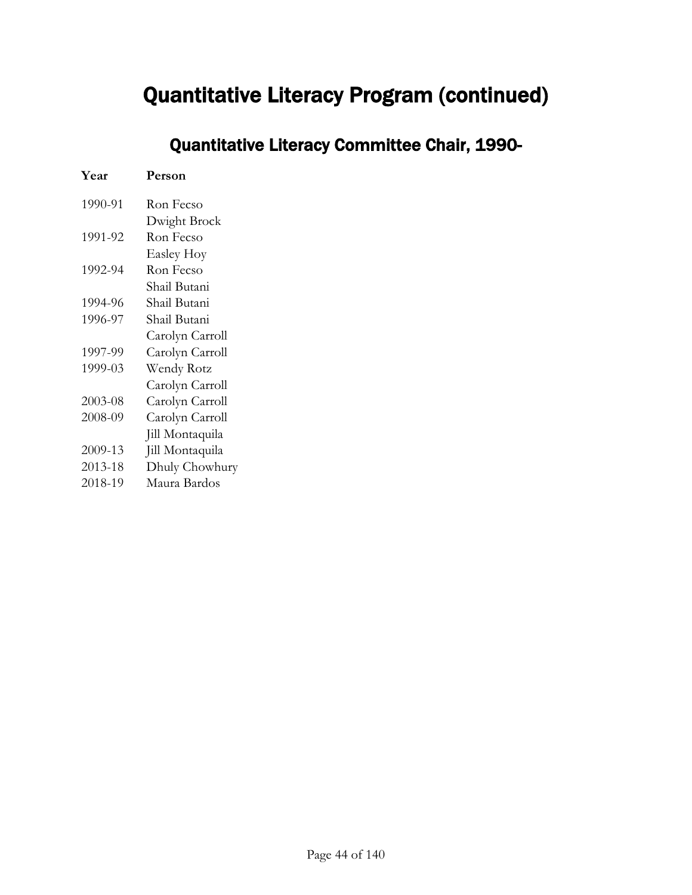# Quantitative Literacy Program (continued)

## Quantitative Literacy Committee Chair, 1990-

| Year | Person |
|---|---|
| 1990-91 | Ron Fecso |
| | Dwight Brock |
| 1991-92 | Ron Fecso |
| | Easley Hoy |
| 1992-94 | Ron Fecso |
| | Shail Butani |
| 1994-96 | Shail Butani |
| 1996-97 | Shail Butani |
| | Carolyn Carroll |
| 1997-99 | Carolyn Carroll |
| 1999-03 | Wendy Rotz |
| | Carolyn Carroll |
| 2003-08 | Carolyn Carroll |
| 2008-09 | Carolyn Carroll |
| | Jill Montaquila |
| 2009-13 | Jill Montaquila |
| 2013-18 | Dhuly Chowhury |
| 2018-19 | Maura Bardos |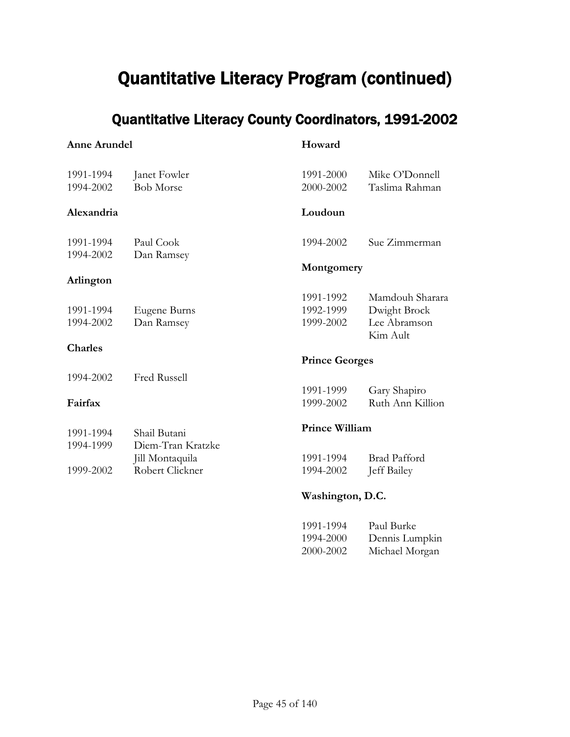# Quantitative Literacy Program (continued)

## Quantitative Literacy County Coordinators, 1991-2002

**Anne Arundel**

| | |
|---|---|
| 1991-1994 | Janet Fowler |
| 1994-2002 | Bob Morse |

**Alexandria**

| | |
|---|---|
| 1991-1994 | Paul Cook |
| 1994-2002 | Dan Ramsey |

**Arlington**

| | |
|---|---|
| 1991-1994 | Eugene Burns |
| 1994-2002 | Dan Ramsey |

**Charles**

| | |
|---|---|
| 1994-2002 | Fred Russell |

**Fairfax**

| | |
|---|---|
| 1991-1994 | Shail Butani |
| 1994-1999 | Diem-Tran Kratzke |
| | Jill Montaquila |
| 1999-2002 | Robert Clickner |

**Howard**

| | |
|---|---|
| 1991-2000 | Mike O'Donnell |
| 2000-2002 | Taslima Rahman |

**Loudoun**

| | |
|---|---|
| 1994-2002 | Sue Zimmerman |

**Montgomery**

| | |
|---|---|
| 1991-1992 | Mamdouh Sharara |
| 1992-1999 | Dwight Brock |
| 1999-2002 | Lee Abramson |
| | Kim Ault |

**Prince Georges**

| | |
|---|---|
| 1991-1999 | Gary Shapiro |
| 1999-2002 | Ruth Ann Killion |

**Prince William**

| | |
|---|---|
| 1991-1994 | Brad Pafford |
| 1994-2002 | Jeff Bailey |

**Washington, D.C.**

| | |
|---|---|
| 1991-1994 | Paul Burke |
| 1994-2000 | Dennis Lumpkin |
| 2000-2002 | Michael Morgan |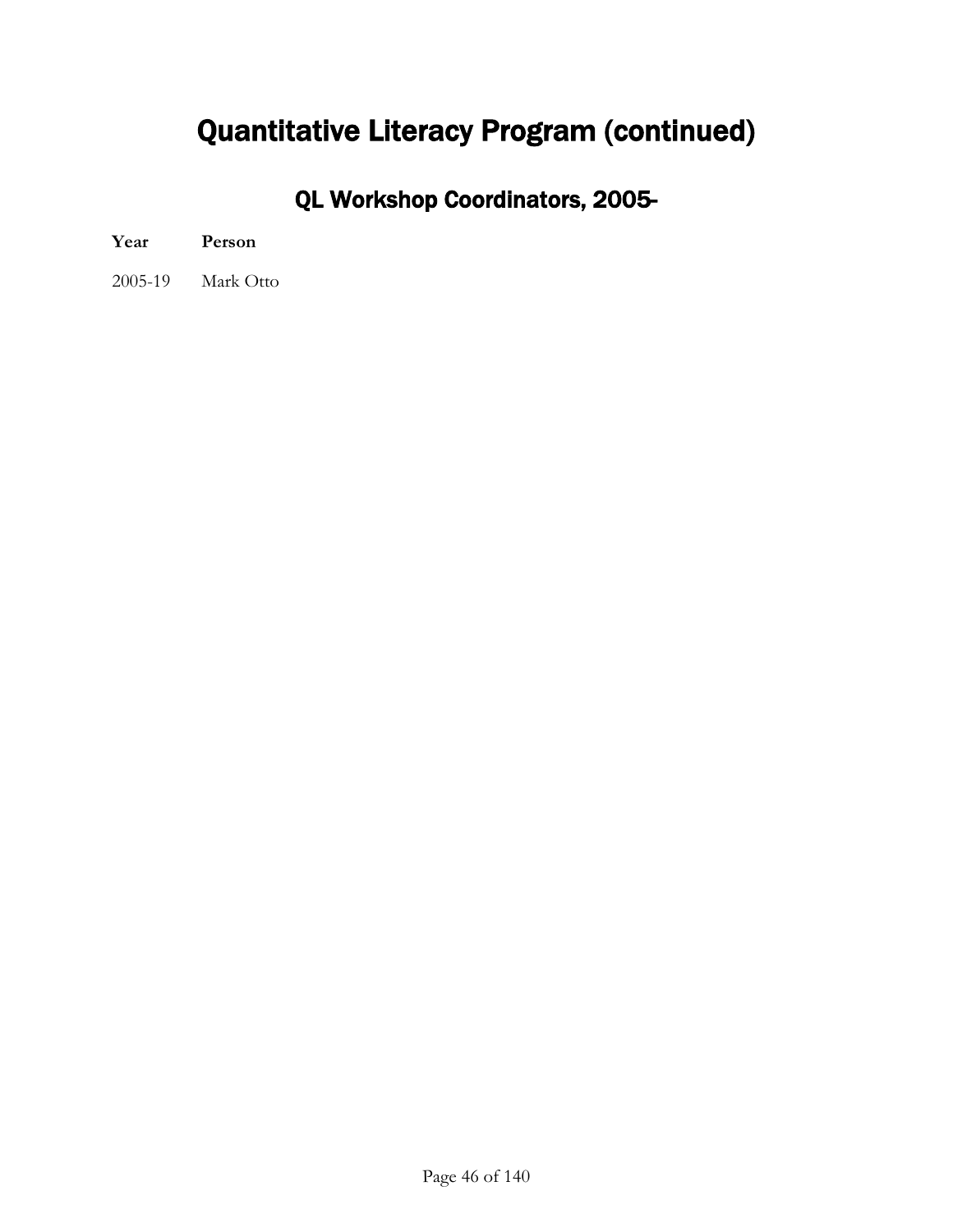# Quantitative Literacy Program (continued)

## QL Workshop Coordinators, 2005-

| Year | Person |
|---|---|
| 2005-19 | Mark Otto |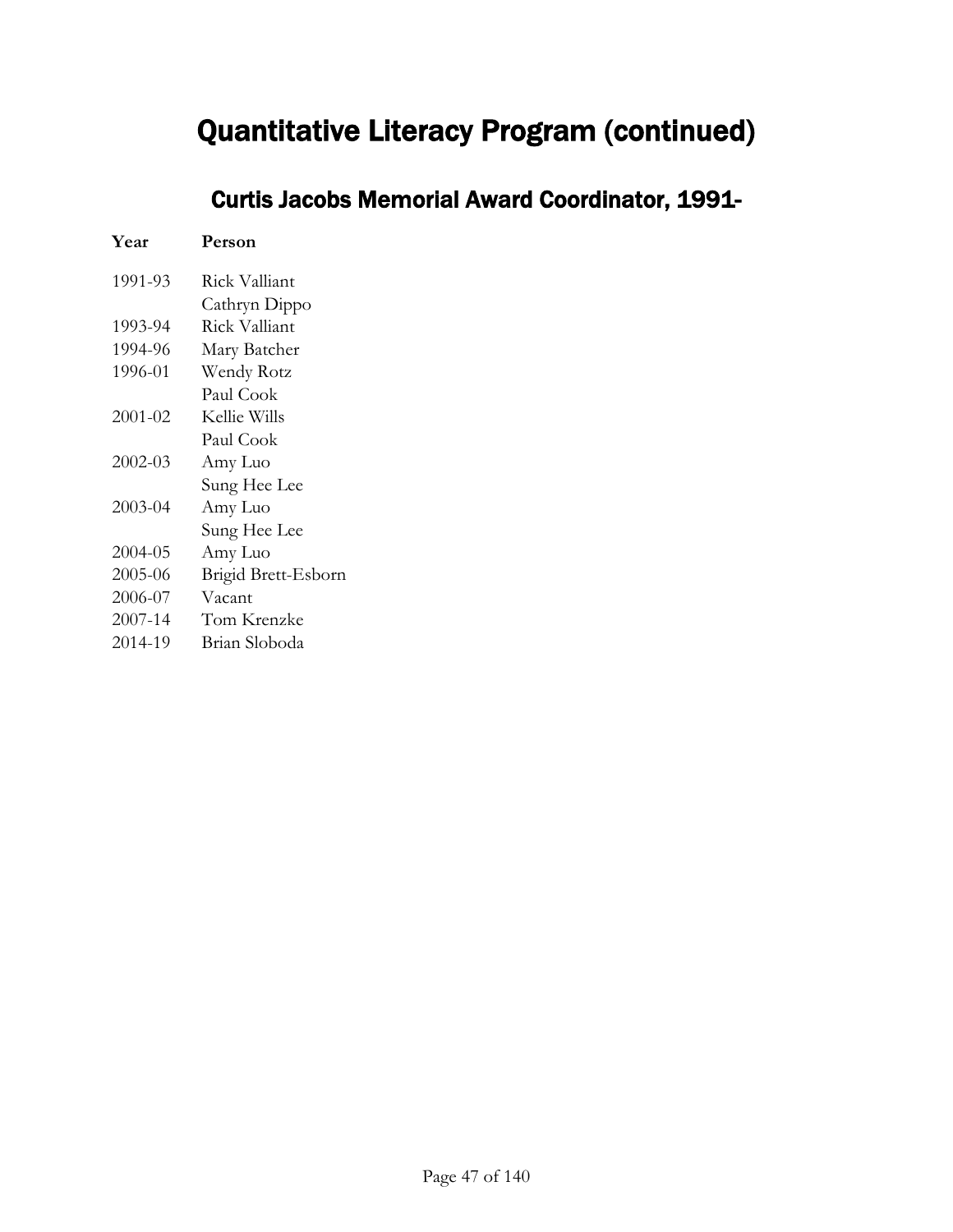# Quantitative Literacy Program (continued)

## Curtis Jacobs Memorial Award Coordinator, 1991-

| Year | Person |
|---|---|
| 1991-93 | Rick Valliant |
| | Cathryn Dippo |
| 1993-94 | Rick Valliant |
| 1994-96 | Mary Batcher |
| 1996-01 | Wendy Rotz |
| | Paul Cook |
| 2001-02 | Kellie Wills |
| | Paul Cook |
| 2002-03 | Amy Luo |
| | Sung Hee Lee |
| 2003-04 | Amy Luo |
| | Sung Hee Lee |
| 2004-05 | Amy Luo |
| 2005-06 | Brigid Brett-Esborn |
| 2006-07 | Vacant |
| 2007-14 | Tom Krenzke |
| 2014-19 | Brian Sloboda |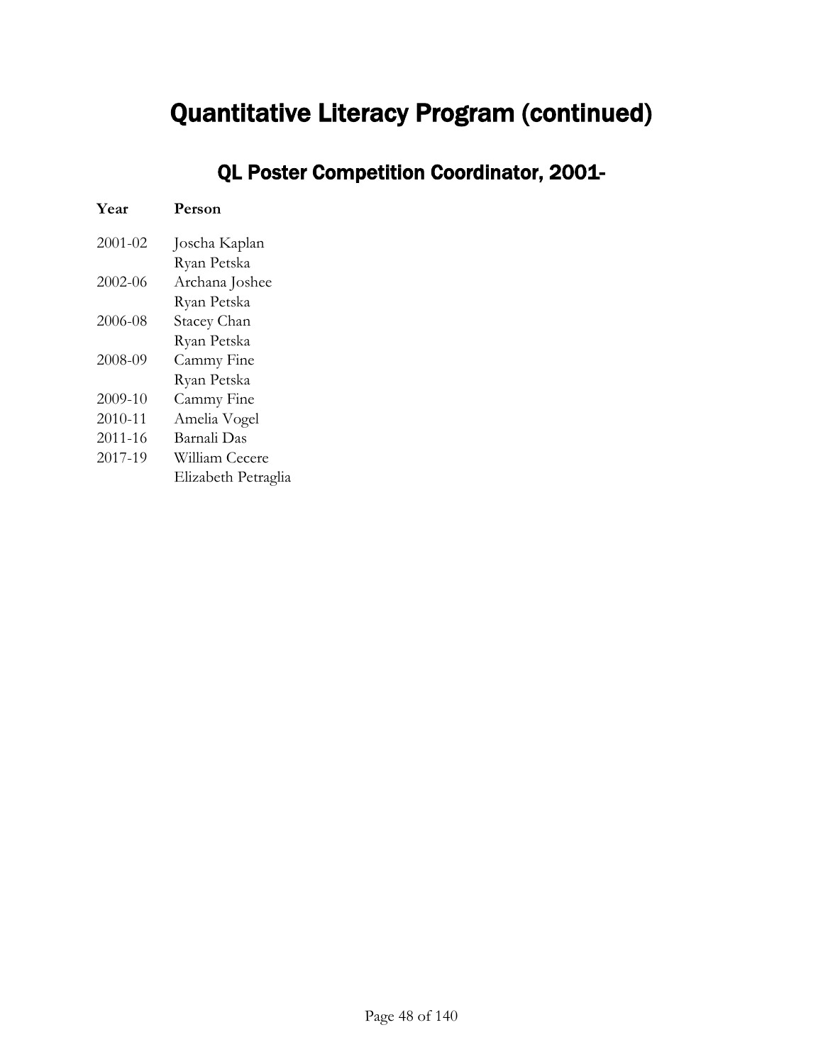# Quantitative Literacy Program (continued)

## QL Poster Competition Coordinator, 2001-

| Year | Person |
|---|---|
| 2001-02 | Joscha Kaplan |
| | Ryan Petska |
| 2002-06 | Archana Joshee |
| | Ryan Petska |
| 2006-08 | Stacey Chan |
| | Ryan Petska |
| 2008-09 | Cammy Fine |
| | Ryan Petska |
| 2009-10 | Cammy Fine |
| 2010-11 | Amelia Vogel |
| 2011-16 | Barnali Das |
| 2017-19 | William Cecere |
| | Elizabeth Petraglia |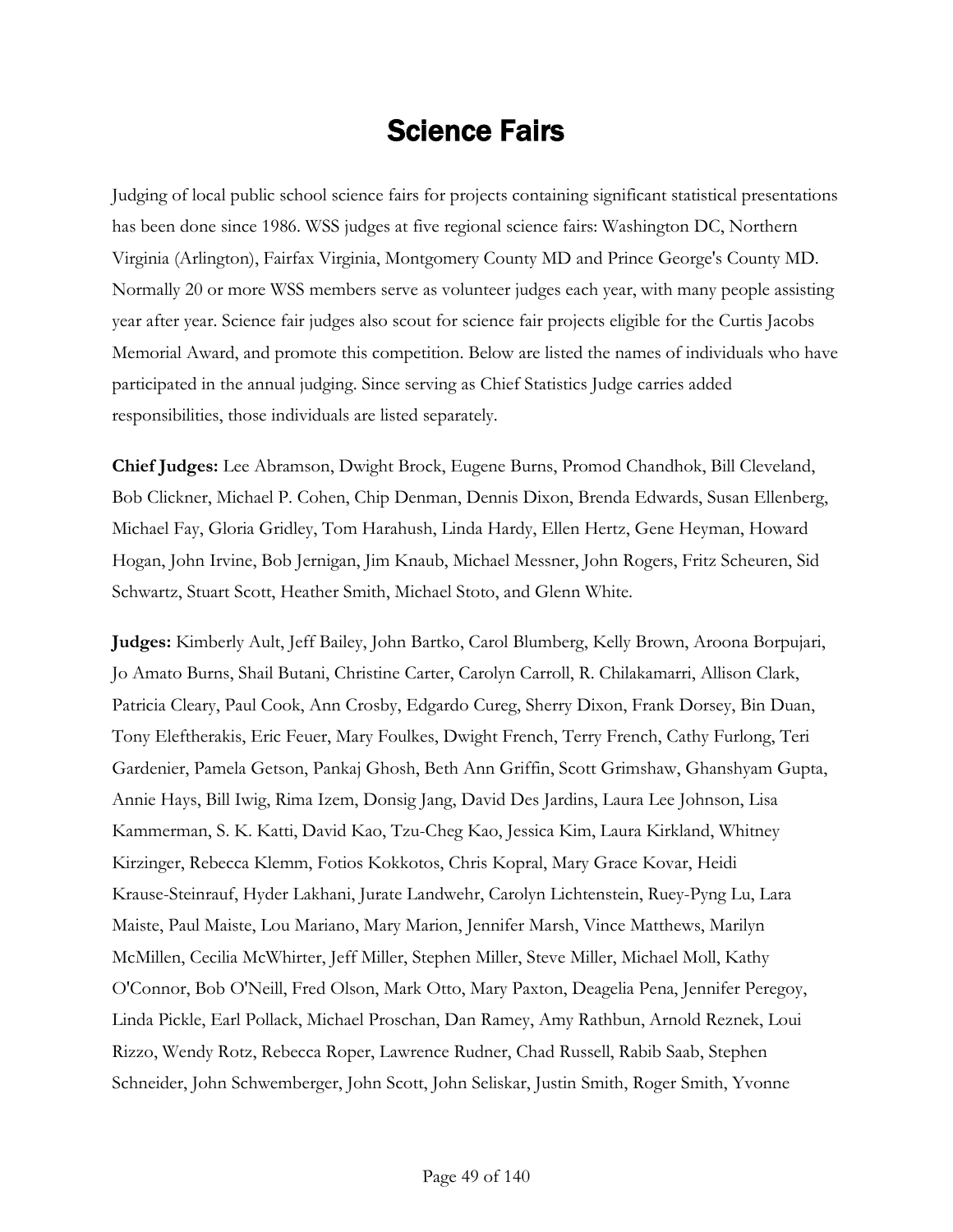# Science Fairs

Judging of local public school science fairs for projects containing significant statistical presentations has been done since 1986. WSS judges at five regional science fairs: Washington DC, Northern Virginia (Arlington), Fairfax Virginia, Montgomery County MD and Prince George's County MD. Normally 20 or more WSS members serve as volunteer judges each year, with many people assisting year after year. Science fair judges also scout for science fair projects eligible for the Curtis Jacobs Memorial Award, and promote this competition. Below are listed the names of individuals who have participated in the annual judging. Since serving as Chief Statistics Judge carries added responsibilities, those individuals are listed separately.

**Chief Judges:** Lee Abramson, Dwight Brock, Eugene Burns, Promod Chandhok, Bill Cleveland, Bob Clickner, Michael P. Cohen, Chip Denman, Dennis Dixon, Brenda Edwards, Susan Ellenberg, Michael Fay, Gloria Gridley, Tom Harahush, Linda Hardy, Ellen Hertz, Gene Heyman, Howard Hogan, John Irvine, Bob Jernigan, Jim Knaub, Michael Messner, John Rogers, Fritz Scheuren, Sid Schwartz, Stuart Scott, Heather Smith, Michael Stoto, and Glenn White.

**Judges:** Kimberly Ault, Jeff Bailey, John Bartko, Carol Blumberg, Kelly Brown, Aroona Borpujari, Jo Amato Burns, Shail Butani, Christine Carter, Carolyn Carroll, R. Chilakamarri, Allison Clark, Patricia Cleary, Paul Cook, Ann Crosby, Edgardo Cureg, Sherry Dixon, Frank Dorsey, Bin Duan, Tony Eleftherakis, Eric Feuer, Mary Foulkes, Dwight French, Terry French, Cathy Furlong, Teri Gardenier, Pamela Getson, Pankaj Ghosh, Beth Ann Griffin, Scott Grimshaw, Ghanshyam Gupta, Annie Hays, Bill Iwig, Rima Izem, Donsig Jang, David Des Jardins, Laura Lee Johnson, Lisa Kammerman, S. K. Katti, David Kao, Tzu-Cheg Kao, Jessica Kim, Laura Kirkland, Whitney Kirzinger, Rebecca Klemm, Fotios Kokkotos, Chris Kopral, Mary Grace Kovar, Heidi Krause-Steinrauf, Hyder Lakhani, Jurate Landwehr, Carolyn Lichtenstein, Ruey-Pyng Lu, Lara Maiste, Paul Maiste, Lou Mariano, Mary Marion, Jennifer Marsh, Vince Matthews, Marilyn McMillen, Cecilia McWhirter, Jeff Miller, Stephen Miller, Steve Miller, Michael Moll, Kathy O'Connor, Bob O'Neill, Fred Olson, Mark Otto, Mary Paxton, Deagelia Pena, Jennifer Peregoy, Linda Pickle, Earl Pollack, Michael Proschan, Dan Ramey, Amy Rathbun, Arnold Reznek, Loui Rizzo, Wendy Rotz, Rebecca Roper, Lawrence Rudner, Chad Russell, Rabib Saab, Stephen Schneider, John Schwemberger, John Scott, John Seliskar, Justin Smith, Roger Smith, Yvonne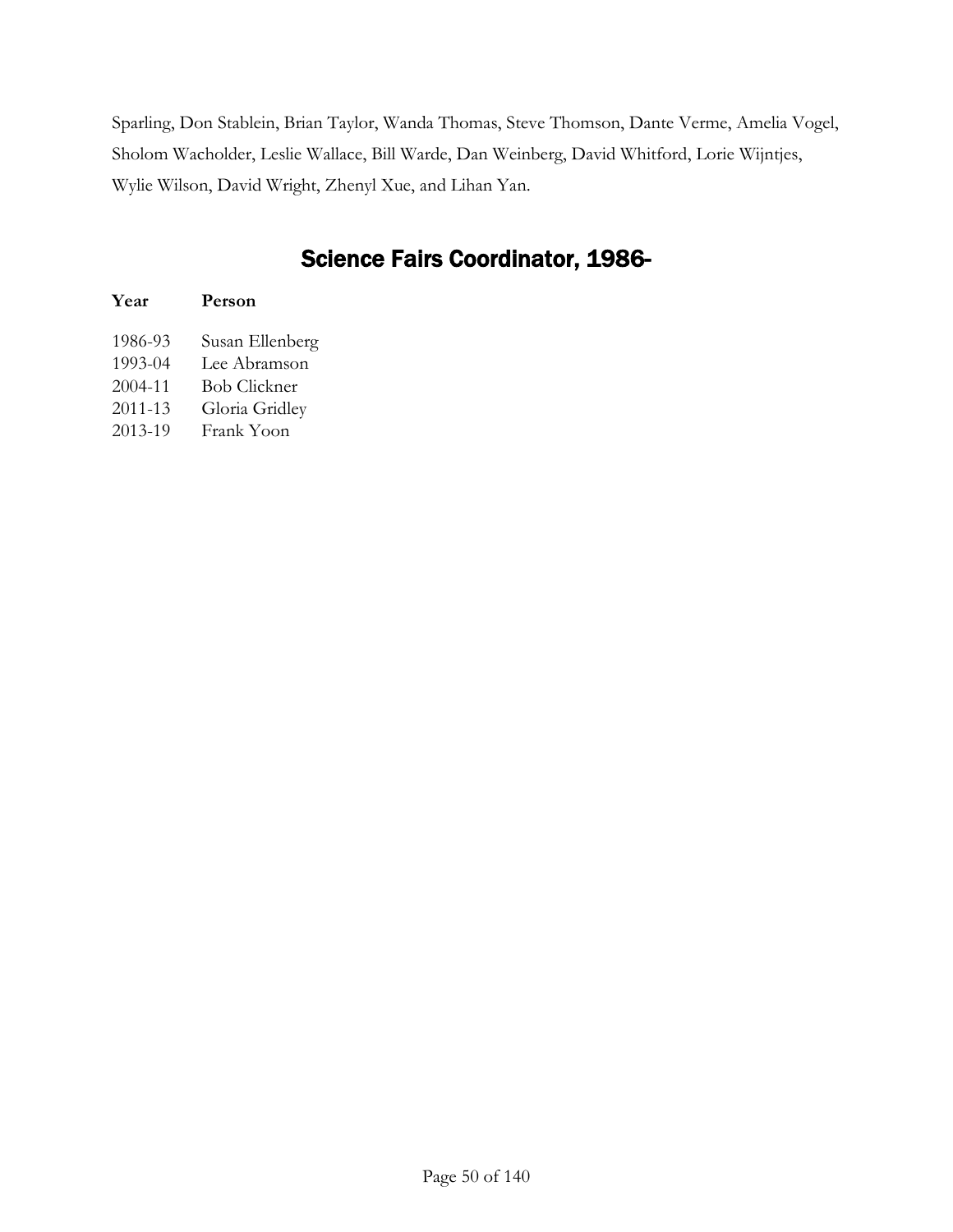Sparling, Don Stablein, Brian Taylor, Wanda Thomas, Steve Thomson, Dante Verme, Amelia Vogel, Sholom Wacholder, Leslie Wallace, Bill Warde, Dan Weinberg, David Whitford, Lorie Wijntjes, Wylie Wilson, David Wright, Zhenyl Xue, and Lihan Yan.

## Science Fairs Coordinator, 1986-

| Year | Person |
|---|---|
| 1986-93 | Susan Ellenberg |
| 1993-04 | Lee Abramson |
| 2004-11 | Bob Clickner |
| 2011-13 | Gloria Gridley |
| 2013-19 | Frank Yoon |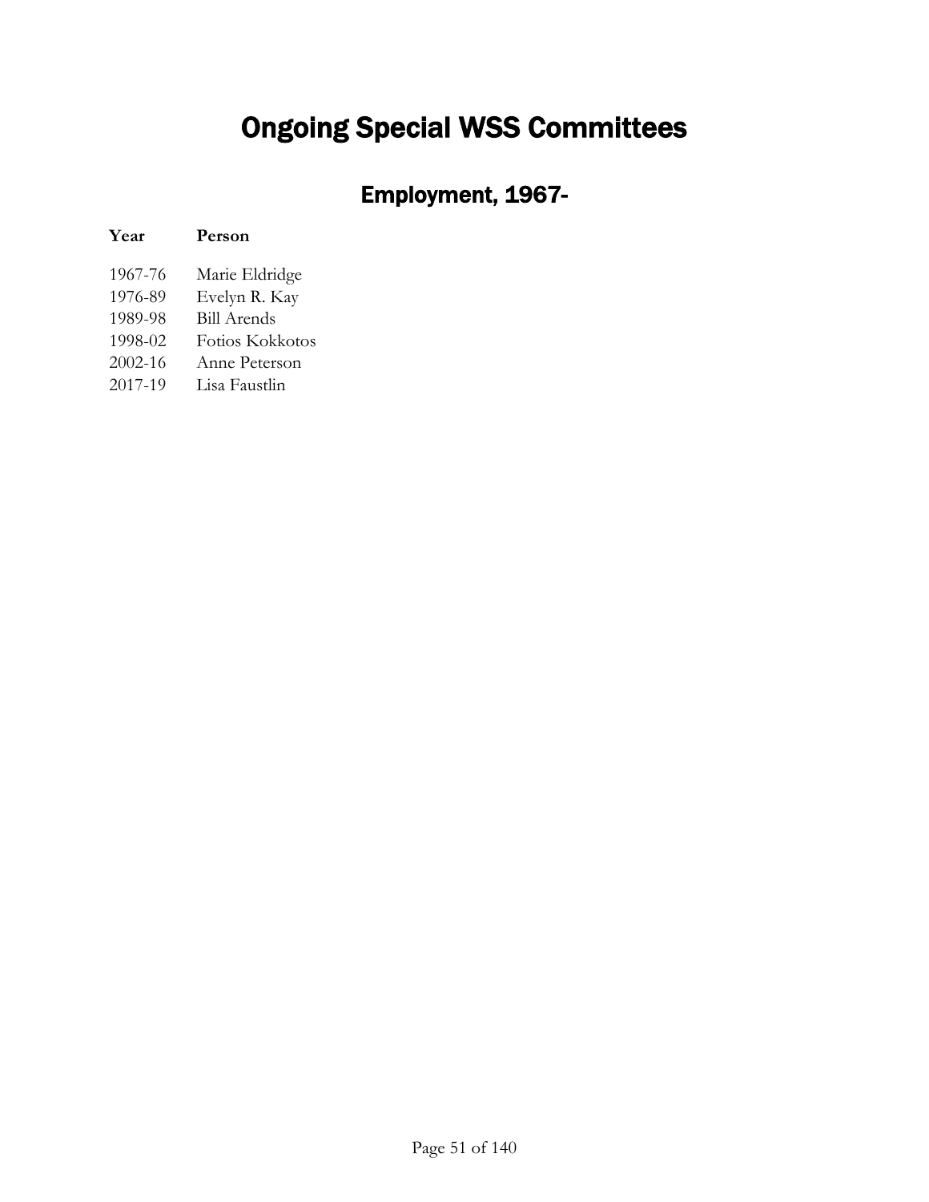# Ongoing Special WSS Committees

## Employment, 1967-

| Year | Person |
| --- | --- |
| 1967-76 | Marie Eldridge |
| 1976-89 | Evelyn R. Kay |
| 1989-98 | Bill Arends |
| 1998-02 | Fotios Kokkotos |
| 2002-16 | Anne Peterson |
| 2017-19 | Lisa Faustlin |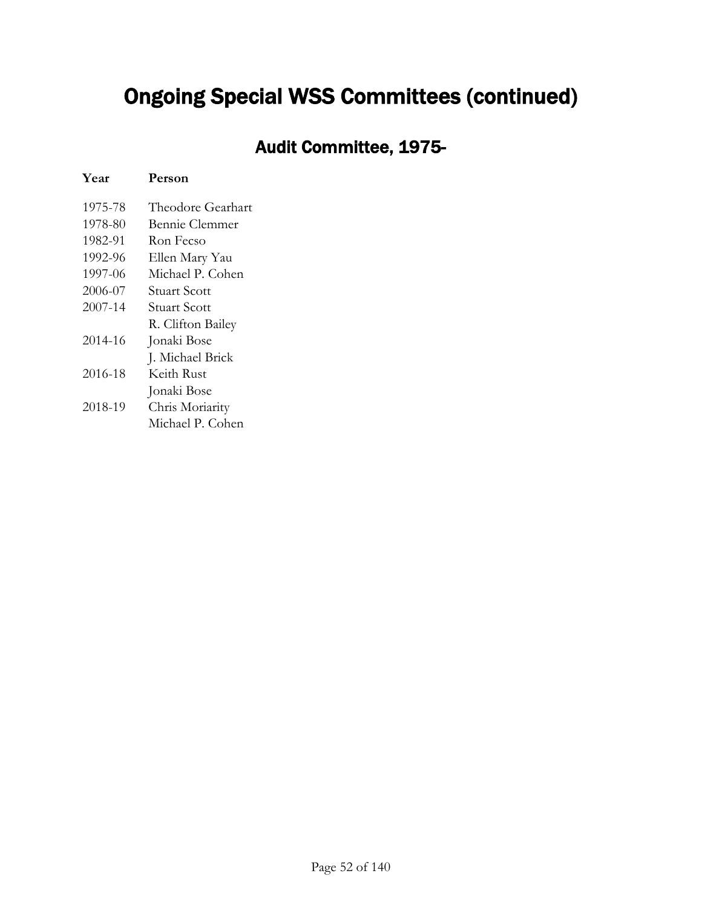# Ongoing Special WSS Committees (continued)

## Audit Committee, 1975-

| Year | Person |
| --- | --- |
| 1975-78 | Theodore Gearhart |
| 1978-80 | Bennie Clemmer |
| 1982-91 | Ron Fecso |
| 1992-96 | Ellen Mary Yau |
| 1997-06 | Michael P. Cohen |
| 2006-07 | Stuart Scott |
| 2007-14 | Stuart Scott |
| | R. Clifton Bailey |
| 2014-16 | Jonaki Bose |
| | J. Michael Brick |
| 2016-18 | Keith Rust |
| | Jonaki Bose |
| 2018-19 | Chris Moriarity |
| | Michael P. Cohen |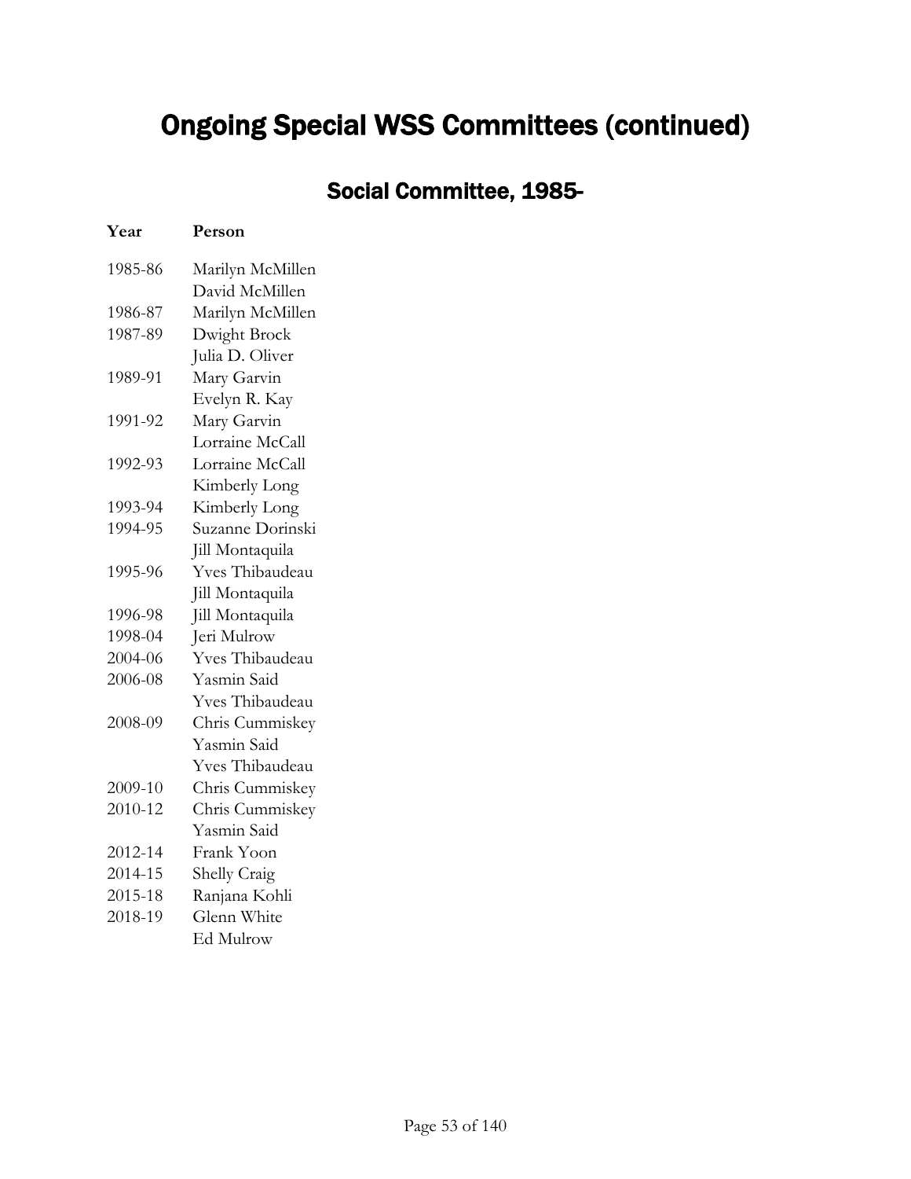# Ongoing Special WSS Committees (continued)

## Social Committee, 1985-

| Year | Person |
|---|---|
| 1985-86 | Marilyn McMillen |
| | David McMillen |
| 1986-87 | Marilyn McMillen |
| 1987-89 | Dwight Brock |
| | Julia D. Oliver |
| 1989-91 | Mary Garvin |
| | Evelyn R. Kay |
| 1991-92 | Mary Garvin |
| | Lorraine McCall |
| 1992-93 | Lorraine McCall |
| | Kimberly Long |
| 1993-94 | Kimberly Long |
| 1994-95 | Suzanne Dorinski |
| | Jill Montaquila |
| 1995-96 | Yves Thibaudeau |
| | Jill Montaquila |
| 1996-98 | Jill Montaquila |
| 1998-04 | Jeri Mulrow |
| 2004-06 | Yves Thibaudeau |
| 2006-08 | Yasmin Said |
| | Yves Thibaudeau |
| 2008-09 | Chris Cummiskey |
| | Yasmin Said |
| | Yves Thibaudeau |
| 2009-10 | Chris Cummiskey |
| 2010-12 | Chris Cummiskey |
| | Yasmin Said |
| 2012-14 | Frank Yoon |
| 2014-15 | Shelly Craig |
| 2015-18 | Ranjana Kohli |
| 2018-19 | Glenn White |
| | Ed Mulrow |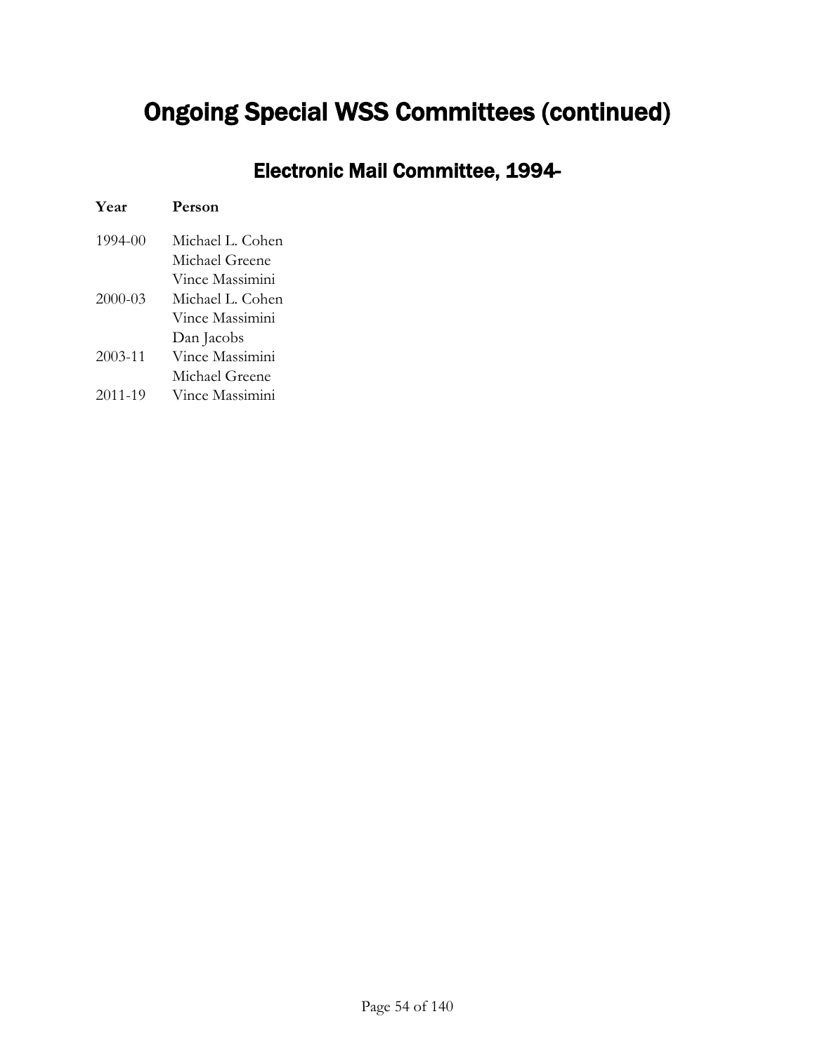# Ongoing Special WSS Committees (continued)

## Electronic Mail Committee, 1994-

| Year | Person |
| --- | --- |
| 1994-00 | Michael L. Cohen |
| | Michael Greene |
| | Vince Massimini |
| 2000-03 | Michael L. Cohen |
| | Vince Massimini |
| | Dan Jacobs |
| 2003-11 | Vince Massimini |
| | Michael Greene |
| 2011-19 | Vince Massimini |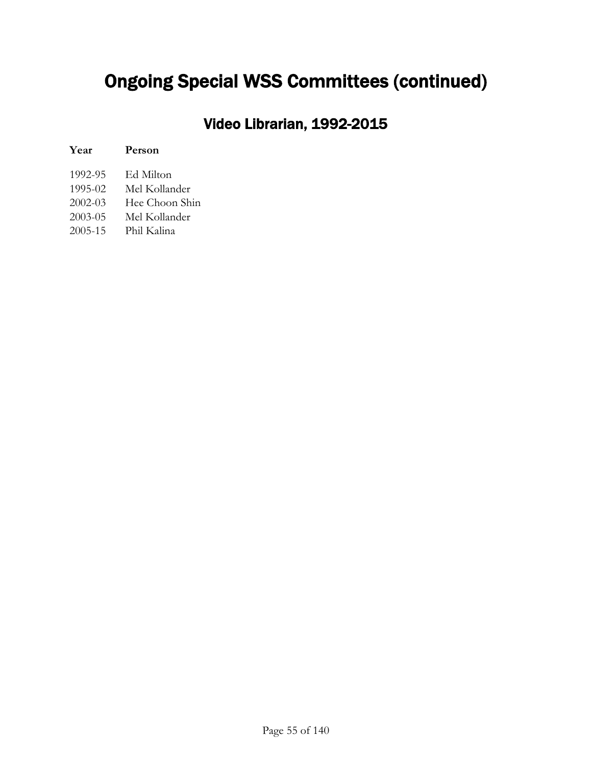# Ongoing Special WSS Committees (continued)

## Video Librarian, 1992-2015

| Year | Person |
| --- | --- |
| 1992-95 | Ed Milton |
| 1995-02 | Mel Kollander |
| 2002-03 | Hee Choon Shin |
| 2003-05 | Mel Kollander |
| 2005-15 | Phil Kalina |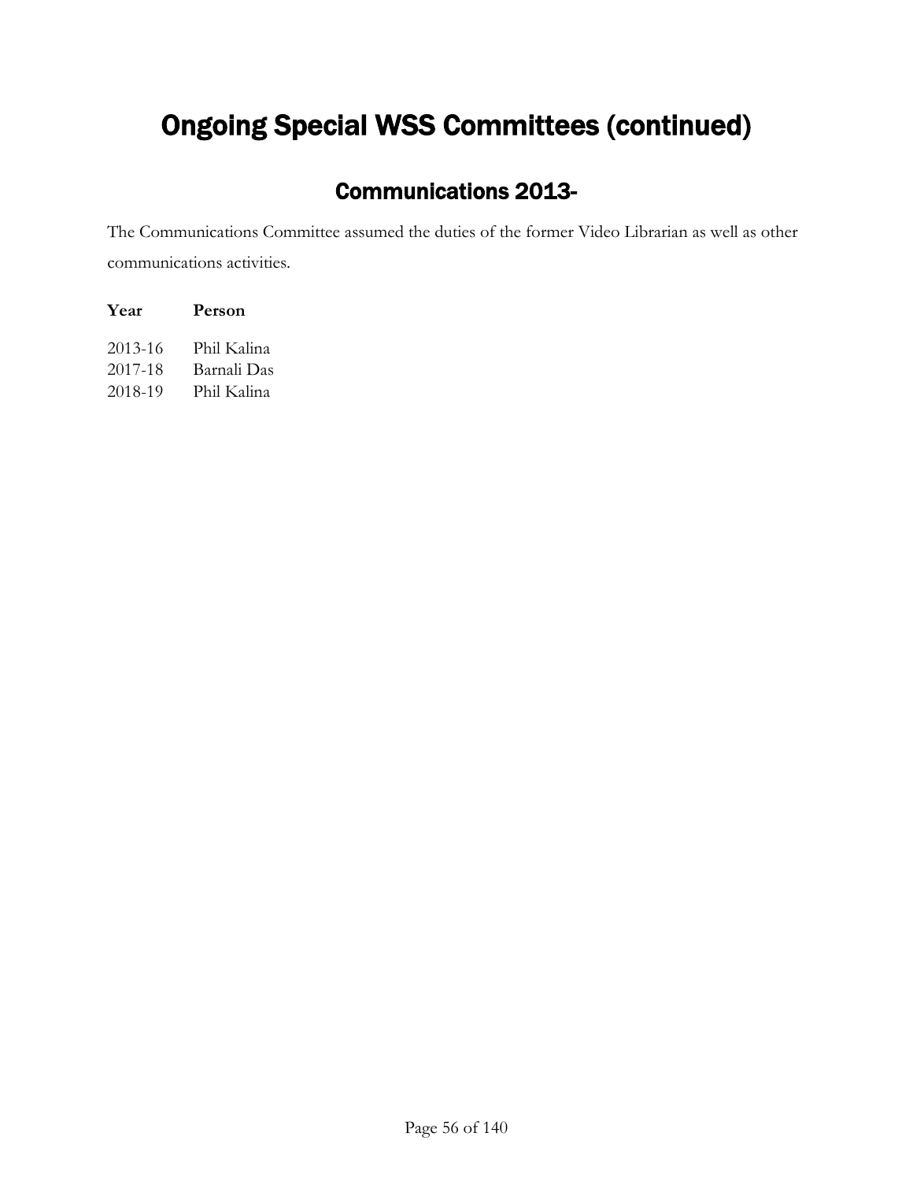# Ongoing Special WSS Committees (continued)

## Communications 2013-

The Communications Committee assumed the duties of the former Video Librarian as well as other communications activities.

| Year | Person |
|---|---|
| 2013-16 | Phil Kalina |
| 2017-18 | Barnali Das |
| 2018-19 | Phil Kalina |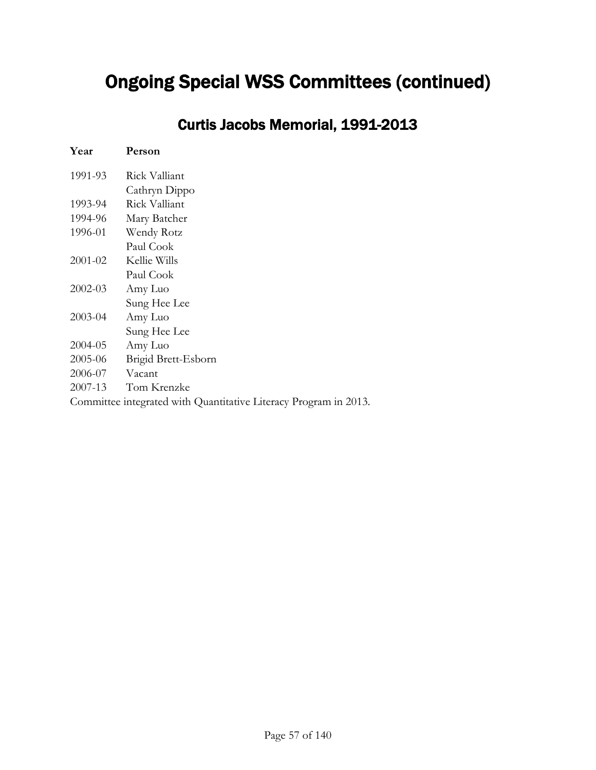# Ongoing Special WSS Committees (continued)

## Curtis Jacobs Memorial, 1991-2013

| Year | Person |
| --- | --- |
| 1991-93 | Rick Valliant |
| | Cathryn Dippo |
| 1993-94 | Rick Valliant |
| 1994-96 | Mary Batcher |
| 1996-01 | Wendy Rotz |
| | Paul Cook |
| 2001-02 | Kellie Wills |
| | Paul Cook |
| 2002-03 | Amy Luo |
| | Sung Hee Lee |
| 2003-04 | Amy Luo |
| | Sung Hee Lee |
| 2004-05 | Amy Luo |
| 2005-06 | Brigid Brett-Esborn |
| 2006-07 | Vacant |
| 2007-13 | Tom Krenzke |

Committee integrated with Quantitative Literacy Program in 2013.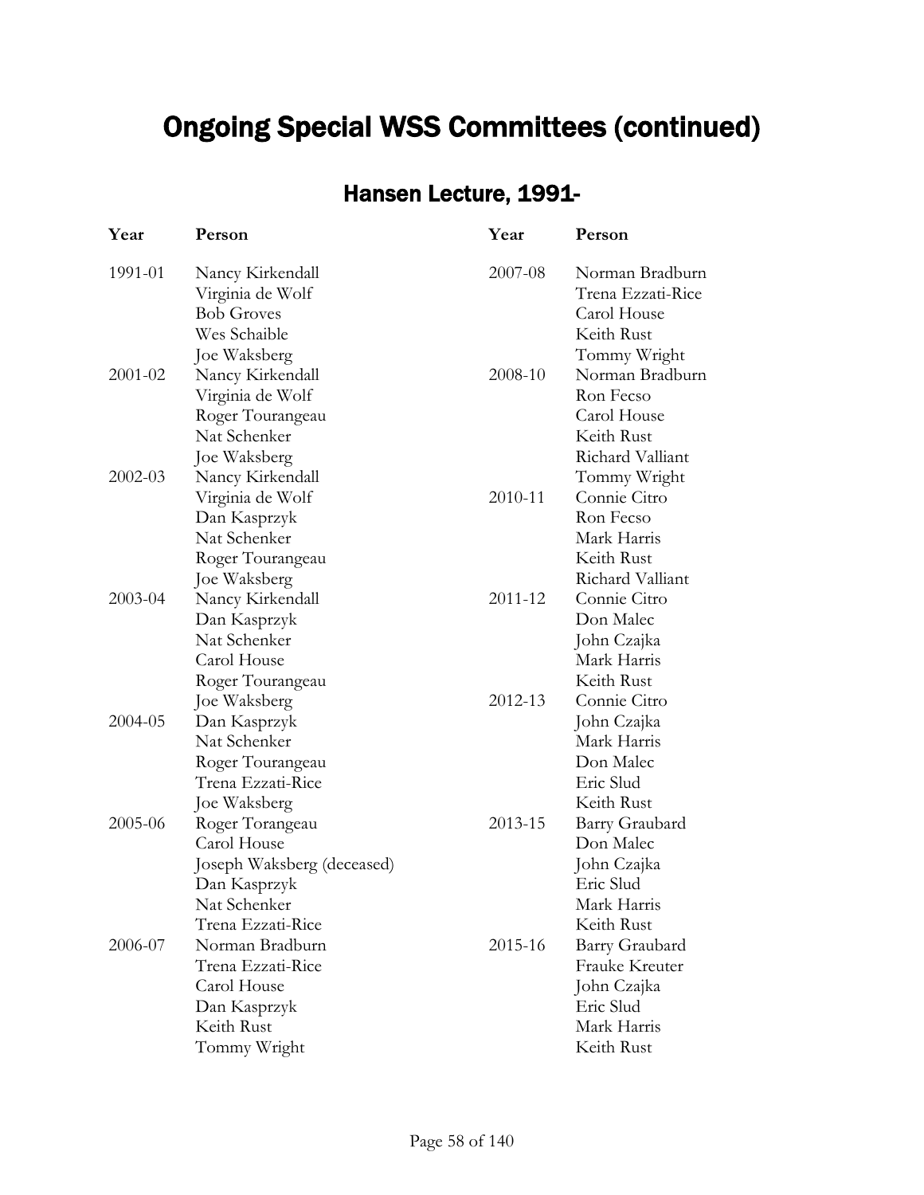# Ongoing Special WSS Committees (continued)

## Hansen Lecture, 1991-

| Year | Person | Year | Person |
|---|---|---|---|
| 1991-01 | Nancy Kirkendall<br>Virginia de Wolf<br>Bob Groves<br>Wes Schaible<br>Joe Waksberg | 2007-08 | Norman Bradburn<br>Trena Ezzati-Rice<br>Carol House<br>Keith Rust<br>Tommy Wright |
| 2001-02 | Nancy Kirkendall<br>Virginia de Wolf<br>Roger Tourangeau<br>Nat Schenker<br>Joe Waksberg | 2008-10 | Norman Bradburn<br>Ron Fecso<br>Carol House<br>Keith Rust<br>Richard Valliant<br>Tommy Wright |
| 2002-03 | Nancy Kirkendall<br>Virginia de Wolf<br>Dan Kasprzyk<br>Nat Schenker<br>Roger Tourangeau<br>Joe Waksberg | 2010-11 | Connie Citro<br>Ron Fecso<br>Mark Harris<br>Keith Rust<br>Richard Valliant |
| 2003-04 | Nancy Kirkendall<br>Dan Kasprzyk<br>Nat Schenker<br>Carol House<br>Roger Tourangeau<br>Joe Waksberg | 2011-12 | Connie Citro<br>Don Malec<br>John Czajka<br>Mark Harris<br>Keith Rust |
| 2004-05 | Dan Kasprzyk<br>Nat Schenker<br>Roger Tourangeau<br>Trena Ezzati-Rice<br>Joe Waksberg | 2012-13 | Connie Citro<br>John Czajka<br>Mark Harris<br>Don Malec<br>Eric Slud<br>Keith Rust |
| 2005-06 | Roger Torangeau<br>Carol House<br>Joseph Waksberg (deceased)<br>Dan Kasprzyk<br>Nat Schenker<br>Trena Ezzati-Rice | 2013-15 | Barry Graubard<br>Don Malec<br>John Czajka<br>Eric Slud<br>Mark Harris<br>Keith Rust |
| 2006-07 | Norman Bradburn<br>Trena Ezzati-Rice<br>Carol House<br>Dan Kasprzyk<br>Keith Rust<br>Tommy Wright | 2015-16 | Barry Graubard<br>Frauke Kreuter<br>John Czajka<br>Eric Slud<br>Mark Harris<br>Keith Rust |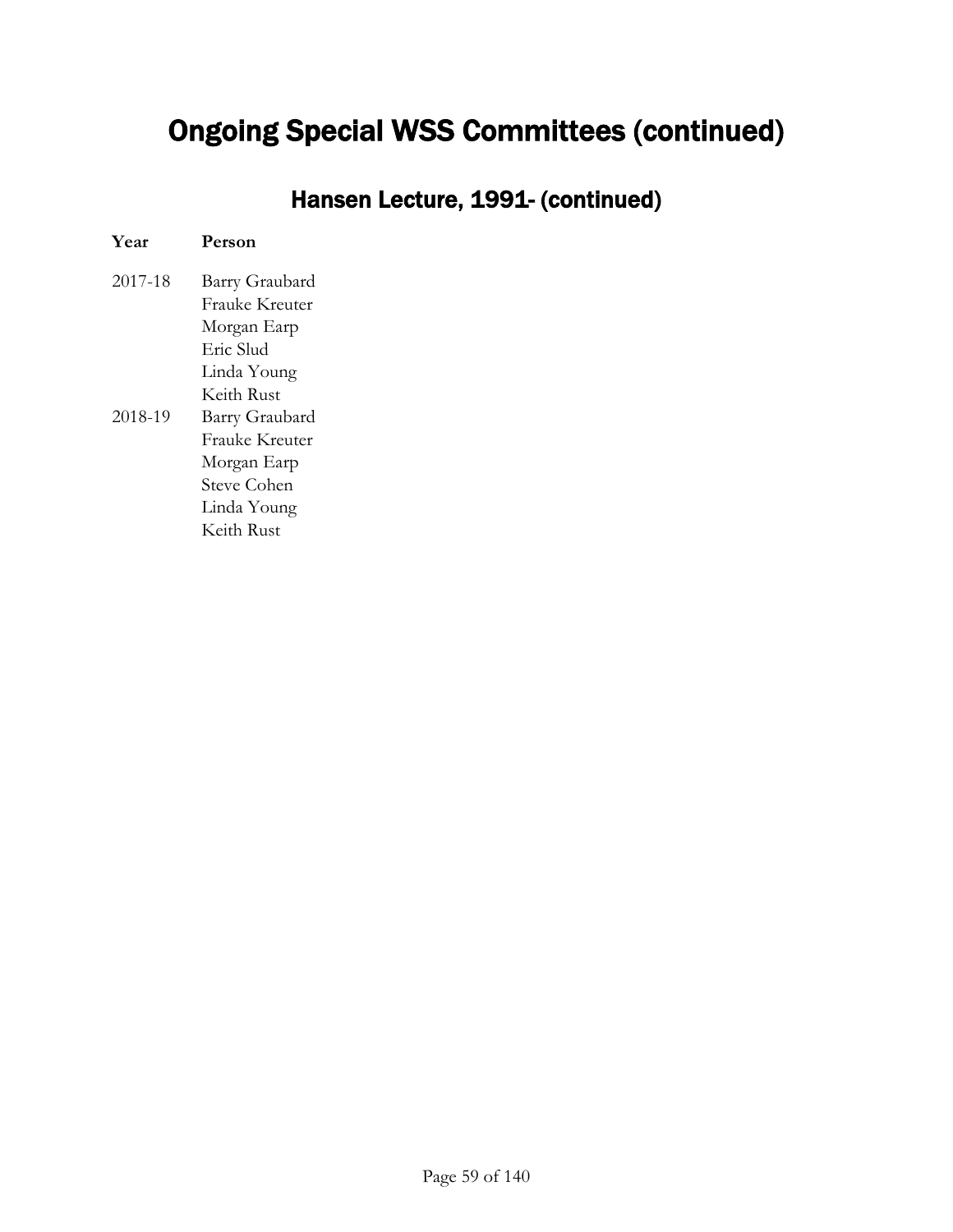# Ongoing Special WSS Committees (continued)

## Hansen Lecture, 1991- (continued)

| Year | Person |
|---|---|
| 2017-18 | Barry Graubard |
| | Frauke Kreuter |
| | Morgan Earp |
| | Eric Slud |
| | Linda Young |
| | Keith Rust |
| 2018-19 | Barry Graubard |
| | Frauke Kreuter |
| | Morgan Earp |
| | Steve Cohen |
| | Linda Young |
| | Keith Rust |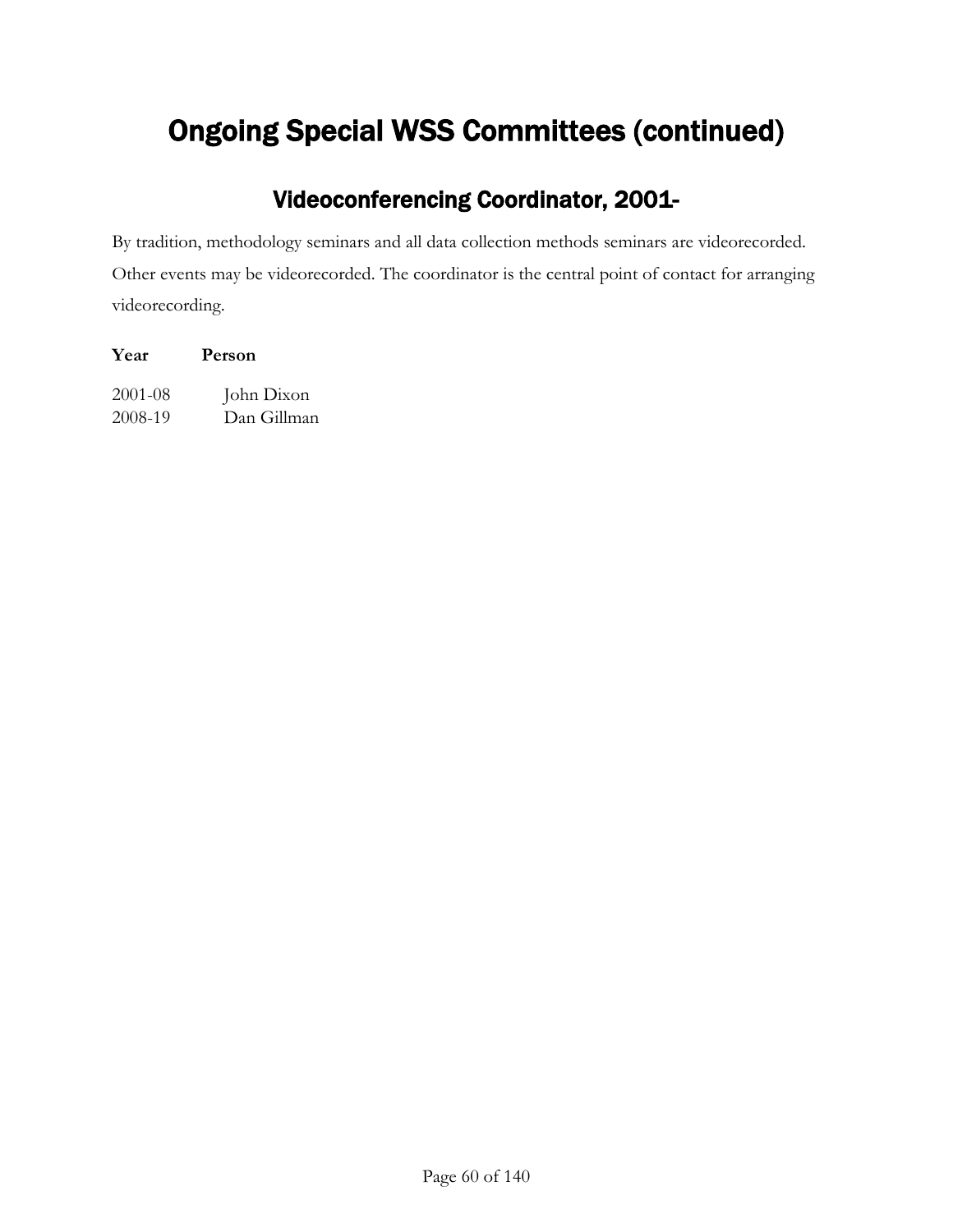# Ongoing Special WSS Committees (continued)

## Videoconferencing Coordinator, 2001-

By tradition, methodology seminars and all data collection methods seminars are videorecorded. Other events may be videorecorded. The coordinator is the central point of contact for arranging videorecording.

| Year | Person |
| --- | --- |
| 2001-08 | John Dixon |
| 2008-19 | Dan Gillman |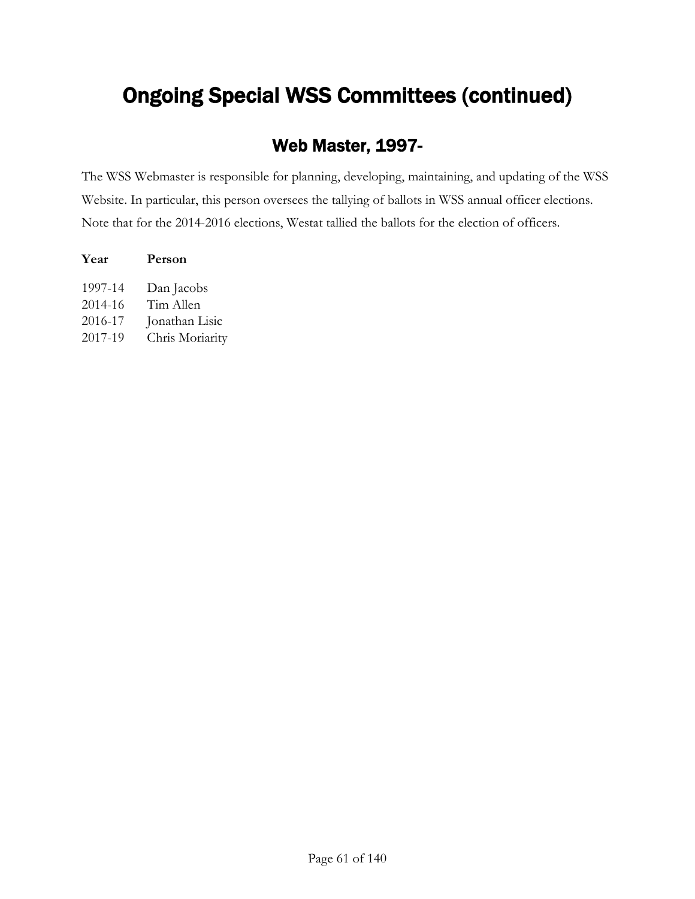# Ongoing Special WSS Committees (continued)

## Web Master, 1997-

The WSS Webmaster is responsible for planning, developing, maintaining, and updating of the WSS Website. In particular, this person oversees the tallying of ballots in WSS annual officer elections. Note that for the 2014-2016 elections, Westat tallied the ballots for the election of officers.

| Year | Person |
| --- | --- |
| 1997-14 | Dan Jacobs |
| 2014-16 | Tim Allen |
| 2016-17 | Jonathan Lisic |
| 2017-19 | Chris Moriarity |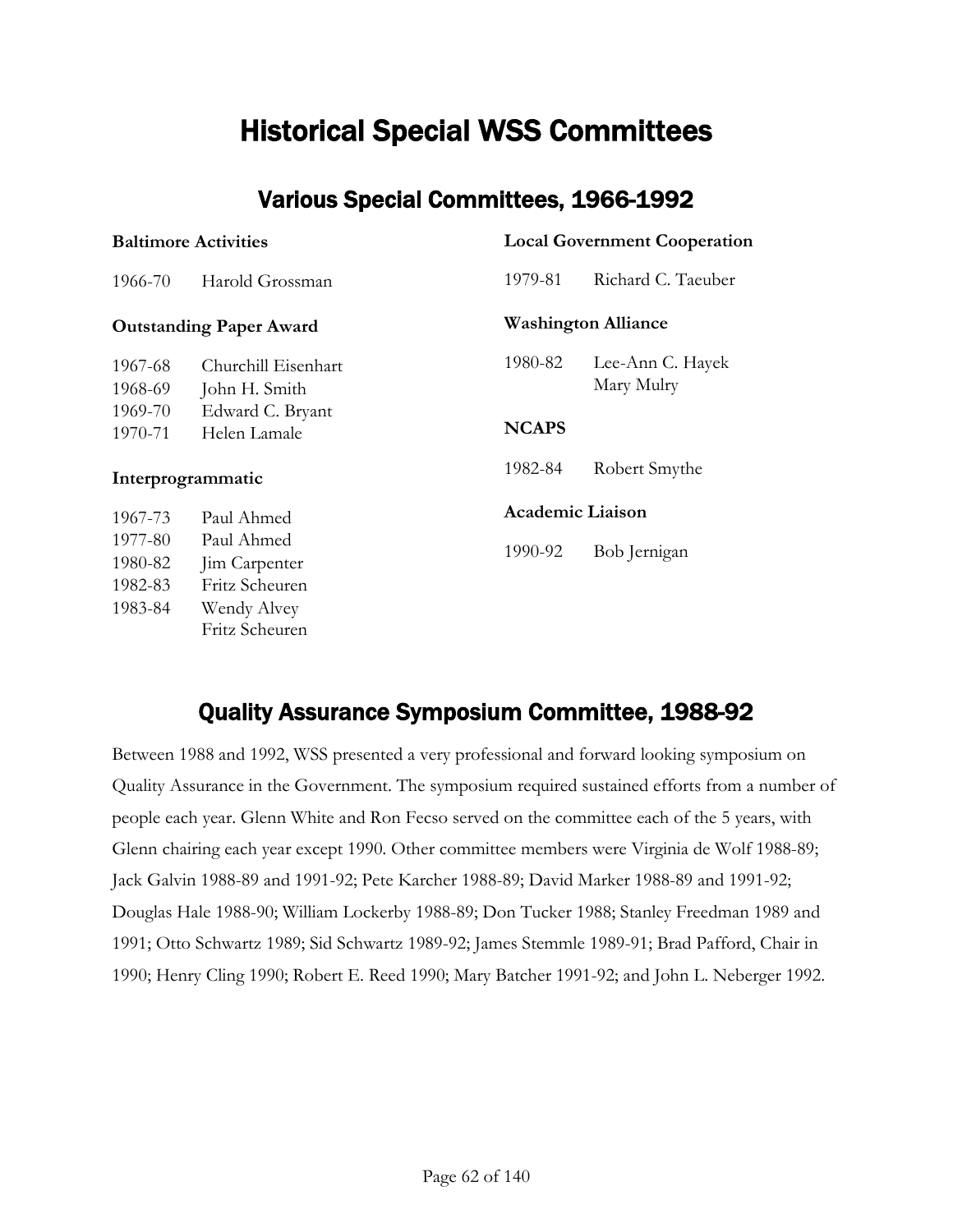# Historical Special WSS Committees

## Various Special Committees, 1966-1992

**Baltimore Activities**

1966-70 Harold Grossman

**Outstanding Paper Award**

1967-68 Churchill Eisenhart
1968-69 John H. Smith
1969-70 Edward C. Bryant
1970-71 Helen Lamale

**Interprogrammatic**

1967-73 Paul Ahmed
1977-80 Paul Ahmed
1980-82 Jim Carpenter
1982-83 Fritz Scheuren
1983-84 Wendy Alvey
Fritz Scheuren

**Local Government Cooperation**

1979-81 Richard C. Taeuber

**Washington Alliance**

1980-82 Lee-Ann C. Hayek
Mary Mulry

**NCAPS**

1982-84 Robert Smythe

**Academic Liaison**

1990-92 Bob Jernigan

## Quality Assurance Symposium Committee, 1988-92

Between 1988 and 1992, WSS presented a very professional and forward looking symposium on Quality Assurance in the Government. The symposium required sustained efforts from a number of people each year. Glenn White and Ron Fecso served on the committee each of the 5 years, with Glenn chairing each year except 1990. Other committee members were Virginia de Wolf 1988-89; Jack Galvin 1988-89 and 1991-92; Pete Karcher 1988-89; David Marker 1988-89 and 1991-92; Douglas Hale 1988-90; William Lockerby 1988-89; Don Tucker 1988; Stanley Freedman 1989 and 1991; Otto Schwartz 1989; Sid Schwartz 1989-92; James Stemmle 1989-91; Brad Pafford, Chair in 1990; Henry Cling 1990; Robert E. Reed 1990; Mary Batcher 1991-92; and John L. Neberger 1992.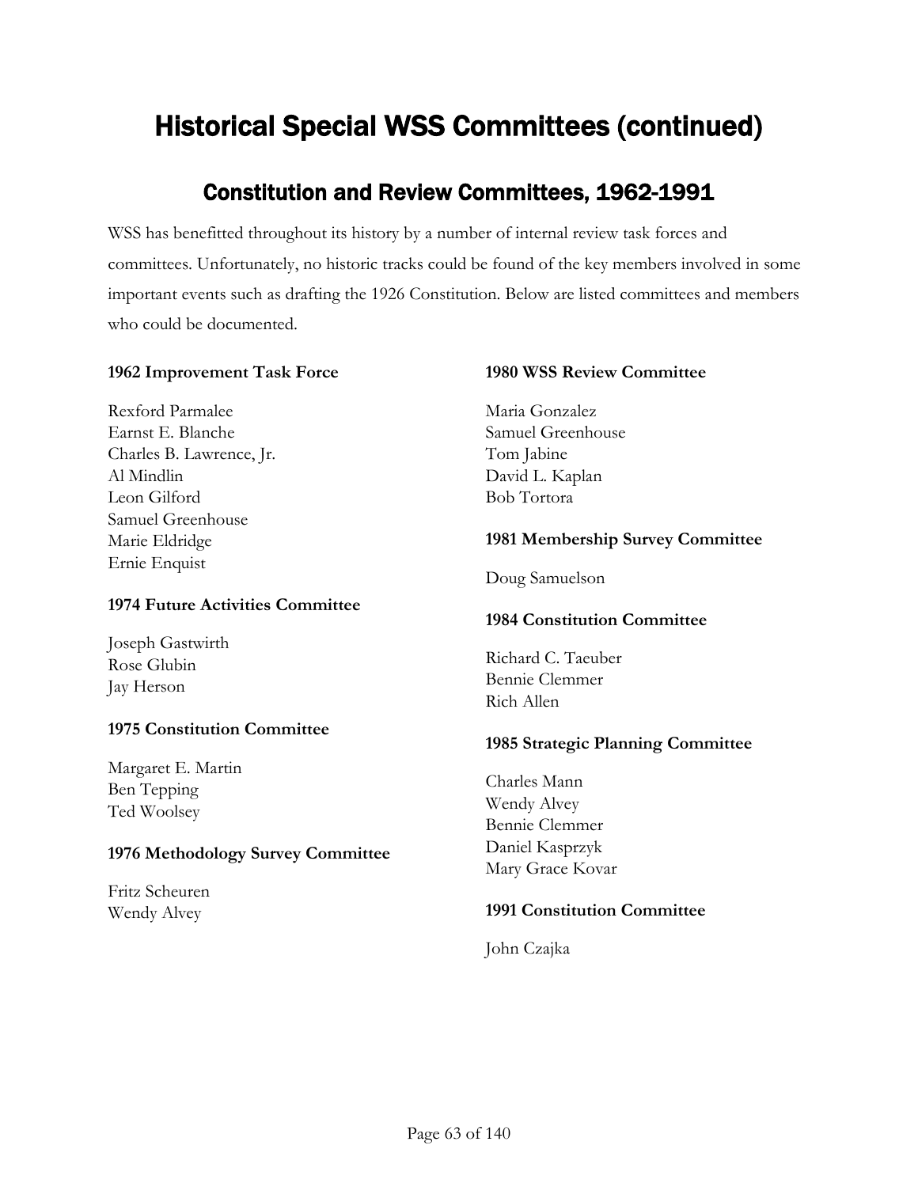# Historical Special WSS Committees (continued)

## Constitution and Review Committees, 1962-1991

WSS has benefitted throughout its history by a number of internal review task forces and committees. Unfortunately, no historic tracks could be found of the key members involved in some important events such as drafting the 1926 Constitution. Below are listed committees and members who could be documented.

**1962 Improvement Task Force**

Rexford Parmalee
Earnst E. Blanche
Charles B. Lawrence, Jr.
Al Mindlin
Leon Gilford
Samuel Greenhouse
Marie Eldridge
Ernie Enquist

**1974 Future Activities Committee**

Joseph Gastwirth
Rose Glubin
Jay Herson

**1975 Constitution Committee**

Margaret E. Martin
Ben Tepping
Ted Woolsey

**1976 Methodology Survey Committee**

Fritz Scheuren
Wendy Alvey

**1980 WSS Review Committee**

Maria Gonzalez
Samuel Greenhouse
Tom Jabine
David L. Kaplan
Bob Tortora

**1981 Membership Survey Committee**

Doug Samuelson

**1984 Constitution Committee**

Richard C. Taeuber
Bennie Clemmer
Rich Allen

**1985 Strategic Planning Committee**

Charles Mann
Wendy Alvey
Bennie Clemmer
Daniel Kasprzyk
Mary Grace Kovar

**1991 Constitution Committee**

John Czajka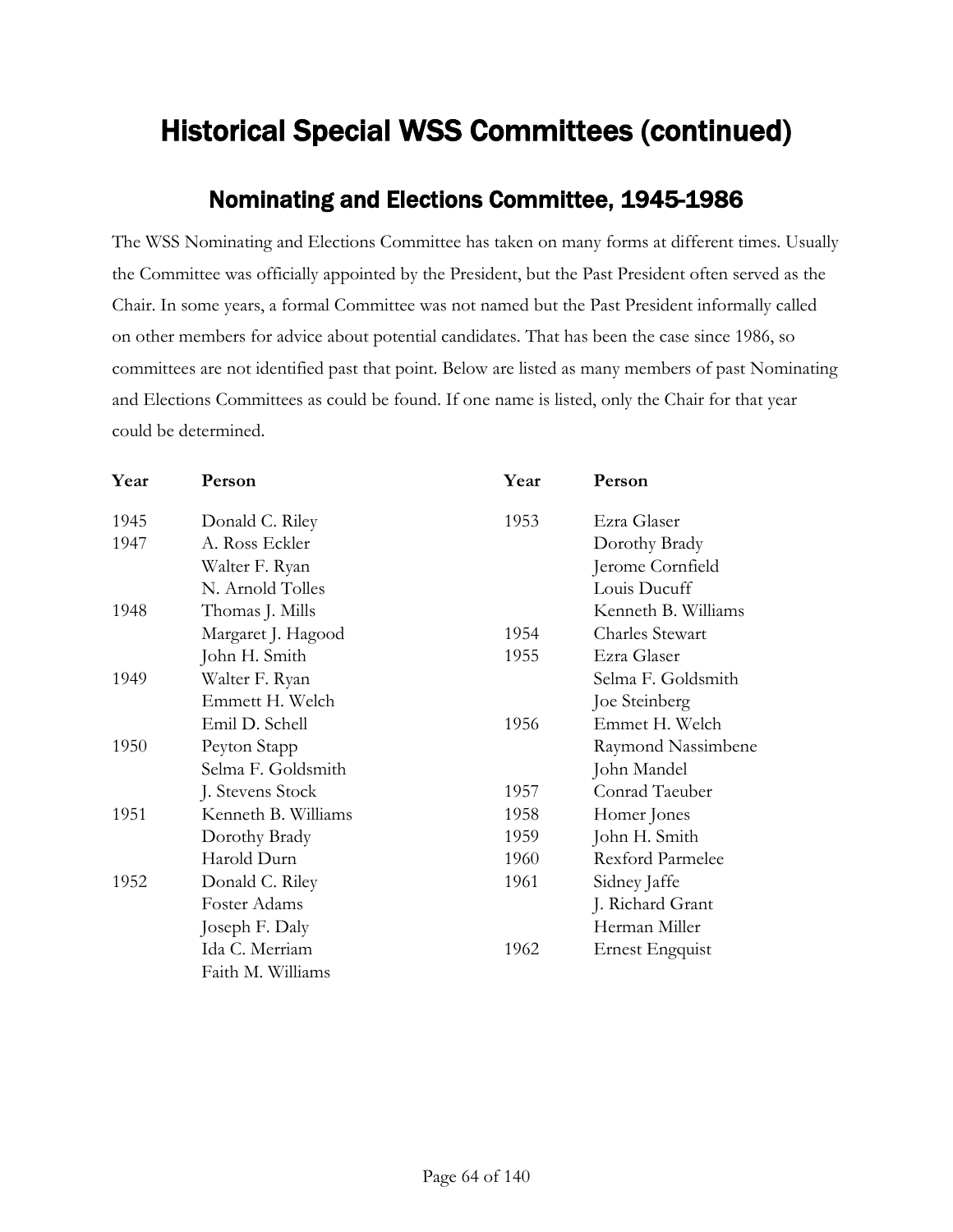# Historical Special WSS Committees (continued)

## Nominating and Elections Committee, 1945-1986

The WSS Nominating and Elections Committee has taken on many forms at different times. Usually the Committee was officially appointed by the President, but the Past President often served as the Chair. In some years, a formal Committee was not named but the Past President informally called on other members for advice about potential candidates. That has been the case since 1986, so committees are not identified past that point. Below are listed as many members of past Nominating and Elections Committees as could be found. If one name is listed, only the Chair for that year could be determined.

| Year | Person |
|---|---|
| 1945 | Donald C. Riley |
| 1947 | A. Ross Eckler |
| | Walter F. Ryan |
| | N. Arnold Tolles |
| 1948 | Thomas J. Mills |
| | Margaret J. Hagood |
| | John H. Smith |
| 1949 | Walter F. Ryan |
| | Emmett H. Welch |
| | Emil D. Schell |
| 1950 | Peyton Stapp |
| | Selma F. Goldsmith |
| | J. Stevens Stock |
| 1951 | Kenneth B. Williams |
| | Dorothy Brady |
| | Harold Durn |
| 1952 | Donald C. Riley |
| | Foster Adams |
| | Joseph F. Daly |
| | Ida C. Merriam |
| | Faith M. Williams |
| 1953 | Ezra Glaser |
| | Dorothy Brady |
| | Jerome Cornfield |
| | Louis Ducuff |
| | Kenneth B. Williams |
| 1954 | Charles Stewart |
| 1955 | Ezra Glaser |
| | Selma F. Goldsmith |
| | Joe Steinberg |
| 1956 | Emmet H. Welch |
| | Raymond Nassimbene |
| | John Mandel |
| 1957 | Conrad Taeuber |
| 1958 | Homer Jones |
| 1959 | John H. Smith |
| 1960 | Rexford Parmelee |
| 1961 | Sidney Jaffe |
| | J. Richard Grant |
| | Herman Miller |
| 1962 | Ernest Engquist |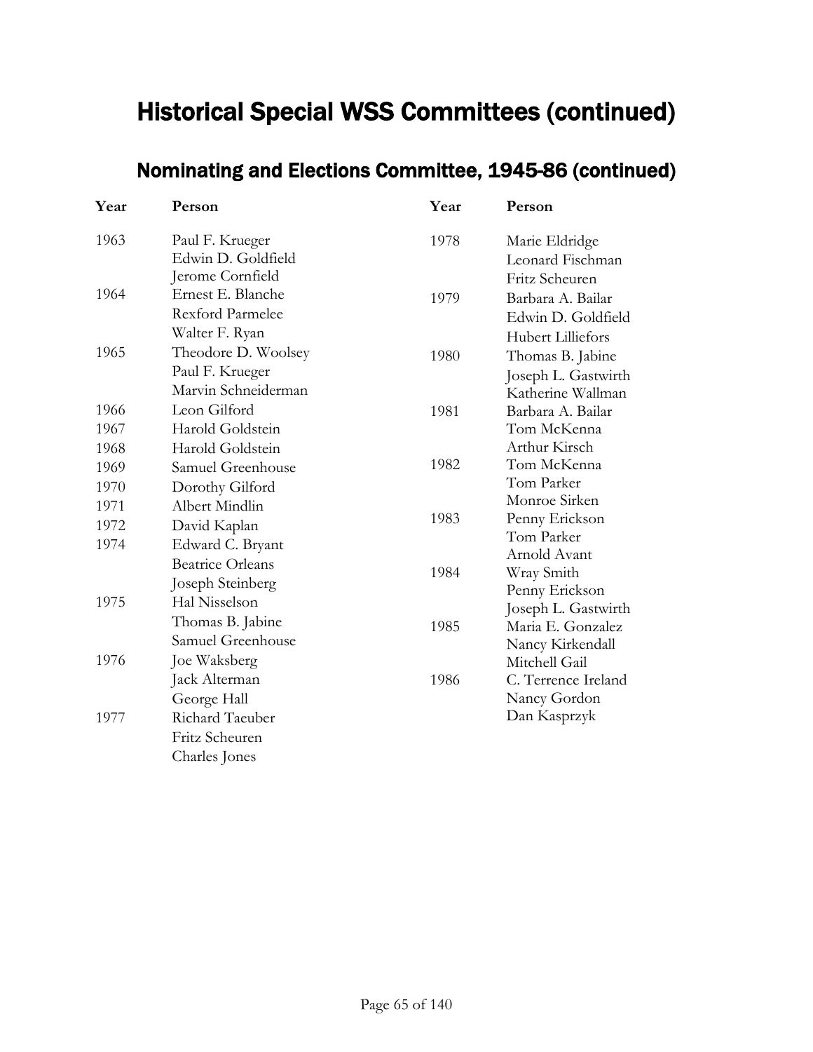# Historical Special WSS Committees (continued)

## Nominating and Elections Committee, 1945-86 (continued)

| Year | Person |
|---|---|
| 1963 | Paul F. Krueger |
| | Edwin D. Goldfield |
| | Jerome Cornfield |
| 1964 | Ernest E. Blanche |
| | Rexford Parmelee |
| | Walter F. Ryan |
| 1965 | Theodore D. Woolsey |
| | Paul F. Krueger |
| | Marvin Schneiderman |
| 1966 | Leon Gilford |
| 1967 | Harold Goldstein |
| 1968 | Harold Goldstein |
| 1969 | Samuel Greenhouse |
| 1970 | Dorothy Gilford |
| 1971 | Albert Mindlin |
| 1972 | David Kaplan |
| 1974 | Edward C. Bryant |
| | Beatrice Orleans |
| | Joseph Steinberg |
| 1975 | Hal Nisselson |
| | Thomas B. Jabine |
| | Samuel Greenhouse |
| 1976 | Joe Waksberg |
| | Jack Alterman |
| | George Hall |
| 1977 | Richard Taeuber |
| | Fritz Scheuren |
| | Charles Jones |
| 1978 | Marie Eldridge |
| | Leonard Fischman |
| | Fritz Scheuren |
| 1979 | Barbara A. Bailar |
| | Edwin D. Goldfield |
| | Hubert Lilliefors |
| 1980 | Thomas B. Jabine |
| | Joseph L. Gastwirth |
| | Katherine Wallman |
| 1981 | Barbara A. Bailar |
| | Tom McKenna |
| | Arthur Kirsch |
| 1982 | Tom McKenna |
| | Tom Parker |
| | Monroe Sirken |
| 1983 | Penny Erickson |
| | Tom Parker |
| | Arnold Avant |
| 1984 | Wray Smith |
| | Penny Erickson |
| | Joseph L. Gastwirth |
| 1985 | Maria E. Gonzalez |
| | Nancy Kirkendall |
| | Mitchell Gail |
| 1986 | C. Terrence Ireland |
| | Nancy Gordon |
| | Dan Kasprzyk |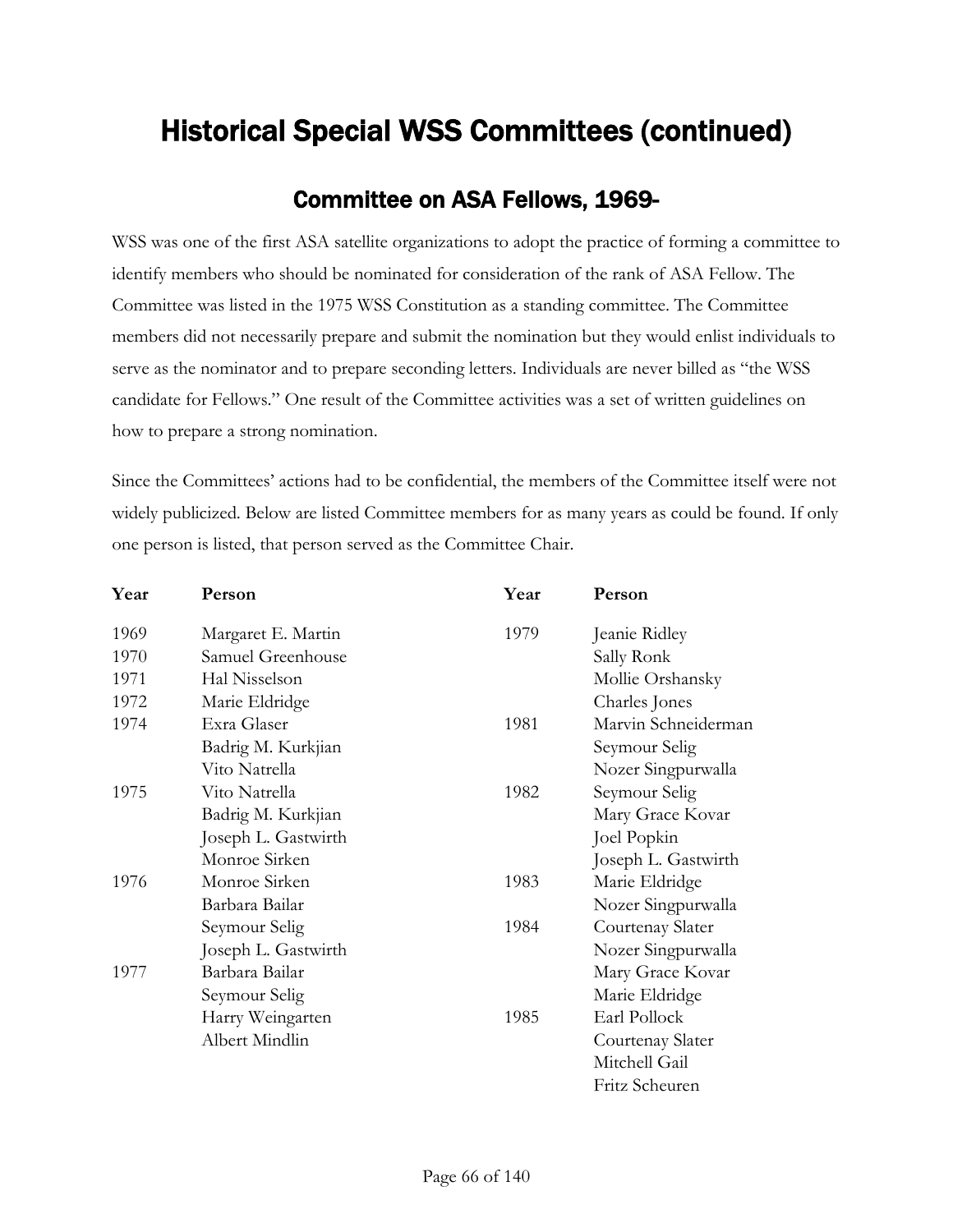# Historical Special WSS Committees (continued)

## Committee on ASA Fellows, 1969-

WSS was one of the first ASA satellite organizations to adopt the practice of forming a committee to identify members who should be nominated for consideration of the rank of ASA Fellow. The Committee was listed in the 1975 WSS Constitution as a standing committee. The Committee members did not necessarily prepare and submit the nomination but they would enlist individuals to serve as the nominator and to prepare seconding letters. Individuals are never billed as "the WSS candidate for Fellows." One result of the Committee activities was a set of written guidelines on how to prepare a strong nomination.

Since the Committees' actions had to be confidential, the members of the Committee itself were not widely publicized. Below are listed Committee members for as many years as could be found. If only one person is listed, that person served as the Committee Chair.

| Year | Person | Year | Person |
|---|---|---|---|
| 1969 | Margaret E. Martin | 1979 | Jeanie Ridley |
| 1970 | Samuel Greenhouse | | Sally Ronk |
| 1971 | Hal Nisselson | | Mollie Orshansky |
| 1972 | Marie Eldridge | | Charles Jones |
| 1974 | Exra Glaser | 1981 | Marvin Schneiderman |
| | Badrig M. Kurkjian | | Seymour Selig |
| | Vito Natrella | | Nozer Singpurwalla |
| 1975 | Vito Natrella | 1982 | Seymour Selig |
| | Badrig M. Kurkjian | | Mary Grace Kovar |
| | Joseph L. Gastwirth | | Joel Popkin |
| | Monroe Sirken | | Joseph L. Gastwirth |
| 1976 | Monroe Sirken | 1983 | Marie Eldridge |
| | Barbara Bailar | | Nozer Singpurwalla |
| | Seymour Selig | 1984 | Courtenay Slater |
| | Joseph L. Gastwirth | | Nozer Singpurwalla |
| 1977 | Barbara Bailar | | Mary Grace Kovar |
| | Seymour Selig | | Marie Eldridge |
| | Harry Weingarten | 1985 | Earl Pollock |
| | Albert Mindlin | | Courtenay Slater |
| | | | Mitchell Gail |
| | | | Fritz Scheuren |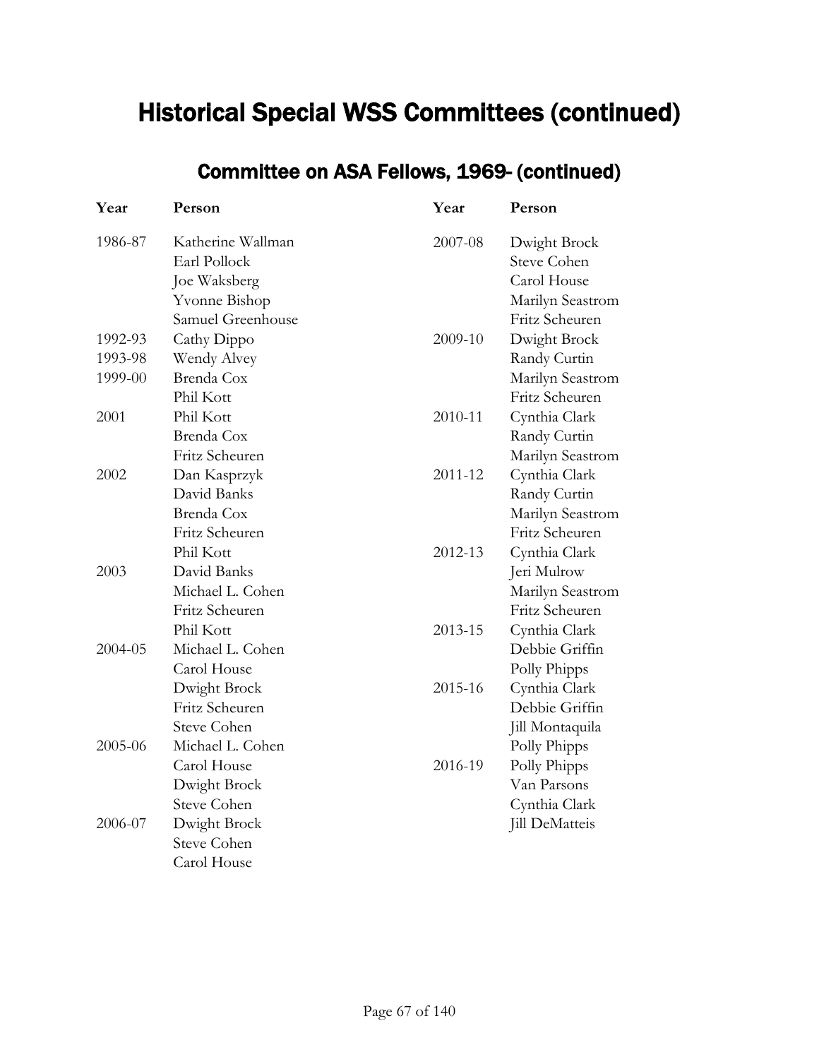# Historical Special WSS Committees (continued)

## Committee on ASA Fellows, 1969- (continued)

| Year | Person |
|---|---|
| 1986-87 | Katherine Wallman |
| | Earl Pollock |
| | Joe Waksberg |
| | Yvonne Bishop |
| | Samuel Greenhouse |
| 1992-93 | Cathy Dippo |
| 1993-98 | Wendy Alvey |
| 1999-00 | Brenda Cox |
| | Phil Kott |
| 2001 | Phil Kott |
| | Brenda Cox |
| | Fritz Scheuren |
| 2002 | Dan Kasprzyk |
| | David Banks |
| | Brenda Cox |
| | Fritz Scheuren |
| | Phil Kott |
| 2003 | David Banks |
| | Michael L. Cohen |
| | Fritz Scheuren |
| | Phil Kott |
| 2004-05 | Michael L. Cohen |
| | Carol House |
| | Dwight Brock |
| | Fritz Scheuren |
| | Steve Cohen |
| 2005-06 | Michael L. Cohen |
| | Carol House |
| | Dwight Brock |
| | Steve Cohen |
| 2006-07 | Dwight Brock |
| | Steve Cohen |
| | Carol House |
| 2007-08 | Dwight Brock |
| | Steve Cohen |
| | Carol House |
| | Marilyn Seastrom |
| | Fritz Scheuren |
| 2009-10 | Dwight Brock |
| | Randy Curtin |
| | Marilyn Seastrom |
| | Fritz Scheuren |
| 2010-11 | Cynthia Clark |
| | Randy Curtin |
| | Marilyn Seastrom |
| 2011-12 | Cynthia Clark |
| | Randy Curtin |
| | Marilyn Seastrom |
| | Fritz Scheuren |
| 2012-13 | Cynthia Clark |
| | Jeri Mulrow |
| | Marilyn Seastrom |
| | Fritz Scheuren |
| 2013-15 | Cynthia Clark |
| | Debbie Griffin |
| | Polly Phipps |
| 2015-16 | Cynthia Clark |
| | Debbie Griffin |
| | Jill Montaquila |
| | Polly Phipps |
| 2016-19 | Polly Phipps |
| | Van Parsons |
| | Cynthia Clark |
| | Jill DeMatteis |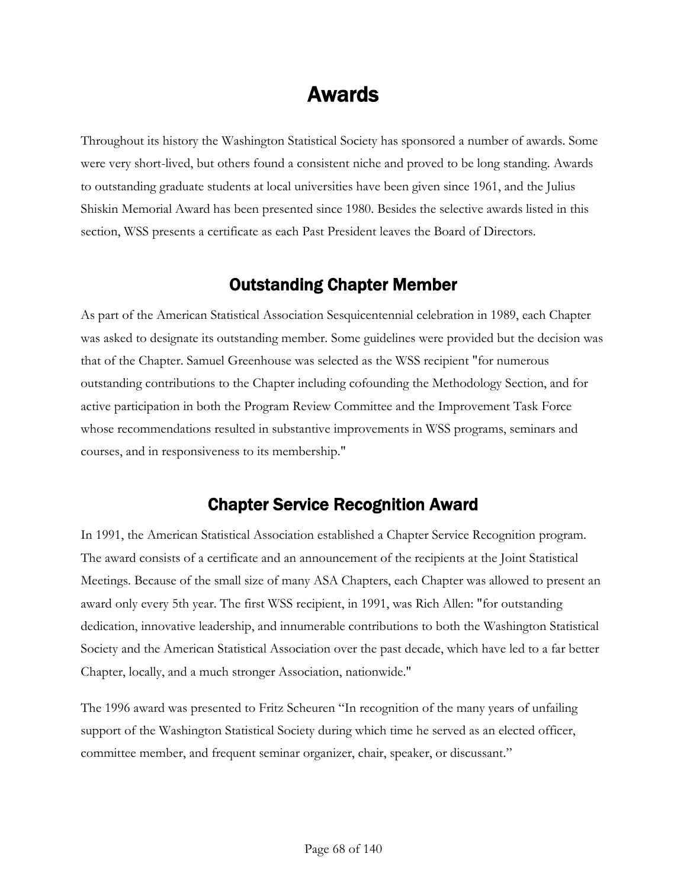# Awards

Throughout its history the Washington Statistical Society has sponsored a number of awards. Some were very short-lived, but others found a consistent niche and proved to be long standing. Awards to outstanding graduate students at local universities have been given since 1961, and the Julius Shiskin Memorial Award has been presented since 1980. Besides the selective awards listed in this section, WSS presents a certificate as each Past President leaves the Board of Directors.

## Outstanding Chapter Member

As part of the American Statistical Association Sesquicentennial celebration in 1989, each Chapter was asked to designate its outstanding member. Some guidelines were provided but the decision was that of the Chapter. Samuel Greenhouse was selected as the WSS recipient "for numerous outstanding contributions to the Chapter including cofounding the Methodology Section, and for active participation in both the Program Review Committee and the Improvement Task Force whose recommendations resulted in substantive improvements in WSS programs, seminars and courses, and in responsiveness to its membership."

## Chapter Service Recognition Award

In 1991, the American Statistical Association established a Chapter Service Recognition program. The award consists of a certificate and an announcement of the recipients at the Joint Statistical Meetings. Because of the small size of many ASA Chapters, each Chapter was allowed to present an award only every 5th year. The first WSS recipient, in 1991, was Rich Allen: "for outstanding dedication, innovative leadership, and innumerable contributions to both the Washington Statistical Society and the American Statistical Association over the past decade, which have led to a far better Chapter, locally, and a much stronger Association, nationwide."

The 1996 award was presented to Fritz Scheuren "In recognition of the many years of unfailing support of the Washington Statistical Society during which time he served as an elected officer, committee member, and frequent seminar organizer, chair, speaker, or discussant."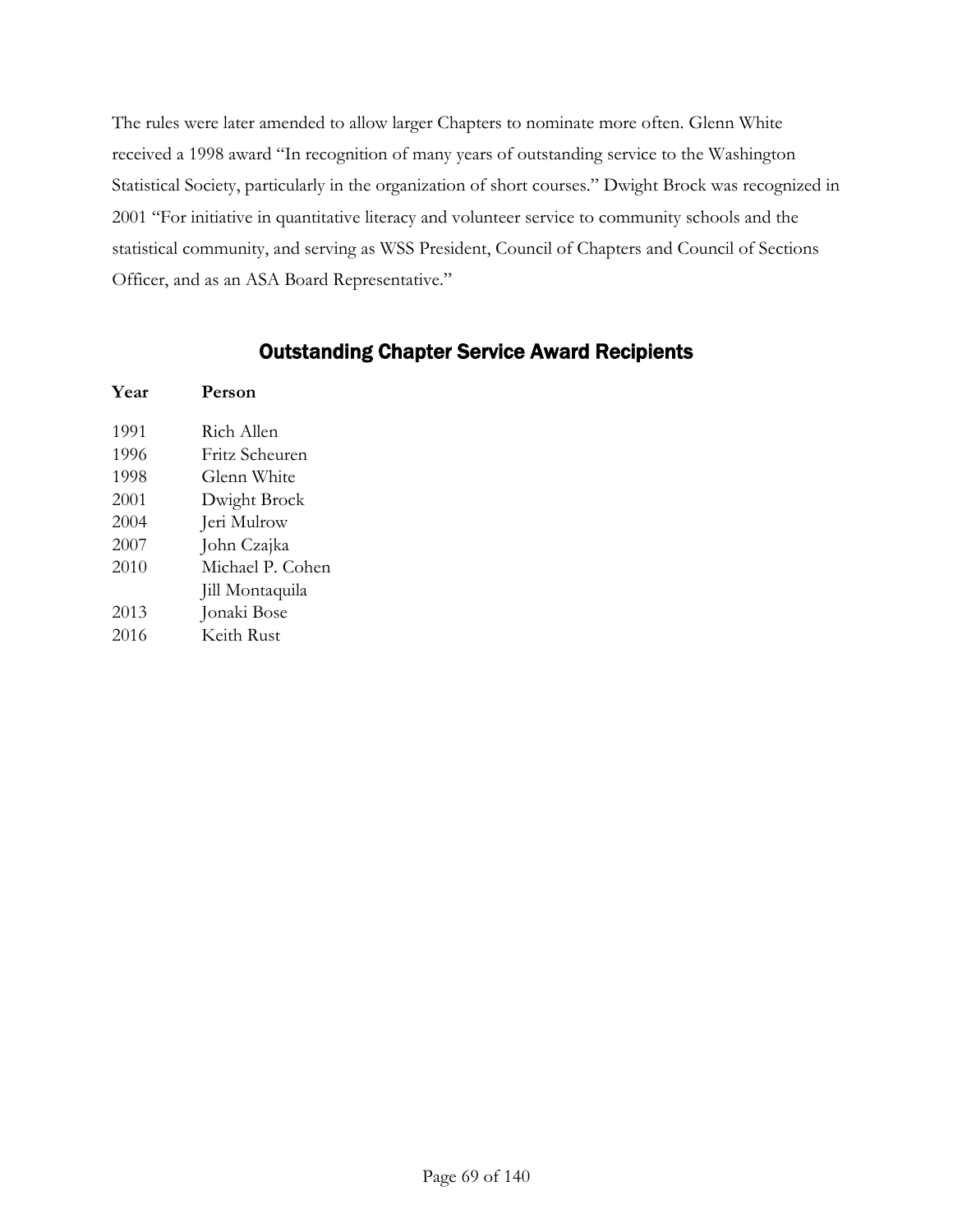The rules were later amended to allow larger Chapters to nominate more often. Glenn White received a 1998 award "In recognition of many years of outstanding service to the Washington Statistical Society, particularly in the organization of short courses." Dwight Brock was recognized in 2001 "For initiative in quantitative literacy and volunteer service to community schools and the statistical community, and serving as WSS President, Council of Chapters and Council of Sections Officer, and as an ASA Board Representative."

## Outstanding Chapter Service Award Recipients

| Year | Person |
|---|---|
| 1991 | Rich Allen |
| 1996 | Fritz Scheuren |
| 1998 | Glenn White |
| 2001 | Dwight Brock |
| 2004 | Jeri Mulrow |
| 2007 | John Czajka |
| 2010 | Michael P. Cohen |
| | Jill Montaquila |
| 2013 | Jonaki Bose |
| 2016 | Keith Rust |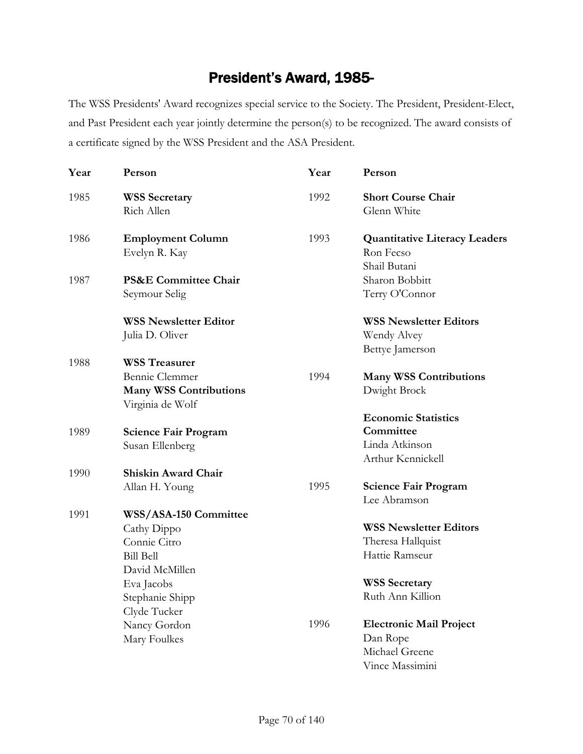# President's Award, 1985-

The WSS Presidents' Award recognizes special service to the Society. The President, President-Elect, and Past President each year jointly determine the person(s) to be recognized. The award consists of a certificate signed by the WSS President and the ASA President.

| Year | Person |
|---|---|
| 1985 | **WSS Secretary**<br>Rich Allen |
| 1986 | **Employment Column**<br>Evelyn R. Kay |
| 1987 | **PS&E Committee Chair**<br>Seymour Selig<br><br>**WSS Newsletter Editor**<br>Julia D. Oliver |
| 1988 | **WSS Treasurer**<br>Bennie Clemmer<br>**Many WSS Contributions**<br>Virginia de Wolf |
| 1989 | **Science Fair Program**<br>Susan Ellenberg |
| 1990 | **Shiskin Award Chair**<br>Allan H. Young |
| 1991 | **WSS/ASA-150 Committee**<br>Cathy Dippo<br>Connie Citro<br>Bill Bell<br>David McMillen<br>Eva Jacobs<br>Stephanie Shipp<br>Clyde Tucker<br>Nancy Gordon<br>Mary Foulkes |
| 1992 | **Short Course Chair**<br>Glenn White |
| 1993 | **Quantitative Literacy Leaders**<br>Ron Fecso<br>Shail Butani<br>Sharon Bobbitt<br>Terry O'Connor<br><br>**WSS Newsletter Editors**<br>Wendy Alvey<br>Bettye Jamerson |
| 1994 | **Many WSS Contributions**<br>Dwight Brock<br><br>**Economic Statistics Committee**<br>Linda Atkinson<br>Arthur Kennickell |
| 1995 | **Science Fair Program**<br>Lee Abramson<br><br>**WSS Newsletter Editors**<br>Theresa Hallquist<br>Hattie Ramseur<br><br>**WSS Secretary**<br>Ruth Ann Killion |
| 1996 | **Electronic Mail Project**<br>Dan Rope<br>Michael Greene<br>Vince Massimini |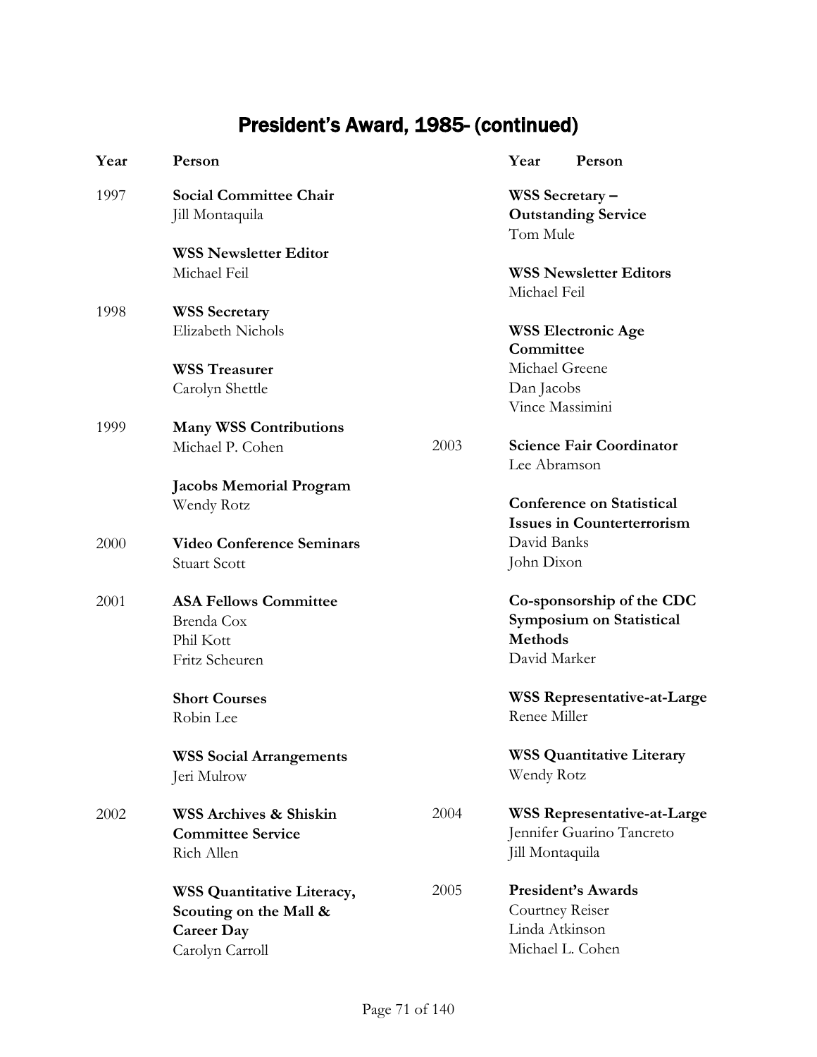# President's Award, 1985- (continued)

| Year | Person |
|---|---|
| 1997 | **Social Committee Chair**<br>Jill Montaquila |
| | **WSS Newsletter Editor**<br>Michael Feil |
| 1998 | **WSS Secretary**<br>Elizabeth Nichols |
| | **WSS Treasurer**<br>Carolyn Shettle |
| 1999 | **Many WSS Contributions**<br>Michael P. Cohen |
| | **Jacobs Memorial Program**<br>Wendy Rotz |
| 2000 | **Video Conference Seminars**<br>Stuart Scott |
| 2001 | **ASA Fellows Committee**<br>Brenda Cox<br>Phil Kott<br>Fritz Scheuren |
| | **Short Courses**<br>Robin Lee |
| | **WSS Social Arrangements**<br>Jeri Mulrow |
| 2002 | **WSS Archives & Shiskin Committee Service**<br>Rich Allen |
| | **WSS Quantitative Literacy, Scouting on the Mall & Career Day**<br>Carolyn Carroll |
| | **WSS Secretary – Outstanding Service**<br>Tom Mule |
| | **WSS Newsletter Editors**<br>Michael Feil |
| | **WSS Electronic Age Committee**<br>Michael Greene<br>Dan Jacobs<br>Vince Massimini |
| 2003 | **Science Fair Coordinator**<br>Lee Abramson |
| | **Conference on Statistical Issues in Counterterrorism**<br>David Banks<br>John Dixon |
| | **Co-sponsorship of the CDC Symposium on Statistical Methods**<br>David Marker |
| | **WSS Representative-at-Large**<br>Renee Miller |
| | **WSS Quantitative Literary**<br>Wendy Rotz |
| 2004 | **WSS Representative-at-Large**<br>Jennifer Guarino Tancreto<br>Jill Montaquila |
| 2005 | **President's Awards**<br>Courtney Reiser<br>Linda Atkinson<br>Michael L. Cohen |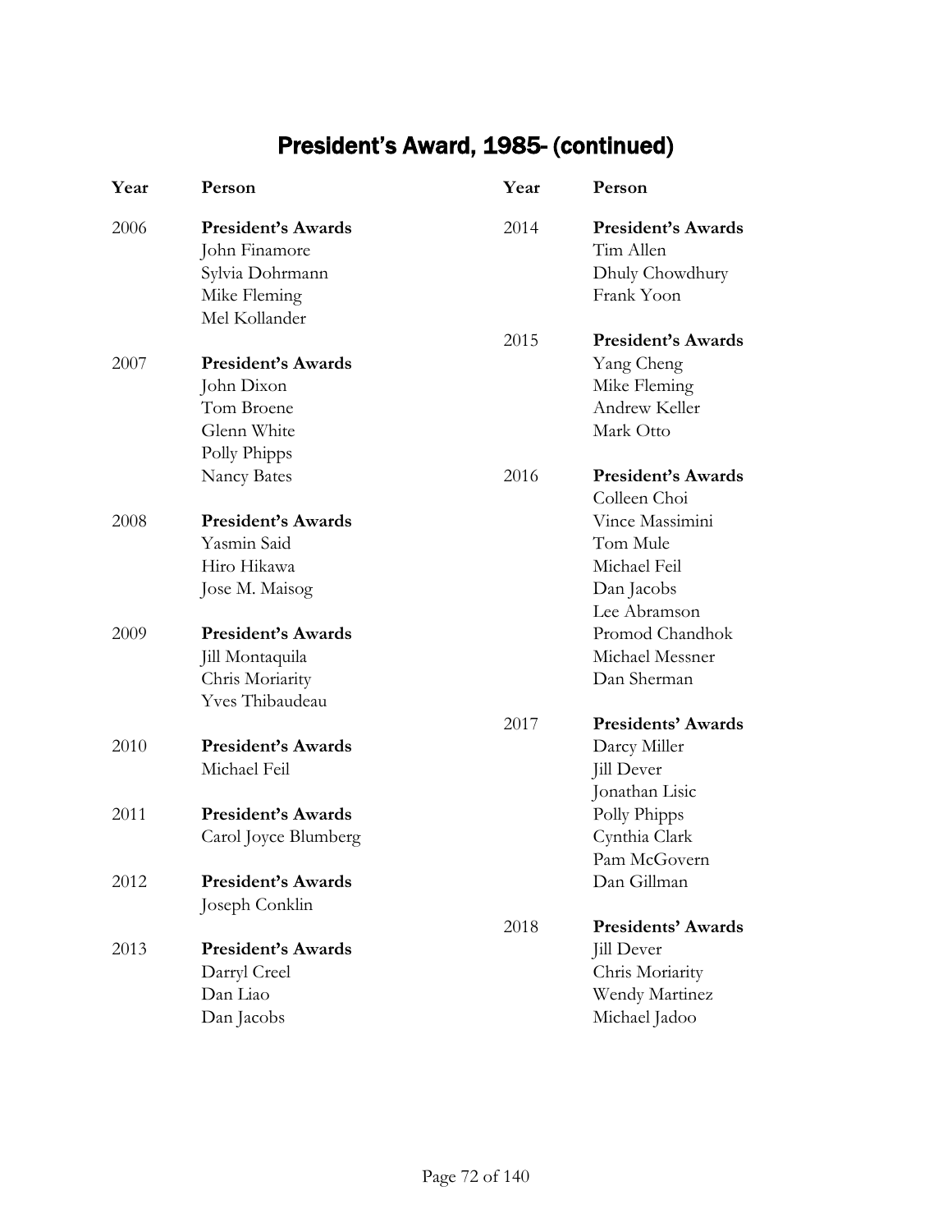# President's Award, 1985- (continued)

| Year | Person |
|---|---|
| 2006 | **President's Awards** |
| | John Finamore |
| | Sylvia Dohrmann |
| | Mike Fleming |
| | Mel Kollander |
| 2007 | **President's Awards** |
| | John Dixon |
| | Tom Broene |
| | Glenn White |
| | Polly Phipps |
| | Nancy Bates |
| 2008 | **President's Awards** |
| | Yasmin Said |
| | Hiro Hikawa |
| | Jose M. Maisog |
| 2009 | **President's Awards** |
| | Jill Montaquila |
| | Chris Moriarity |
| | Yves Thibaudeau |
| 2010 | **President's Awards** |
| | Michael Feil |
| 2011 | **President's Awards** |
| | Carol Joyce Blumberg |
| 2012 | **President's Awards** |
| | Joseph Conklin |
| 2013 | **President's Awards** |
| | Darryl Creel |
| | Dan Liao |
| | Dan Jacobs |
| 2014 | **President's Awards** |
| | Tim Allen |
| | Dhuly Chowdhury |
| | Frank Yoon |
| 2015 | **President's Awards** |
| | Yang Cheng |
| | Mike Fleming |
| | Andrew Keller |
| | Mark Otto |
| 2016 | **President's Awards** |
| | Colleen Choi |
| | Vince Massimini |
| | Tom Mule |
| | Michael Feil |
| | Dan Jacobs |
| | Lee Abramson |
| | Promod Chandhok |
| | Michael Messner |
| | Dan Sherman |
| 2017 | **Presidents' Awards** |
| | Darcy Miller |
| | Jill Dever |
| | Jonathan Lisic |
| | Polly Phipps |
| | Cynthia Clark |
| | Pam McGovern |
| | Dan Gillman |
| 2018 | **Presidents' Awards** |
| | Jill Dever |
| | Chris Moriarity |
| | Wendy Martinez |
| | Michael Jadoo |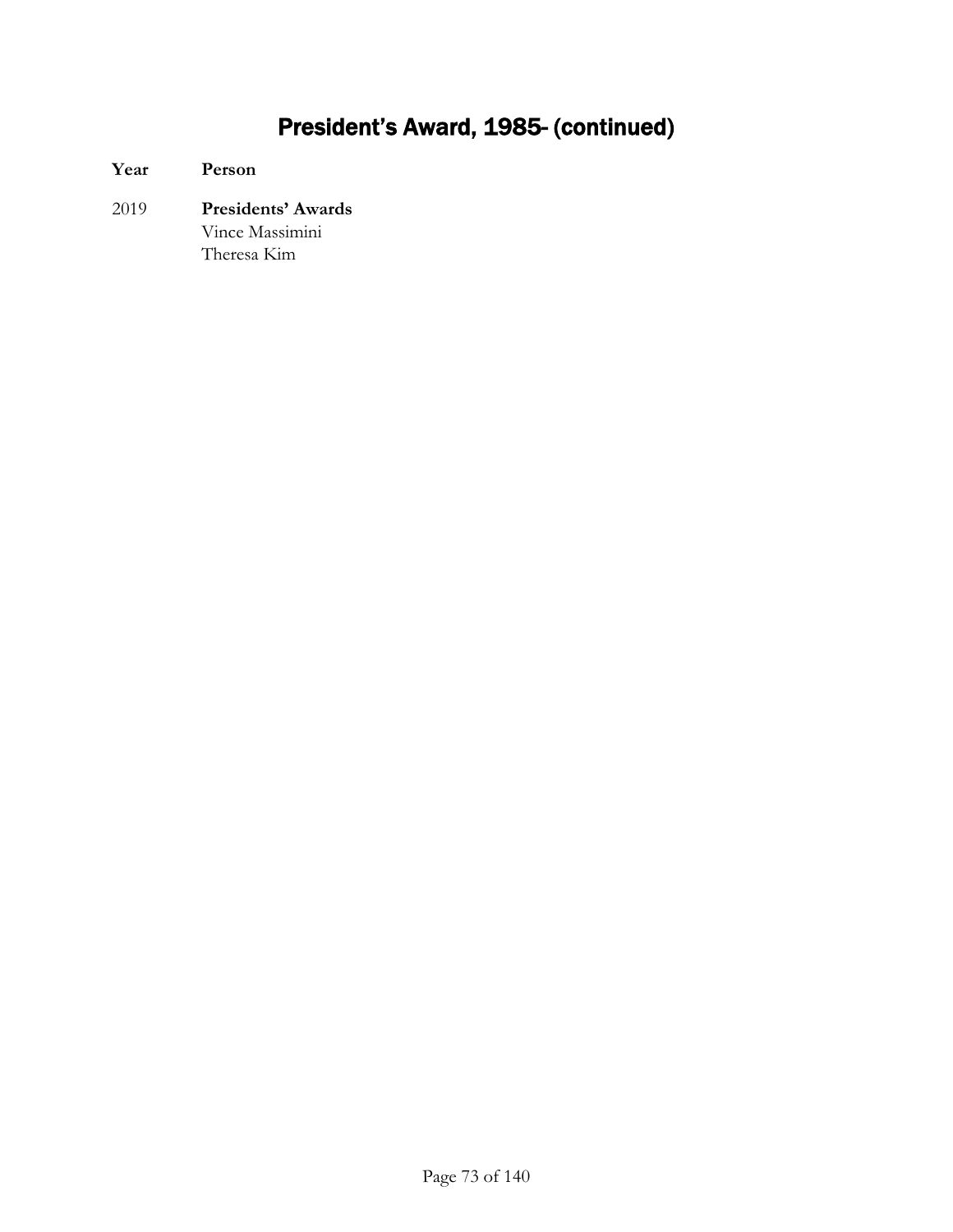# President's Award, 1985- (continued)

| Year | Person |
| --- | --- |
| 2019 | **Presidents' Awards**<br>Vince Massimini<br>Theresa Kim |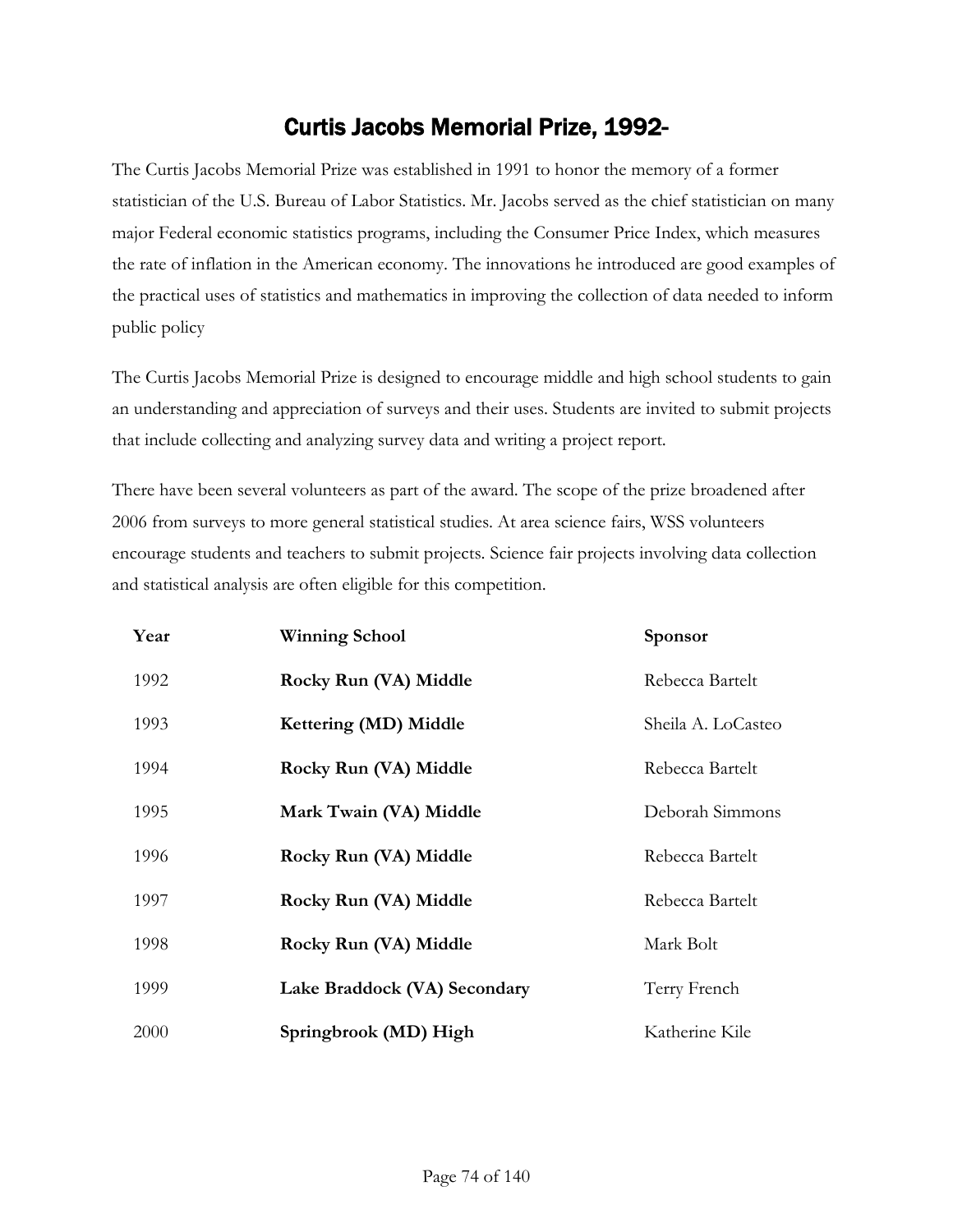# Curtis Jacobs Memorial Prize, 1992-

The Curtis Jacobs Memorial Prize was established in 1991 to honor the memory of a former statistician of the U.S. Bureau of Labor Statistics. Mr. Jacobs served as the chief statistician on many major Federal economic statistics programs, including the Consumer Price Index, which measures the rate of inflation in the American economy. The innovations he introduced are good examples of the practical uses of statistics and mathematics in improving the collection of data needed to inform public policy

The Curtis Jacobs Memorial Prize is designed to encourage middle and high school students to gain an understanding and appreciation of surveys and their uses. Students are invited to submit projects that include collecting and analyzing survey data and writing a project report.

There have been several volunteers as part of the award. The scope of the prize broadened after 2006 from surveys to more general statistical studies. At area science fairs, WSS volunteers encourage students and teachers to submit projects. Science fair projects involving data collection and statistical analysis are often eligible for this competition.

| Year | Winning School | Sponsor |
|---|---|---|
| 1992 | **Rocky Run (VA) Middle** | Rebecca Bartelt |
| 1993 | **Kettering (MD) Middle** | Sheila A. LoCasteo |
| 1994 | **Rocky Run (VA) Middle** | Rebecca Bartelt |
| 1995 | **Mark Twain (VA) Middle** | Deborah Simmons |
| 1996 | **Rocky Run (VA) Middle** | Rebecca Bartelt |
| 1997 | **Rocky Run (VA) Middle** | Rebecca Bartelt |
| 1998 | **Rocky Run (VA) Middle** | Mark Bolt |
| 1999 | **Lake Braddock (VA) Secondary** | Terry French |
| 2000 | **Springbrook (MD) High** | Katherine Kile |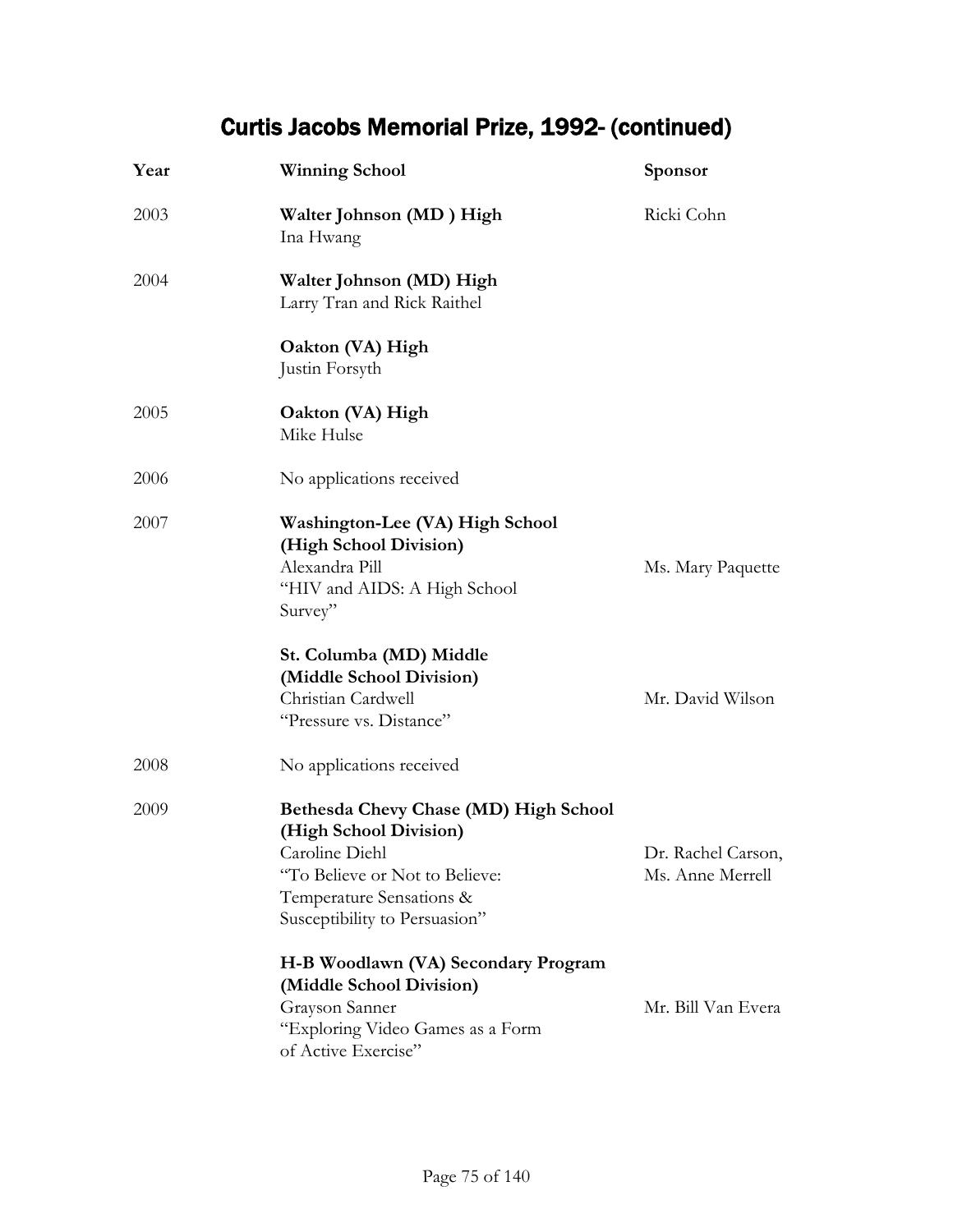# Curtis Jacobs Memorial Prize, 1992- (continued)

| Year | Winning School | Sponsor |
|---|---|---|
| 2003 | **Walter Johnson (MD ) High**<br>Ina Hwang | Ricki Cohn |
| 2004 | **Walter Johnson (MD) High**<br>Larry Tran and Rick Raithel | |
| | **Oakton (VA) High**<br>Justin Forsyth | |
| 2005 | **Oakton (VA) High**<br>Mike Hulse | |
| 2006 | No applications received | |
| 2007 | **Washington-Lee (VA) High School (High School Division)**<br>Alexandra Pill<br>"HIV and AIDS: A High School Survey" | Ms. Mary Paquette |
| | **St. Columba (MD) Middle (Middle School Division)**<br>Christian Cardwell<br>"Pressure vs. Distance" | Mr. David Wilson |
| 2008 | No applications received | |
| 2009 | **Bethesda Chevy Chase (MD) High School (High School Division)**<br>Caroline Diehl<br>"To Believe or Not to Believe: Temperature Sensations & Susceptibility to Persuasion" | Dr. Rachel Carson, Ms. Anne Merrell |
| | **H-B Woodlawn (VA) Secondary Program (Middle School Division)**<br>Grayson Sanner<br>"Exploring Video Games as a Form of Active Exercise" | Mr. Bill Van Evera |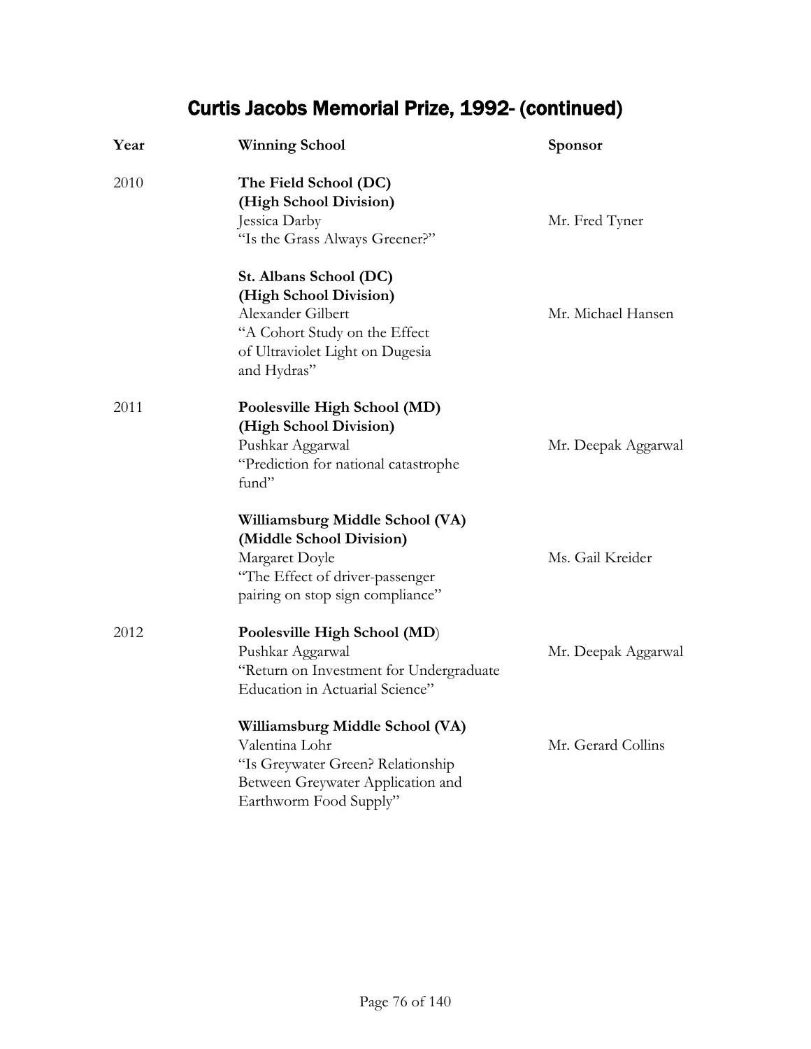# Curtis Jacobs Memorial Prize, 1992- (continued)

| Year | Winning School | Sponsor |
|---|---|---|
| 2010 | **The Field School (DC)**<br>**(High School Division)**<br>Jessica Darby<br>"Is the Grass Always Greener?" | Mr. Fred Tyner |
| | **St. Albans School (DC)**<br>**(High School Division)**<br>Alexander Gilbert<br>"A Cohort Study on the Effect of Ultraviolet Light on Dugesia and Hydras" | Mr. Michael Hansen |
| 2011 | **Poolesville High School (MD)**<br>**(High School Division)**<br>Pushkar Aggarwal<br>"Prediction for national catastrophe fund" | Mr. Deepak Aggarwal |
| | **Williamsburg Middle School (VA)**<br>**(Middle School Division)**<br>Margaret Doyle<br>"The Effect of driver-passenger pairing on stop sign compliance" | Ms. Gail Kreider |
| 2012 | **Poolesville High School (MD)**<br>Pushkar Aggarwal<br>"Return on Investment for Undergraduate Education in Actuarial Science" | Mr. Deepak Aggarwal |
| | **Williamsburg Middle School (VA)**<br>Valentina Lohr<br>"Is Greywater Green? Relationship Between Greywater Application and Earthworm Food Supply" | Mr. Gerard Collins |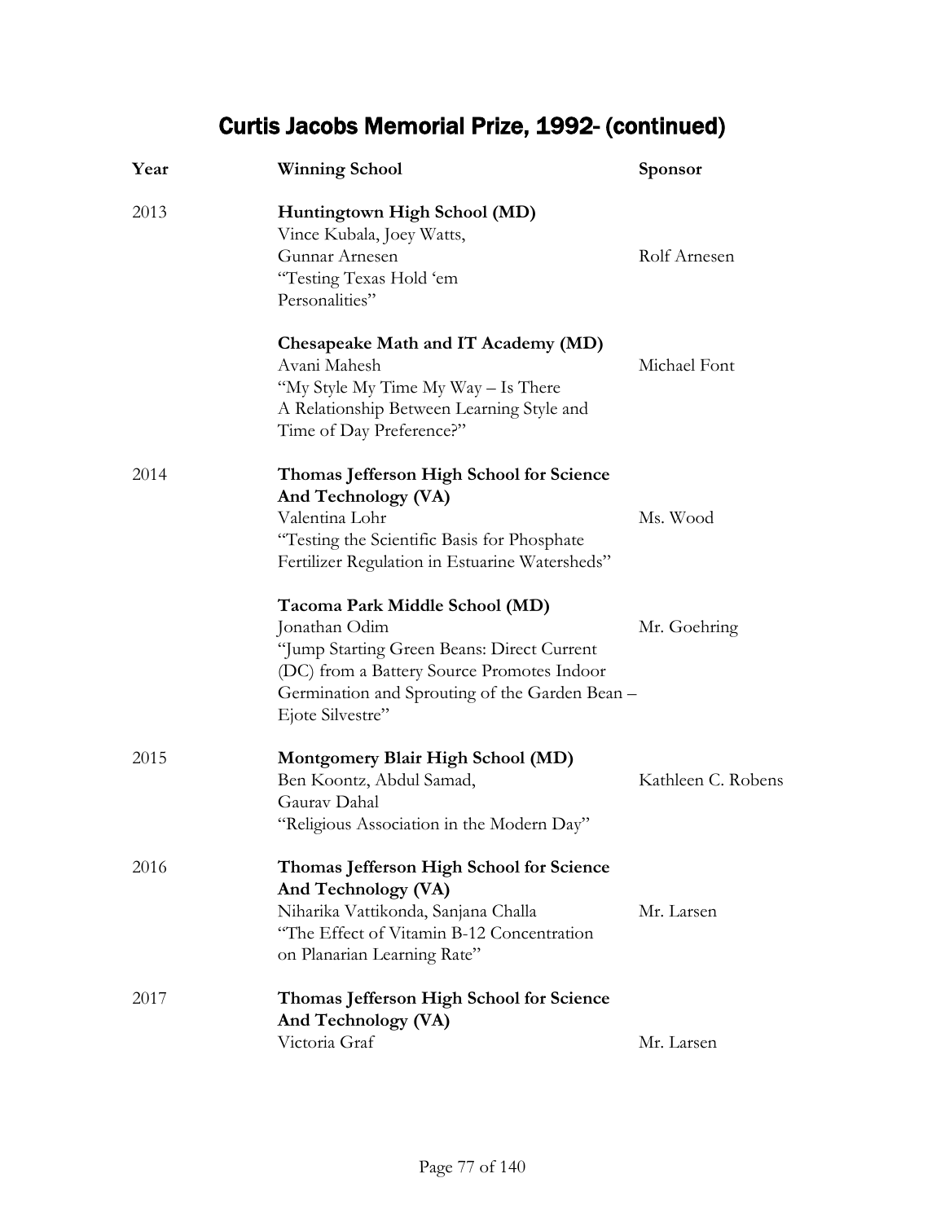# Curtis Jacobs Memorial Prize, 1992- (continued)

| Year | Winning School | Sponsor |
| --- | --- | --- |
| 2013 | **Huntingtown High School (MD)**<br>Vince Kubala, Joey Watts, Gunnar Arnesen<br>"Testing Texas Hold 'em Personalities" | Rolf Arnesen |
| | **Chesapeake Math and IT Academy (MD)**<br>Avani Mahesh<br>"My Style My Time My Way – Is There A Relationship Between Learning Style and Time of Day Preference?" | Michael Font |
| 2014 | **Thomas Jefferson High School for Science And Technology (VA)**<br>Valentina Lohr<br>"Testing the Scientific Basis for Phosphate Fertilizer Regulation in Estuarine Watersheds" | Ms. Wood |
| | **Tacoma Park Middle School (MD)**<br>Jonathan Odim<br>"Jump Starting Green Beans: Direct Current (DC) from a Battery Source Promotes Indoor Germination and Sprouting of the Garden Bean – Ejote Silvestre" | Mr. Goehring |
| 2015 | **Montgomery Blair High School (MD)**<br>Ben Koontz, Abdul Samad, Gaurav Dahal<br>"Religious Association in the Modern Day" | Kathleen C. Robens |
| 2016 | **Thomas Jefferson High School for Science And Technology (VA)**<br>Niharika Vattikonda, Sanjana Challa<br>"The Effect of Vitamin B-12 Concentration on Planarian Learning Rate" | Mr. Larsen |
| 2017 | **Thomas Jefferson High School for Science And Technology (VA)**<br>Victoria Graf | Mr. Larsen |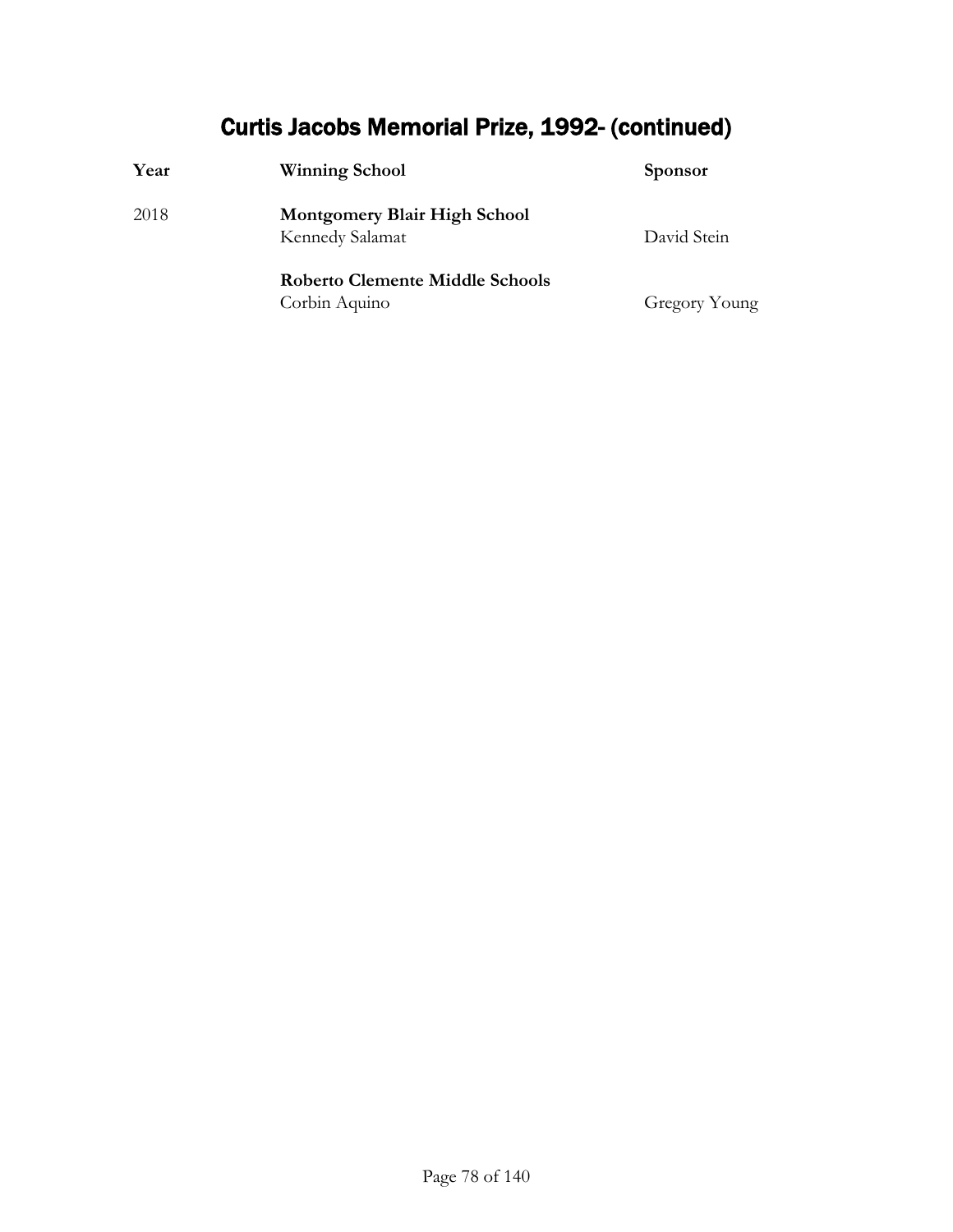# Curtis Jacobs Memorial Prize, 1992- (continued)

| Year | Winning School | Sponsor |
|---|---|---|
| 2018 | **Montgomery Blair High School**<br>Kennedy Salamat | David Stein |
| | **Roberto Clemente Middle Schools**<br>Corbin Aquino | Gregory Young |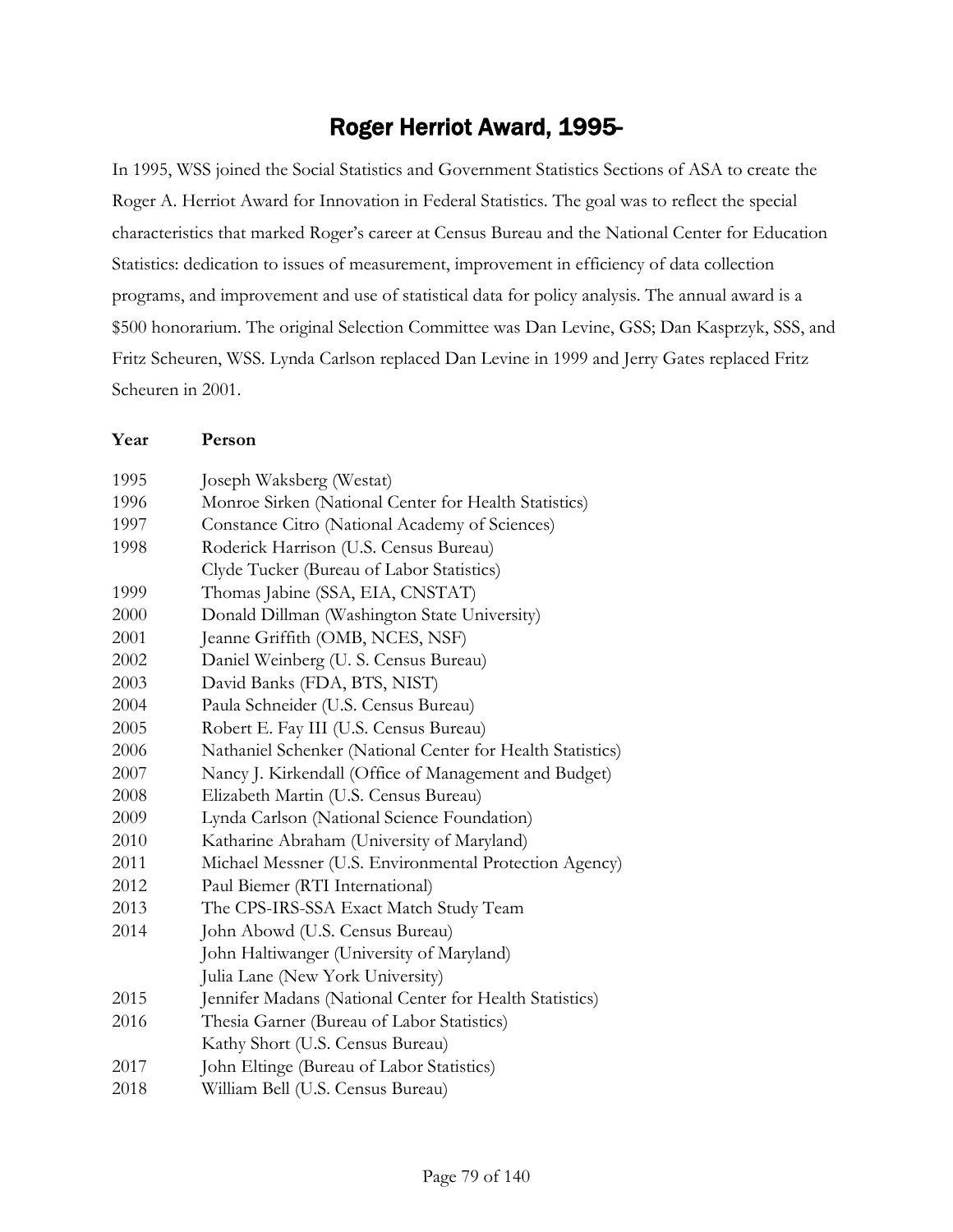# Roger Herriot Award, 1995-

In 1995, WSS joined the Social Statistics and Government Statistics Sections of ASA to create the Roger A. Herriot Award for Innovation in Federal Statistics. The goal was to reflect the special characteristics that marked Roger's career at Census Bureau and the National Center for Education Statistics: dedication to issues of measurement, improvement in efficiency of data collection programs, and improvement and use of statistical data for policy analysis. The annual award is a $500 honorarium. The original Selection Committee was Dan Levine, GSS; Dan Kasprzyk, SSS, and Fritz Scheuren, WSS. Lynda Carlson replaced Dan Levine in 1999 and Jerry Gates replaced Fritz Scheuren in 2001.

| Year | Person |
|---|---|
| 1995 | Joseph Waksberg (Westat) |
| 1996 | Monroe Sirken (National Center for Health Statistics) |
| 1997 | Constance Citro (National Academy of Sciences) |
| 1998 | Roderick Harrison (U.S. Census Bureau) |
| | Clyde Tucker (Bureau of Labor Statistics) |
| 1999 | Thomas Jabine (SSA, EIA, CNSTAT) |
| 2000 | Donald Dillman (Washington State University) |
| 2001 | Jeanne Griffith (OMB, NCES, NSF) |
| 2002 | Daniel Weinberg (U. S. Census Bureau) |
| 2003 | David Banks (FDA, BTS, NIST) |
| 2004 | Paula Schneider (U.S. Census Bureau) |
| 2005 | Robert E. Fay III (U.S. Census Bureau) |
| 2006 | Nathaniel Schenker (National Center for Health Statistics) |
| 2007 | Nancy J. Kirkendall (Office of Management and Budget) |
| 2008 | Elizabeth Martin (U.S. Census Bureau) |
| 2009 | Lynda Carlson (National Science Foundation) |
| 2010 | Katharine Abraham (University of Maryland) |
| 2011 | Michael Messner (U.S. Environmental Protection Agency) |
| 2012 | Paul Biemer (RTI International) |
| 2013 | The CPS-IRS-SSA Exact Match Study Team |
| 2014 | John Abowd (U.S. Census Bureau) |
| | John Haltiwanger (University of Maryland) |
| | Julia Lane (New York University) |
| 2015 | Jennifer Madans (National Center for Health Statistics) |
| 2016 | Thesia Garner (Bureau of Labor Statistics) |
| | Kathy Short (U.S. Census Bureau) |
| 2017 | John Eltinge (Bureau of Labor Statistics) |
| 2018 | William Bell (U.S. Census Bureau) |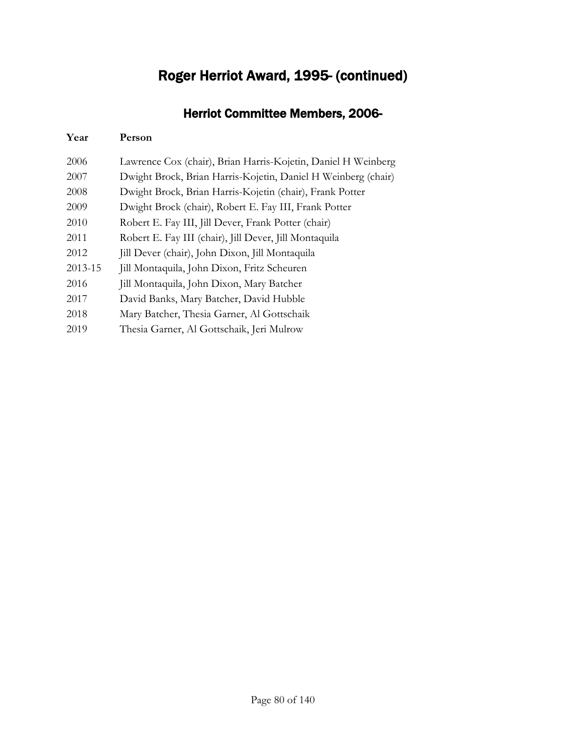# Roger Herriot Award, 1995- (continued)

## Herriot Committee Members, 2006-

| Year | Person |
| --- | --- |
| 2006 | Lawrence Cox (chair), Brian Harris-Kojetin, Daniel H Weinberg |
| 2007 | Dwight Brock, Brian Harris-Kojetin, Daniel H Weinberg (chair) |
| 2008 | Dwight Brock, Brian Harris-Kojetin (chair), Frank Potter |
| 2009 | Dwight Brock (chair), Robert E. Fay III, Frank Potter |
| 2010 | Robert E. Fay III, Jill Dever, Frank Potter (chair) |
| 2011 | Robert E. Fay III (chair), Jill Dever, Jill Montaquila |
| 2012 | Jill Dever (chair), John Dixon, Jill Montaquila |
| 2013-15 | Jill Montaquila, John Dixon, Fritz Scheuren |
| 2016 | Jill Montaquila, John Dixon, Mary Batcher |
| 2017 | David Banks, Mary Batcher, David Hubble |
| 2018 | Mary Batcher, Thesia Garner, Al Gottschaik |
| 2019 | Thesia Garner, Al Gottschaik, Jeri Mulrow |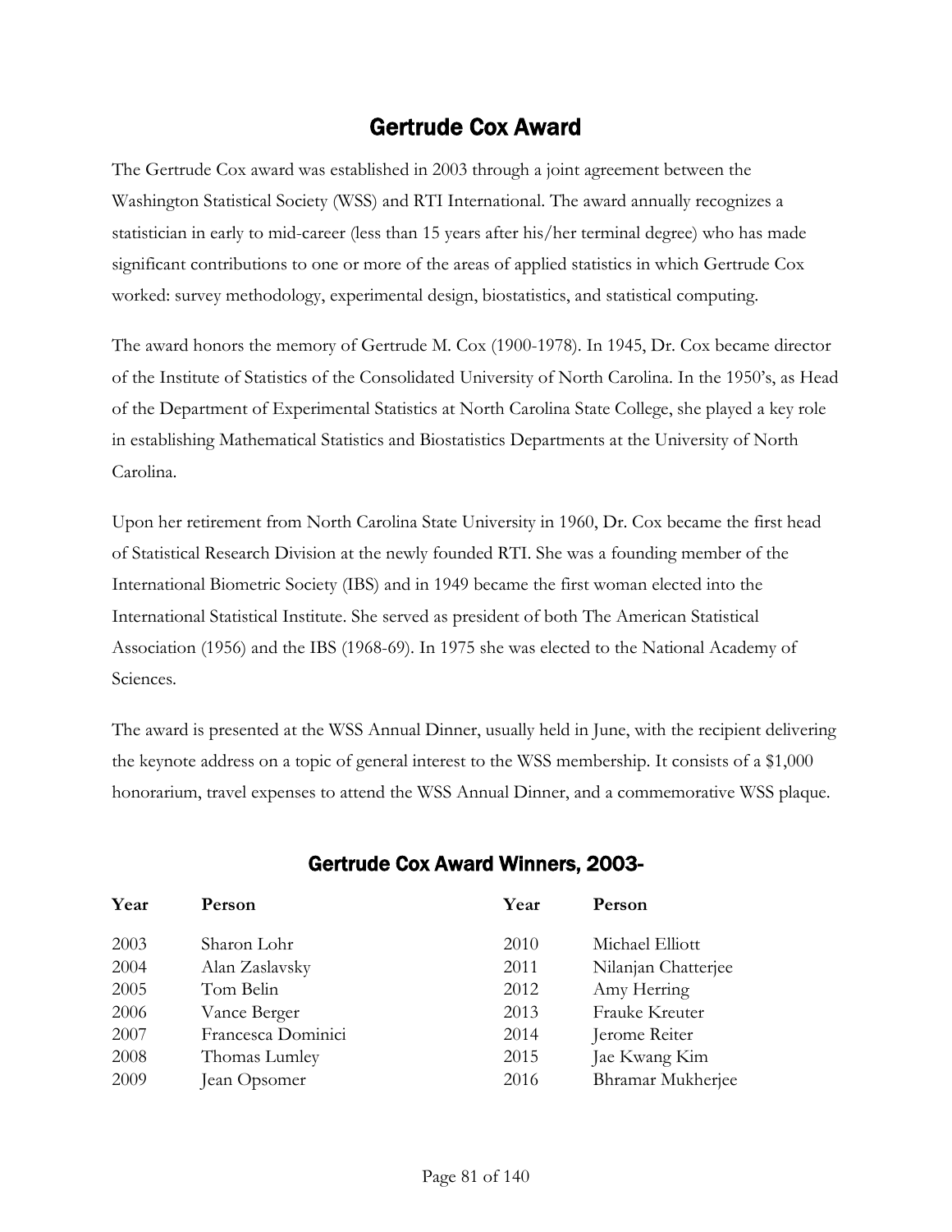# Gertrude Cox Award

The Gertrude Cox award was established in 2003 through a joint agreement between the Washington Statistical Society (WSS) and RTI International. The award annually recognizes a statistician in early to mid-career (less than 15 years after his/her terminal degree) who has made significant contributions to one or more of the areas of applied statistics in which Gertrude Cox worked: survey methodology, experimental design, biostatistics, and statistical computing.

The award honors the memory of Gertrude M. Cox (1900-1978). In 1945, Dr. Cox became director of the Institute of Statistics of the Consolidated University of North Carolina. In the 1950's, as Head of the Department of Experimental Statistics at North Carolina State College, she played a key role in establishing Mathematical Statistics and Biostatistics Departments at the University of North Carolina.

Upon her retirement from North Carolina State University in 1960, Dr. Cox became the first head of Statistical Research Division at the newly founded RTI. She was a founding member of the International Biometric Society (IBS) and in 1949 became the first woman elected into the International Statistical Institute. She served as president of both The American Statistical Association (1956) and the IBS (1968-69). In 1975 she was elected to the National Academy of Sciences.

The award is presented at the WSS Annual Dinner, usually held in June, with the recipient delivering the keynote address on a topic of general interest to the WSS membership. It consists of a $1,000 honorarium, travel expenses to attend the WSS Annual Dinner, and a commemorative WSS plaque.

## Gertrude Cox Award Winners, 2003-

| Year | Person | Year | Person |
|---|---|---|---|
| 2003 | Sharon Lohr | 2010 | Michael Elliott |
| 2004 | Alan Zaslavsky | 2011 | Nilanjan Chatterjee |
| 2005 | Tom Belin | 2012 | Amy Herring |
| 2006 | Vance Berger | 2013 | Frauke Kreuter |
| 2007 | Francesca Dominici | 2014 | Jerome Reiter |
| 2008 | Thomas Lumley | 2015 | Jae Kwang Kim |
| 2009 | Jean Opsomer | 2016 | Bhramar Mukherjee |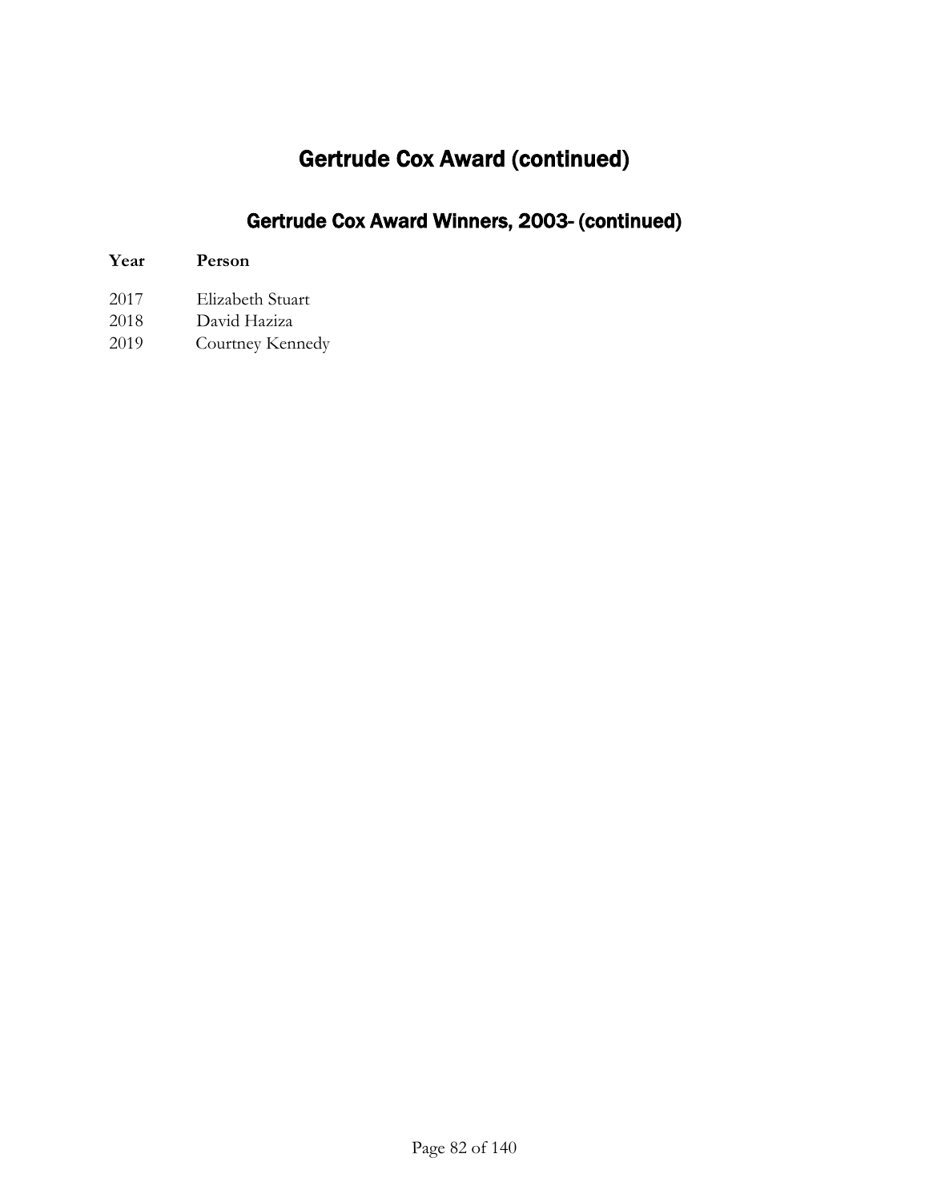# Gertrude Cox Award (continued)

## Gertrude Cox Award Winners, 2003- (continued)

| Year | Person |
|---|---|
| 2017 | Elizabeth Stuart |
| 2018 | David Haziza |
| 2019 | Courtney Kennedy |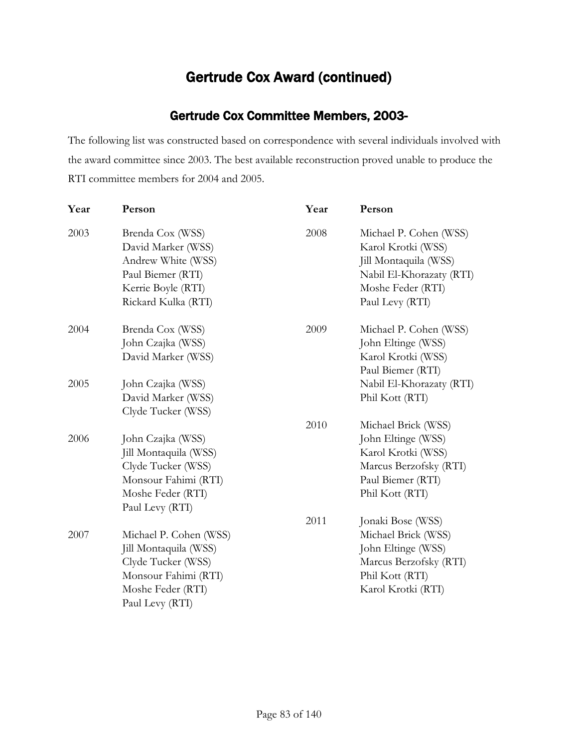# Gertrude Cox Award (continued)

## Gertrude Cox Committee Members, 2003-

The following list was constructed based on correspondence with several individuals involved with the award committee since 2003. The best available reconstruction proved unable to produce the RTI committee members for 2004 and 2005.

| Year | Person |
|---|---|
| 2003 | Brenda Cox (WSS)<br>David Marker (WSS)<br>Andrew White (WSS)<br>Paul Biemer (RTI)<br>Kerrie Boyle (RTI)<br>Rickard Kulka (RTI) |
| 2004 | Brenda Cox (WSS)<br>John Czajka (WSS)<br>David Marker (WSS) |
| 2005 | John Czajka (WSS)<br>David Marker (WSS)<br>Clyde Tucker (WSS) |
| 2006 | John Czajka (WSS)<br>Jill Montaquila (WSS)<br>Clyde Tucker (WSS)<br>Monsour Fahimi (RTI)<br>Moshe Feder (RTI)<br>Paul Levy (RTI) |
| 2007 | Michael P. Cohen (WSS)<br>Jill Montaquila (WSS)<br>Clyde Tucker (WSS)<br>Monsour Fahimi (RTI)<br>Moshe Feder (RTI)<br>Paul Levy (RTI) |
| 2008 | Michael P. Cohen (WSS)<br>Karol Krotki (WSS)<br>Jill Montaquila (WSS)<br>Nabil El-Khorazaty (RTI)<br>Moshe Feder (RTI)<br>Paul Levy (RTI) |
| 2009 | Michael P. Cohen (WSS)<br>John Eltinge (WSS)<br>Karol Krotki (WSS)<br>Paul Biemer (RTI)<br>Nabil El-Khorazaty (RTI)<br>Phil Kott (RTI) |
| 2010 | Michael Brick (WSS)<br>John Eltinge (WSS)<br>Karol Krotki (WSS)<br>Marcus Berzofsky (RTI)<br>Paul Biemer (RTI)<br>Phil Kott (RTI) |
| 2011 | Jonaki Bose (WSS)<br>Michael Brick (WSS)<br>John Eltinge (WSS)<br>Marcus Berzofsky (RTI)<br>Phil Kott (RTI)<br>Karol Krotki (RTI) |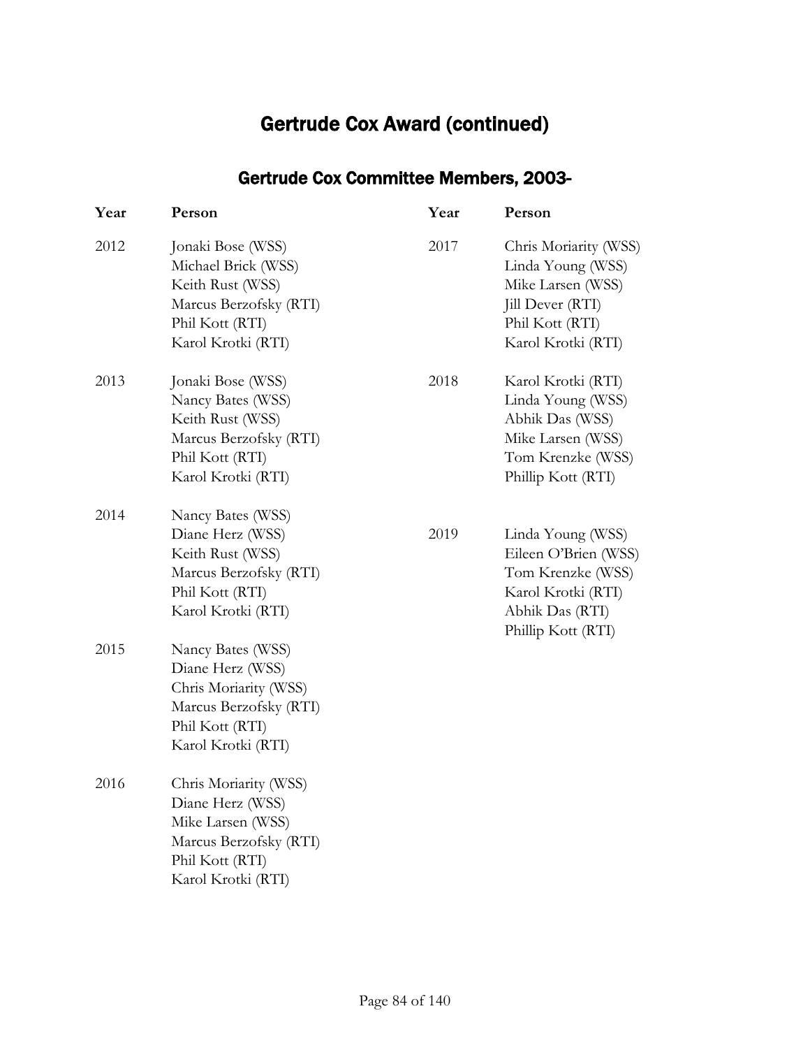# Gertrude Cox Award (continued)

## Gertrude Cox Committee Members, 2003-

| Year | Person |
|---|---|
| 2012 | Jonaki Bose (WSS)<br>Michael Brick (WSS)<br>Keith Rust (WSS)<br>Marcus Berzofsky (RTI)<br>Phil Kott (RTI)<br>Karol Krotki (RTI) |
| 2013 | Jonaki Bose (WSS)<br>Nancy Bates (WSS)<br>Keith Rust (WSS)<br>Marcus Berzofsky (RTI)<br>Phil Kott (RTI)<br>Karol Krotki (RTI) |
| 2014 | Nancy Bates (WSS)<br>Diane Herz (WSS)<br>Keith Rust (WSS)<br>Marcus Berzofsky (RTI)<br>Phil Kott (RTI)<br>Karol Krotki (RTI) |
| 2015 | Nancy Bates (WSS)<br>Diane Herz (WSS)<br>Chris Moriarity (WSS)<br>Marcus Berzofsky (RTI)<br>Phil Kott (RTI)<br>Karol Krotki (RTI) |
| 2016 | Chris Moriarity (WSS)<br>Diane Herz (WSS)<br>Mike Larsen (WSS)<br>Marcus Berzofsky (RTI)<br>Phil Kott (RTI)<br>Karol Krotki (RTI) |
| 2017 | Chris Moriarity (WSS)<br>Linda Young (WSS)<br>Mike Larsen (WSS)<br>Jill Dever (RTI)<br>Phil Kott (RTI)<br>Karol Krotki (RTI) |
| 2018 | Karol Krotki (RTI)<br>Linda Young (WSS)<br>Abhik Das (WSS)<br>Mike Larsen (WSS)<br>Tom Krenzke (WSS)<br>Phillip Kott (RTI) |
| 2019 | Linda Young (WSS)<br>Eileen O'Brien (WSS)<br>Tom Krenzke (WSS)<br>Karol Krotki (RTI)<br>Abhik Das (RTI)<br>Phillip Kott (RTI) |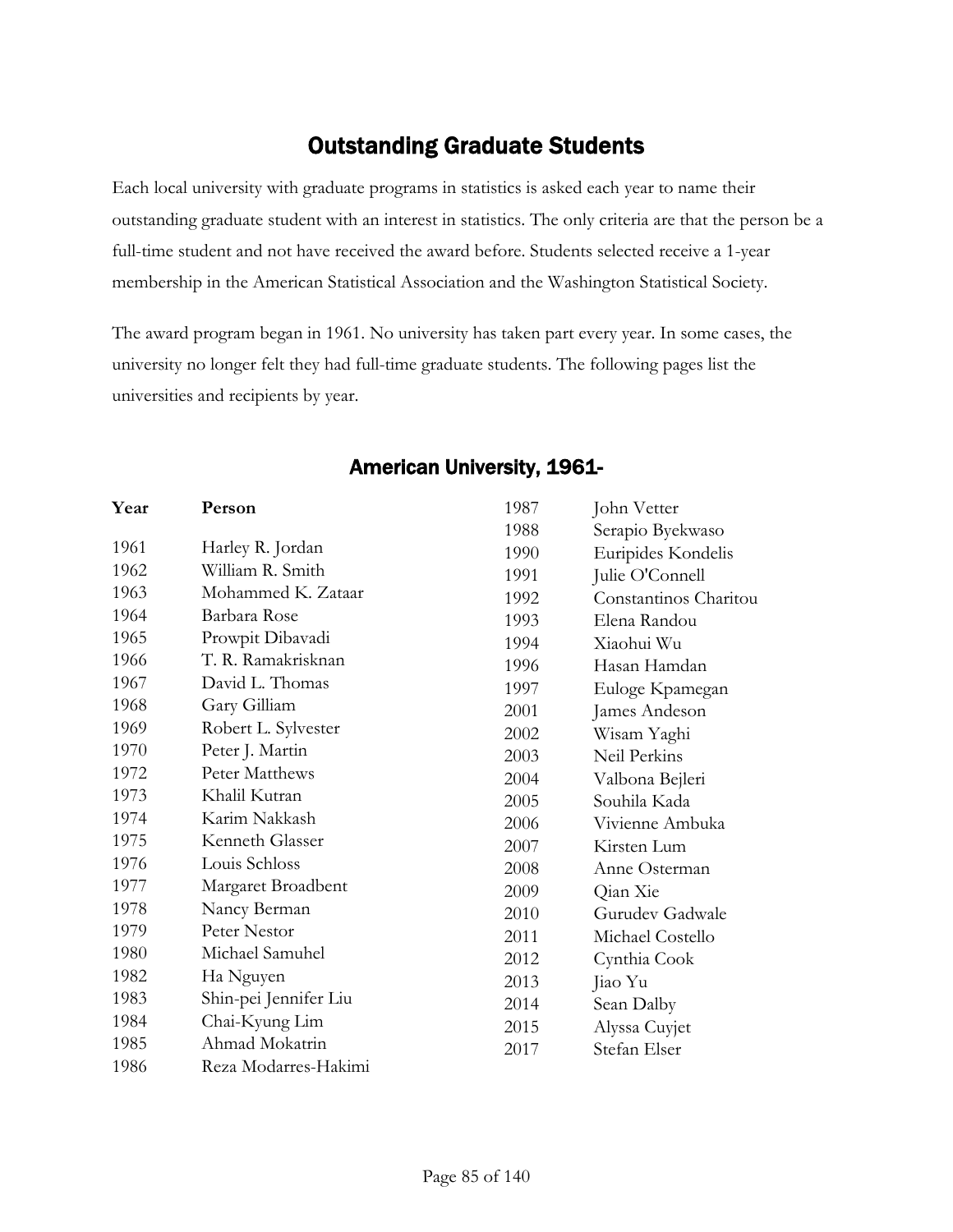# Outstanding Graduate Students

Each local university with graduate programs in statistics is asked each year to name their outstanding graduate student with an interest in statistics. The only criteria are that the person be a full-time student and not have received the award before. Students selected receive a 1-year membership in the American Statistical Association and the Washington Statistical Society.

The award program began in 1961. No university has taken part every year. In some cases, the university no longer felt they had full-time graduate students. The following pages list the universities and recipients by year.

## American University, 1961-

| Year | Person |
|---|---|
| 1961 | Harley R. Jordan |
| 1962 | William R. Smith |
| 1963 | Mohammed K. Zataar |
| 1964 | Barbara Rose |
| 1965 | Prowpit Dibavadi |
| 1966 | T. R. Ramakrisknan |
| 1967 | David L. Thomas |
| 1968 | Gary Gilliam |
| 1969 | Robert L. Sylvester |
| 1970 | Peter J. Martin |
| 1972 | Peter Matthews |
| 1973 | Khalil Kutran |
| 1974 | Karim Nakkash |
| 1975 | Kenneth Glasser |
| 1976 | Louis Schloss |
| 1977 | Margaret Broadbent |
| 1978 | Nancy Berman |
| 1979 | Peter Nestor |
| 1980 | Michael Samuhel |
| 1982 | Ha Nguyen |
| 1983 | Shin-pei Jennifer Liu |
| 1984 | Chai-Kyung Lim |
| 1985 | Ahmad Mokatrin |
| 1986 | Reza Modarres-Hakimi |
| 1987 | John Vetter |
| 1988 | Serapio Byekwaso |
| 1990 | Euripides Kondelis |
| 1991 | Julie O'Connell |
| 1992 | Constantinos Charitou |
| 1993 | Elena Randou |
| 1994 | Xiaohui Wu |
| 1996 | Hasan Hamdan |
| 1997 | Euloge Kpamegan |
| 2001 | James Andeson |
| 2002 | Wisam Yaghi |
| 2003 | Neil Perkins |
| 2004 | Valbona Bejleri |
| 2005 | Souhila Kada |
| 2006 | Vivienne Ambuka |
| 2007 | Kirsten Lum |
| 2008 | Anne Osterman |
| 2009 | Qian Xie |
| 2010 | Gurudev Gadwale |
| 2011 | Michael Costello |
| 2012 | Cynthia Cook |
| 2013 | Jiao Yu |
| 2014 | Sean Dalby |
| 2015 | Alyssa Cuyjet |
| 2017 | Stefan Elser |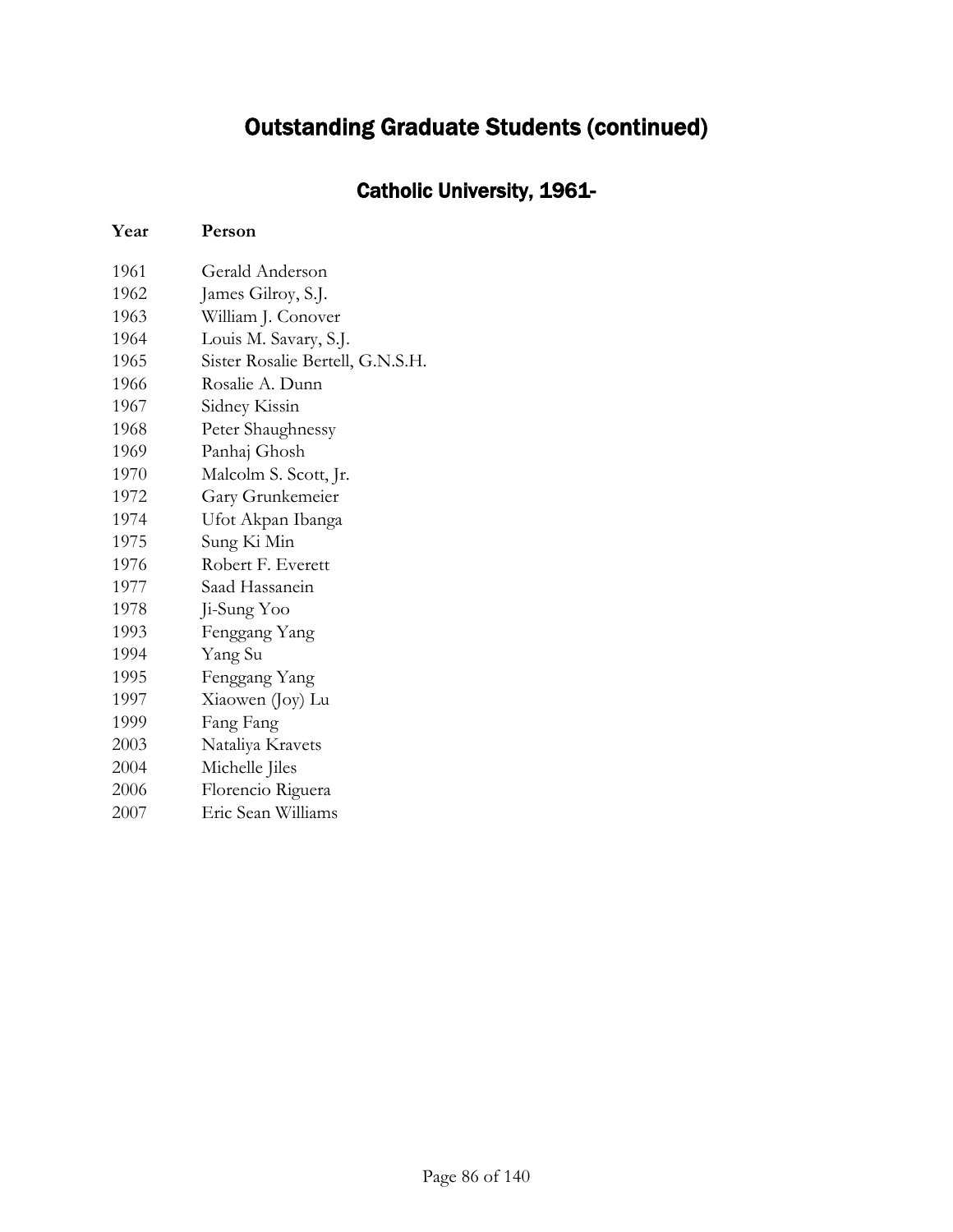# Outstanding Graduate Students (continued)

## Catholic University, 1961-

| Year | Person |
|---|---|
| 1961 | Gerald Anderson |
| 1962 | James Gilroy, S.J. |
| 1963 | William J. Conover |
| 1964 | Louis M. Savary, S.J. |
| 1965 | Sister Rosalie Bertell, G.N.S.H. |
| 1966 | Rosalie A. Dunn |
| 1967 | Sidney Kissin |
| 1968 | Peter Shaughnessy |
| 1969 | Panhaj Ghosh |
| 1970 | Malcolm S. Scott, Jr. |
| 1972 | Gary Grunkemeier |
| 1974 | Ufot Akpan Ibanga |
| 1975 | Sung Ki Min |
| 1976 | Robert F. Everett |
| 1977 | Saad Hassanein |
| 1978 | Ji-Sung Yoo |
| 1993 | Fenggang Yang |
| 1994 | Yang Su |
| 1995 | Fenggang Yang |
| 1997 | Xiaowen (Joy) Lu |
| 1999 | Fang Fang |
| 2003 | Nataliya Kravets |
| 2004 | Michelle Jiles |
| 2006 | Florencio Riguera |
| 2007 | Eric Sean Williams |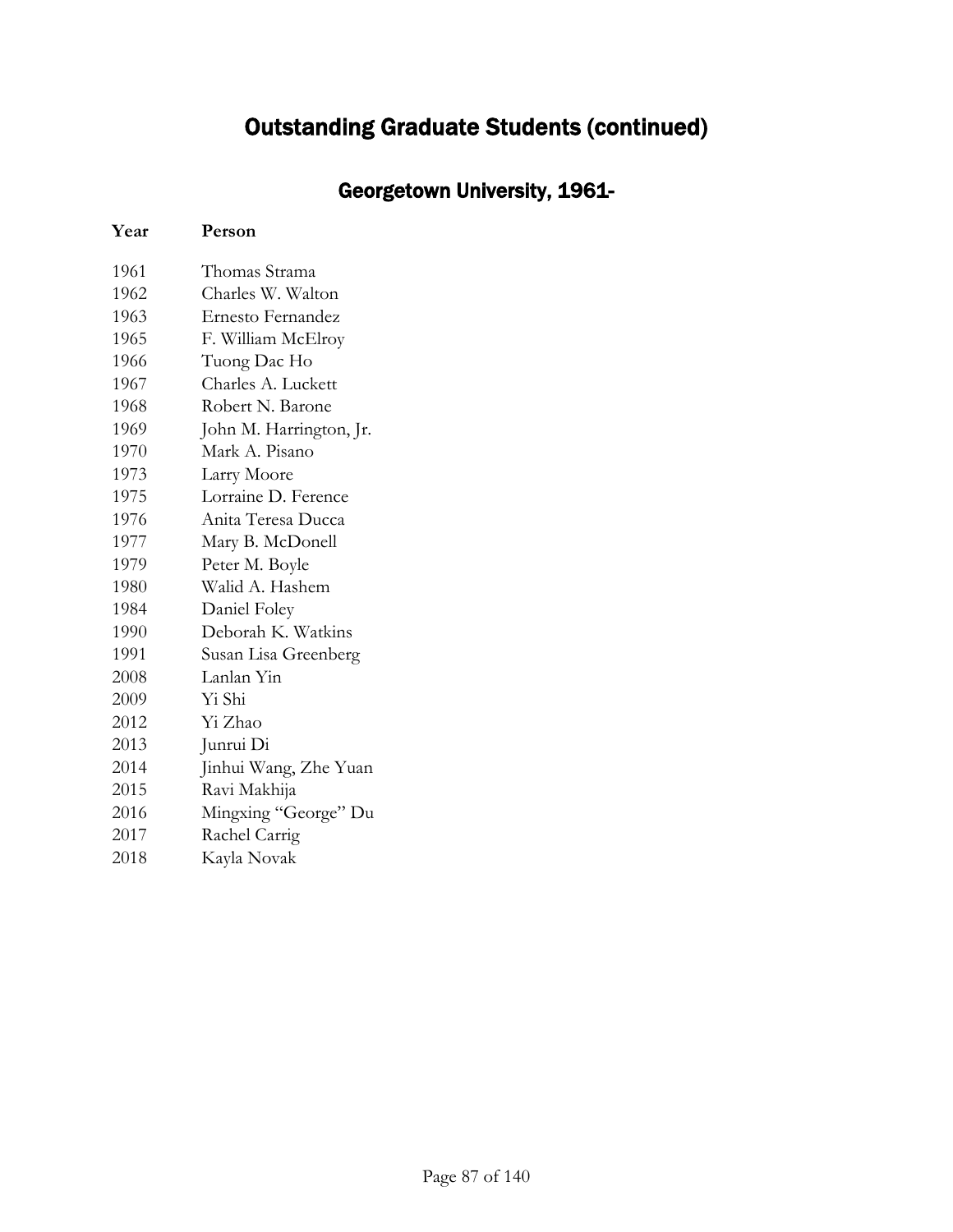# Outstanding Graduate Students (continued)

## Georgetown University, 1961-

| Year | Person |
|---|---|
| 1961 | Thomas Strama |
| 1962 | Charles W. Walton |
| 1963 | Ernesto Fernandez |
| 1965 | F. William McElroy |
| 1966 | Tuong Dac Ho |
| 1967 | Charles A. Luckett |
| 1968 | Robert N. Barone |
| 1969 | John M. Harrington, Jr. |
| 1970 | Mark A. Pisano |
| 1973 | Larry Moore |
| 1975 | Lorraine D. Ference |
| 1976 | Anita Teresa Ducca |
| 1977 | Mary B. McDonell |
| 1979 | Peter M. Boyle |
| 1980 | Walid A. Hashem |
| 1984 | Daniel Foley |
| 1990 | Deborah K. Watkins |
| 1991 | Susan Lisa Greenberg |
| 2008 | Lanlan Yin |
| 2009 | Yi Shi |
| 2012 | Yi Zhao |
| 2013 | Junrui Di |
| 2014 | Jinhui Wang, Zhe Yuan |
| 2015 | Ravi Makhija |
| 2016 | Mingxing "George" Du |
| 2017 | Rachel Carrig |
| 2018 | Kayla Novak |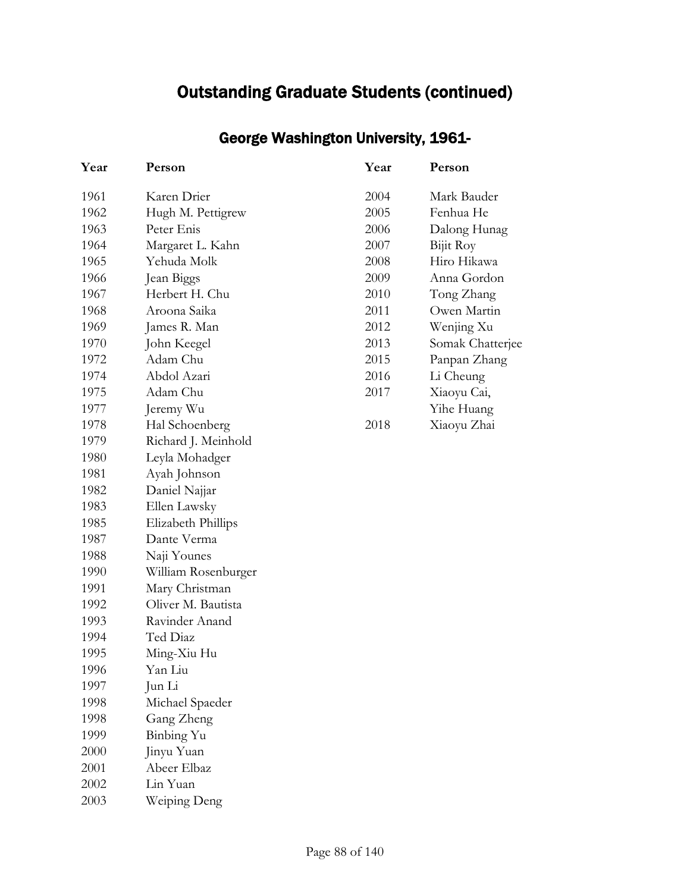# Outstanding Graduate Students (continued)

## George Washington University, 1961-

| Year | Person |
|---|---|
| 1961 | Karen Drier |
| 1962 | Hugh M. Pettigrew |
| 1963 | Peter Enis |
| 1964 | Margaret L. Kahn |
| 1965 | Yehuda Molk |
| 1966 | Jean Biggs |
| 1967 | Herbert H. Chu |
| 1968 | Aroona Saika |
| 1969 | James R. Man |
| 1970 | John Keegel |
| 1972 | Adam Chu |
| 1974 | Abdol Azari |
| 1975 | Adam Chu |
| 1977 | Jeremy Wu |
| 1978 | Hal Schoenberg |
| 1979 | Richard J. Meinhold |
| 1980 | Leyla Mohadger |
| 1981 | Ayah Johnson |
| 1982 | Daniel Najjar |
| 1983 | Ellen Lawsky |
| 1985 | Elizabeth Phillips |
| 1987 | Dante Verma |
| 1988 | Naji Younes |
| 1990 | William Rosenburger |
| 1991 | Mary Christman |
| 1992 | Oliver M. Bautista |
| 1993 | Ravinder Anand |
| 1994 | Ted Diaz |
| 1995 | Ming-Xiu Hu |
| 1996 | Yan Liu |
| 1997 | Jun Li |
| 1998 | Michael Spaeder |
| 1998 | Gang Zheng |
| 1999 | Binbing Yu |
| 2000 | Jinyu Yuan |
| 2001 | Abeer Elbaz |
| 2002 | Lin Yuan |
| 2003 | Weiping Deng |
| 2004 | Mark Bauder |
| 2005 | Fenhua He |
| 2006 | Dalong Hunag |
| 2007 | Bijit Roy |
| 2008 | Hiro Hikawa |
| 2009 | Anna Gordon |
| 2010 | Tong Zhang |
| 2011 | Owen Martin |
| 2012 | Wenjing Xu |
| 2013 | Somak Chatterjee |
| 2015 | Panpan Zhang |
| 2016 | Li Cheung |
| 2017 | Xiaoyu Cai, Yihe Huang |
| 2018 | Xiaoyu Zhai |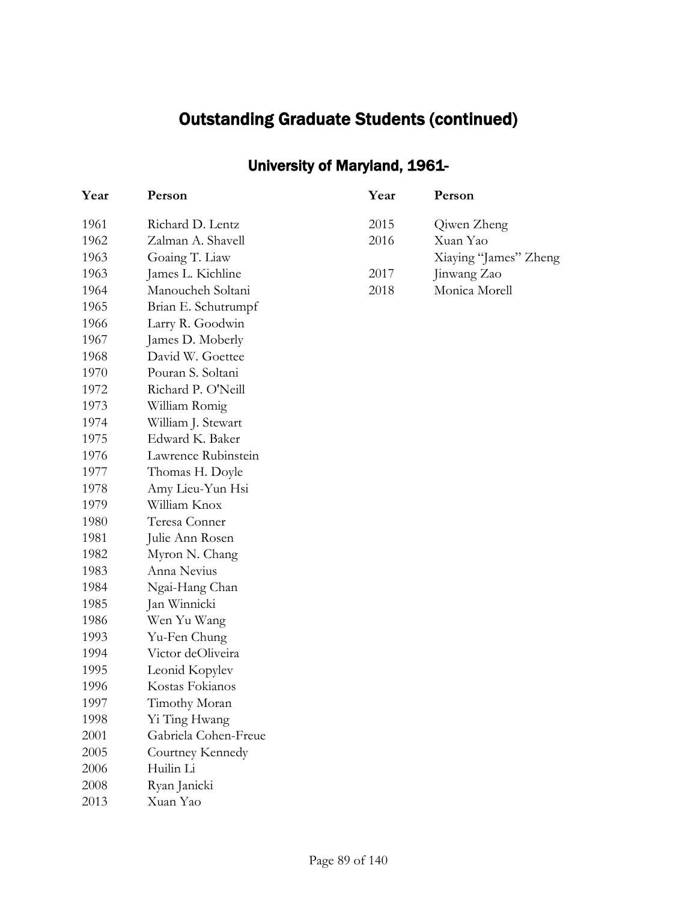# Outstanding Graduate Students (continued)

## University of Maryland, 1961-

| Year | Person |
| --- | --- |
| 1961 | Richard D. Lentz |
| 1962 | Zalman A. Shavell |
| 1963 | Goaing T. Liaw |
| 1963 | James L. Kichline |
| 1964 | Manoucheh Soltani |
| 1965 | Brian E. Schutrumpf |
| 1966 | Larry R. Goodwin |
| 1967 | James D. Moberly |
| 1968 | David W. Goettee |
| 1970 | Pouran S. Soltani |
| 1972 | Richard P. O'Neill |
| 1973 | William Romig |
| 1974 | William J. Stewart |
| 1975 | Edward K. Baker |
| 1976 | Lawrence Rubinstein |
| 1977 | Thomas H. Doyle |
| 1978 | Amy Lieu-Yun Hsi |
| 1979 | William Knox |
| 1980 | Teresa Conner |
| 1981 | Julie Ann Rosen |
| 1982 | Myron N. Chang |
| 1983 | Anna Nevius |
| 1984 | Ngai-Hang Chan |
| 1985 | Jan Winnicki |
| 1986 | Wen Yu Wang |
| 1993 | Yu-Fen Chung |
| 1994 | Victor deOliveira |
| 1995 | Leonid Kopylev |
| 1996 | Kostas Fokianos |
| 1997 | Timothy Moran |
| 1998 | Yi Ting Hwang |
| 2001 | Gabriela Cohen-Freue |
| 2005 | Courtney Kennedy |
| 2006 | Huilin Li |
| 2008 | Ryan Janicki |
| 2013 | Xuan Yao |
| 2015 | Qiwen Zheng |
| 2016 | Xuan Yao |
| | Xiaying "James" Zheng |
| 2017 | Jinwang Zao |
| 2018 | Monica Morell |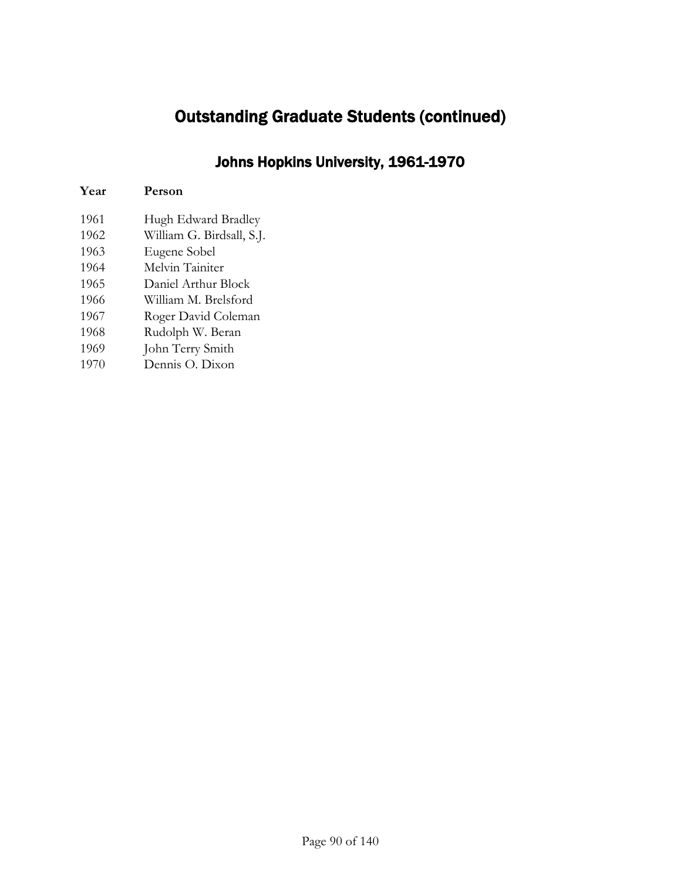# Outstanding Graduate Students (continued)

## Johns Hopkins University, 1961-1970

| Year | Person |
|---|---|
| 1961 | Hugh Edward Bradley |
| 1962 | William G. Birdsall, S.J. |
| 1963 | Eugene Sobel |
| 1964 | Melvin Tainiter |
| 1965 | Daniel Arthur Block |
| 1966 | William M. Brelsford |
| 1967 | Roger David Coleman |
| 1968 | Rudolph W. Beran |
| 1969 | John Terry Smith |
| 1970 | Dennis O. Dixon |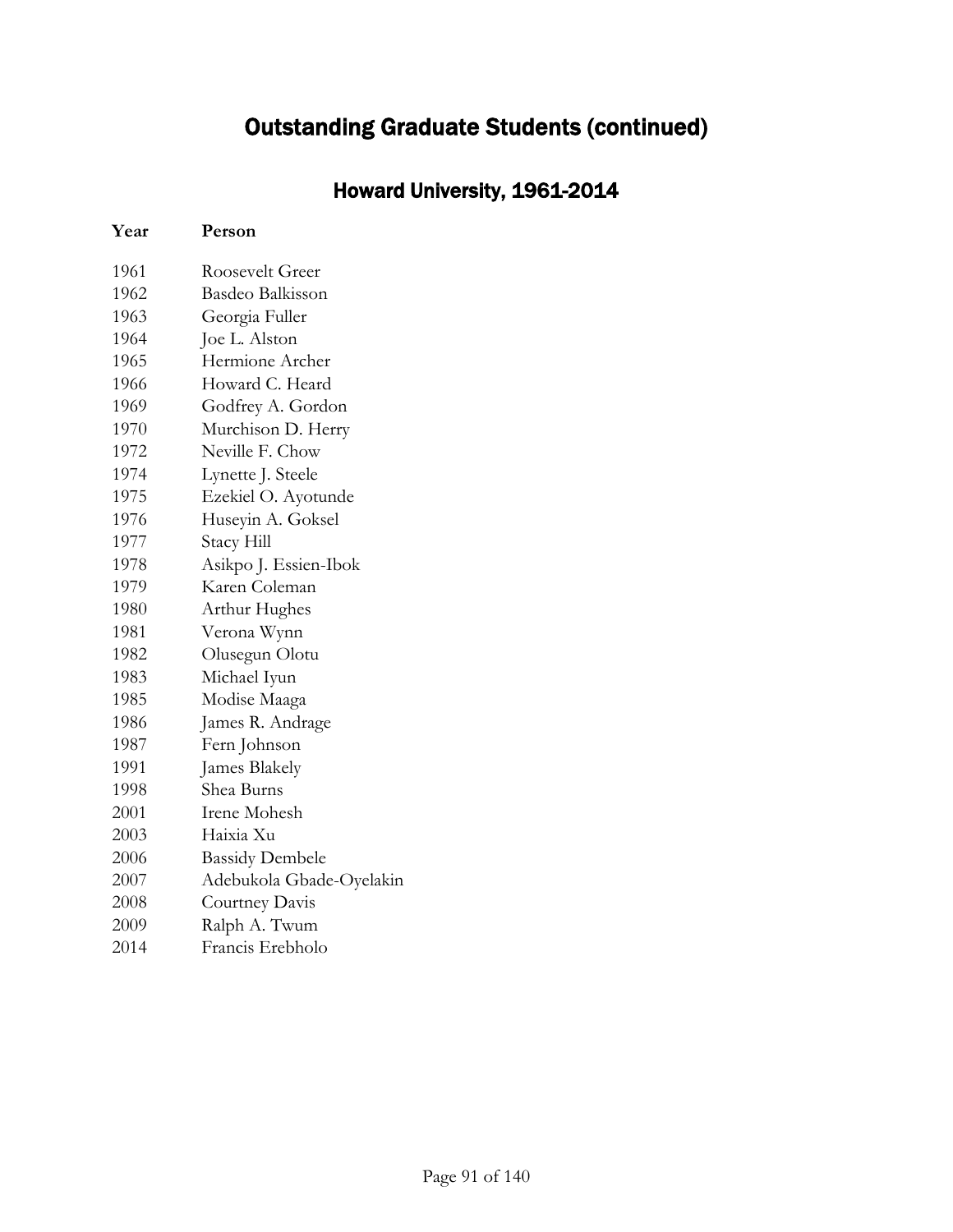# Outstanding Graduate Students (continued)

## Howard University, 1961-2014

| Year | Person |
|---|---|
| 1961 | Roosevelt Greer |
| 1962 | Basdeo Balkisson |
| 1963 | Georgia Fuller |
| 1964 | Joe L. Alston |
| 1965 | Hermione Archer |
| 1966 | Howard C. Heard |
| 1969 | Godfrey A. Gordon |
| 1970 | Murchison D. Herry |
| 1972 | Neville F. Chow |
| 1974 | Lynette J. Steele |
| 1975 | Ezekiel O. Ayotunde |
| 1976 | Huseyin A. Goksel |
| 1977 | Stacy Hill |
| 1978 | Asikpo J. Essien-Ibok |
| 1979 | Karen Coleman |
| 1980 | Arthur Hughes |
| 1981 | Verona Wynn |
| 1982 | Olusegun Olotu |
| 1983 | Michael Iyun |
| 1985 | Modise Maaga |
| 1986 | James R. Andrage |
| 1987 | Fern Johnson |
| 1991 | James Blakely |
| 1998 | Shea Burns |
| 2001 | Irene Mohesh |
| 2003 | Haixia Xu |
| 2006 | Bassidy Dembele |
| 2007 | Adebukola Gbade-Oyelakin |
| 2008 | Courtney Davis |
| 2009 | Ralph A. Twum |
| 2014 | Francis Erebholo |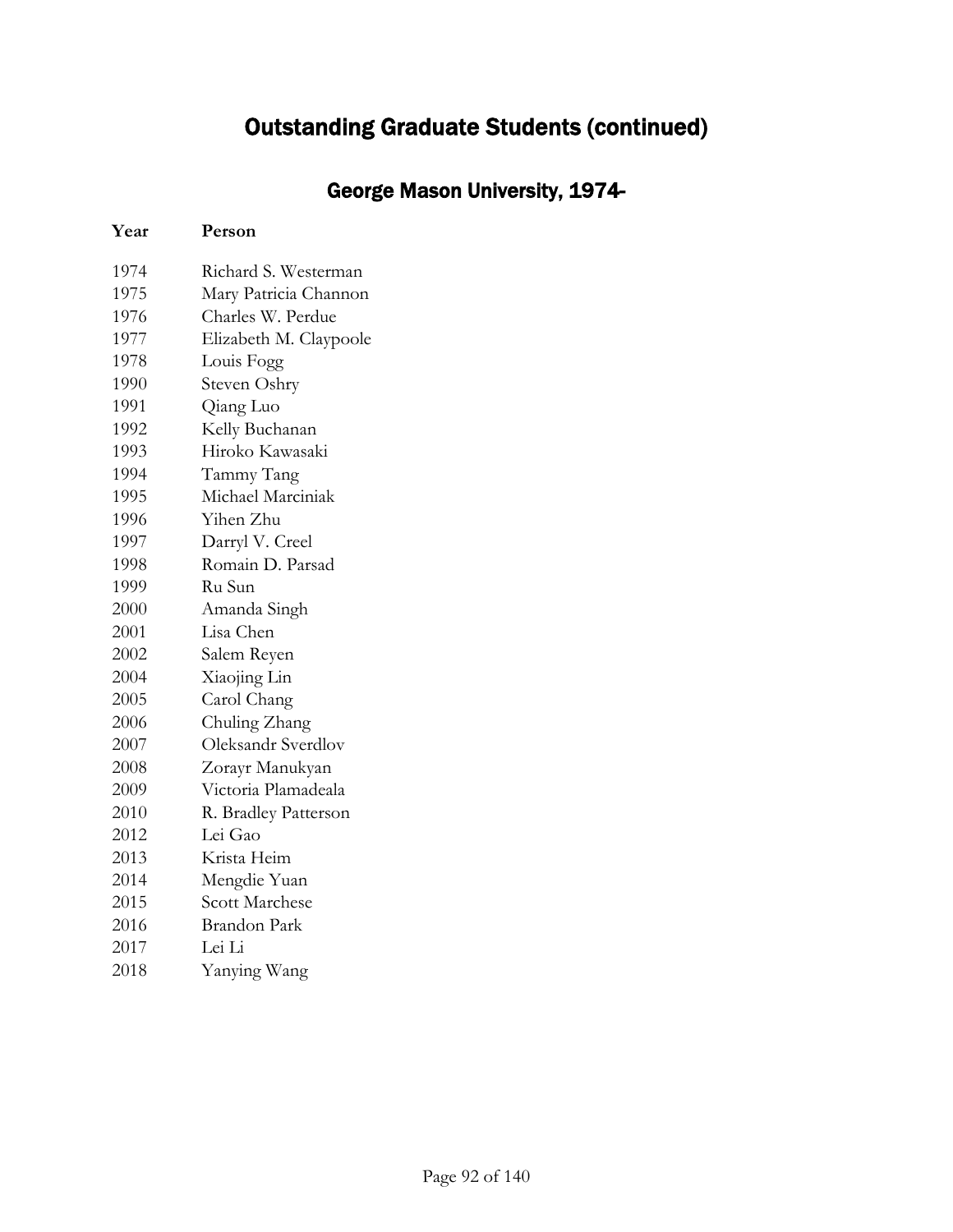# Outstanding Graduate Students (continued)

## George Mason University, 1974-

| Year | Person |
|---|---|
| 1974 | Richard S. Westerman |
| 1975 | Mary Patricia Channon |
| 1976 | Charles W. Perdue |
| 1977 | Elizabeth M. Claypoole |
| 1978 | Louis Fogg |
| 1990 | Steven Oshry |
| 1991 | Qiang Luo |
| 1992 | Kelly Buchanan |
| 1993 | Hiroko Kawasaki |
| 1994 | Tammy Tang |
| 1995 | Michael Marciniak |
| 1996 | Yihen Zhu |
| 1997 | Darryl V. Creel |
| 1998 | Romain D. Parsad |
| 1999 | Ru Sun |
| 2000 | Amanda Singh |
| 2001 | Lisa Chen |
| 2002 | Salem Reyen |
| 2004 | Xiaojing Lin |
| 2005 | Carol Chang |
| 2006 | Chuling Zhang |
| 2007 | Oleksandr Sverdlov |
| 2008 | Zorayr Manukyan |
| 2009 | Victoria Plamadeala |
| 2010 | R. Bradley Patterson |
| 2012 | Lei Gao |
| 2013 | Krista Heim |
| 2014 | Mengdie Yuan |
| 2015 | Scott Marchese |
| 2016 | Brandon Park |
| 2017 | Lei Li |
| 2018 | Yanying Wang |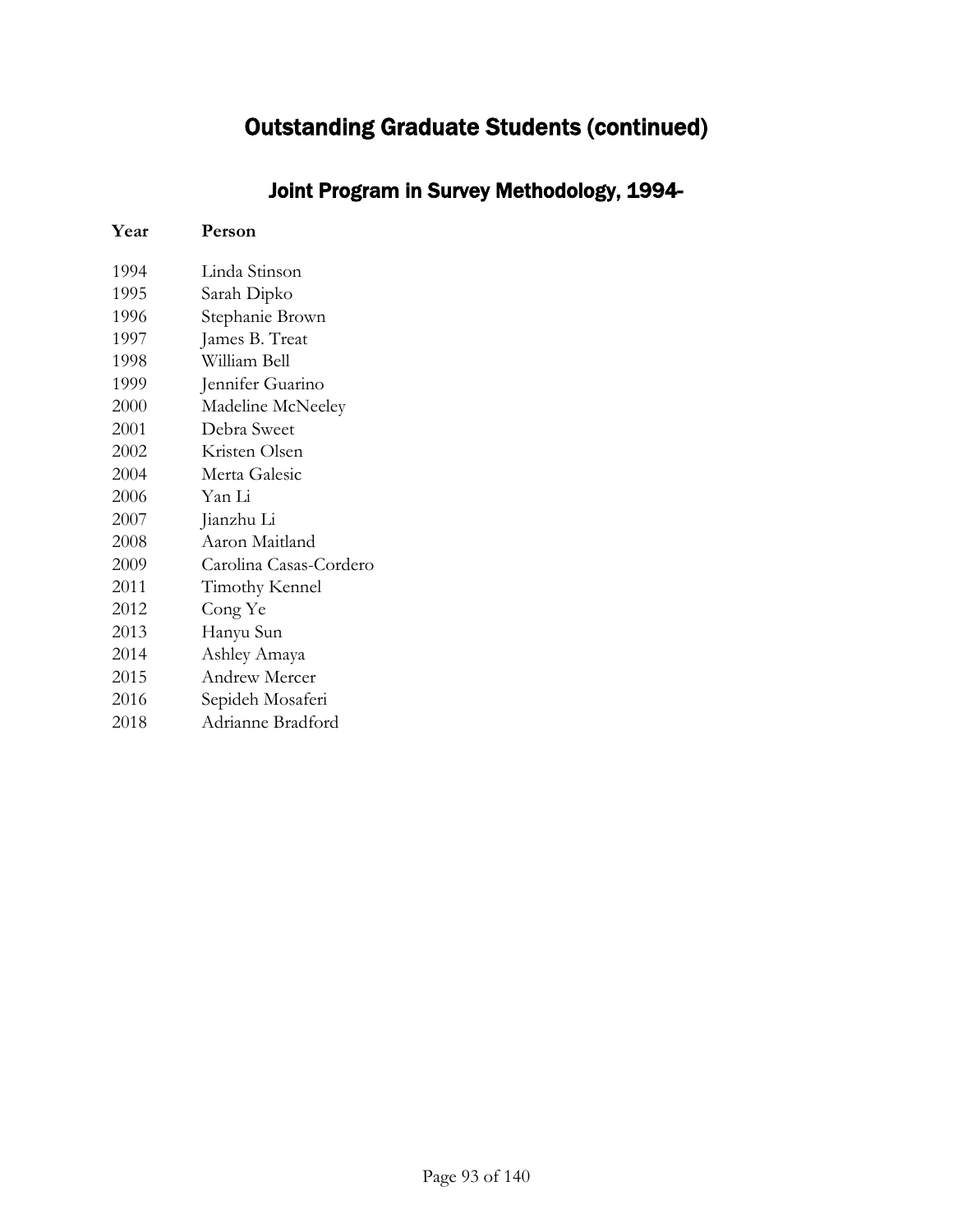# Outstanding Graduate Students (continued)

## Joint Program in Survey Methodology, 1994-

| Year | Person |
|---|---|
| 1994 | Linda Stinson |
| 1995 | Sarah Dipko |
| 1996 | Stephanie Brown |
| 1997 | James B. Treat |
| 1998 | William Bell |
| 1999 | Jennifer Guarino |
| 2000 | Madeline McNeeley |
| 2001 | Debra Sweet |
| 2002 | Kristen Olsen |
| 2004 | Merta Galesic |
| 2006 | Yan Li |
| 2007 | Jianzhu Li |
| 2008 | Aaron Maitland |
| 2009 | Carolina Casas-Cordero |
| 2011 | Timothy Kennel |
| 2012 | Cong Ye |
| 2013 | Hanyu Sun |
| 2014 | Ashley Amaya |
| 2015 | Andrew Mercer |
| 2016 | Sepideh Mosaferi |
| 2018 | Adrianne Bradford |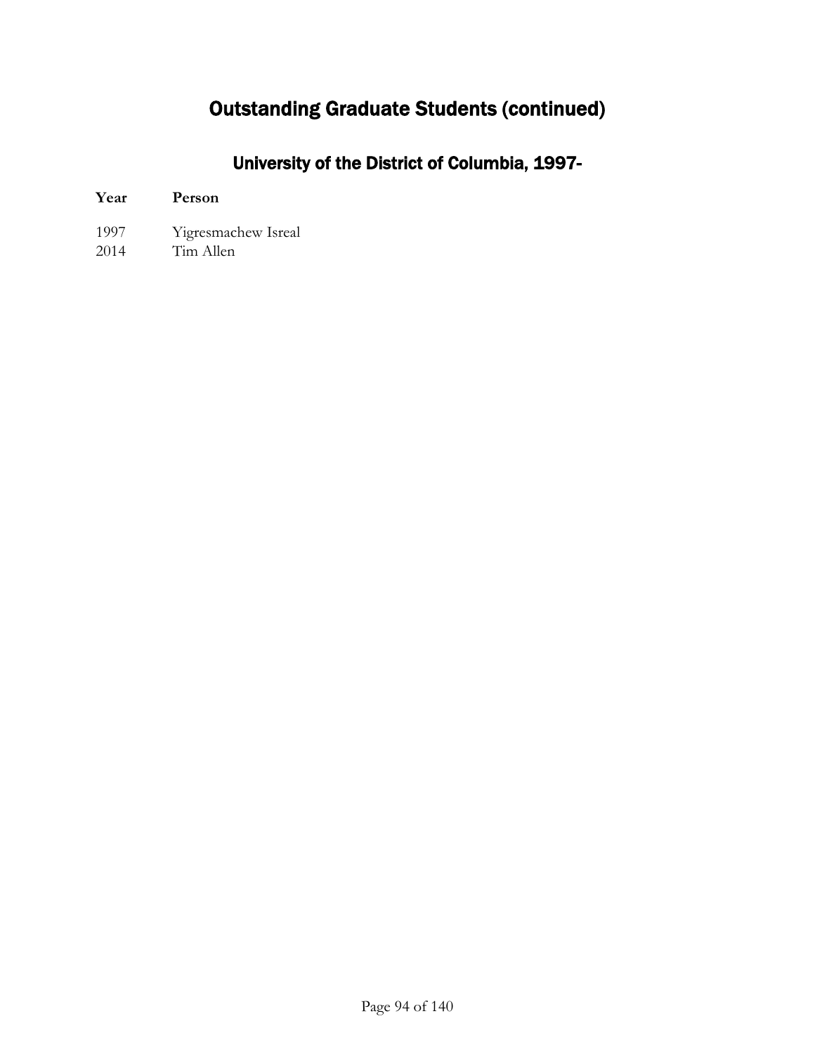# Outstanding Graduate Students (continued)

## University of the District of Columbia, 1997-

| Year | Person |
| --- | --- |
| 1997 | Yigresmachew Isreal |
| 2014 | Tim Allen |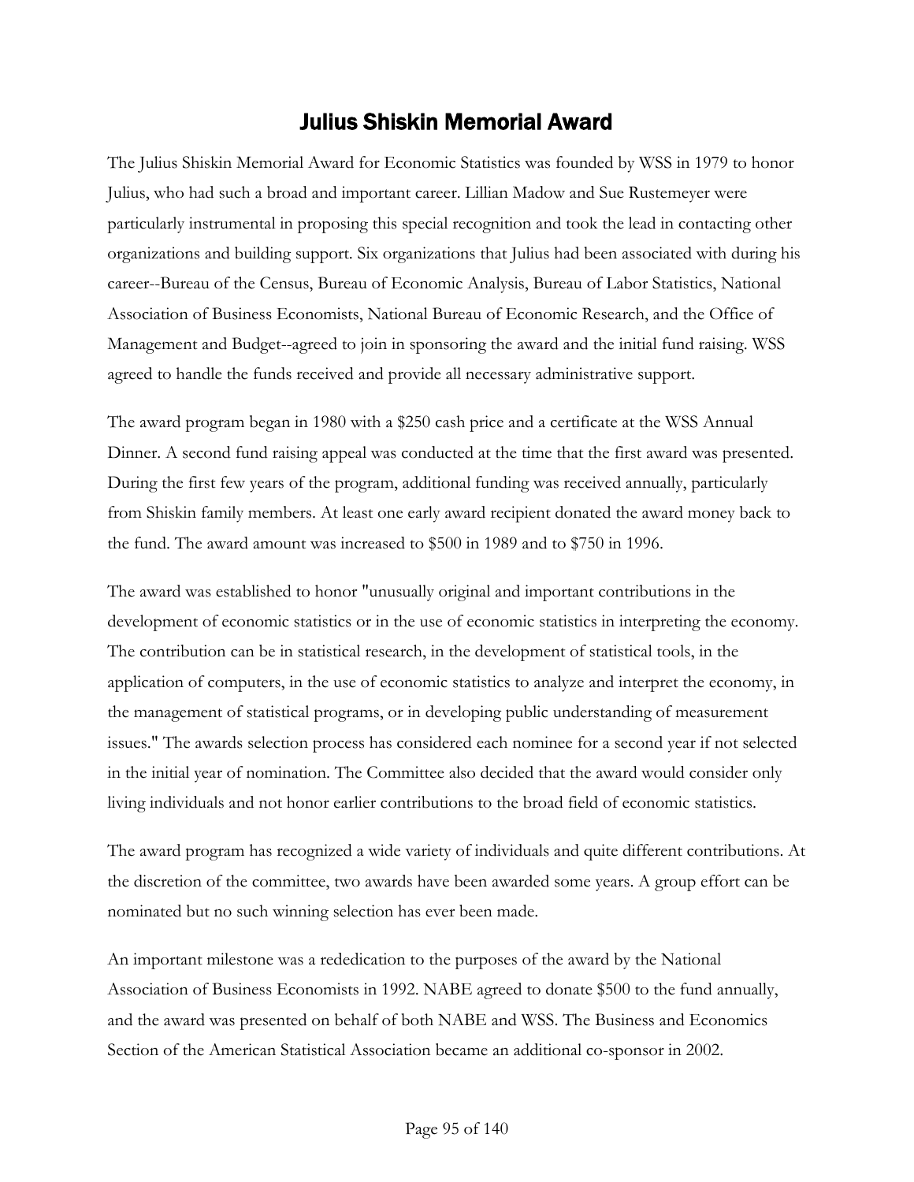# Julius Shiskin Memorial Award

The Julius Shiskin Memorial Award for Economic Statistics was founded by WSS in 1979 to honor Julius, who had such a broad and important career. Lillian Madow and Sue Rustemeyer were particularly instrumental in proposing this special recognition and took the lead in contacting other organizations and building support. Six organizations that Julius had been associated with during his career--Bureau of the Census, Bureau of Economic Analysis, Bureau of Labor Statistics, National Association of Business Economists, National Bureau of Economic Research, and the Office of Management and Budget--agreed to join in sponsoring the award and the initial fund raising. WSS agreed to handle the funds received and provide all necessary administrative support.

The award program began in 1980 with a $250 cash price and a certificate at the WSS Annual Dinner. A second fund raising appeal was conducted at the time that the first award was presented. During the first few years of the program, additional funding was received annually, particularly from Shiskin family members. At least one early award recipient donated the award money back to the fund. The award amount was increased to $500 in 1989 and to $750 in 1996.

The award was established to honor "unusually original and important contributions in the development of economic statistics or in the use of economic statistics in interpreting the economy. The contribution can be in statistical research, in the development of statistical tools, in the application of computers, in the use of economic statistics to analyze and interpret the economy, in the management of statistical programs, or in developing public understanding of measurement issues." The awards selection process has considered each nominee for a second year if not selected in the initial year of nomination. The Committee also decided that the award would consider only living individuals and not honor earlier contributions to the broad field of economic statistics.

The award program has recognized a wide variety of individuals and quite different contributions. At the discretion of the committee, two awards have been awarded some years. A group effort can be nominated but no such winning selection has ever been made.

An important milestone was a rededication to the purposes of the award by the National Association of Business Economists in 1992. NABE agreed to donate $500 to the fund annually, and the award was presented on behalf of both NABE and WSS. The Business and Economics Section of the American Statistical Association became an additional co-sponsor in 2002.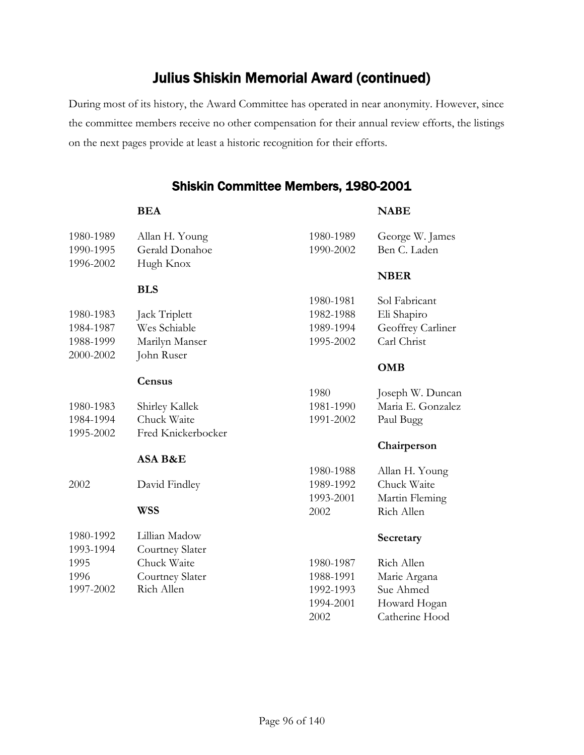# Julius Shiskin Memorial Award (continued)

During most of its history, the Award Committee has operated in near anonymity. However, since the committee members receive no other compensation for their annual review efforts, the listings on the next pages provide at least a historic recognition for their efforts.

## Shiskin Committee Members, 1980-2001

**BEA**

| | |
|---|---|
| 1980-1989 | Allan H. Young |
| 1990-1995 | Gerald Donahoe |
| 1996-2002 | Hugh Knox |

**BLS**

| | |
|---|---|
| 1980-1983 | Jack Triplett |
| 1984-1987 | Wes Schiable |
| 1988-1999 | Marilyn Manser |
| 2000-2002 | John Ruser |

**Census**

| | |
|---|---|
| 1980-1983 | Shirley Kallek |
| 1984-1994 | Chuck Waite |
| 1995-2002 | Fred Knickerbocker |

**ASA B&E**

| | |
|---|---|
| 2002 | David Findley |

**WSS**

| | |
|---|---|
| 1980-1992 | Lillian Madow |
| 1993-1994 | Courtney Slater |
| 1995 | Chuck Waite |
| 1996 | Courtney Slater |
| 1997-2002 | Rich Allen |

**NABE**

| | |
|---|---|
| 1980-1989 | George W. James |
| 1990-2002 | Ben C. Laden |

**NBER**

| | |
|---|---|
| 1980-1981 | Sol Fabricant |
| 1982-1988 | Eli Shapiro |
| 1989-1994 | Geoffrey Carliner |
| 1995-2002 | Carl Christ |

**OMB**

| | |
|---|---|
| 1980 | Joseph W. Duncan |
| 1981-1990 | Maria E. Gonzalez |
| 1991-2002 | Paul Bugg |

**Chairperson**

| | |
|---|---|
| 1980-1988 | Allan H. Young |
| 1989-1992 | Chuck Waite |
| 1993-2001 | Martin Fleming |
| 2002 | Rich Allen |

**Secretary**

| | |
|---|---|
| 1980-1987 | Rich Allen |
| 1988-1991 | Marie Argana |
| 1992-1993 | Sue Ahmed |
| 1994-2001 | Howard Hogan |
| 2002 | Catherine Hood |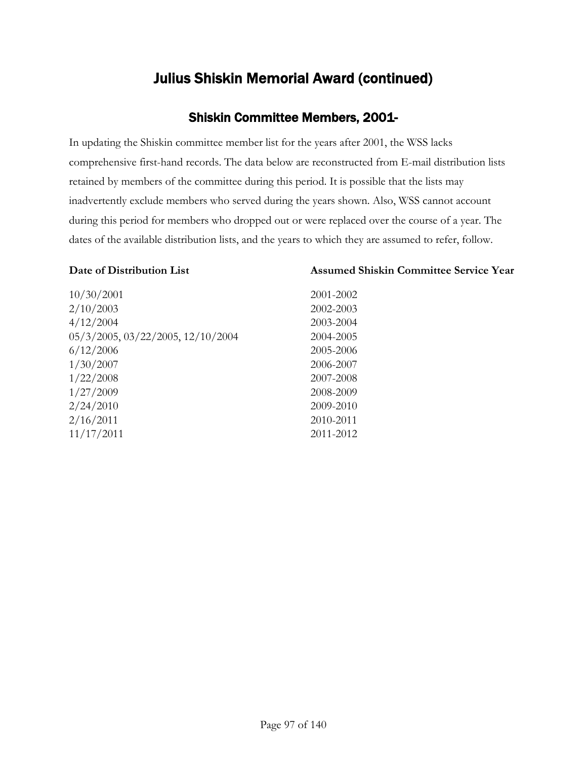# Julius Shiskin Memorial Award (continued)

## Shiskin Committee Members, 2001-

In updating the Shiskin committee member list for the years after 2001, the WSS lacks comprehensive first-hand records. The data below are reconstructed from E-mail distribution lists retained by members of the committee during this period. It is possible that the lists may inadvertently exclude members who served during the years shown. Also, WSS cannot account during this period for members who dropped out or were replaced over the course of a year. The dates of the available distribution lists, and the years to which they are assumed to refer, follow.

| Date of Distribution List | Assumed Shiskin Committee Service Year |
|---|---|
| 10/30/2001 | 2001-2002 |
| 2/10/2003 | 2002-2003 |
| 4/12/2004 | 2003-2004 |
| 05/3/2005, 03/22/2005, 12/10/2004 | 2004-2005 |
| 6/12/2006 | 2005-2006 |
| 1/30/2007 | 2006-2007 |
| 1/22/2008 | 2007-2008 |
| 1/27/2009 | 2008-2009 |
| 2/24/2010 | 2009-2010 |
| 2/16/2011 | 2010-2011 |
| 11/17/2011 | 2011-2012 |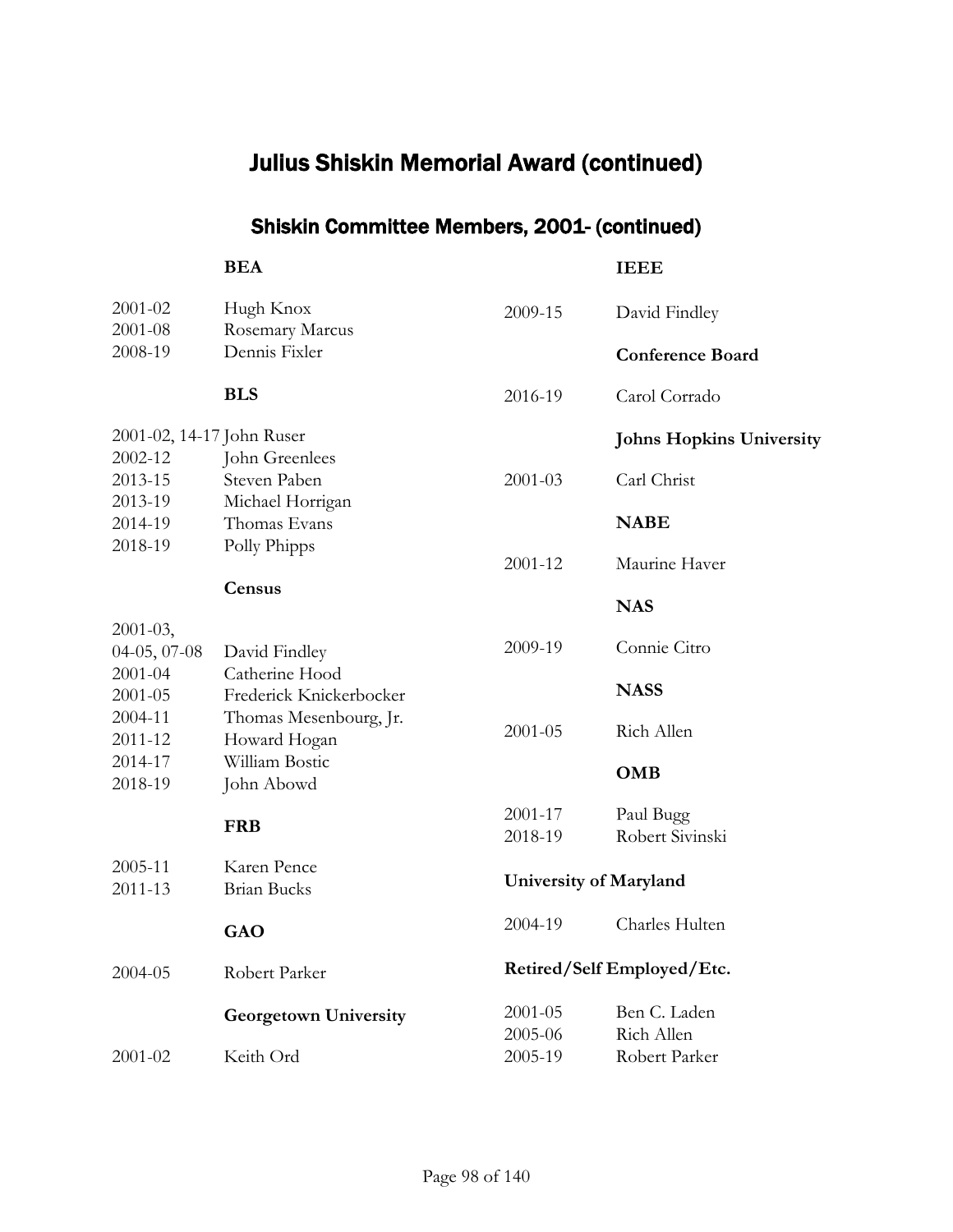# Julius Shiskin Memorial Award (continued)

## Shiskin Committee Members, 2001- (continued)

**BEA**

| | |
|---|---|
| 2001-02 | Hugh Knox |
| 2001-08 | Rosemary Marcus |
| 2008-19 | Dennis Fixler |

**BLS**

| | |
|---|---|
| 2001-02, 14-17 | John Ruser |
| 2002-12 | John Greenlees |
| 2013-15 | Steven Paben |
| 2013-19 | Michael Horrigan |
| 2014-19 | Thomas Evans |
| 2018-19 | Polly Phipps |

**Census**

| | |
|---|---|
| 2001-03, 04-05, 07-08 | David Findley |
| 2001-04 | Catherine Hood |
| 2001-05 | Frederick Knickerbocker |
| 2004-11 | Thomas Mesenbourg, Jr. |
| 2011-12 | Howard Hogan |
| 2014-17 | William Bostic |
| 2018-19 | John Abowd |

**FRB**

| | |
|---|---|
| 2005-11 | Karen Pence |
| 2011-13 | Brian Bucks |

**GAO**

| | |
|---|---|
| 2004-05 | Robert Parker |

**Georgetown University**

| | |
|---|---|
| 2001-02 | Keith Ord |

**IEEE**

| | |
|---|---|
| 2009-15 | David Findley |

**Conference Board**

| | |
|---|---|
| 2016-19 | Carol Corrado |

**Johns Hopkins University**

| | |
|---|---|
| 2001-03 | Carl Christ |

**NABE**

| | |
|---|---|
| 2001-12 | Maurine Haver |

**NAS**

| | |
|---|---|
| 2009-19 | Connie Citro |

**NASS**

| | |
|---|---|
| 2001-05 | Rich Allen |

**OMB**

| | |
|---|---|
| 2001-17 | Paul Bugg |
| 2018-19 | Robert Sivinski |

**University of Maryland**

| | |
|---|---|
| 2004-19 | Charles Hulten |

**Retired/Self Employed/Etc.**

| | |
|---|---|
| 2001-05 | Ben C. Laden |
| 2005-06 | Rich Allen |
| 2005-19 | Robert Parker |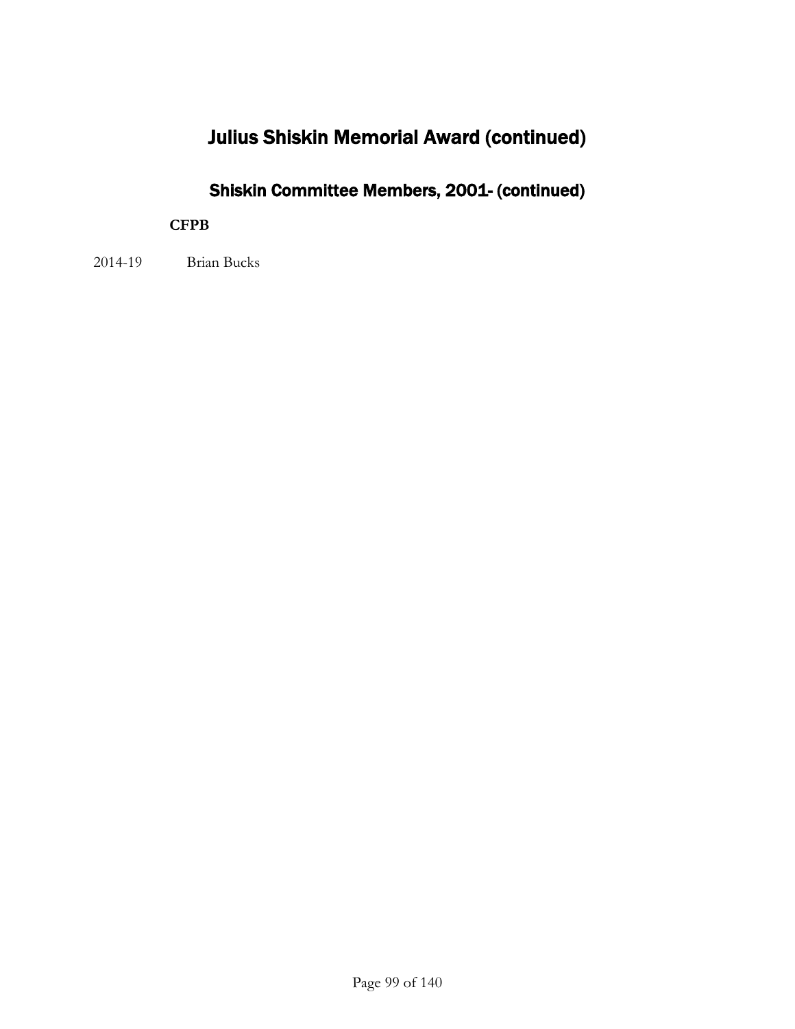# Julius Shiskin Memorial Award (continued)

## Shiskin Committee Members, 2001- (continued)

**CFPB**

2014-19 Brian Bucks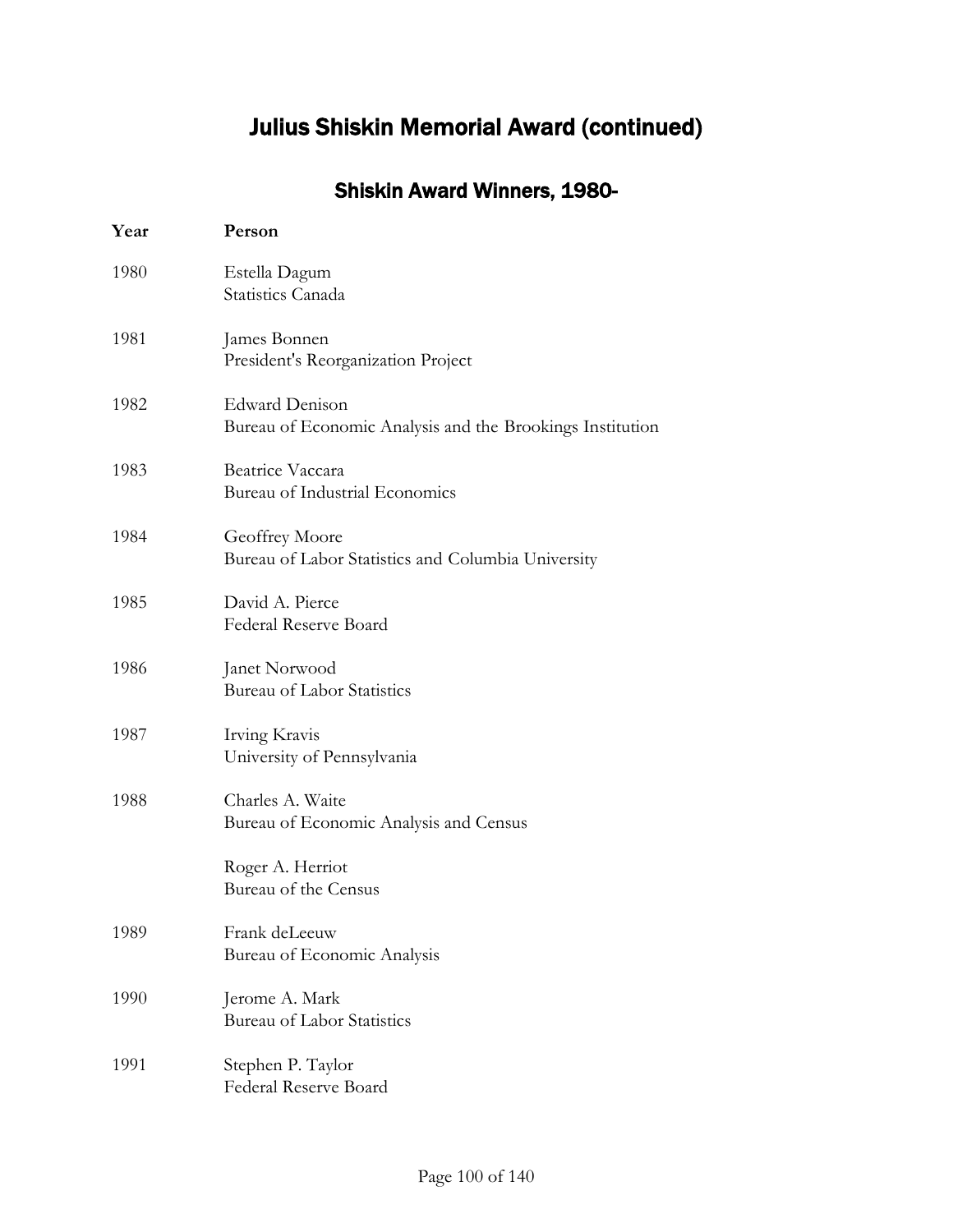# Julius Shiskin Memorial Award (continued)

## Shiskin Award Winners, 1980-

| Year | Person |
| --- | --- |
| 1980 | Estella Dagum<br>Statistics Canada |
| 1981 | James Bonnen<br>President's Reorganization Project |
| 1982 | Edward Denison<br>Bureau of Economic Analysis and the Brookings Institution |
| 1983 | Beatrice Vaccara<br>Bureau of Industrial Economics |
| 1984 | Geoffrey Moore<br>Bureau of Labor Statistics and Columbia University |
| 1985 | David A. Pierce<br>Federal Reserve Board |
| 1986 | Janet Norwood<br>Bureau of Labor Statistics |
| 1987 | Irving Kravis<br>University of Pennsylvania |
| 1988 | Charles A. Waite<br>Bureau of Economic Analysis and Census |
| | Roger A. Herriot<br>Bureau of the Census |
| 1989 | Frank deLeeuw<br>Bureau of Economic Analysis |
| 1990 | Jerome A. Mark<br>Bureau of Labor Statistics |
| 1991 | Stephen P. Taylor<br>Federal Reserve Board |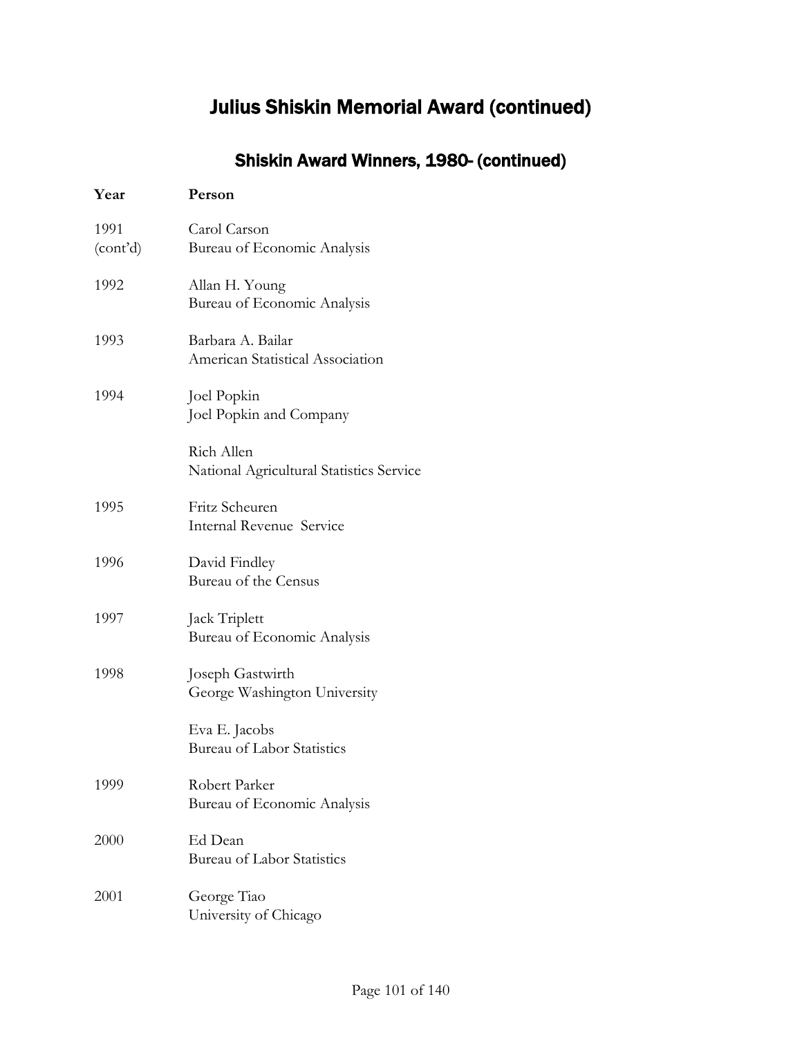# Julius Shiskin Memorial Award (continued)

## Shiskin Award Winners, 1980- (continued)

| Year | Person |
|---|---|
| 1991 (cont'd) | Carol Carson<br>Bureau of Economic Analysis |
| 1992 | Allan H. Young<br>Bureau of Economic Analysis |
| 1993 | Barbara A. Bailar<br>American Statistical Association |
| 1994 | Joel Popkin<br>Joel Popkin and Company |
| | Rich Allen<br>National Agricultural Statistics Service |
| 1995 | Fritz Scheuren<br>Internal Revenue Service |
| 1996 | David Findley<br>Bureau of the Census |
| 1997 | Jack Triplett<br>Bureau of Economic Analysis |
| 1998 | Joseph Gastwirth<br>George Washington University |
| | Eva E. Jacobs<br>Bureau of Labor Statistics |
| 1999 | Robert Parker<br>Bureau of Economic Analysis |
| 2000 | Ed Dean<br>Bureau of Labor Statistics |
| 2001 | George Tiao<br>University of Chicago |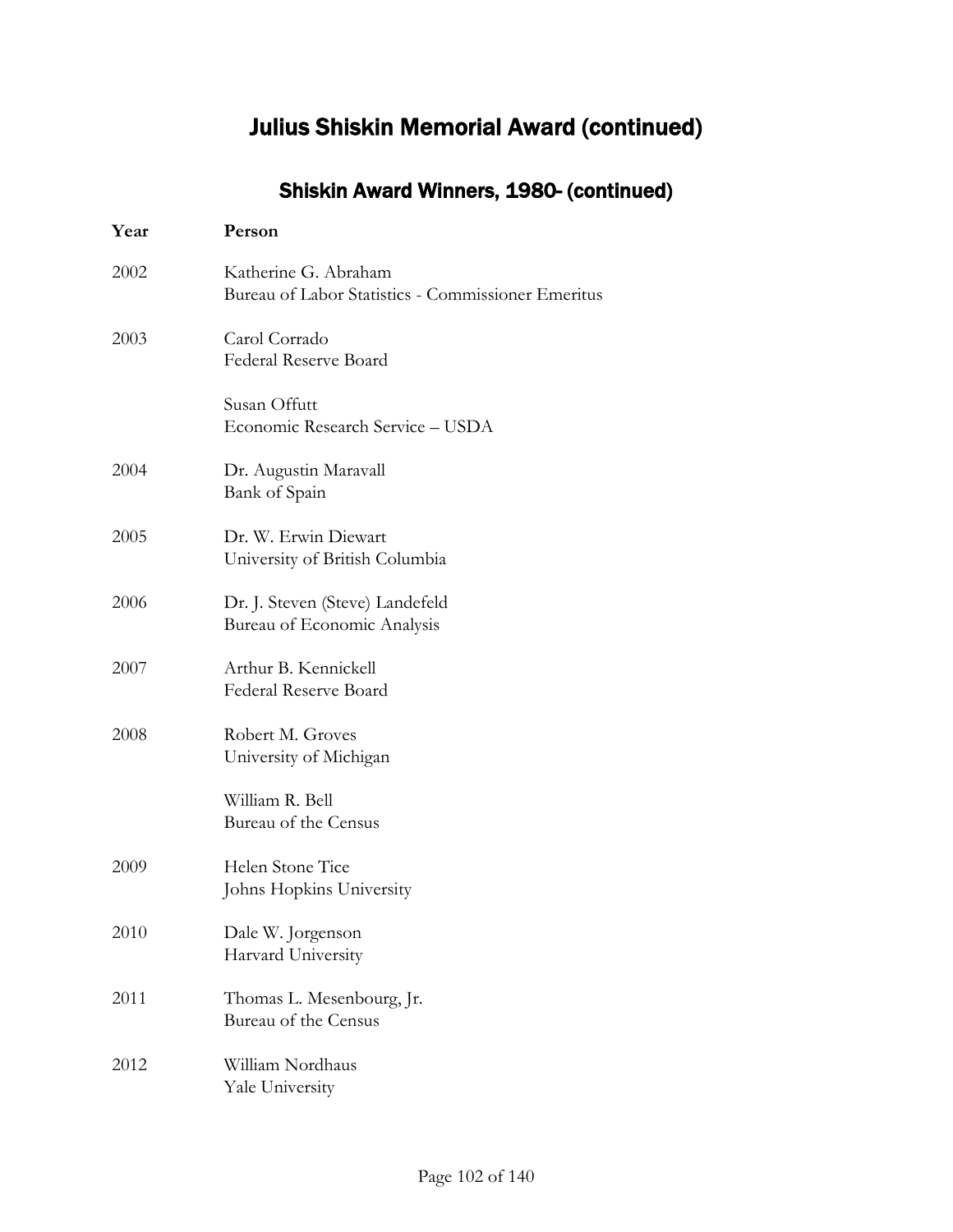# Julius Shiskin Memorial Award (continued)

## Shiskin Award Winners, 1980- (continued)

| Year | Person |
|---|---|
| 2002 | Katherine G. Abraham<br>Bureau of Labor Statistics - Commissioner Emeritus |
| 2003 | Carol Corrado<br>Federal Reserve Board |
| | Susan Offutt<br>Economic Research Service – USDA |
| 2004 | Dr. Augustin Maravall<br>Bank of Spain |
| 2005 | Dr. W. Erwin Diewart<br>University of British Columbia |
| 2006 | Dr. J. Steven (Steve) Landefeld<br>Bureau of Economic Analysis |
| 2007 | Arthur B. Kennickell<br>Federal Reserve Board |
| 2008 | Robert M. Groves<br>University of Michigan |
| | William R. Bell<br>Bureau of the Census |
| 2009 | Helen Stone Tice<br>Johns Hopkins University |
| 2010 | Dale W. Jorgenson<br>Harvard University |
| 2011 | Thomas L. Mesenbourg, Jr.<br>Bureau of the Census |
| 2012 | William Nordhaus<br>Yale University |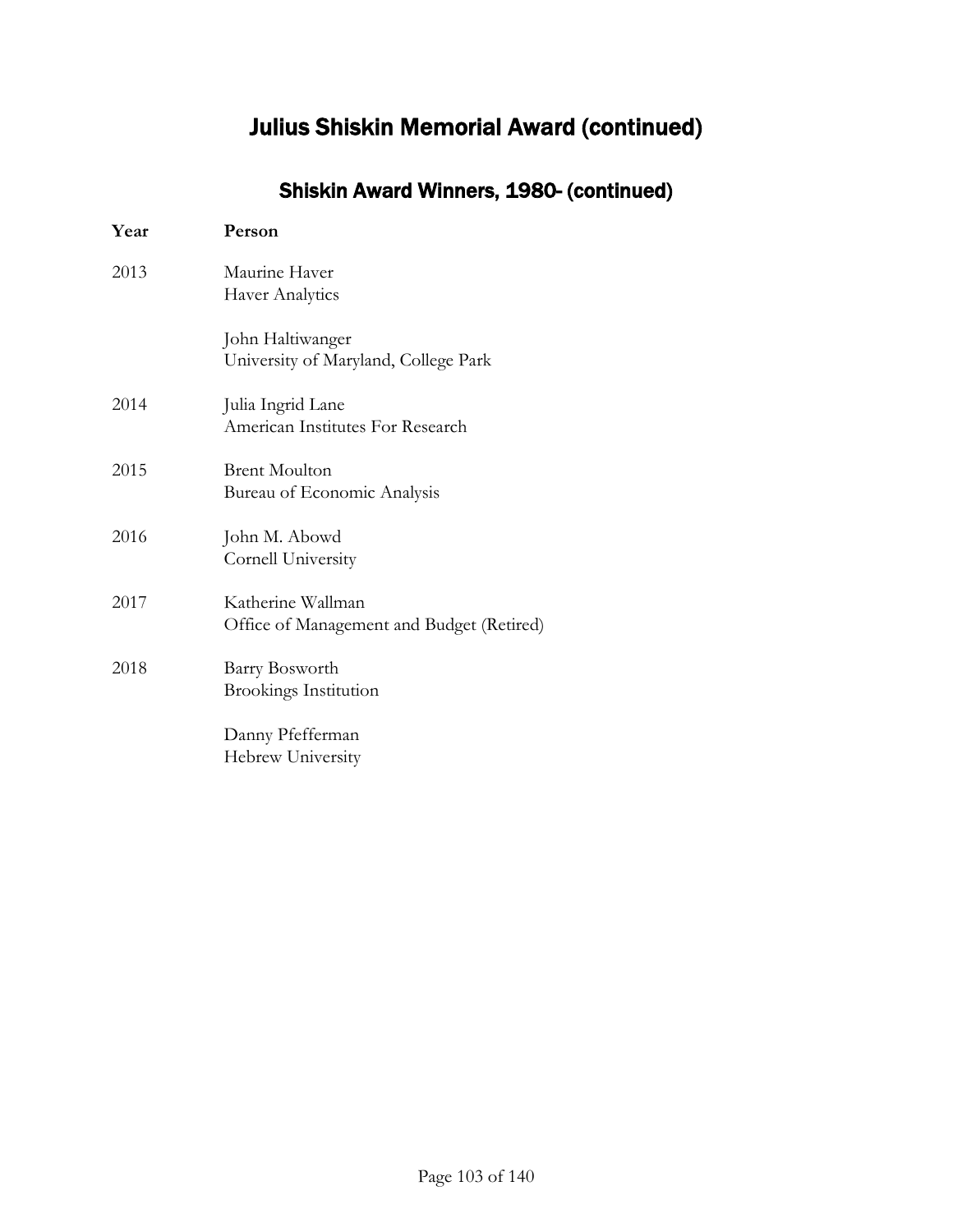# Julius Shiskin Memorial Award (continued)

## Shiskin Award Winners, 1980- (continued)

| Year | Person |
| --- | --- |
| 2013 | Maurine Haver<br>Haver Analytics |
| | John Haltiwanger<br>University of Maryland, College Park |
| 2014 | Julia Ingrid Lane<br>American Institutes For Research |
| 2015 | Brent Moulton<br>Bureau of Economic Analysis |
| 2016 | John M. Abowd<br>Cornell University |
| 2017 | Katherine Wallman<br>Office of Management and Budget (Retired) |
| 2018 | Barry Bosworth<br>Brookings Institution |
| | Danny Pfefferman<br>Hebrew University |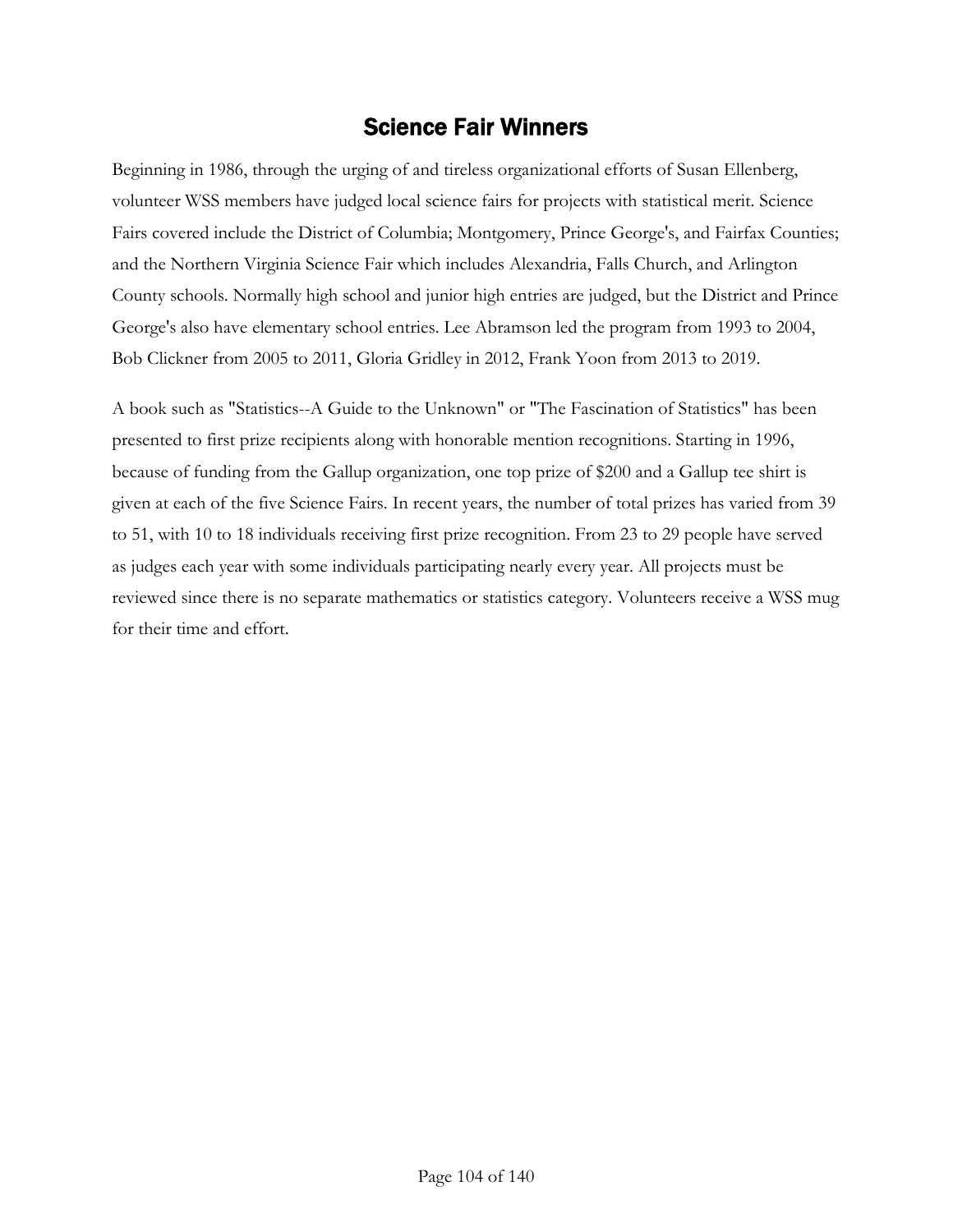## Science Fair Winners

Beginning in 1986, through the urging of and tireless organizational efforts of Susan Ellenberg, volunteer WSS members have judged local science fairs for projects with statistical merit. Science Fairs covered include the District of Columbia; Montgomery, Prince George's, and Fairfax Counties; and the Northern Virginia Science Fair which includes Alexandria, Falls Church, and Arlington County schools. Normally high school and junior high entries are judged, but the District and Prince George's also have elementary school entries. Lee Abramson led the program from 1993 to 2004, Bob Clickner from 2005 to 2011, Gloria Gridley in 2012, Frank Yoon from 2013 to 2019.

A book such as "Statistics--A Guide to the Unknown" or "The Fascination of Statistics" has been presented to first prize recipients along with honorable mention recognitions. Starting in 1996, because of funding from the Gallup organization, one top prize of $200 and a Gallup tee shirt is given at each of the five Science Fairs. In recent years, the number of total prizes has varied from 39 to 51, with 10 to 18 individuals receiving first prize recognition. From 23 to 29 people have served as judges each year with some individuals participating nearly every year. All projects must be reviewed since there is no separate mathematics or statistics category. Volunteers receive a WSS mug for their time and effort.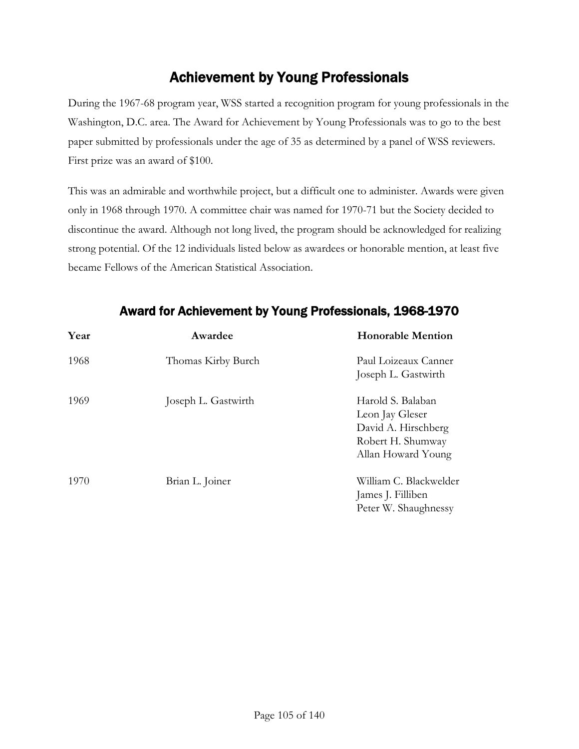## Achievement by Young Professionals

During the 1967-68 program year, WSS started a recognition program for young professionals in the Washington, D.C. area. The Award for Achievement by Young Professionals was to go to the best paper submitted by professionals under the age of 35 as determined by a panel of WSS reviewers. First prize was an award of $100.

This was an admirable and worthwhile project, but a difficult one to administer. Awards were given only in 1968 through 1970. A committee chair was named for 1970-71 but the Society decided to discontinue the award. Although not long lived, the program should be acknowledged for realizing strong potential. Of the 12 individuals listed below as awardees or honorable mention, at least five became Fellows of the American Statistical Association.

### Award for Achievement by Young Professionals, 1968-1970

| Year | Awardee | Honorable Mention |
| --- | --- | --- |
| 1968 | Thomas Kirby Burch | Paul Loizeaux Canner<br>Joseph L. Gastwirth |
| 1969 | Joseph L. Gastwirth | Harold S. Balaban<br>Leon Jay Gleser<br>David A. Hirschberg<br>Robert H. Shumway<br>Allan Howard Young |
| 1970 | Brian L. Joiner | William C. Blackwelder<br>James J. Filliben<br>Peter W. Shaughnessy |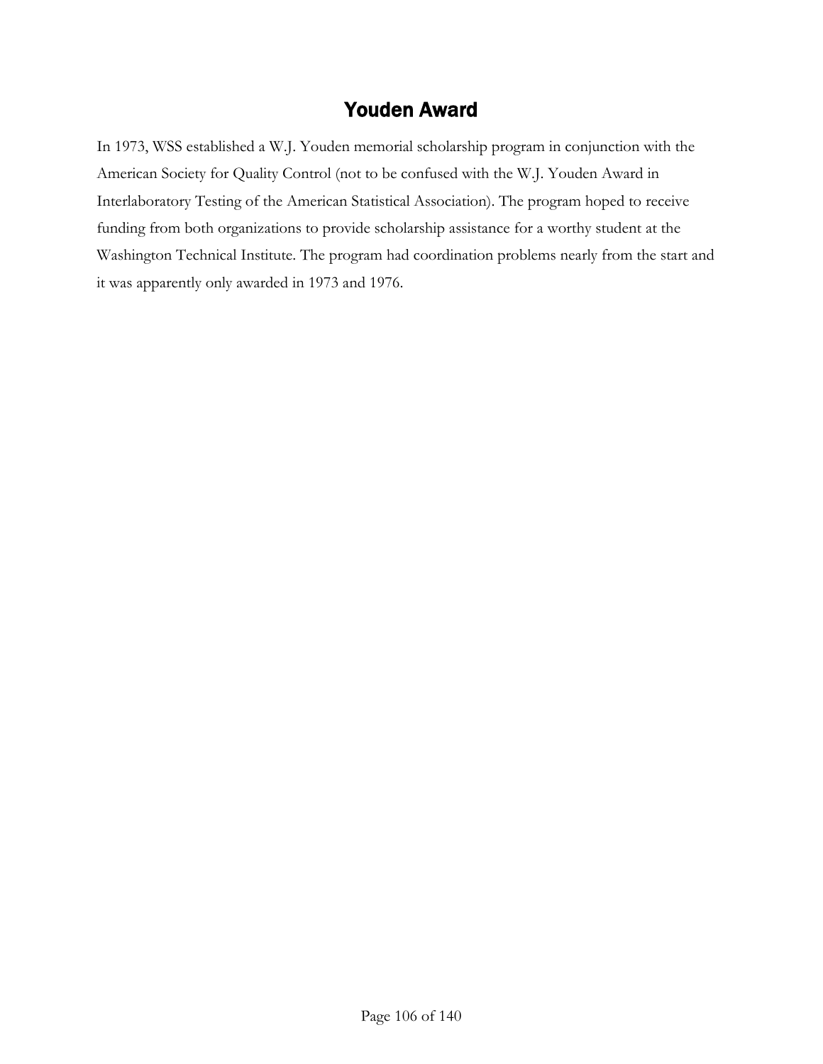# Youden Award

In 1973, WSS established a W.J. Youden memorial scholarship program in conjunction with the American Society for Quality Control (not to be confused with the W.J. Youden Award in Interlaboratory Testing of the American Statistical Association). The program hoped to receive funding from both organizations to provide scholarship assistance for a worthy student at the Washington Technical Institute. The program had coordination problems nearly from the start and it was apparently only awarded in 1973 and 1976.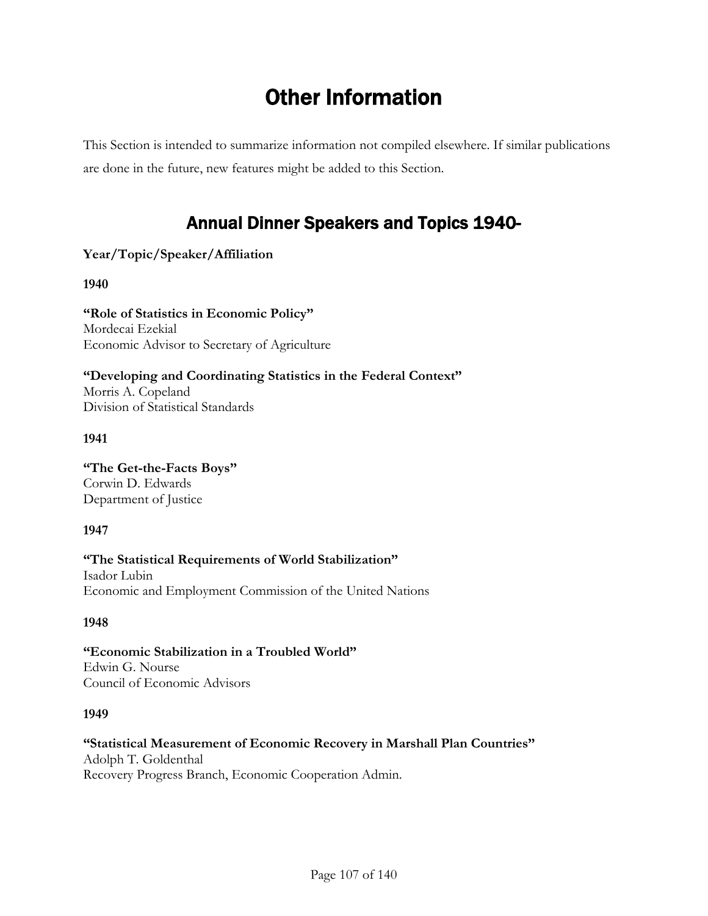# Other Information

This Section is intended to summarize information not compiled elsewhere. If similar publications are done in the future, new features might be added to this Section.

## Annual Dinner Speakers and Topics 1940-

**Year/Topic/Speaker/Affiliation**

**1940**

**"Role of Statistics in Economic Policy"**
Mordecai Ezekial
Economic Advisor to Secretary of Agriculture

**"Developing and Coordinating Statistics in the Federal Context"**
Morris A. Copeland
Division of Statistical Standards

**1941**

**"The Get-the-Facts Boys"**
Corwin D. Edwards
Department of Justice

**1947**

**"The Statistical Requirements of World Stabilization"**
Isador Lubin
Economic and Employment Commission of the United Nations

**1948**

**"Economic Stabilization in a Troubled World"**
Edwin G. Nourse
Council of Economic Advisors

**1949**

**"Statistical Measurement of Economic Recovery in Marshall Plan Countries"**
Adolph T. Goldenthal
Recovery Progress Branch, Economic Cooperation Admin.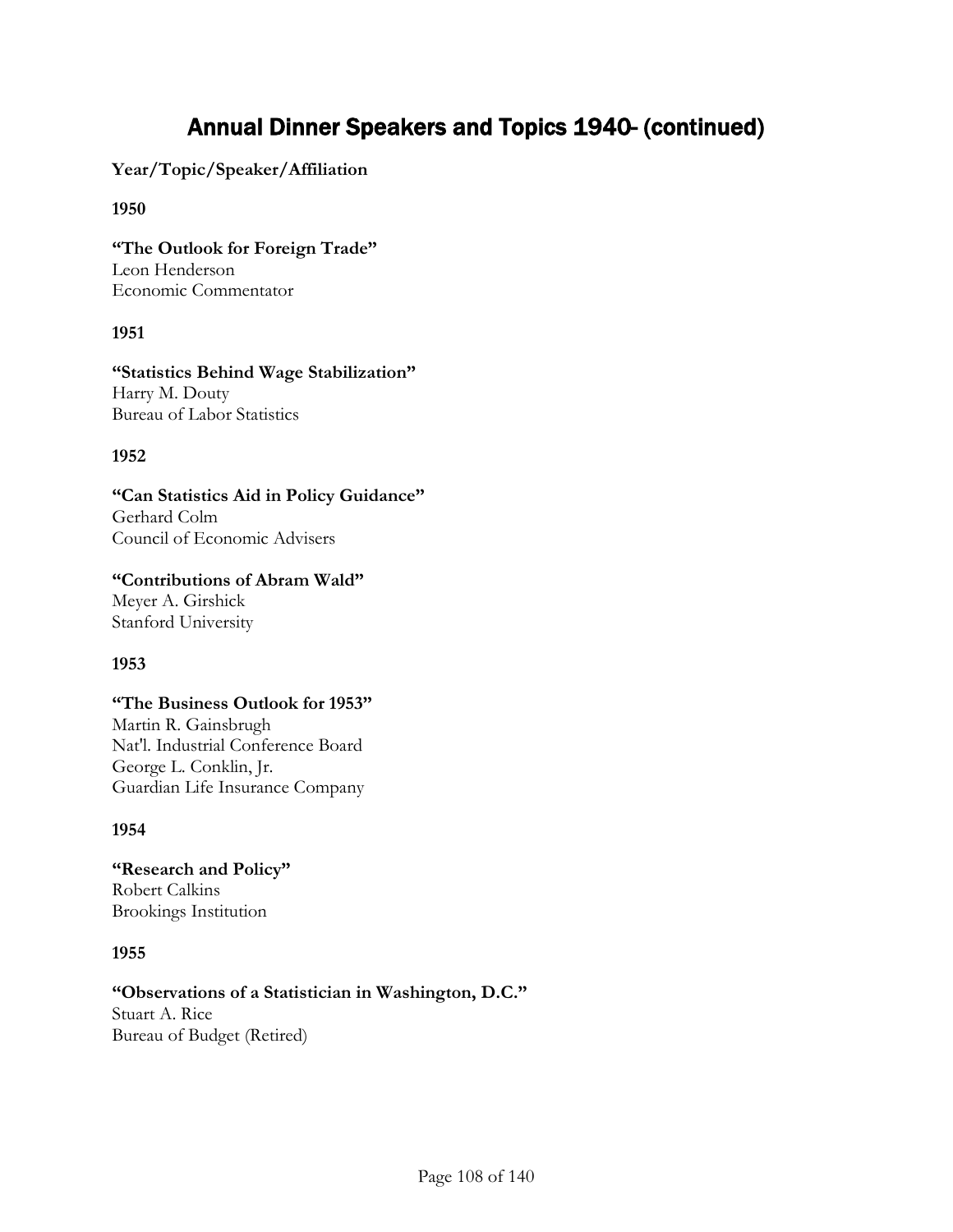# Annual Dinner Speakers and Topics 1940- (continued)

**Year/Topic/Speaker/Affiliation**

**1950**

**"The Outlook for Foreign Trade"**
Leon Henderson
Economic Commentator

**1951**

**"Statistics Behind Wage Stabilization"**
Harry M. Douty
Bureau of Labor Statistics

**1952**

**"Can Statistics Aid in Policy Guidance"**
Gerhard Colm
Council of Economic Advisers

**"Contributions of Abram Wald"**
Meyer A. Girshick
Stanford University

**1953**

**"The Business Outlook for 1953"**
Martin R. Gainsbrugh
Nat'l. Industrial Conference Board
George L. Conklin, Jr.
Guardian Life Insurance Company

**1954**

**"Research and Policy"**
Robert Calkins
Brookings Institution

**1955**

**"Observations of a Statistician in Washington, D.C."**
Stuart A. Rice
Bureau of Budget (Retired)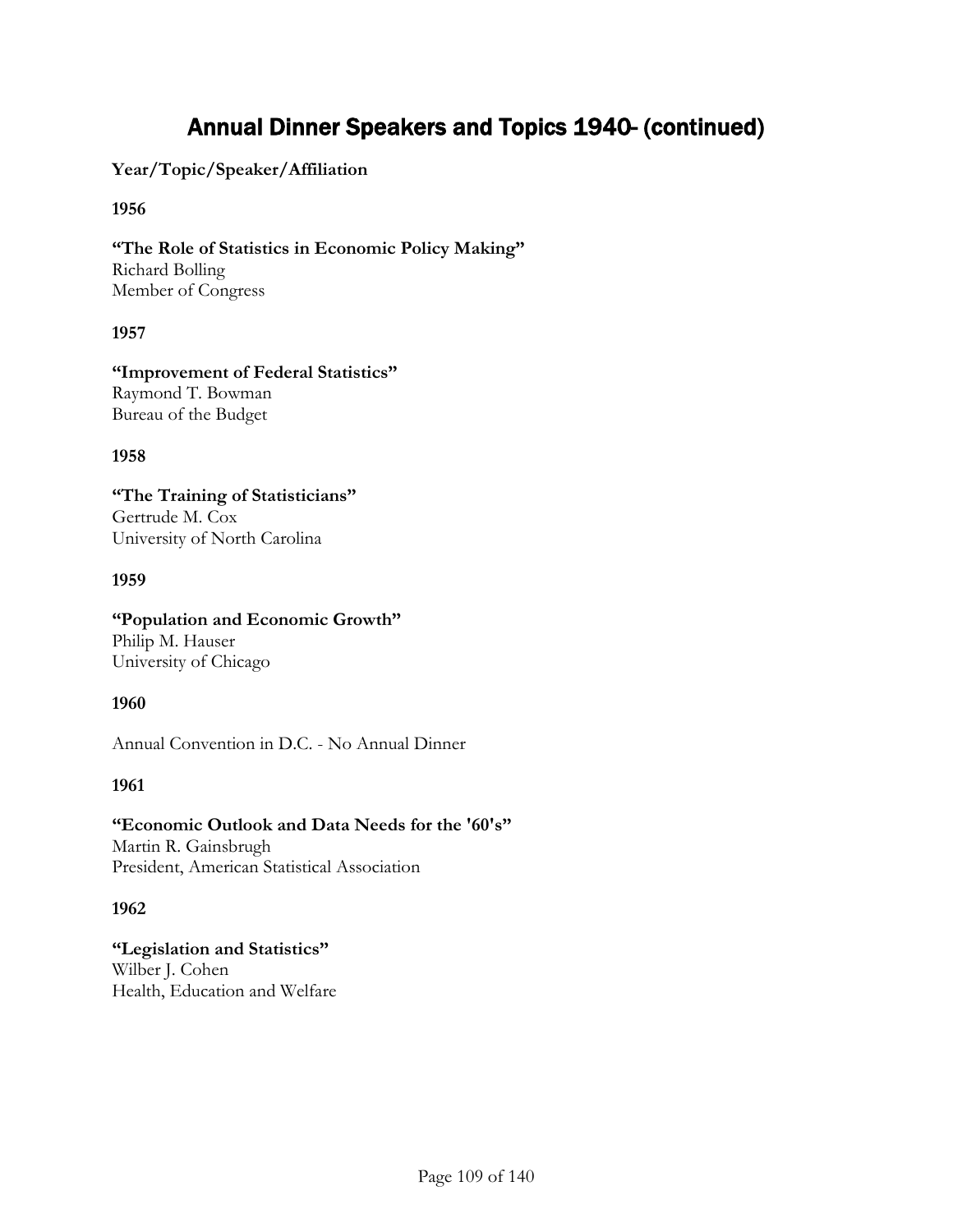# Annual Dinner Speakers and Topics 1940- (continued)

**Year/Topic/Speaker/Affiliation**

**1956**

**"The Role of Statistics in Economic Policy Making"**
Richard Bolling
Member of Congress

**1957**

**"Improvement of Federal Statistics"**
Raymond T. Bowman
Bureau of the Budget

**1958**

**"The Training of Statisticians"**
Gertrude M. Cox
University of North Carolina

**1959**

**"Population and Economic Growth"**
Philip M. Hauser
University of Chicago

**1960**

Annual Convention in D.C. - No Annual Dinner

**1961**

**"Economic Outlook and Data Needs for the '60's"**
Martin R. Gainsbrugh
President, American Statistical Association

**1962**

**"Legislation and Statistics"**
Wilber J. Cohen
Health, Education and Welfare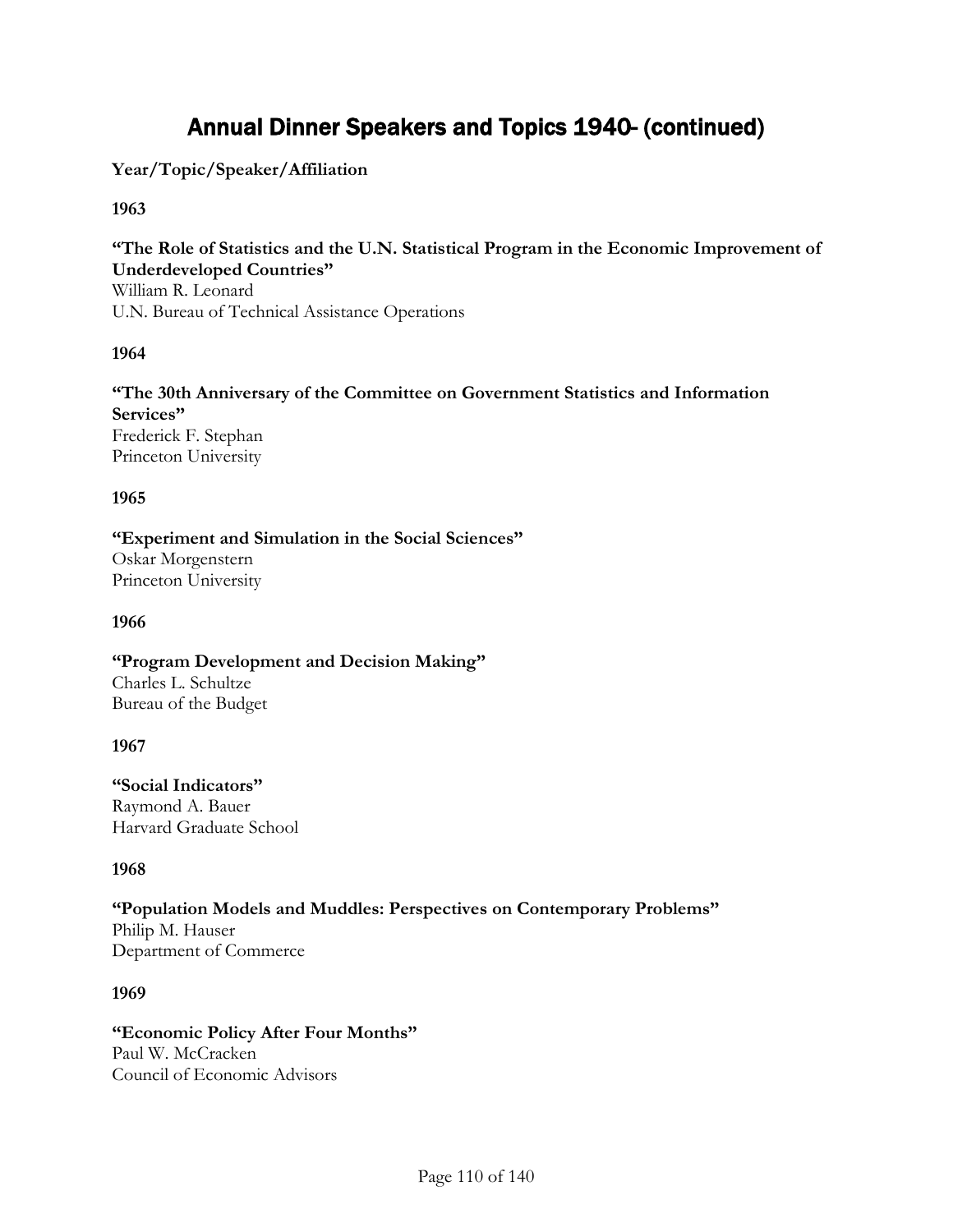# Annual Dinner Speakers and Topics 1940- (continued)

**Year/Topic/Speaker/Affiliation**

**1963**

**"The Role of Statistics and the U.N. Statistical Program in the Economic Improvement of Underdeveloped Countries"**
William R. Leonard
U.N. Bureau of Technical Assistance Operations

**1964**

**"The 30th Anniversary of the Committee on Government Statistics and Information Services"**
Frederick F. Stephan
Princeton University

**1965**

**"Experiment and Simulation in the Social Sciences"**
Oskar Morgenstern
Princeton University

**1966**

**"Program Development and Decision Making"**
Charles L. Schultze
Bureau of the Budget

**1967**

**"Social Indicators"**
Raymond A. Bauer
Harvard Graduate School

**1968**

**"Population Models and Muddles: Perspectives on Contemporary Problems"**
Philip M. Hauser
Department of Commerce

**1969**

**"Economic Policy After Four Months"**
Paul W. McCracken
Council of Economic Advisors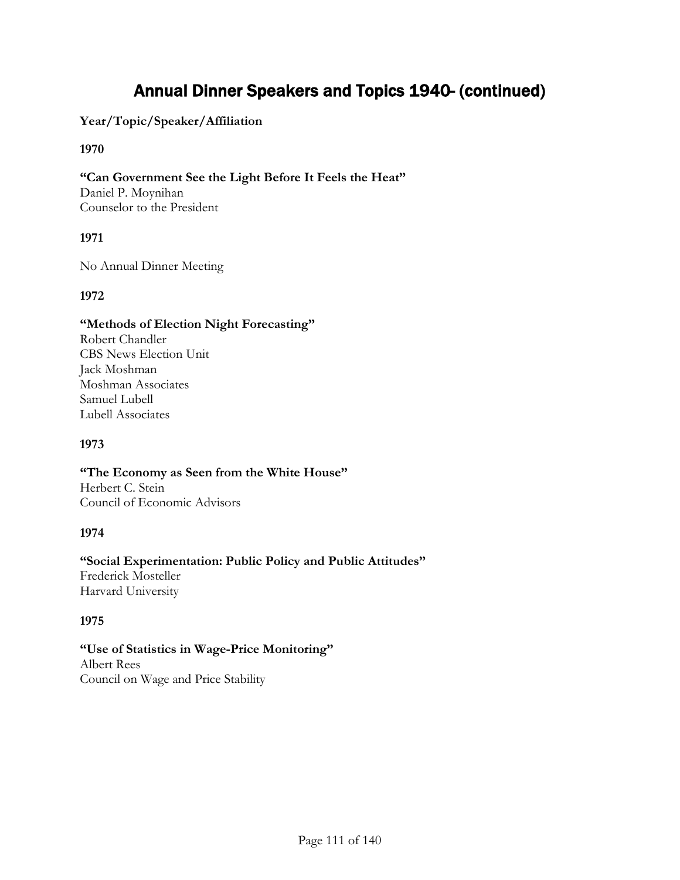# Annual Dinner Speakers and Topics 1940- (continued)

**Year/Topic/Speaker/Affiliation**

**1970**

**"Can Government See the Light Before It Feels the Heat"**
Daniel P. Moynihan
Counselor to the President

**1971**

No Annual Dinner Meeting

**1972**

**"Methods of Election Night Forecasting"**
Robert Chandler
CBS News Election Unit
Jack Moshman
Moshman Associates
Samuel Lubell
Lubell Associates

**1973**

**"The Economy as Seen from the White House"**
Herbert C. Stein
Council of Economic Advisors

**1974**

**"Social Experimentation: Public Policy and Public Attitudes"**
Frederick Mosteller
Harvard University

**1975**

**"Use of Statistics in Wage-Price Monitoring"**
Albert Rees
Council on Wage and Price Stability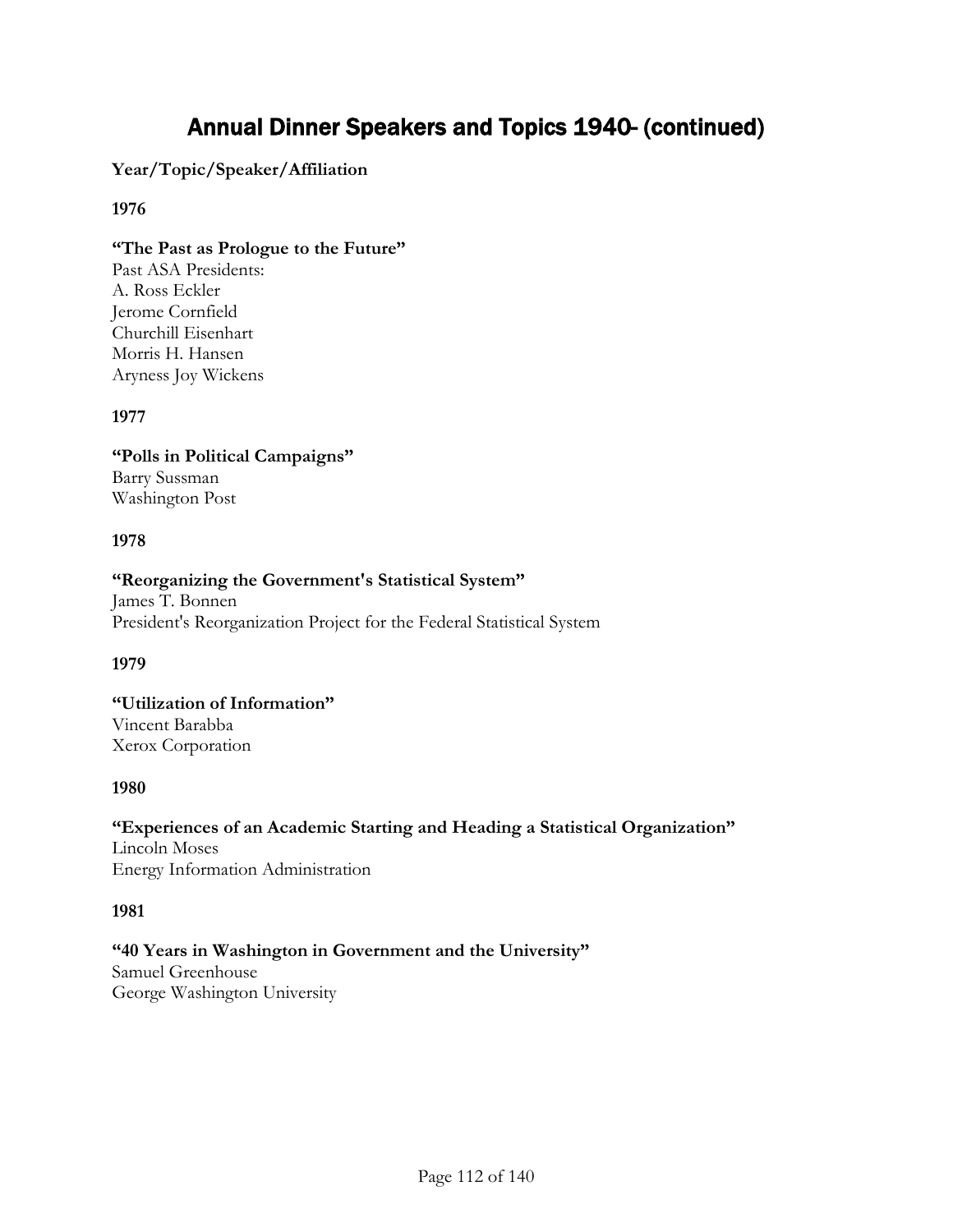# Annual Dinner Speakers and Topics 1940- (continued)

**Year/Topic/Speaker/Affiliation**

**1976**

**"The Past as Prologue to the Future"**
Past ASA Presidents:
A. Ross Eckler
Jerome Cornfield
Churchill Eisenhart
Morris H. Hansen
Aryness Joy Wickens

**1977**

**"Polls in Political Campaigns"**
Barry Sussman
Washington Post

**1978**

**"Reorganizing the Government's Statistical System"**
James T. Bonnen
President's Reorganization Project for the Federal Statistical System

**1979**

**"Utilization of Information"**
Vincent Barabba
Xerox Corporation

**1980**

**"Experiences of an Academic Starting and Heading a Statistical Organization"**
Lincoln Moses
Energy Information Administration

**1981**

**"40 Years in Washington in Government and the University"**
Samuel Greenhouse
George Washington University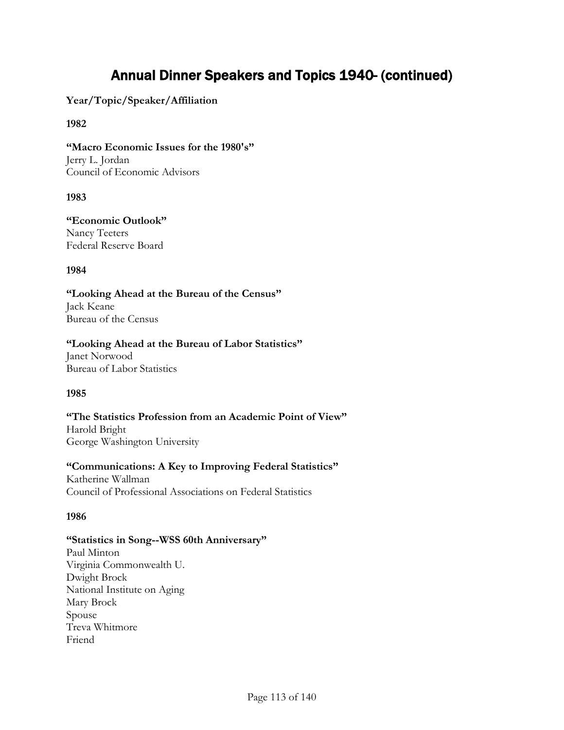# Annual Dinner Speakers and Topics 1940- (continued)

**Year/Topic/Speaker/Affiliation**

**1982**

**"Macro Economic Issues for the 1980's"**
Jerry L. Jordan
Council of Economic Advisors

**1983**

**"Economic Outlook"**
Nancy Teeters
Federal Reserve Board

**1984**

**"Looking Ahead at the Bureau of the Census"**
Jack Keane
Bureau of the Census

**"Looking Ahead at the Bureau of Labor Statistics"**
Janet Norwood
Bureau of Labor Statistics

**1985**

**"The Statistics Profession from an Academic Point of View"**
Harold Bright
George Washington University

**"Communications: A Key to Improving Federal Statistics"**
Katherine Wallman
Council of Professional Associations on Federal Statistics

**1986**

**"Statistics in Song--WSS 60th Anniversary"**
Paul Minton
Virginia Commonwealth U.
Dwight Brock
National Institute on Aging
Mary Brock
Spouse
Treva Whitmore
Friend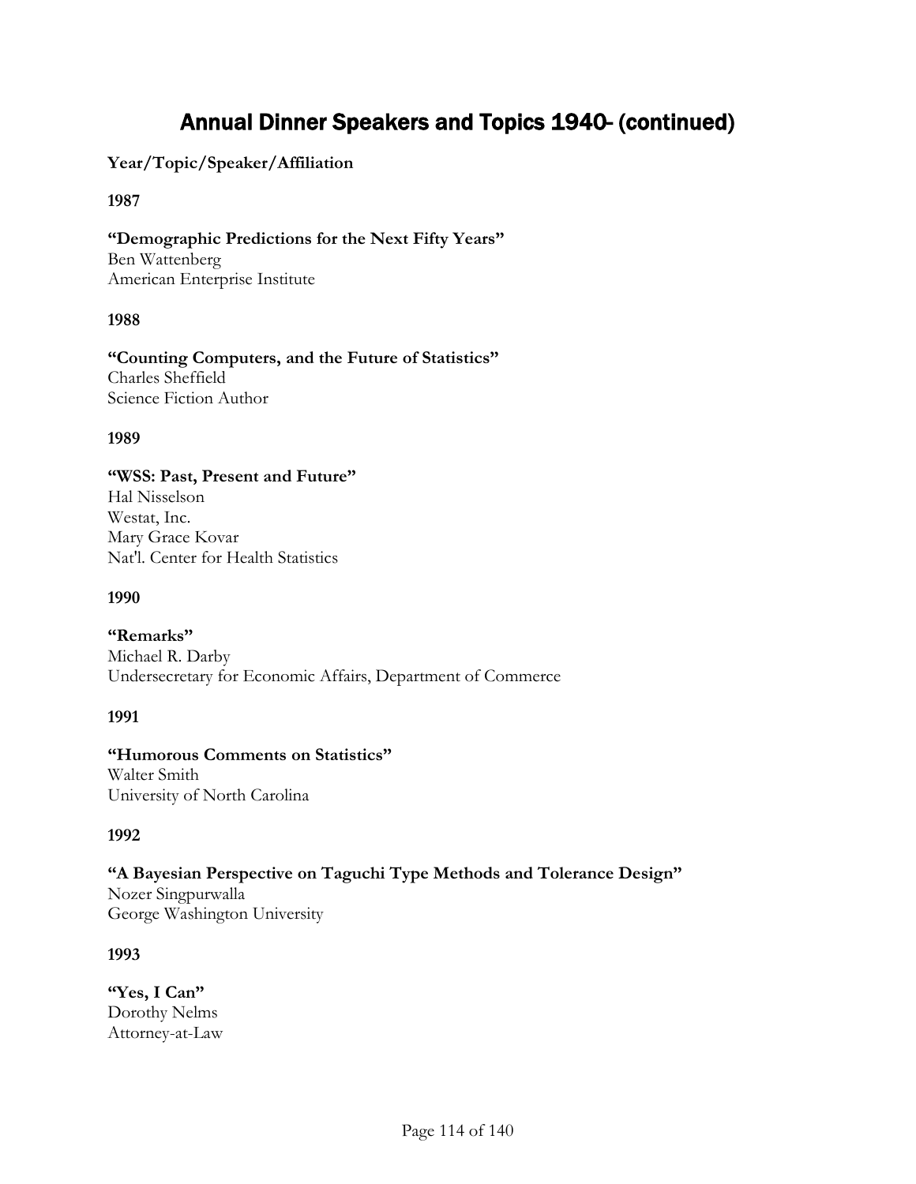# Annual Dinner Speakers and Topics 1940- (continued)

**Year/Topic/Speaker/Affiliation**

**1987**

**"Demographic Predictions for the Next Fifty Years"**
Ben Wattenberg
American Enterprise Institute

**1988**

**"Counting Computers, and the Future of Statistics"**
Charles Sheffield
Science Fiction Author

**1989**

**"WSS: Past, Present and Future"**
Hal Nisselson
Westat, Inc.
Mary Grace Kovar
Nat'l. Center for Health Statistics

**1990**

**"Remarks"**
Michael R. Darby
Undersecretary for Economic Affairs, Department of Commerce

**1991**

**"Humorous Comments on Statistics"**
Walter Smith
University of North Carolina

**1992**

**"A Bayesian Perspective on Taguchi Type Methods and Tolerance Design"**
Nozer Singpurwalla
George Washington University

**1993**

**"Yes, I Can"**
Dorothy Nelms
Attorney-at-Law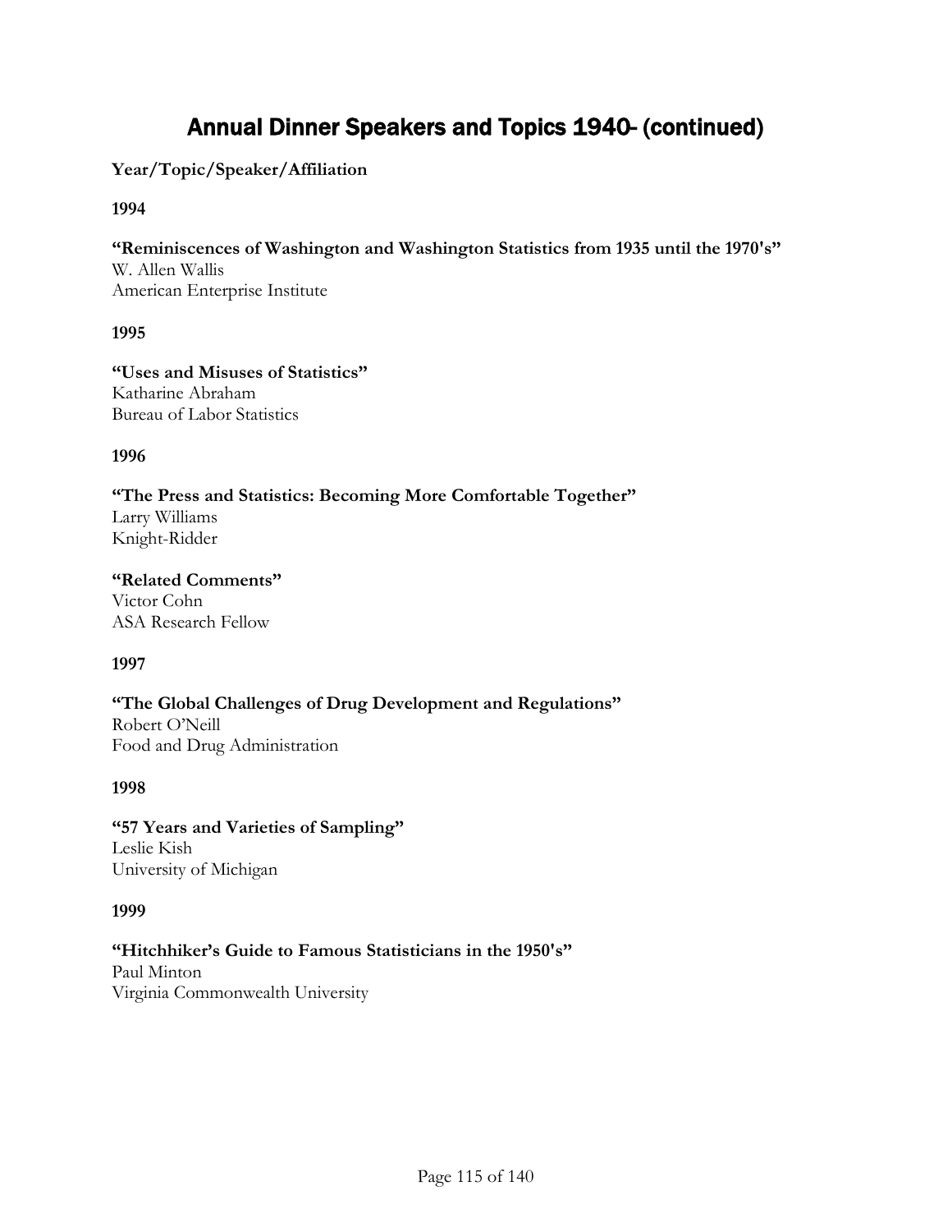# Annual Dinner Speakers and Topics 1940- (continued)

**Year/Topic/Speaker/Affiliation**

**1994**

**"Reminiscences of Washington and Washington Statistics from 1935 until the 1970's"**
W. Allen Wallis
American Enterprise Institute

**1995**

**"Uses and Misuses of Statistics"**
Katharine Abraham
Bureau of Labor Statistics

**1996**

**"The Press and Statistics: Becoming More Comfortable Together"**
Larry Williams
Knight-Ridder

**"Related Comments"**
Victor Cohn
ASA Research Fellow

**1997**

**"The Global Challenges of Drug Development and Regulations"**
Robert O'Neill
Food and Drug Administration

**1998**

**"57 Years and Varieties of Sampling"**
Leslie Kish
University of Michigan

**1999**

**"Hitchhiker's Guide to Famous Statisticians in the 1950's"**
Paul Minton
Virginia Commonwealth University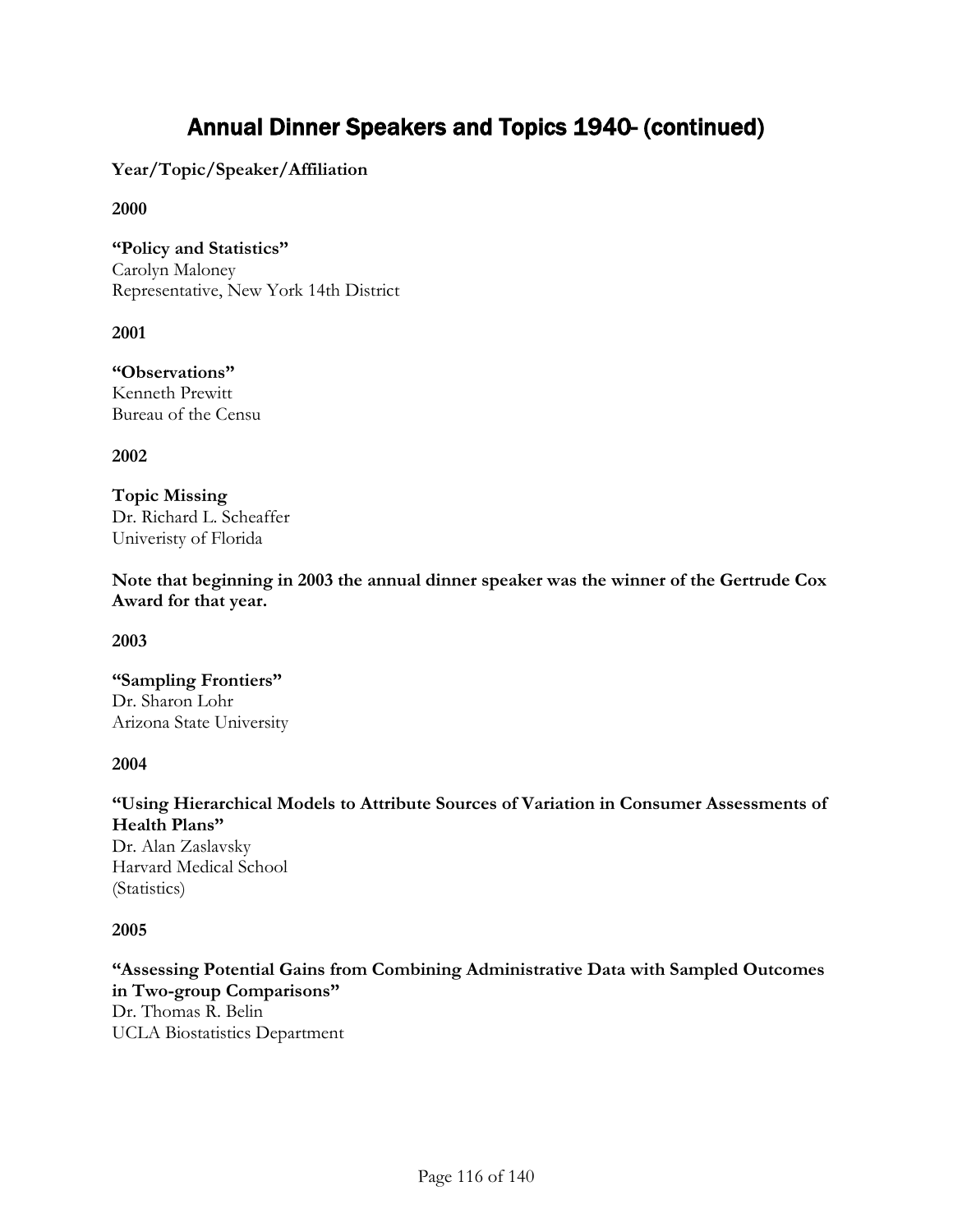# Annual Dinner Speakers and Topics 1940- (continued)

**Year/Topic/Speaker/Affiliation**

**2000**

**"Policy and Statistics"**
Carolyn Maloney
Representative, New York 14th District

**2001**

**"Observations"**
Kenneth Prewitt
Bureau of the Censu

**2002**

**Topic Missing**
Dr. Richard L. Scheaffer
Univeristy of Florida

**Note that beginning in 2003 the annual dinner speaker was the winner of the Gertrude Cox Award for that year.**

**2003**

**"Sampling Frontiers"**
Dr. Sharon Lohr
Arizona State University

**2004**

**"Using Hierarchical Models to Attribute Sources of Variation in Consumer Assessments of Health Plans"**
Dr. Alan Zaslavsky
Harvard Medical School
(Statistics)

**2005**

**"Assessing Potential Gains from Combining Administrative Data with Sampled Outcomes in Two-group Comparisons"**
Dr. Thomas R. Belin
UCLA Biostatistics Department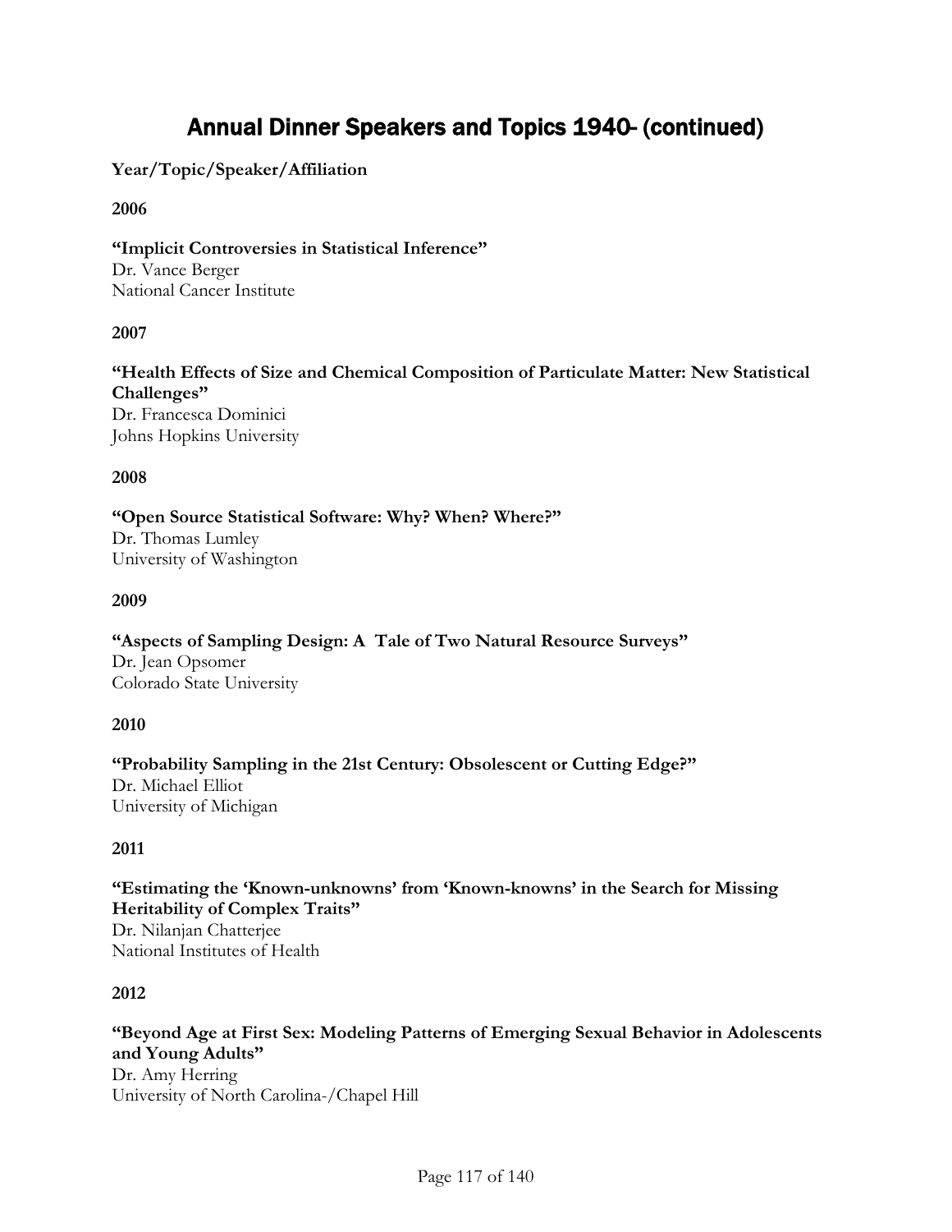# Annual Dinner Speakers and Topics 1940- (continued)

**Year/Topic/Speaker/Affiliation**

**2006**

**"Implicit Controversies in Statistical Inference"**
Dr. Vance Berger
National Cancer Institute

**2007**

**"Health Effects of Size and Chemical Composition of Particulate Matter: New Statistical Challenges"**
Dr. Francesca Dominici
Johns Hopkins University

**2008**

**"Open Source Statistical Software: Why? When? Where?"**
Dr. Thomas Lumley
University of Washington

**2009**

**"Aspects of Sampling Design: A Tale of Two Natural Resource Surveys"**
Dr. Jean Opsomer
Colorado State University

**2010**

**"Probability Sampling in the 21st Century: Obsolescent or Cutting Edge?"**
Dr. Michael Elliot
University of Michigan

**2011**

**"Estimating the 'Known-unknowns' from 'Known-knowns' in the Search for Missing Heritability of Complex Traits"**
Dr. Nilanjan Chatterjee
National Institutes of Health

**2012**

**"Beyond Age at First Sex: Modeling Patterns of Emerging Sexual Behavior in Adolescents and Young Adults"**
Dr. Amy Herring
University of North Carolina-/Chapel Hill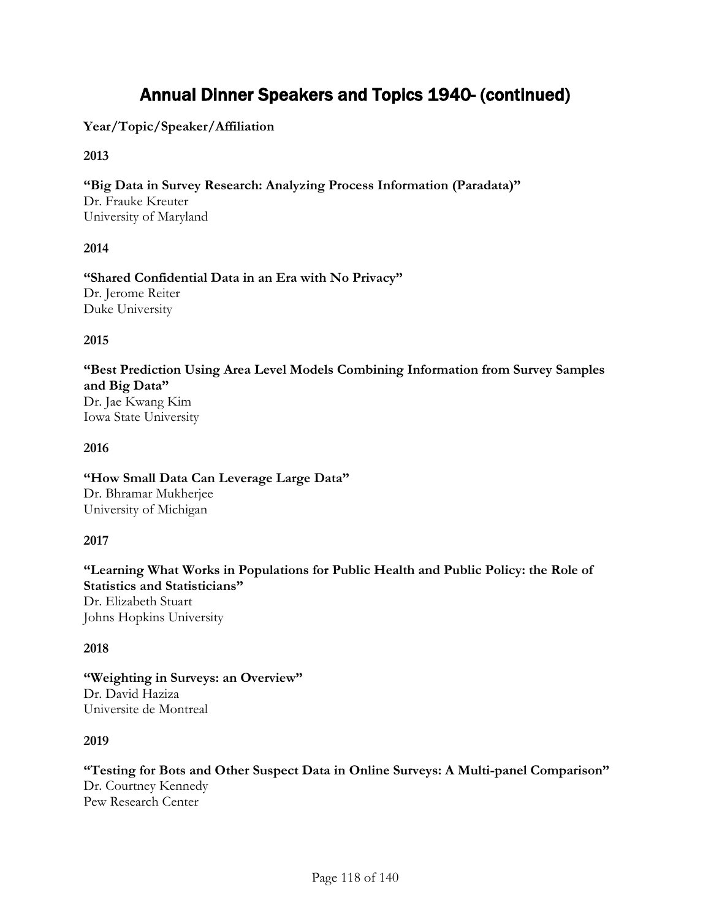# Annual Dinner Speakers and Topics 1940- (continued)

**Year/Topic/Speaker/Affiliation**

**2013**

**"Big Data in Survey Research: Analyzing Process Information (Paradata)"**
Dr. Frauke Kreuter
University of Maryland

**2014**

**"Shared Confidential Data in an Era with No Privacy"**
Dr. Jerome Reiter
Duke University

**2015**

**"Best Prediction Using Area Level Models Combining Information from Survey Samples and Big Data"**
Dr. Jae Kwang Kim
Iowa State University

**2016**

**"How Small Data Can Leverage Large Data"**
Dr. Bhramar Mukherjee
University of Michigan

**2017**

**"Learning What Works in Populations for Public Health and Public Policy: the Role of Statistics and Statisticians"**
Dr. Elizabeth Stuart
Johns Hopkins University

**2018**

**"Weighting in Surveys: an Overview"**
Dr. David Haziza
Universite de Montreal

**2019**

**"Testing for Bots and Other Suspect Data in Online Surveys: A Multi-panel Comparison"**
Dr. Courtney Kennedy
Pew Research Center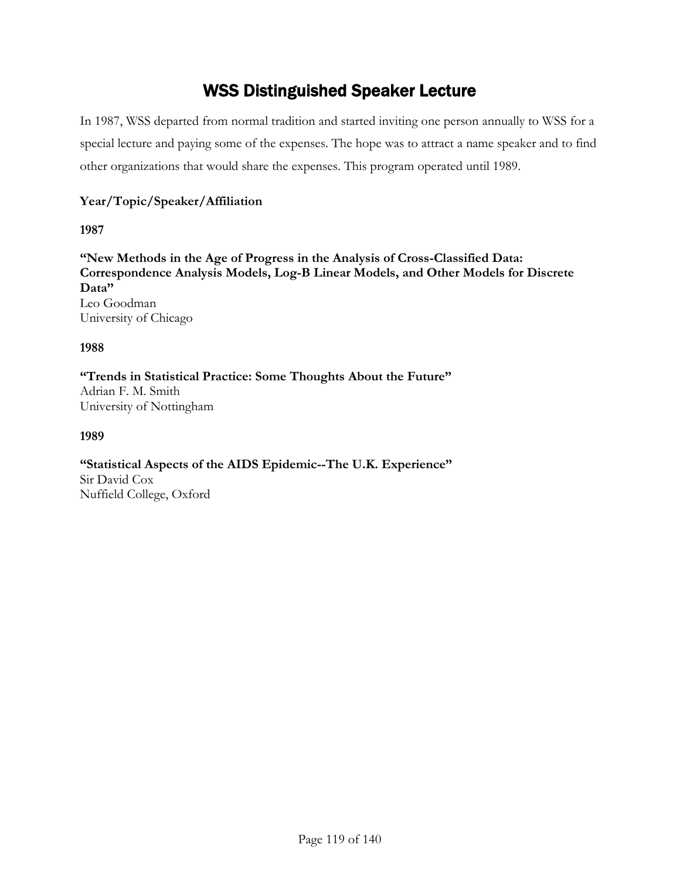# WSS Distinguished Speaker Lecture

In 1987, WSS departed from normal tradition and started inviting one person annually to WSS for a special lecture and paying some of the expenses. The hope was to attract a name speaker and to find other organizations that would share the expenses. This program operated until 1989.

**Year/Topic/Speaker/Affiliation**

**1987**

**"New Methods in the Age of Progress in the Analysis of Cross-Classified Data: Correspondence Analysis Models, Log-B Linear Models, and Other Models for Discrete Data"**
Leo Goodman
University of Chicago

**1988**

**"Trends in Statistical Practice: Some Thoughts About the Future"**
Adrian F. M. Smith
University of Nottingham

**1989**

**"Statistical Aspects of the AIDS Epidemic--The U.K. Experience"**
Sir David Cox
Nuffield College, Oxford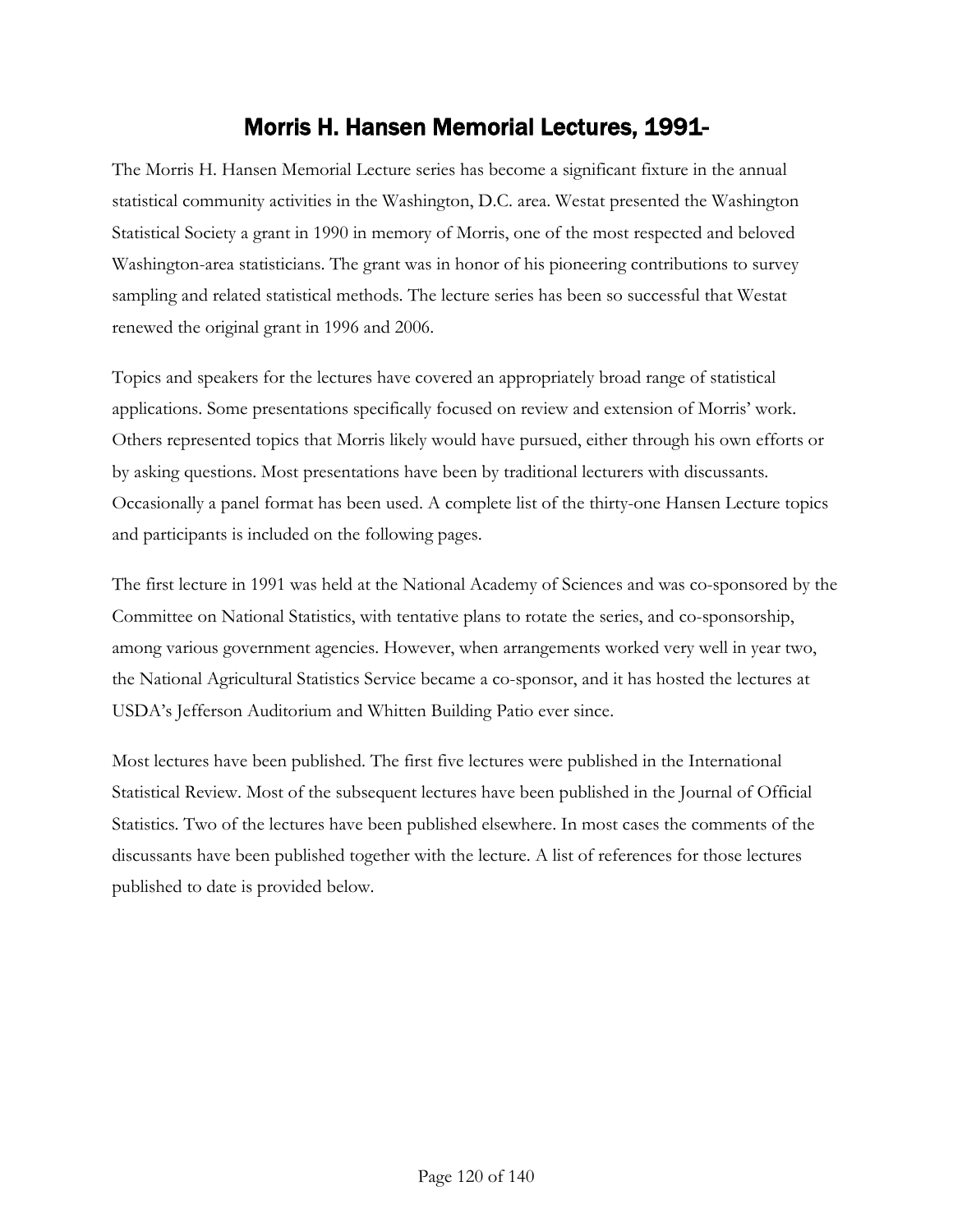# Morris H. Hansen Memorial Lectures, 1991-

The Morris H. Hansen Memorial Lecture series has become a significant fixture in the annual statistical community activities in the Washington, D.C. area. Westat presented the Washington Statistical Society a grant in 1990 in memory of Morris, one of the most respected and beloved Washington-area statisticians. The grant was in honor of his pioneering contributions to survey sampling and related statistical methods. The lecture series has been so successful that Westat renewed the original grant in 1996 and 2006.

Topics and speakers for the lectures have covered an appropriately broad range of statistical applications. Some presentations specifically focused on review and extension of Morris' work. Others represented topics that Morris likely would have pursued, either through his own efforts or by asking questions. Most presentations have been by traditional lecturers with discussants. Occasionally a panel format has been used. A complete list of the thirty-one Hansen Lecture topics and participants is included on the following pages.

The first lecture in 1991 was held at the National Academy of Sciences and was co-sponsored by the Committee on National Statistics, with tentative plans to rotate the series, and co-sponsorship, among various government agencies. However, when arrangements worked very well in year two, the National Agricultural Statistics Service became a co-sponsor, and it has hosted the lectures at USDA's Jefferson Auditorium and Whitten Building Patio ever since.

Most lectures have been published. The first five lectures were published in the International Statistical Review. Most of the subsequent lectures have been published in the Journal of Official Statistics. Two of the lectures have been published elsewhere. In most cases the comments of the discussants have been published together with the lecture. A list of references for those lectures published to date is provided below.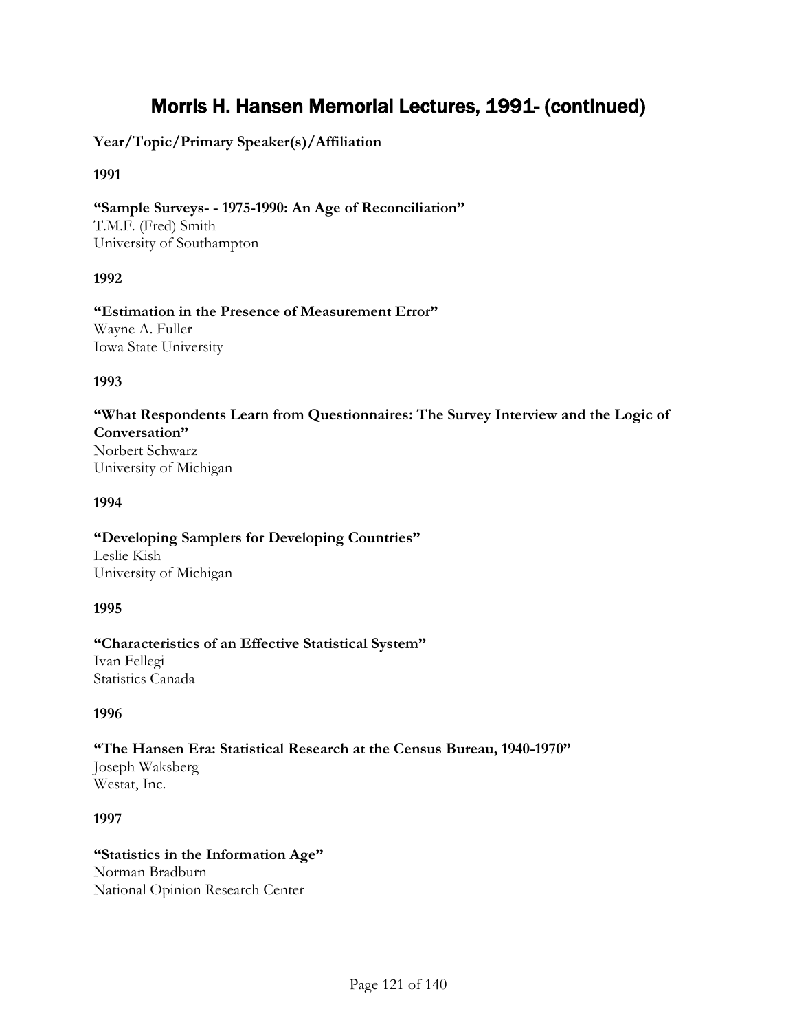# Morris H. Hansen Memorial Lectures, 1991- (continued)

**Year/Topic/Primary Speaker(s)/Affiliation**

**1991**

**"Sample Surveys- - 1975-1990: An Age of Reconciliation"**
T.M.F. (Fred) Smith
University of Southampton

**1992**

**"Estimation in the Presence of Measurement Error"**
Wayne A. Fuller
Iowa State University

**1993**

**"What Respondents Learn from Questionnaires: The Survey Interview and the Logic of Conversation"**
Norbert Schwarz
University of Michigan

**1994**

**"Developing Samplers for Developing Countries"**
Leslie Kish
University of Michigan

**1995**

**"Characteristics of an Effective Statistical System"**
Ivan Fellegi
Statistics Canada

**1996**

**"The Hansen Era: Statistical Research at the Census Bureau, 1940-1970"**
Joseph Waksberg
Westat, Inc.

**1997**

**"Statistics in the Information Age"**
Norman Bradburn
National Opinion Research Center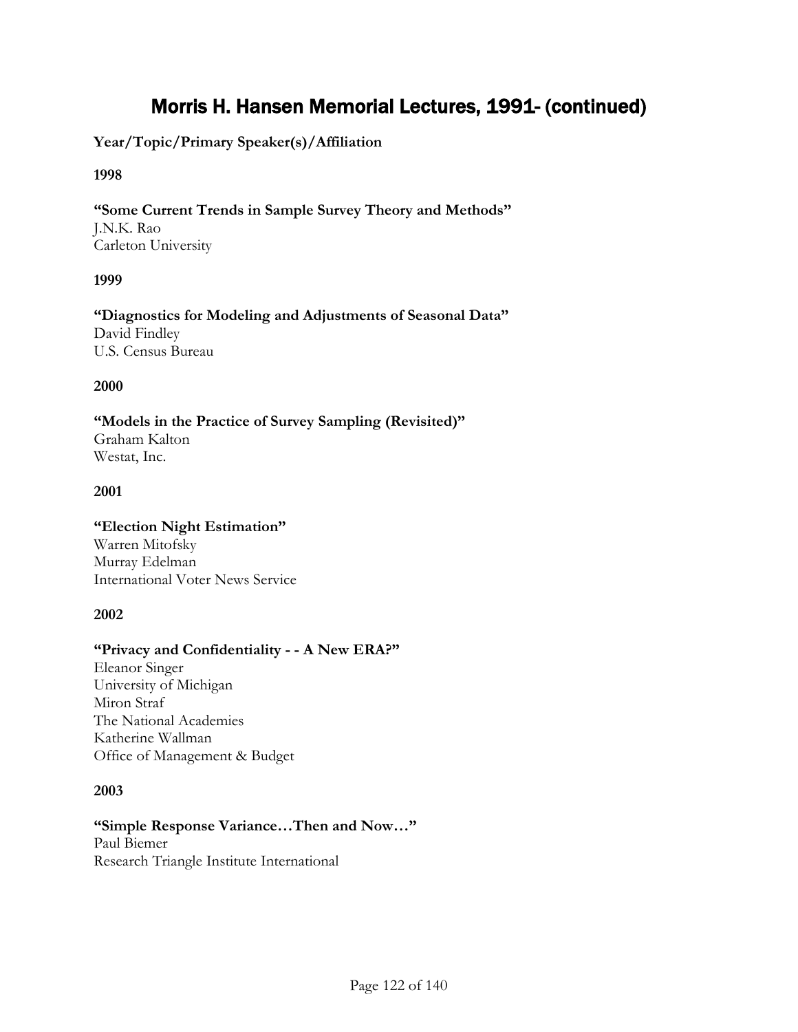# Morris H. Hansen Memorial Lectures, 1991- (continued)

**Year/Topic/Primary Speaker(s)/Affiliation**

**1998**

**"Some Current Trends in Sample Survey Theory and Methods"**
J.N.K. Rao
Carleton University

**1999**

**"Diagnostics for Modeling and Adjustments of Seasonal Data"**
David Findley
U.S. Census Bureau

**2000**

**"Models in the Practice of Survey Sampling (Revisited)"**
Graham Kalton
Westat, Inc.

**2001**

**"Election Night Estimation"**
Warren Mitofsky
Murray Edelman
International Voter News Service

**2002**

**"Privacy and Confidentiality - - A New ERA?"**
Eleanor Singer
University of Michigan
Miron Straf
The National Academies
Katherine Wallman
Office of Management & Budget

**2003**

**"Simple Response Variance…Then and Now…"**
Paul Biemer
Research Triangle Institute International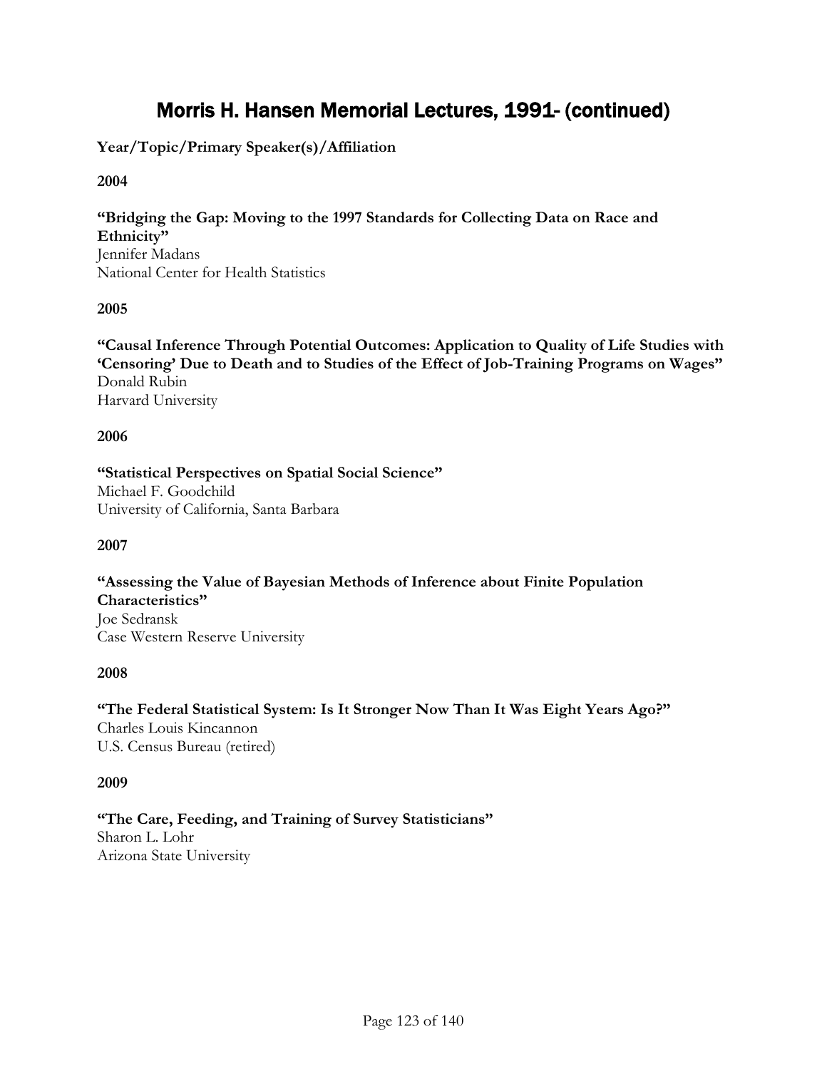# Morris H. Hansen Memorial Lectures, 1991- (continued)

**Year/Topic/Primary Speaker(s)/Affiliation**

**2004**

**"Bridging the Gap: Moving to the 1997 Standards for Collecting Data on Race and Ethnicity"**
Jennifer Madans
National Center for Health Statistics

**2005**

**"Causal Inference Through Potential Outcomes: Application to Quality of Life Studies with 'Censoring' Due to Death and to Studies of the Effect of Job-Training Programs on Wages"**
Donald Rubin
Harvard University

**2006**

**"Statistical Perspectives on Spatial Social Science"**
Michael F. Goodchild
University of California, Santa Barbara

**2007**

**"Assessing the Value of Bayesian Methods of Inference about Finite Population Characteristics"**
Joe Sedransk
Case Western Reserve University

**2008**

**"The Federal Statistical System: Is It Stronger Now Than It Was Eight Years Ago?"**
Charles Louis Kincannon
U.S. Census Bureau (retired)

**2009**

**"The Care, Feeding, and Training of Survey Statisticians"**
Sharon L. Lohr
Arizona State University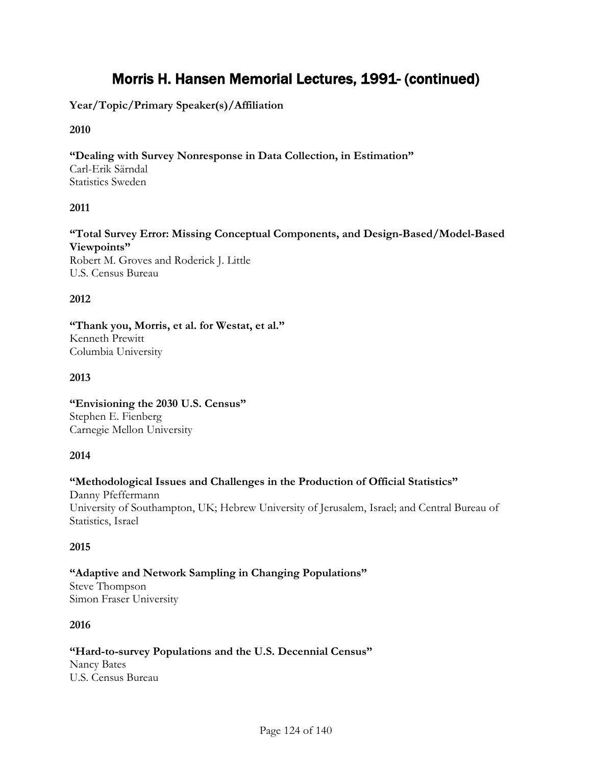# Morris H. Hansen Memorial Lectures, 1991- (continued)

**Year/Topic/Primary Speaker(s)/Affiliation**

**2010**

**"Dealing with Survey Nonresponse in Data Collection, in Estimation"**
Carl-Erik Särndal
Statistics Sweden

**2011**

**"Total Survey Error: Missing Conceptual Components, and Design-Based/Model-Based Viewpoints"**
Robert M. Groves and Roderick J. Little
U.S. Census Bureau

**2012**

**"Thank you, Morris, et al. for Westat, et al."**
Kenneth Prewitt
Columbia University

**2013**

**"Envisioning the 2030 U.S. Census"**
Stephen E. Fienberg
Carnegie Mellon University

**2014**

**"Methodological Issues and Challenges in the Production of Official Statistics"**
Danny Pfeffermann
University of Southampton, UK; Hebrew University of Jerusalem, Israel; and Central Bureau of Statistics, Israel

**2015**

**"Adaptive and Network Sampling in Changing Populations"**
Steve Thompson
Simon Fraser University

**2016**

**"Hard-to-survey Populations and the U.S. Decennial Census"**
Nancy Bates
U.S. Census Bureau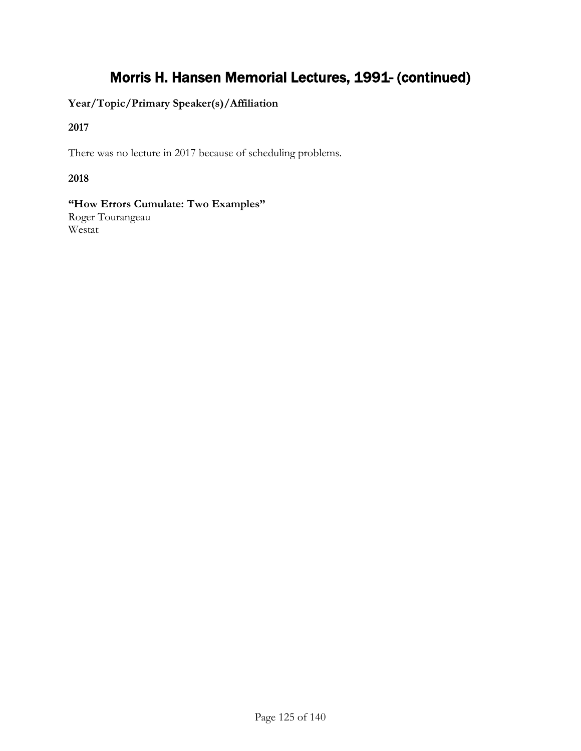# Morris H. Hansen Memorial Lectures, 1991- (continued)

**Year/Topic/Primary Speaker(s)/Affiliation**

**2017**

There was no lecture in 2017 because of scheduling problems.

**2018**

**"How Errors Cumulate: Two Examples"**
Roger Tourangeau
Westat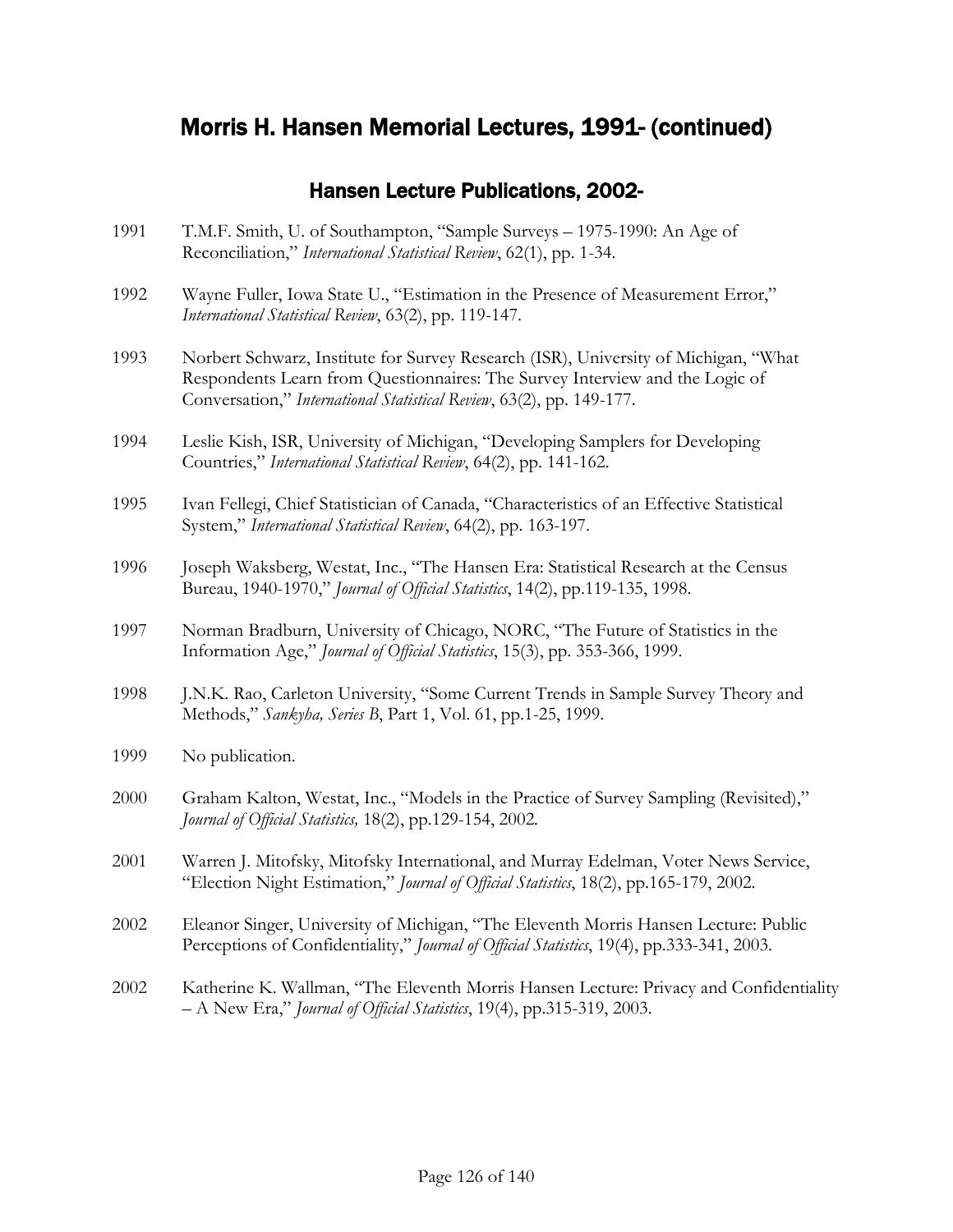# Morris H. Hansen Memorial Lectures, 1991- (continued)

## Hansen Lecture Publications, 2002-

1991 T.M.F. Smith, U. of Southampton, "Sample Surveys – 1975-1990: An Age of Reconciliation," *International Statistical Review*, 62(1), pp. 1-34.

1992 Wayne Fuller, Iowa State U., "Estimation in the Presence of Measurement Error," *International Statistical Review*, 63(2), pp. 119-147.

1993 Norbert Schwarz, Institute for Survey Research (ISR), University of Michigan, "What Respondents Learn from Questionnaires: The Survey Interview and the Logic of Conversation," *International Statistical Review*, 63(2), pp. 149-177.

1994 Leslie Kish, ISR, University of Michigan, "Developing Samplers for Developing Countries," *International Statistical Review*, 64(2), pp. 141-162.

1995 Ivan Fellegi, Chief Statistician of Canada, "Characteristics of an Effective Statistical System," *International Statistical Review*, 64(2), pp. 163-197.

1996 Joseph Waksberg, Westat, Inc., "The Hansen Era: Statistical Research at the Census Bureau, 1940-1970," *Journal of Official Statistics*, 14(2), pp.119-135, 1998.

1997 Norman Bradburn, University of Chicago, NORC, "The Future of Statistics in the Information Age," *Journal of Official Statistics*, 15(3), pp. 353-366, 1999.

1998 J.N.K. Rao, Carleton University, "Some Current Trends in Sample Survey Theory and Methods," *Sankyha, Series B*, Part 1, Vol. 61, pp.1-25, 1999.

1999 No publication.

2000 Graham Kalton, Westat, Inc., "Models in the Practice of Survey Sampling (Revisited)," *Journal of Official Statistics,* 18(2), pp.129-154, 2002.

2001 Warren J. Mitofsky, Mitofsky International, and Murray Edelman, Voter News Service, "Election Night Estimation," *Journal of Official Statistics*, 18(2), pp.165-179, 2002.

2002 Eleanor Singer, University of Michigan, "The Eleventh Morris Hansen Lecture: Public Perceptions of Confidentiality," *Journal of Official Statistics*, 19(4), pp.333-341, 2003.

2002 Katherine K. Wallman, "The Eleventh Morris Hansen Lecture: Privacy and Confidentiality – A New Era," *Journal of Official Statistics*, 19(4), pp.315-319, 2003.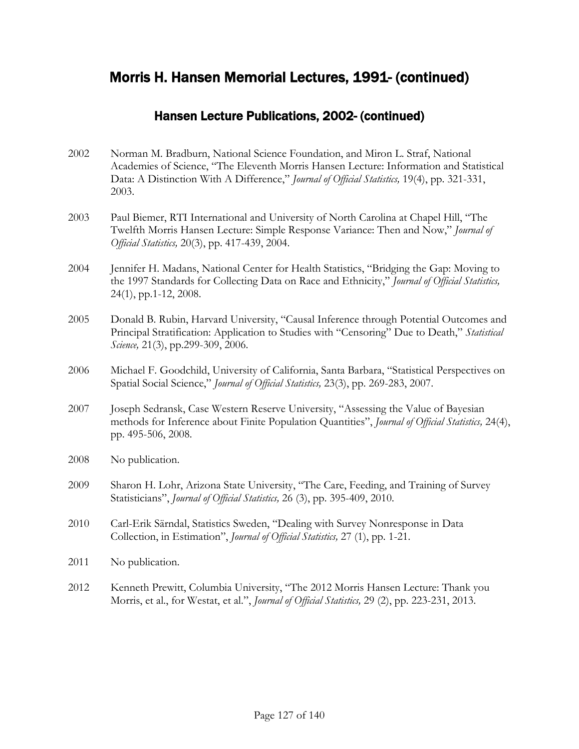# Morris H. Hansen Memorial Lectures, 1991- (continued)

## Hansen Lecture Publications, 2002- (continued)

2002 Norman M. Bradburn, National Science Foundation, and Miron L. Straf, National Academies of Science, "The Eleventh Morris Hansen Lecture: Information and Statistical Data: A Distinction With A Difference," *Journal of Official Statistics,* 19(4), pp. 321-331, 2003.

2003 Paul Biemer, RTI International and University of North Carolina at Chapel Hill, "The Twelfth Morris Hansen Lecture: Simple Response Variance: Then and Now," *Journal of Official Statistics,* 20(3), pp. 417-439, 2004.

2004 Jennifer H. Madans, National Center for Health Statistics, "Bridging the Gap: Moving to the 1997 Standards for Collecting Data on Race and Ethnicity," *Journal of Official Statistics,* 24(1), pp.1-12, 2008.

2005 Donald B. Rubin, Harvard University, "Causal Inference through Potential Outcomes and Principal Stratification: Application to Studies with "Censoring" Due to Death," *Statistical Science,* 21(3), pp.299-309, 2006.

2006 Michael F. Goodchild, University of California, Santa Barbara, "Statistical Perspectives on Spatial Social Science," *Journal of Official Statistics,* 23(3), pp. 269-283, 2007.

2007 Joseph Sedransk, Case Western Reserve University, "Assessing the Value of Bayesian methods for Inference about Finite Population Quantities", *Journal of Official Statistics,* 24(4), pp. 495-506, 2008.

2008 No publication.

2009 Sharon H. Lohr, Arizona State University, "The Care, Feeding, and Training of Survey Statisticians", *Journal of Official Statistics,* 26 (3), pp. 395-409, 2010.

2010 Carl-Erik Särndal, Statistics Sweden, "Dealing with Survey Nonresponse in Data Collection, in Estimation", *Journal of Official Statistics,* 27 (1), pp. 1-21.

2011 No publication.

2012 Kenneth Prewitt, Columbia University, "The 2012 Morris Hansen Lecture: Thank you Morris, et al., for Westat, et al.", *Journal of Official Statistics,* 29 (2), pp. 223-231, 2013.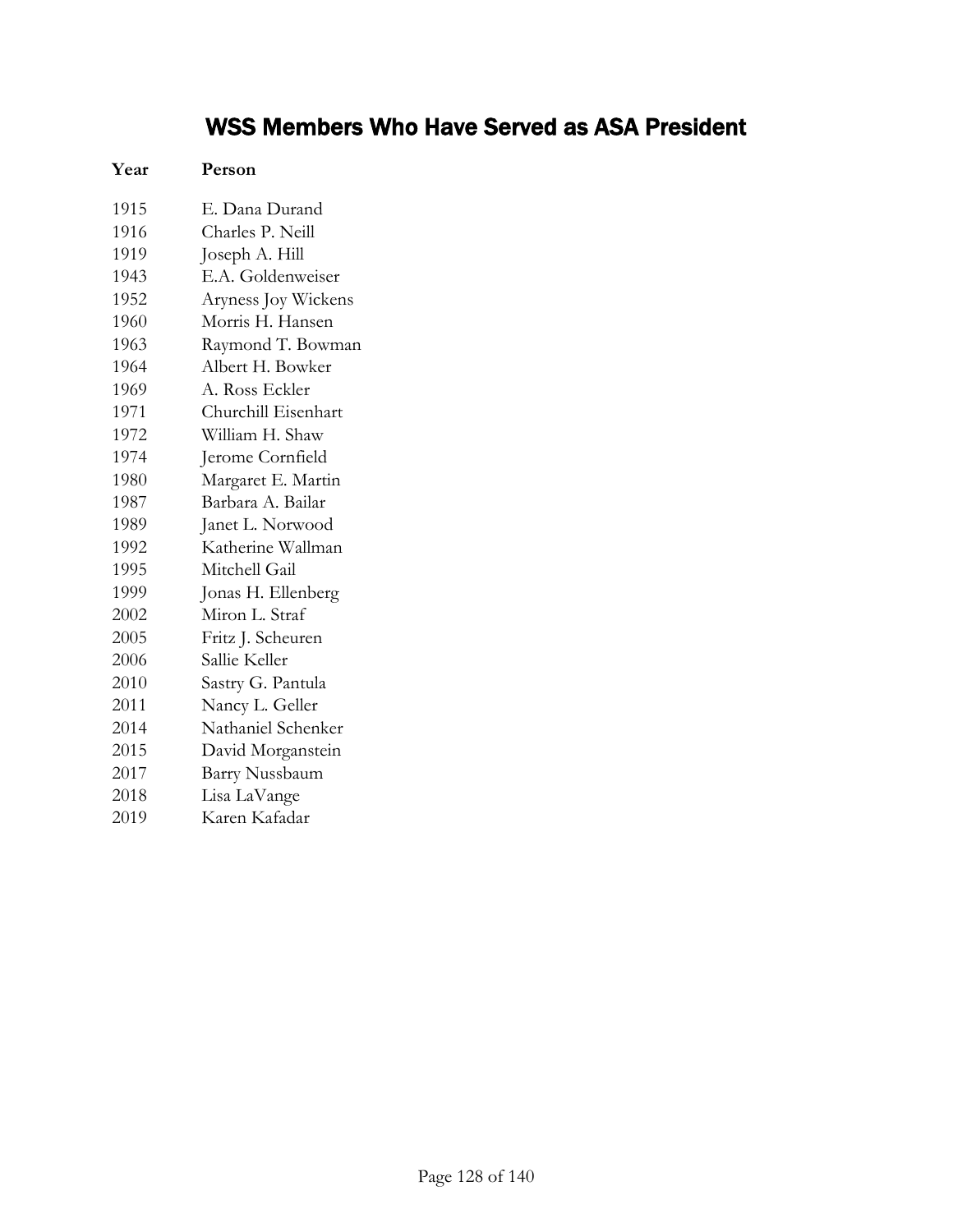# WSS Members Who Have Served as ASA President

| Year | Person |
| --- | --- |
| 1915 | E. Dana Durand |
| 1916 | Charles P. Neill |
| 1919 | Joseph A. Hill |
| 1943 | E.A. Goldenweiser |
| 1952 | Aryness Joy Wickens |
| 1960 | Morris H. Hansen |
| 1963 | Raymond T. Bowman |
| 1964 | Albert H. Bowker |
| 1969 | A. Ross Eckler |
| 1971 | Churchill Eisenhart |
| 1972 | William H. Shaw |
| 1974 | Jerome Cornfield |
| 1980 | Margaret E. Martin |
| 1987 | Barbara A. Bailar |
| 1989 | Janet L. Norwood |
| 1992 | Katherine Wallman |
| 1995 | Mitchell Gail |
| 1999 | Jonas H. Ellenberg |
| 2002 | Miron L. Straf |
| 2005 | Fritz J. Scheuren |
| 2006 | Sallie Keller |
| 2010 | Sastry G. Pantula |
| 2011 | Nancy L. Geller |
| 2014 | Nathaniel Schenker |
| 2015 | David Morganstein |
| 2017 | Barry Nussbaum |
| 2018 | Lisa LaVange |
| 2019 | Karen Kafadar |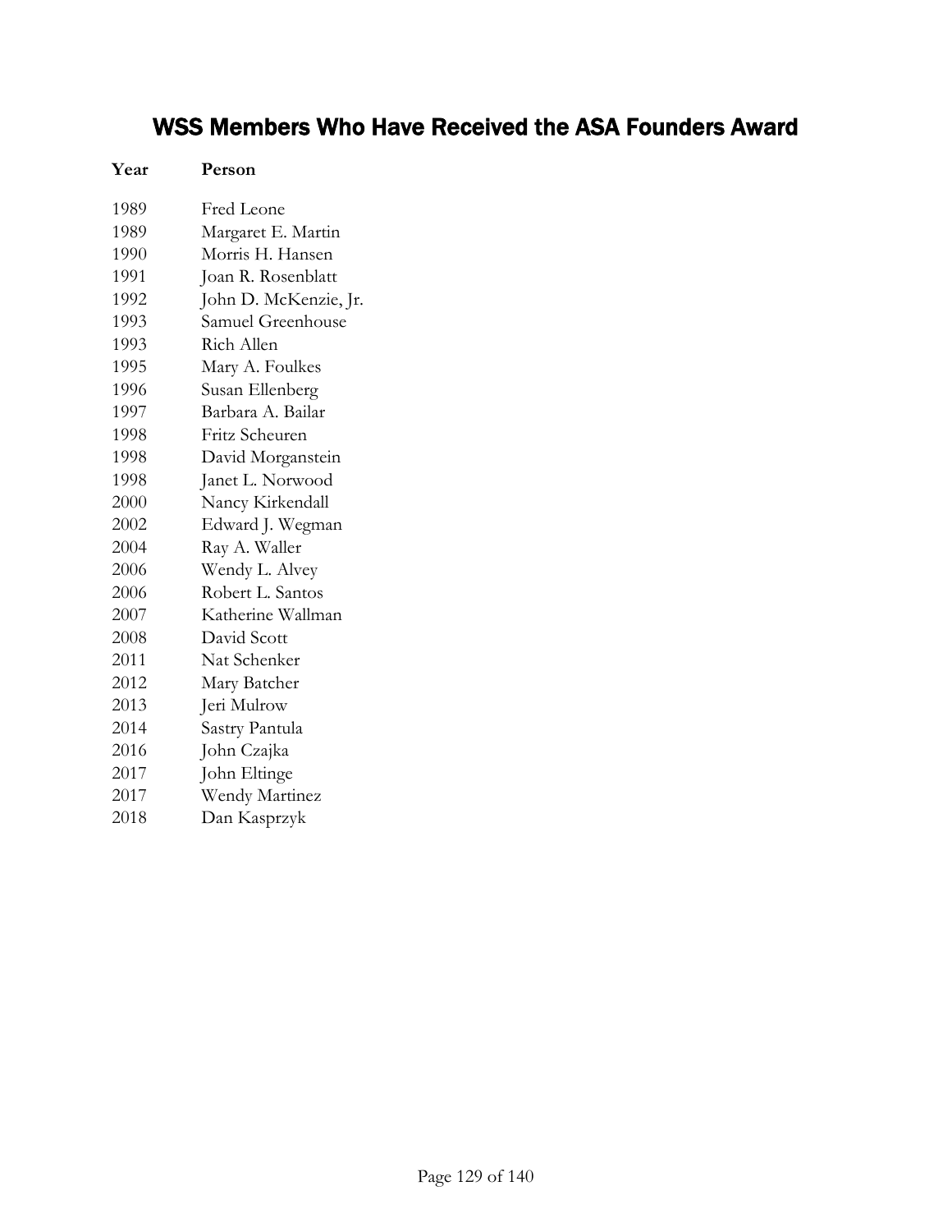# WSS Members Who Have Received the ASA Founders Award

| Year | Person |
|---|---|
| 1989 | Fred Leone |
| 1989 | Margaret E. Martin |
| 1990 | Morris H. Hansen |
| 1991 | Joan R. Rosenblatt |
| 1992 | John D. McKenzie, Jr. |
| 1993 | Samuel Greenhouse |
| 1993 | Rich Allen |
| 1995 | Mary A. Foulkes |
| 1996 | Susan Ellenberg |
| 1997 | Barbara A. Bailar |
| 1998 | Fritz Scheuren |
| 1998 | David Morganstein |
| 1998 | Janet L. Norwood |
| 2000 | Nancy Kirkendall |
| 2002 | Edward J. Wegman |
| 2004 | Ray A. Waller |
| 2006 | Wendy L. Alvey |
| 2006 | Robert L. Santos |
| 2007 | Katherine Wallman |
| 2008 | David Scott |
| 2011 | Nat Schenker |
| 2012 | Mary Batcher |
| 2013 | Jeri Mulrow |
| 2014 | Sastry Pantula |
| 2016 | John Czajka |
| 2017 | John Eltinge |
| 2017 | Wendy Martinez |
| 2018 | Dan Kasprzyk |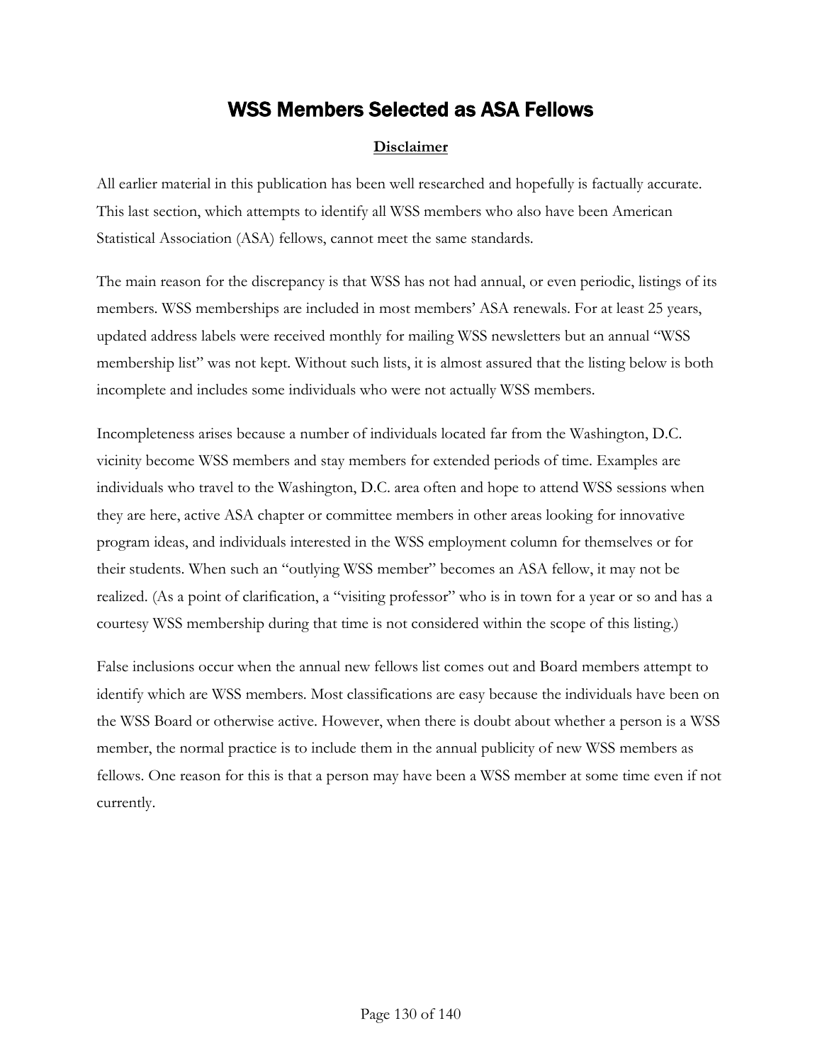# WSS Members Selected as ASA Fellows

**Disclaimer**

All earlier material in this publication has been well researched and hopefully is factually accurate. This last section, which attempts to identify all WSS members who also have been American Statistical Association (ASA) fellows, cannot meet the same standards.

The main reason for the discrepancy is that WSS has not had annual, or even periodic, listings of its members. WSS memberships are included in most members' ASA renewals. For at least 25 years, updated address labels were received monthly for mailing WSS newsletters but an annual "WSS membership list" was not kept. Without such lists, it is almost assured that the listing below is both incomplete and includes some individuals who were not actually WSS members.

Incompleteness arises because a number of individuals located far from the Washington, D.C. vicinity become WSS members and stay members for extended periods of time. Examples are individuals who travel to the Washington, D.C. area often and hope to attend WSS sessions when they are here, active ASA chapter or committee members in other areas looking for innovative program ideas, and individuals interested in the WSS employment column for themselves or for their students. When such an "outlying WSS member" becomes an ASA fellow, it may not be realized. (As a point of clarification, a "visiting professor" who is in town for a year or so and has a courtesy WSS membership during that time is not considered within the scope of this listing.)

False inclusions occur when the annual new fellows list comes out and Board members attempt to identify which are WSS members. Most classifications are easy because the individuals have been on the WSS Board or otherwise active. However, when there is doubt about whether a person is a WSS member, the normal practice is to include them in the annual publicity of new WSS members as fellows. One reason for this is that a person may have been a WSS member at some time even if not currently.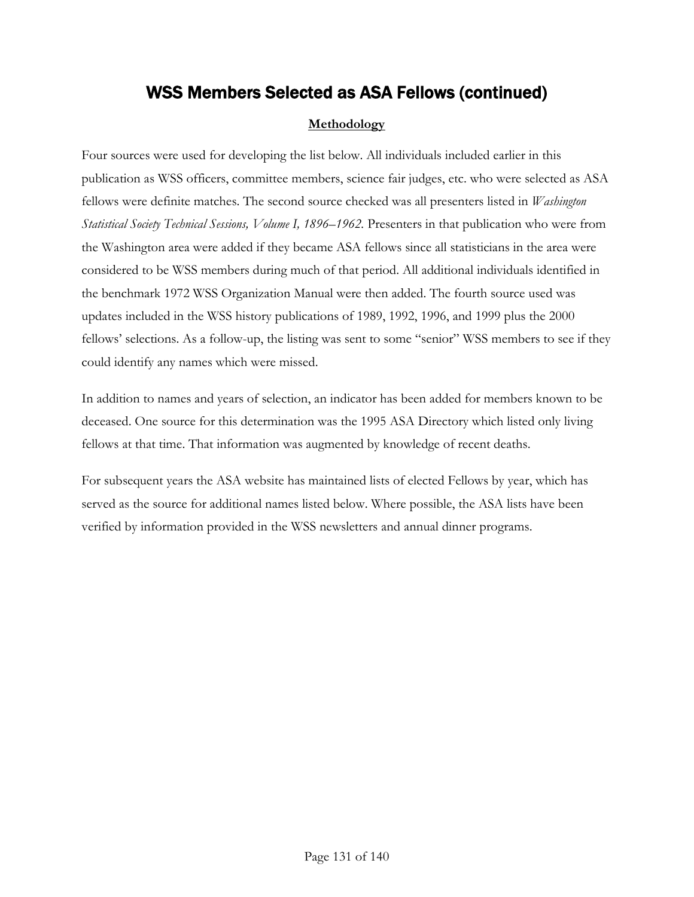# WSS Members Selected as ASA Fellows (continued)

**Methodology**

Four sources were used for developing the list below. All individuals included earlier in this publication as WSS officers, committee members, science fair judges, etc. who were selected as ASA fellows were definite matches. The second source checked was all presenters listed in *Washington Statistical Society Technical Sessions, Volume I, 1896–1962*. Presenters in that publication who were from the Washington area were added if they became ASA fellows since all statisticians in the area were considered to be WSS members during much of that period. All additional individuals identified in the benchmark 1972 WSS Organization Manual were then added. The fourth source used was updates included in the WSS history publications of 1989, 1992, 1996, and 1999 plus the 2000 fellows' selections. As a follow-up, the listing was sent to some "senior" WSS members to see if they could identify any names which were missed.

In addition to names and years of selection, an indicator has been added for members known to be deceased. One source for this determination was the 1995 ASA Directory which listed only living fellows at that time. That information was augmented by knowledge of recent deaths.

For subsequent years the ASA website has maintained lists of elected Fellows by year, which has served as the source for additional names listed below. Where possible, the ASA lists have been verified by information provided in the WSS newsletters and annual dinner programs.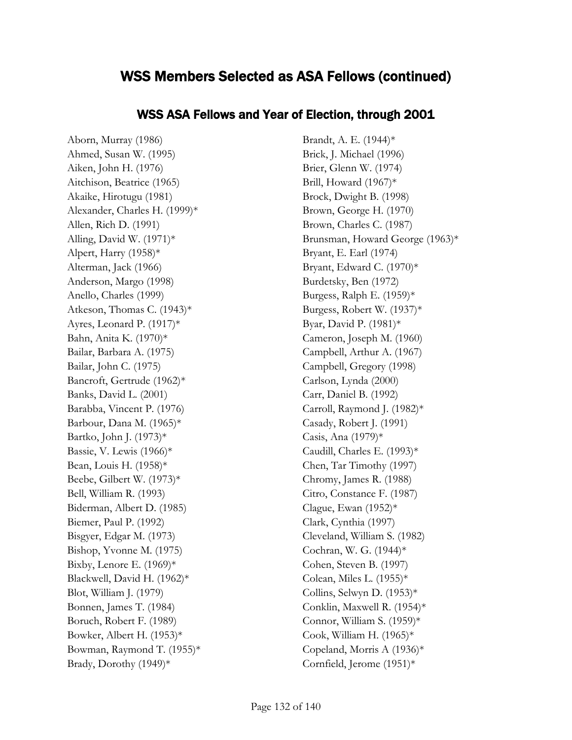# WSS Members Selected as ASA Fellows (continued)

## WSS ASA Fellows and Year of Election, through 2001

Aborn, Murray (1986)
Ahmed, Susan W. (1995)
Aiken, John H. (1976)
Aitchison, Beatrice (1965)
Akaike, Hirotugu (1981)
Alexander, Charles H. (1999)*
Allen, Rich D. (1991)
Alling, David W. (1971)*
Alpert, Harry (1958)*
Alterman, Jack (1966)
Anderson, Margo (1998)
Anello, Charles (1999)
Atkeson, Thomas C. (1943)*
Ayres, Leonard P. (1917)*
Bahn, Anita K. (1970)*
Bailar, Barbara A. (1975)
Bailar, John C. (1975)
Bancroft, Gertrude (1962)*
Banks, David L. (2001)
Barabba, Vincent P. (1976)
Barbour, Dana M. (1965)*
Bartko, John J. (1973)*
Bassie, V. Lewis (1966)*
Bean, Louis H. (1958)*
Beebe, Gilbert W. (1973)*
Bell, William R. (1993)
Biderman, Albert D. (1985)
Biemer, Paul P. (1992)
Bisgyer, Edgar M. (1973)
Bishop, Yvonne M. (1975)
Bixby, Lenore E. (1969)*
Blackwell, David H. (1962)*
Blot, William J. (1979)
Bonnen, James T. (1984)
Boruch, Robert F. (1989)
Bowker, Albert H. (1953)*
Bowman, Raymond T. (1955)*
Brady, Dorothy (1949)*
Brandt, A. E. (1944)*
Brick, J. Michael (1996)
Brier, Glenn W. (1974)
Brill, Howard (1967)*
Brock, Dwight B. (1998)
Brown, George H. (1970)
Brown, Charles C. (1987)
Brunsman, Howard George (1963)*
Bryant, E. Earl (1974)
Bryant, Edward C. (1970)*
Burdetsky, Ben (1972)
Burgess, Ralph E. (1959)*
Burgess, Robert W. (1937)*
Byar, David P. (1981)*
Cameron, Joseph M. (1960)
Campbell, Arthur A. (1967)
Campbell, Gregory (1998)
Carlson, Lynda (2000)
Carr, Daniel B. (1992)
Carroll, Raymond J. (1982)*
Casady, Robert J. (1991)
Casis, Ana (1979)*
Caudill, Charles E. (1993)*
Chen, Tar Timothy (1997)
Chromy, James R. (1988)
Citro, Constance F. (1987)
Clague, Ewan (1952)*
Clark, Cynthia (1997)
Cleveland, William S. (1982)
Cochran, W. G. (1944)*
Cohen, Steven B. (1997)
Colean, Miles L. (1955)*
Collins, Selwyn D. (1953)*
Conklin, Maxwell R. (1954)*
Connor, William S. (1959)*
Cook, William H. (1965)*
Copeland, Morris A (1936)*
Cornfield, Jerome (1951)*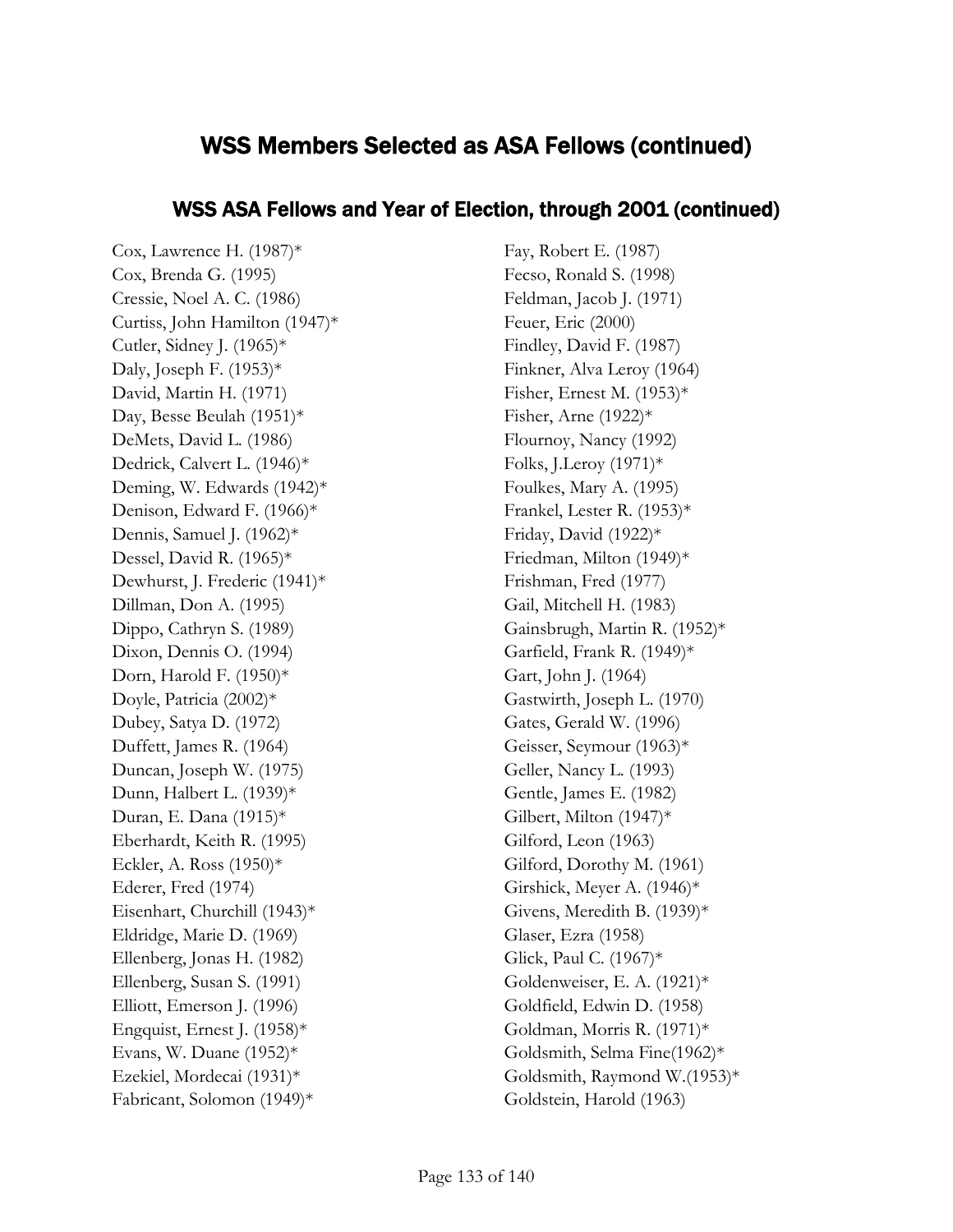## WSS Members Selected as ASA Fellows (continued)

### WSS ASA Fellows and Year of Election, through 2001 (continued)

Cox, Lawrence H. (1987)*
Cox, Brenda G. (1995)
Cressie, Noel A. C. (1986)
Curtiss, John Hamilton (1947)*
Cutler, Sidney J. (1965)*
Daly, Joseph F. (1953)*
David, Martin H. (1971)
Day, Besse Beulah (1951)*
DeMets, David L. (1986)
Dedrick, Calvert L. (1946)*
Deming, W. Edwards (1942)*
Denison, Edward F. (1966)*
Dennis, Samuel J. (1962)*
Dessel, David R. (1965)*
Dewhurst, J. Frederic (1941)*
Dillman, Don A. (1995)
Dippo, Cathryn S. (1989)
Dixon, Dennis O. (1994)
Dorn, Harold F. (1950)*
Doyle, Patricia (2002)*
Dubey, Satya D. (1972)
Duffett, James R. (1964)
Duncan, Joseph W. (1975)
Dunn, Halbert L. (1939)*
Duran, E. Dana (1915)*
Eberhardt, Keith R. (1995)
Eckler, A. Ross (1950)*
Ederer, Fred (1974)
Eisenhart, Churchill (1943)*
Eldridge, Marie D. (1969)
Ellenberg, Jonas H. (1982)
Ellenberg, Susan S. (1991)
Elliott, Emerson J. (1996)
Engquist, Ernest J. (1958)*
Evans, W. Duane (1952)*
Ezekiel, Mordecai (1931)*
Fabricant, Solomon (1949)*
Fay, Robert E. (1987)
Fecso, Ronald S. (1998)
Feldman, Jacob J. (1971)
Feuer, Eric (2000)
Findley, David F. (1987)
Finkner, Alva Leroy (1964)
Fisher, Ernest M. (1953)*
Fisher, Arne (1922)*
Flournoy, Nancy (1992)
Folks, J.Leroy (1971)*
Foulkes, Mary A. (1995)
Frankel, Lester R. (1953)*
Friday, David (1922)*
Friedman, Milton (1949)*
Frishman, Fred (1977)
Gail, Mitchell H. (1983)
Gainsbrugh, Martin R. (1952)*
Garfield, Frank R. (1949)*
Gart, John J. (1964)
Gastwirth, Joseph L. (1970)
Gates, Gerald W. (1996)
Geisser, Seymour (1963)*
Geller, Nancy L. (1993)
Gentle, James E. (1982)
Gilbert, Milton (1947)*
Gilford, Leon (1963)
Gilford, Dorothy M. (1961)
Girshick, Meyer A. (1946)*
Givens, Meredith B. (1939)*
Glaser, Ezra (1958)
Glick, Paul C. (1967)*
Goldenweiser, E. A. (1921)*
Goldfield, Edwin D. (1958)
Goldman, Morris R. (1971)*
Goldsmith, Selma Fine(1962)*
Goldsmith, Raymond W.(1953)*
Goldstein, Harold (1963)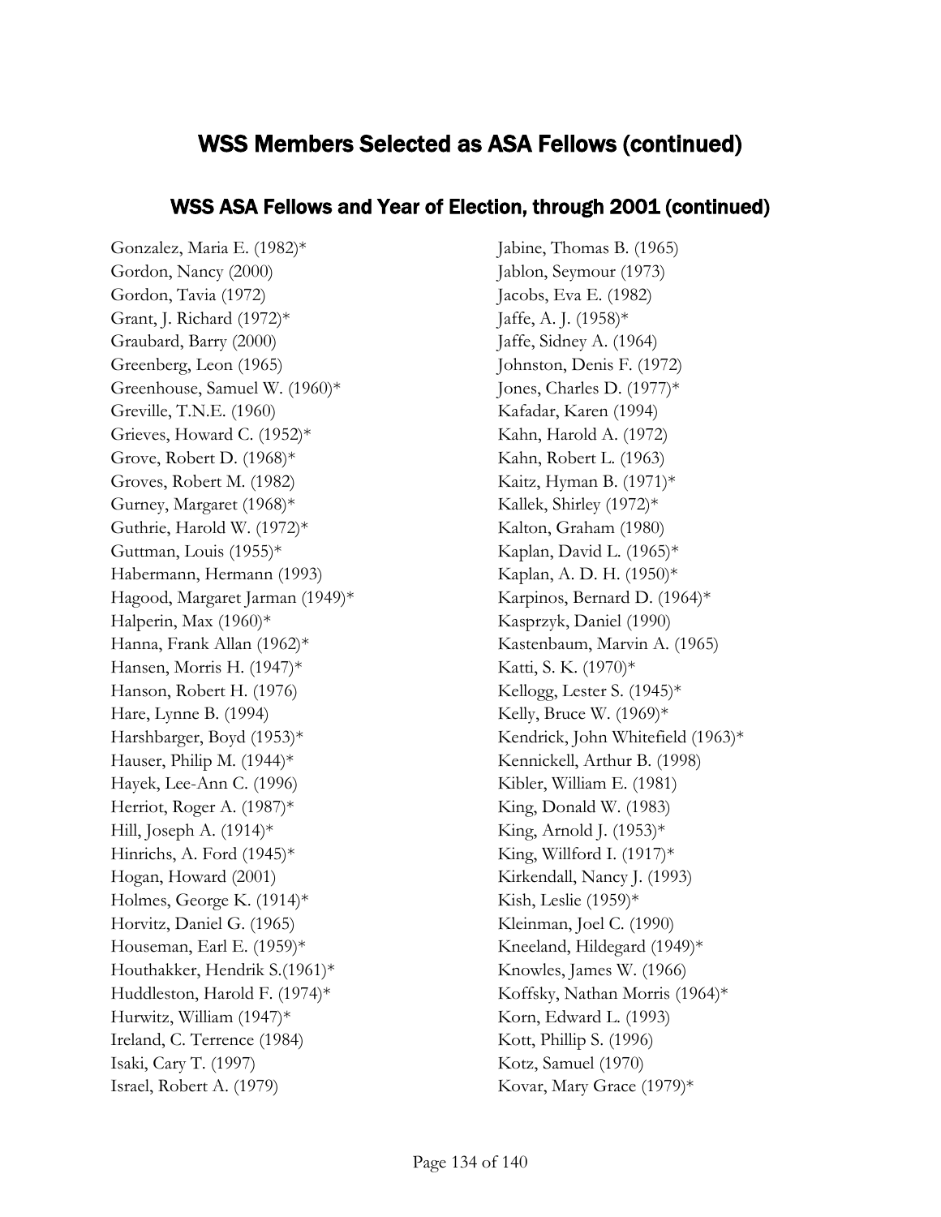# WSS Members Selected as ASA Fellows (continued)

## WSS ASA Fellows and Year of Election, through 2001 (continued)

Gonzalez, Maria E. (1982)*
Gordon, Nancy (2000)
Gordon, Tavia (1972)
Grant, J. Richard (1972)*
Graubard, Barry (2000)
Greenberg, Leon (1965)
Greenhouse, Samuel W. (1960)*
Greville, T.N.E. (1960)
Grieves, Howard C. (1952)*
Grove, Robert D. (1968)*
Groves, Robert M. (1982)
Gurney, Margaret (1968)*
Guthrie, Harold W. (1972)*
Guttman, Louis (1955)*
Habermann, Hermann (1993)
Hagood, Margaret Jarman (1949)*
Halperin, Max (1960)*
Hanna, Frank Allan (1962)*
Hansen, Morris H. (1947)*
Hanson, Robert H. (1976)
Hare, Lynne B. (1994)
Harshbarger, Boyd (1953)*
Hauser, Philip M. (1944)*
Hayek, Lee-Ann C. (1996)
Herriot, Roger A. (1987)*
Hill, Joseph A. (1914)*
Hinrichs, A. Ford (1945)*
Hogan, Howard (2001)
Holmes, George K. (1914)*
Horvitz, Daniel G. (1965)
Houseman, Earl E. (1959)*
Houthakker, Hendrik S.(1961)*
Huddleston, Harold F. (1974)*
Hurwitz, William (1947)*
Ireland, C. Terrence (1984)
Isaki, Cary T. (1997)
Israel, Robert A. (1979)
Jabine, Thomas B. (1965)
Jablon, Seymour (1973)
Jacobs, Eva E. (1982)
Jaffe, A. J. (1958)*
Jaffe, Sidney A. (1964)
Johnston, Denis F. (1972)
Jones, Charles D. (1977)*
Kafadar, Karen (1994)
Kahn, Harold A. (1972)
Kahn, Robert L. (1963)
Kaitz, Hyman B. (1971)*
Kallek, Shirley (1972)*
Kalton, Graham (1980)
Kaplan, David L. (1965)*
Kaplan, A. D. H. (1950)*
Karpinos, Bernard D. (1964)*
Kasprzyk, Daniel (1990)
Kastenbaum, Marvin A. (1965)
Katti, S. K. (1970)*
Kellogg, Lester S. (1945)*
Kelly, Bruce W. (1969)*
Kendrick, John Whitefield (1963)*
Kennickell, Arthur B. (1998)
Kibler, William E. (1981)
King, Donald W. (1983)
King, Arnold J. (1953)*
King, Willford I. (1917)*
Kirkendall, Nancy J. (1993)
Kish, Leslie (1959)*
Kleinman, Joel C. (1990)
Kneeland, Hildegard (1949)*
Knowles, James W. (1966)
Koffsky, Nathan Morris (1964)*
Korn, Edward L. (1993)
Kott, Phillip S. (1996)
Kotz, Samuel (1970)
Kovar, Mary Grace (1979)*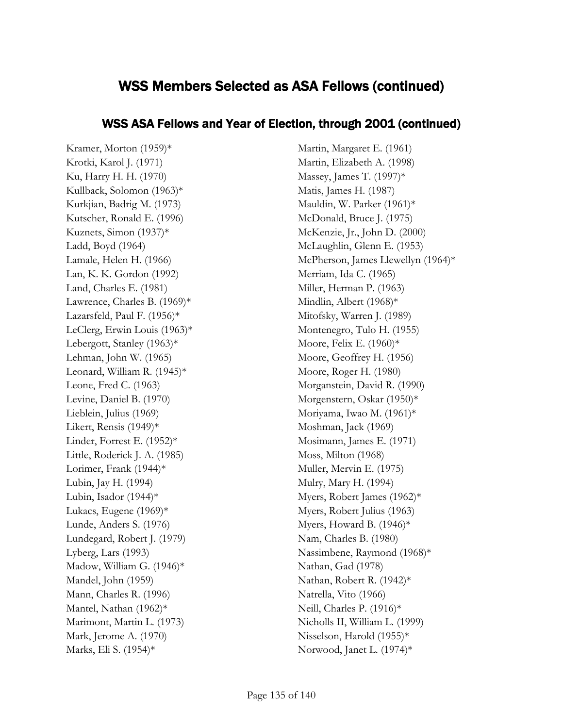# WSS Members Selected as ASA Fellows (continued)

## WSS ASA Fellows and Year of Election, through 2001 (continued)

Kramer, Morton (1959)*
Krotki, Karol J. (1971)
Ku, Harry H. H. (1970)
Kullback, Solomon (1963)*
Kurkjian, Badrig M. (1973)
Kutscher, Ronald E. (1996)
Kuznets, Simon (1937)*
Ladd, Boyd (1964)
Lamale, Helen H. (1966)
Lan, K. K. Gordon (1992)
Land, Charles E. (1981)
Lawrence, Charles B. (1969)*
Lazarsfeld, Paul F. (1956)*
LeClerg, Erwin Louis (1963)*
Lebergott, Stanley (1963)*
Lehman, John W. (1965)
Leonard, William R. (1945)*
Leone, Fred C. (1963)
Levine, Daniel B. (1970)
Lieblein, Julius (1969)
Likert, Rensis (1949)*
Linder, Forrest E. (1952)*
Little, Roderick J. A. (1985)
Lorimer, Frank (1944)*
Lubin, Jay H. (1994)
Lubin, Isador (1944)*
Lukacs, Eugene (1969)*
Lunde, Anders S. (1976)
Lundegard, Robert J. (1979)
Lyberg, Lars (1993)
Madow, William G. (1946)*
Mandel, John (1959)
Mann, Charles R. (1996)
Mantel, Nathan (1962)*
Marimont, Martin L. (1973)
Mark, Jerome A. (1970)
Marks, Eli S. (1954)*
Martin, Margaret E. (1961)
Martin, Elizabeth A. (1998)
Massey, James T. (1997)*
Matis, James H. (1987)
Mauldin, W. Parker (1961)*
McDonald, Bruce J. (1975)
McKenzie, Jr., John D. (2000)
McLaughlin, Glenn E. (1953)
McPherson, James Llewellyn (1964)*
Merriam, Ida C. (1965)
Miller, Herman P. (1963)
Mindlin, Albert (1968)*
Mitofsky, Warren J. (1989)
Montenegro, Tulo H. (1955)
Moore, Felix E. (1960)*
Moore, Geoffrey H. (1956)
Moore, Roger H. (1980)
Morganstein, David R. (1990)
Morgenstern, Oskar (1950)*
Moriyama, Iwao M. (1961)*
Moshman, Jack (1969)
Mosimann, James E. (1971)
Moss, Milton (1968)
Muller, Mervin E. (1975)
Mulry, Mary H. (1994)
Myers, Robert James (1962)*
Myers, Robert Julius (1963)
Myers, Howard B. (1946)*
Nam, Charles B. (1980)
Nassimbene, Raymond (1968)*
Nathan, Gad (1978)
Nathan, Robert R. (1942)*
Natrella, Vito (1966)
Neill, Charles P. (1916)*
Nicholls II, William L. (1999)
Nisselson, Harold (1955)*
Norwood, Janet L. (1974)*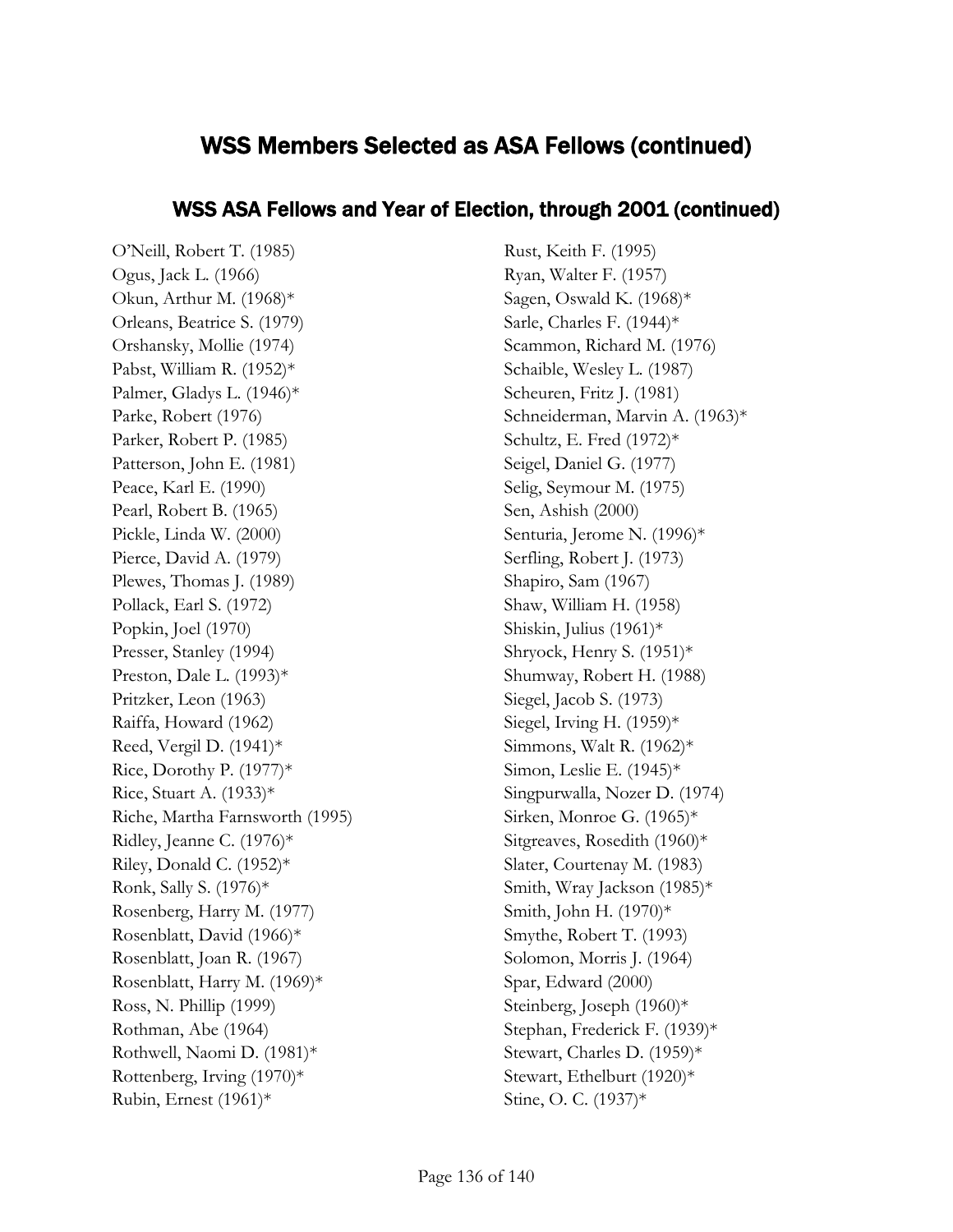# WSS Members Selected as ASA Fellows (continued)

## WSS ASA Fellows and Year of Election, through 2001 (continued)

O'Neill, Robert T. (1985)
Ogus, Jack L. (1966)
Okun, Arthur M. (1968)*
Orleans, Beatrice S. (1979)
Orshansky, Mollie (1974)
Pabst, William R. (1952)*
Palmer, Gladys L. (1946)*
Parke, Robert (1976)
Parker, Robert P. (1985)
Patterson, John E. (1981)
Peace, Karl E. (1990)
Pearl, Robert B. (1965)
Pickle, Linda W. (2000)
Pierce, David A. (1979)
Plewes, Thomas J. (1989)
Pollack, Earl S. (1972)
Popkin, Joel (1970)
Presser, Stanley (1994)
Preston, Dale L. (1993)*
Pritzker, Leon (1963)
Raiffa, Howard (1962)
Reed, Vergil D. (1941)*
Rice, Dorothy P. (1977)*
Rice, Stuart A. (1933)*
Riche, Martha Farnsworth (1995)
Ridley, Jeanne C. (1976)*
Riley, Donald C. (1952)*
Ronk, Sally S. (1976)*
Rosenberg, Harry M. (1977)
Rosenblatt, David (1966)*
Rosenblatt, Joan R. (1967)
Rosenblatt, Harry M. (1969)*
Ross, N. Phillip (1999)
Rothman, Abe (1964)
Rothwell, Naomi D. (1981)*
Rottenberg, Irving (1970)*
Rubin, Ernest (1961)*
Rust, Keith F. (1995)
Ryan, Walter F. (1957)
Sagen, Oswald K. (1968)*
Sarle, Charles F. (1944)*
Scammon, Richard M. (1976)
Schaible, Wesley L. (1987)
Scheuren, Fritz J. (1981)
Schneiderman, Marvin A. (1963)*
Schultz, E. Fred (1972)*
Seigel, Daniel G. (1977)
Selig, Seymour M. (1975)
Sen, Ashish (2000)
Senturia, Jerome N. (1996)*
Serfling, Robert J. (1973)
Shapiro, Sam (1967)
Shaw, William H. (1958)
Shiskin, Julius (1961)*
Shryock, Henry S. (1951)*
Shumway, Robert H. (1988)
Siegel, Jacob S. (1973)
Siegel, Irving H. (1959)*
Simmons, Walt R. (1962)*
Simon, Leslie E. (1945)*
Singpurwalla, Nozer D. (1974)
Sirken, Monroe G. (1965)*
Sitgreaves, Rosedith (1960)*
Slater, Courtenay M. (1983)
Smith, Wray Jackson (1985)*
Smith, John H. (1970)*
Smythe, Robert T. (1993)
Solomon, Morris J. (1964)
Spar, Edward (2000)
Steinberg, Joseph (1960)*
Stephan, Frederick F. (1939)*
Stewart, Charles D. (1959)*
Stewart, Ethelburt (1920)*
Stine, O. C. (1937)*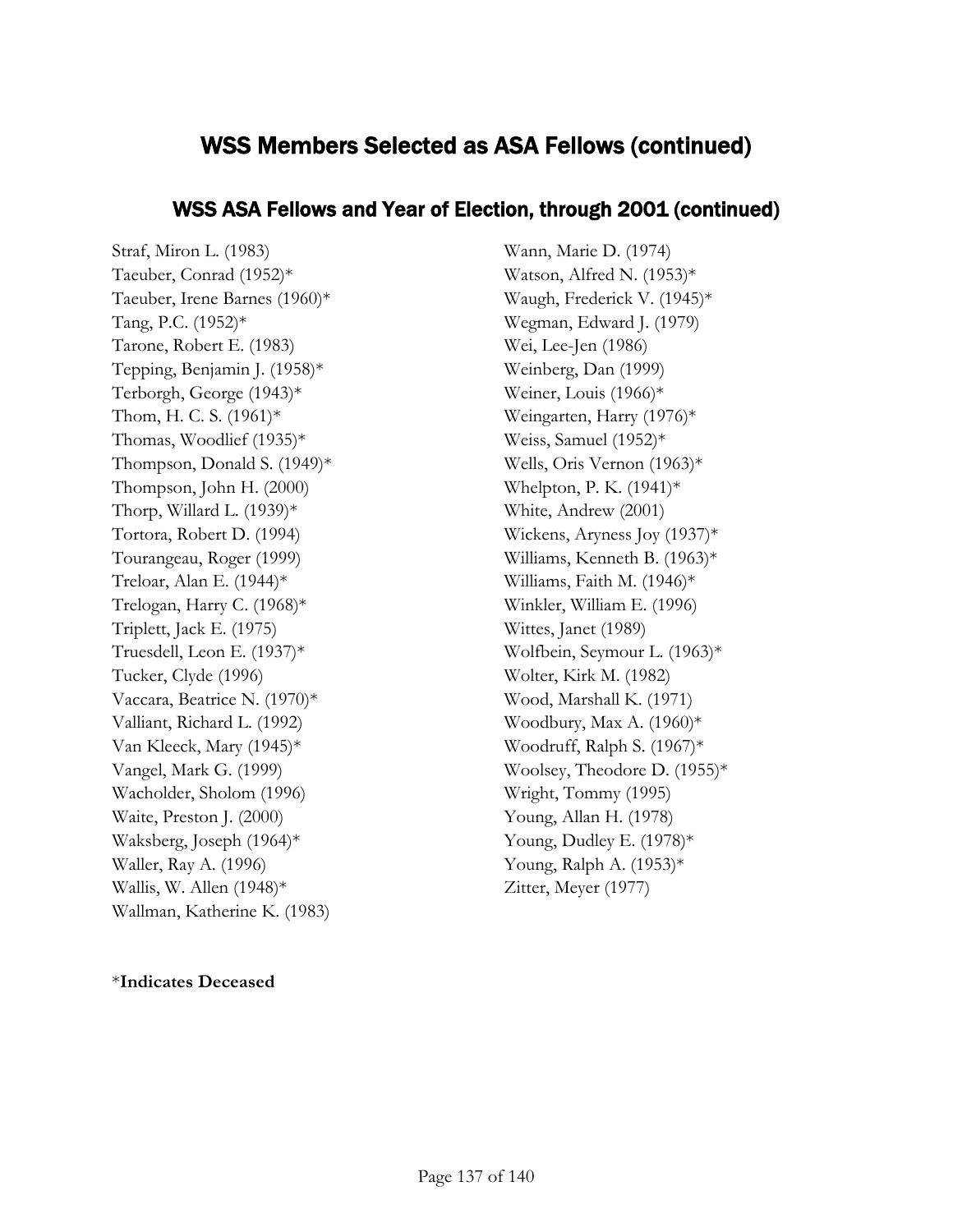# WSS Members Selected as ASA Fellows (continued)

## WSS ASA Fellows and Year of Election, through 2001 (continued)

Straf, Miron L. (1983)
Taeuber, Conrad (1952)*
Taeuber, Irene Barnes (1960)*
Tang, P.C. (1952)*
Tarone, Robert E. (1983)
Tepping, Benjamin J. (1958)*
Terborgh, George (1943)*
Thom, H. C. S. (1961)*
Thomas, Woodlief (1935)*
Thompson, Donald S. (1949)*
Thompson, John H. (2000)
Thorp, Willard L. (1939)*
Tortora, Robert D. (1994)
Tourangeau, Roger (1999)
Treloar, Alan E. (1944)*
Trelogan, Harry C. (1968)*
Triplett, Jack E. (1975)
Truesdell, Leon E. (1937)*
Tucker, Clyde (1996)
Vaccara, Beatrice N. (1970)*
Valliant, Richard L. (1992)
Van Kleeck, Mary (1945)*
Vangel, Mark G. (1999)
Wacholder, Sholom (1996)
Waite, Preston J. (2000)
Waksberg, Joseph (1964)*
Waller, Ray A. (1996)
Wallis, W. Allen (1948)*
Wallman, Katherine K. (1983)
Wann, Marie D. (1974)
Watson, Alfred N. (1953)*
Waugh, Frederick V. (1945)*
Wegman, Edward J. (1979)
Wei, Lee-Jen (1986)
Weinberg, Dan (1999)
Weiner, Louis (1966)*
Weingarten, Harry (1976)*
Weiss, Samuel (1952)*
Wells, Oris Vernon (1963)*
Whelpton, P. K. (1941)*
White, Andrew (2001)
Wickens, Aryness Joy (1937)*
Williams, Kenneth B. (1963)*
Williams, Faith M. (1946)*
Winkler, William E. (1996)
Wittes, Janet (1989)
Wolfbein, Seymour L. (1963)*
Wolter, Kirk M. (1982)
Wood, Marshall K. (1971)
Woodbury, Max A. (1960)*
Woodruff, Ralph S. (1967)*
Woolsey, Theodore D. (1955)*
Wright, Tommy (1995)
Young, Allan H. (1978)
Young, Dudley E. (1978)*
Young, Ralph A. (1953)*
Zitter, Meyer (1977)

*__Indicates Deceased__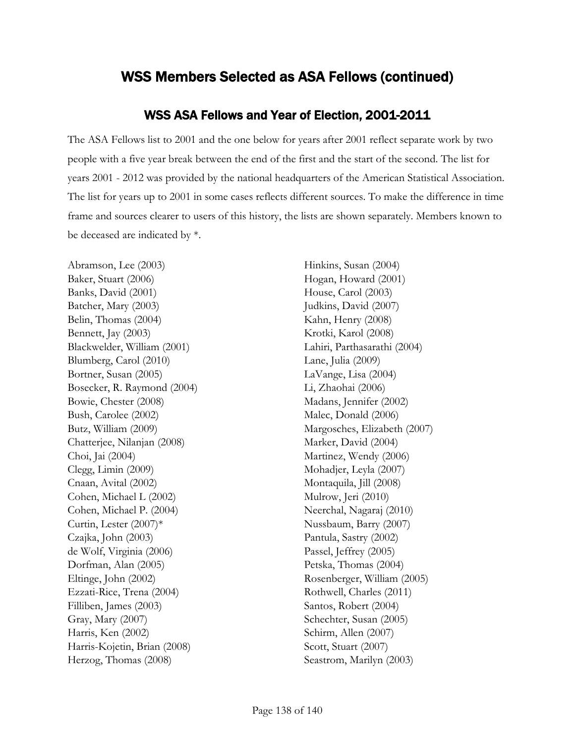# WSS Members Selected as ASA Fellows (continued)

## WSS ASA Fellows and Year of Election, 2001-2011

The ASA Fellows list to 2001 and the one below for years after 2001 reflect separate work by two people with a five year break between the end of the first and the start of the second. The list for years 2001 - 2012 was provided by the national headquarters of the American Statistical Association. The list for years up to 2001 in some cases reflects different sources. To make the difference in time frame and sources clearer to users of this history, the lists are shown separately. Members known to be deceased are indicated by *.

Abramson, Lee (2003)
Baker, Stuart (2006)
Banks, David (2001)
Batcher, Mary (2003)
Belin, Thomas (2004)
Bennett, Jay (2003)
Blackwelder, William (2001)
Blumberg, Carol (2010)
Bortner, Susan (2005)
Bosecker, R. Raymond (2004)
Bowie, Chester (2008)
Bush, Carolee (2002)
Butz, William (2009)
Chatterjee, Nilanjan (2008)
Choi, Jai (2004)
Clegg, Limin (2009)
Cnaan, Avital (2002)
Cohen, Michael L (2002)
Cohen, Michael P. (2004)
Curtin, Lester (2007)*
Czajka, John (2003)
de Wolf, Virginia (2006)
Dorfman, Alan (2005)
Eltinge, John (2002)
Ezzati-Rice, Trena (2004)
Filliben, James (2003)
Gray, Mary (2007)
Harris, Ken (2002)
Harris-Kojetin, Brian (2008)
Herzog, Thomas (2008)
Hinkins, Susan (2004)
Hogan, Howard (2001)
House, Carol (2003)
Judkins, David (2007)
Kahn, Henry (2008)
Krotki, Karol (2008)
Lahiri, Parthasarathi (2004)
Lane, Julia (2009)
LaVange, Lisa (2004)
Li, Zhaohai (2006)
Madans, Jennifer (2002)
Malec, Donald (2006)
Margosches, Elizabeth (2007)
Marker, David (2004)
Martinez, Wendy (2006)
Mohadjer, Leyla (2007)
Montaquila, Jill (2008)
Mulrow, Jeri (2010)
Neerchal, Nagaraj (2010)
Nussbaum, Barry (2007)
Pantula, Sastry (2002)
Passel, Jeffrey (2005)
Petska, Thomas (2004)
Rosenberger, William (2005)
Rothwell, Charles (2011)
Santos, Robert (2004)
Schechter, Susan (2005)
Schirm, Allen (2007)
Scott, Stuart (2007)
Seastrom, Marilyn (2003)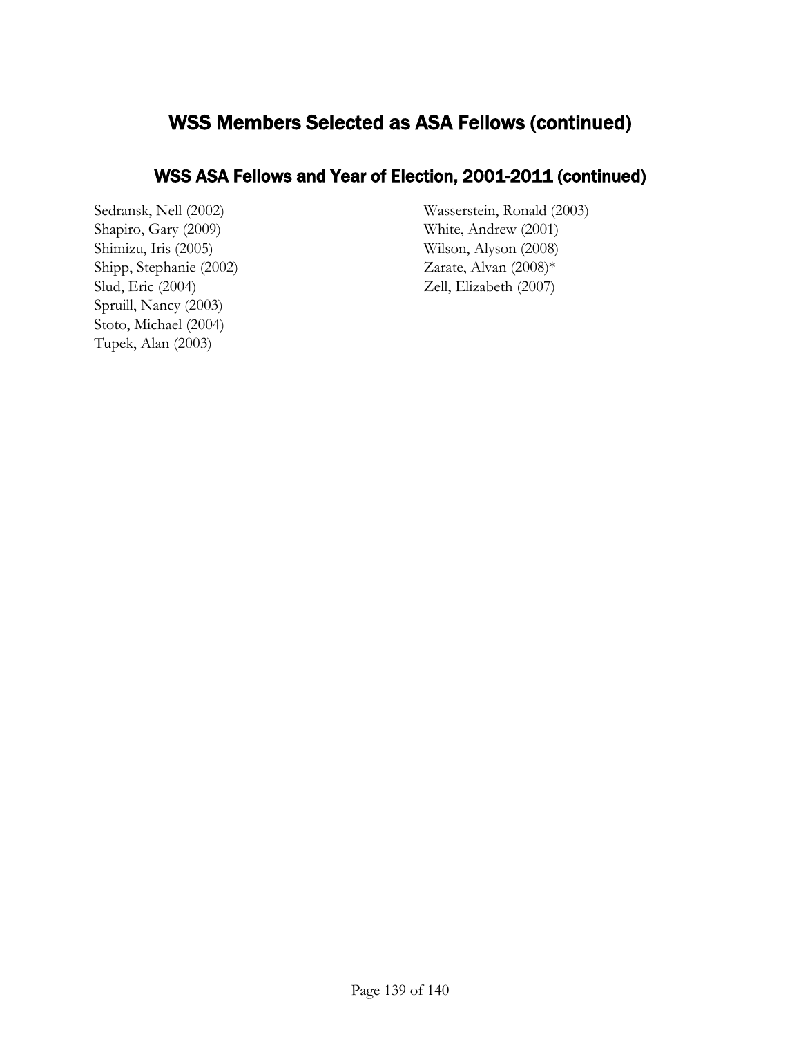# WSS Members Selected as ASA Fellows (continued)

## WSS ASA Fellows and Year of Election, 2001-2011 (continued)

Sedransk, Nell (2002)
Shapiro, Gary (2009)
Shimizu, Iris (2005)
Shipp, Stephanie (2002)
Slud, Eric (2004)
Spruill, Nancy (2003)
Stoto, Michael (2004)
Tupek, Alan (2003)
Wasserstein, Ronald (2003)
White, Andrew (2001)
Wilson, Alyson (2008)
Zarate, Alvan (2008)*
Zell, Elizabeth (2007)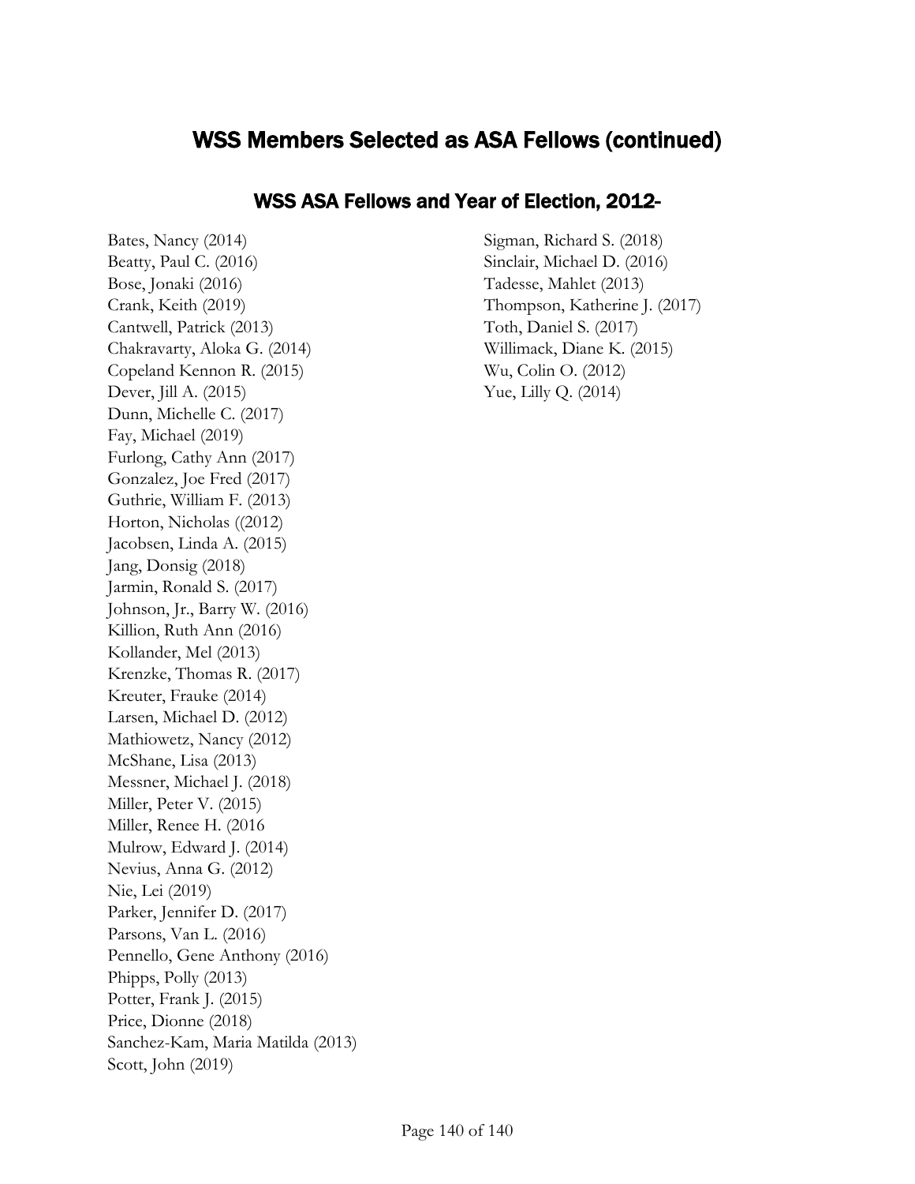# WSS Members Selected as ASA Fellows (continued)

## WSS ASA Fellows and Year of Election, 2012-

Bates, Nancy (2014)
Beatty, Paul C. (2016)
Bose, Jonaki (2016)
Crank, Keith (2019)
Cantwell, Patrick (2013)
Chakravarty, Aloka G. (2014)
Copeland Kennon R. (2015)
Dever, Jill A. (2015)
Dunn, Michelle C. (2017)
Fay, Michael (2019)
Furlong, Cathy Ann (2017)
Gonzalez, Joe Fred (2017)
Guthrie, William F. (2013)
Horton, Nicholas ((2012)
Jacobsen, Linda A. (2015)
Jang, Donsig (2018)
Jarmin, Ronald S. (2017)
Johnson, Jr., Barry W. (2016)
Killion, Ruth Ann (2016)
Kollander, Mel (2013)
Krenzke, Thomas R. (2017)
Kreuter, Frauke (2014)
Larsen, Michael D. (2012)
Mathiowetz, Nancy (2012)
McShane, Lisa (2013)
Messner, Michael J. (2018)
Miller, Peter V. (2015)
Miller, Renee H. (2016
Mulrow, Edward J. (2014)
Nevius, Anna G. (2012)
Nie, Lei (2019)
Parker, Jennifer D. (2017)
Parsons, Van L. (2016)
Pennello, Gene Anthony (2016)
Phipps, Polly (2013)
Potter, Frank J. (2015)
Price, Dionne (2018)
Sanchez-Kam, Maria Matilda (2013)
Scott, John (2019)
Sigman, Richard S. (2018)
Sinclair, Michael D. (2016)
Tadesse, Mahlet (2013)
Thompson, Katherine J. (2017)
Toth, Daniel S. (2017)
Willimack, Diane K. (2015)
Wu, Colin O. (2012)
Yue, Lilly Q. (2014)